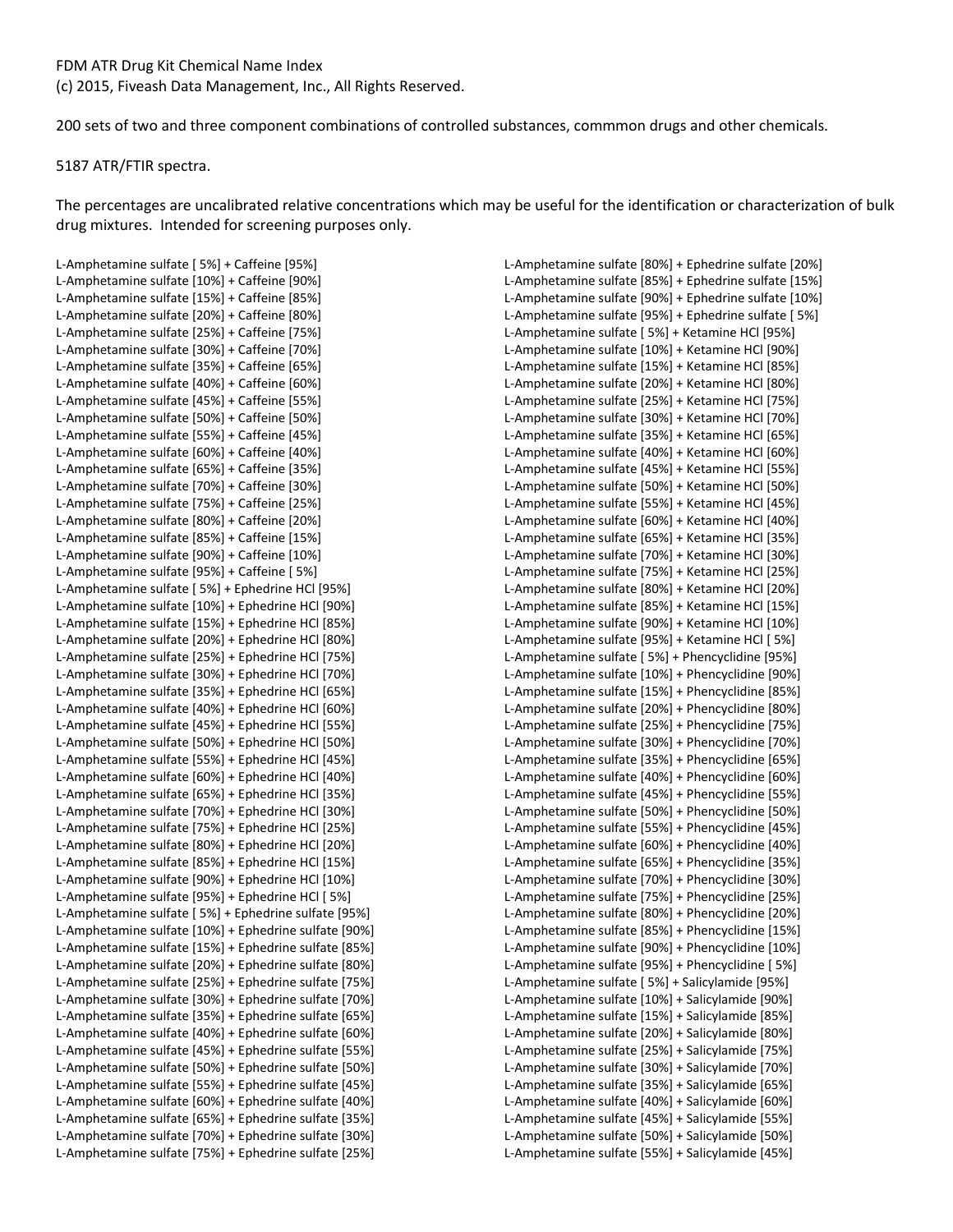FDM ATR Drug Kit Chemical Name Index
(c) 2015, Fiveash Data Management, Inc., All Rights Reserved.

200 sets of two and three component combinations of controlled substances, commmon drugs and other chemicals.

5187 ATR/FTIR spectra.

The percentages are uncalibrated relative concentrations which may be useful for the identification or characterization of bulk drug mixtures. Intended for screening purposes only.

L-Amphetamine sulfate [ 5%] + Caffeine [95%]
L-Amphetamine sulfate [10%] + Caffeine [90%]
L-Amphetamine sulfate [15%] + Caffeine [85%]
L-Amphetamine sulfate [20%] + Caffeine [80%]
L-Amphetamine sulfate [25%] + Caffeine [75%]
L-Amphetamine sulfate [30%] + Caffeine [70%]
L-Amphetamine sulfate [35%] + Caffeine [65%]
L-Amphetamine sulfate [40%] + Caffeine [60%]
L-Amphetamine sulfate [45%] + Caffeine [55%]
L-Amphetamine sulfate [50%] + Caffeine [50%]
L-Amphetamine sulfate [55%] + Caffeine [45%]
L-Amphetamine sulfate [60%] + Caffeine [40%]
L-Amphetamine sulfate [65%] + Caffeine [35%]
L-Amphetamine sulfate [70%] + Caffeine [30%]
L-Amphetamine sulfate [75%] + Caffeine [25%]
L-Amphetamine sulfate [80%] + Caffeine [20%]
L-Amphetamine sulfate [85%] + Caffeine [15%]
L-Amphetamine sulfate [90%] + Caffeine [10%]
L-Amphetamine sulfate [95%] + Caffeine [ 5%]
L-Amphetamine sulfate [ 5%] + Ephedrine HCl [95%]
L-Amphetamine sulfate [10%] + Ephedrine HCl [90%]
L-Amphetamine sulfate [15%] + Ephedrine HCl [85%]
L-Amphetamine sulfate [20%] + Ephedrine HCl [80%]
L-Amphetamine sulfate [25%] + Ephedrine HCl [75%]
L-Amphetamine sulfate [30%] + Ephedrine HCl [70%]
L-Amphetamine sulfate [35%] + Ephedrine HCl [65%]
L-Amphetamine sulfate [40%] + Ephedrine HCl [60%]
L-Amphetamine sulfate [45%] + Ephedrine HCl [55%]
L-Amphetamine sulfate [50%] + Ephedrine HCl [50%]
L-Amphetamine sulfate [55%] + Ephedrine HCl [45%]
L-Amphetamine sulfate [60%] + Ephedrine HCl [40%]
L-Amphetamine sulfate [65%] + Ephedrine HCl [35%]
L-Amphetamine sulfate [70%] + Ephedrine HCl [30%]
L-Amphetamine sulfate [75%] + Ephedrine HCl [25%]
L-Amphetamine sulfate [80%] + Ephedrine HCl [20%]
L-Amphetamine sulfate [85%] + Ephedrine HCl [15%]
L-Amphetamine sulfate [90%] + Ephedrine HCl [10%]
L-Amphetamine sulfate [95%] + Ephedrine HCl [ 5%]
L-Amphetamine sulfate [ 5%] + Ephedrine sulfate [95%]
L-Amphetamine sulfate [10%] + Ephedrine sulfate [90%]
L-Amphetamine sulfate [15%] + Ephedrine sulfate [85%]
L-Amphetamine sulfate [20%] + Ephedrine sulfate [80%]
L-Amphetamine sulfate [25%] + Ephedrine sulfate [75%]
L-Amphetamine sulfate [30%] + Ephedrine sulfate [70%]
L-Amphetamine sulfate [35%] + Ephedrine sulfate [65%]
L-Amphetamine sulfate [40%] + Ephedrine sulfate [60%]
L-Amphetamine sulfate [45%] + Ephedrine sulfate [55%]
L-Amphetamine sulfate [50%] + Ephedrine sulfate [50%]
L-Amphetamine sulfate [55%] + Ephedrine sulfate [45%]
L-Amphetamine sulfate [60%] + Ephedrine sulfate [40%]
L-Amphetamine sulfate [65%] + Ephedrine sulfate [35%]
L-Amphetamine sulfate [70%] + Ephedrine sulfate [30%]
L-Amphetamine sulfate [75%] + Ephedrine sulfate [25%]
L-Amphetamine sulfate [80%] + Ephedrine sulfate [20%]
L-Amphetamine sulfate [85%] + Ephedrine sulfate [15%]
L-Amphetamine sulfate [90%] + Ephedrine sulfate [10%]
L-Amphetamine sulfate [95%] + Ephedrine sulfate [ 5%]
L-Amphetamine sulfate [ 5%] + Ketamine HCl [95%]
L-Amphetamine sulfate [10%] + Ketamine HCl [90%]
L-Amphetamine sulfate [15%] + Ketamine HCl [85%]
L-Amphetamine sulfate [20%] + Ketamine HCl [80%]
L-Amphetamine sulfate [25%] + Ketamine HCl [75%]
L-Amphetamine sulfate [30%] + Ketamine HCl [70%]
L-Amphetamine sulfate [35%] + Ketamine HCl [65%]
L-Amphetamine sulfate [40%] + Ketamine HCl [60%]
L-Amphetamine sulfate [45%] + Ketamine HCl [55%]
L-Amphetamine sulfate [50%] + Ketamine HCl [50%]
L-Amphetamine sulfate [55%] + Ketamine HCl [45%]
L-Amphetamine sulfate [60%] + Ketamine HCl [40%]
L-Amphetamine sulfate [65%] + Ketamine HCl [35%]
L-Amphetamine sulfate [70%] + Ketamine HCl [30%]
L-Amphetamine sulfate [75%] + Ketamine HCl [25%]
L-Amphetamine sulfate [80%] + Ketamine HCl [20%]
L-Amphetamine sulfate [85%] + Ketamine HCl [15%]
L-Amphetamine sulfate [90%] + Ketamine HCl [10%]
L-Amphetamine sulfate [95%] + Ketamine HCl [ 5%]
L-Amphetamine sulfate [ 5%] + Phencyclidine [95%]
L-Amphetamine sulfate [10%] + Phencyclidine [90%]
L-Amphetamine sulfate [15%] + Phencyclidine [85%]
L-Amphetamine sulfate [20%] + Phencyclidine [80%]
L-Amphetamine sulfate [25%] + Phencyclidine [75%]
L-Amphetamine sulfate [30%] + Phencyclidine [70%]
L-Amphetamine sulfate [35%] + Phencyclidine [65%]
L-Amphetamine sulfate [40%] + Phencyclidine [60%]
L-Amphetamine sulfate [45%] + Phencyclidine [55%]
L-Amphetamine sulfate [50%] + Phencyclidine [50%]
L-Amphetamine sulfate [55%] + Phencyclidine [45%]
L-Amphetamine sulfate [60%] + Phencyclidine [40%]
L-Amphetamine sulfate [65%] + Phencyclidine [35%]
L-Amphetamine sulfate [70%] + Phencyclidine [30%]
L-Amphetamine sulfate [75%] + Phencyclidine [25%]
L-Amphetamine sulfate [80%] + Phencyclidine [20%]
L-Amphetamine sulfate [85%] + Phencyclidine [15%]
L-Amphetamine sulfate [90%] + Phencyclidine [10%]
L-Amphetamine sulfate [95%] + Phencyclidine [ 5%]
L-Amphetamine sulfate [ 5%] + Salicylamide [95%]
L-Amphetamine sulfate [10%] + Salicylamide [90%]
L-Amphetamine sulfate [15%] + Salicylamide [85%]
L-Amphetamine sulfate [20%] + Salicylamide [80%]
L-Amphetamine sulfate [25%] + Salicylamide [75%]
L-Amphetamine sulfate [30%] + Salicylamide [70%]
L-Amphetamine sulfate [35%] + Salicylamide [65%]
L-Amphetamine sulfate [40%] + Salicylamide [60%]
L-Amphetamine sulfate [45%] + Salicylamide [55%]
L-Amphetamine sulfate [50%] + Salicylamide [50%]
L-Amphetamine sulfate [55%] + Salicylamide [45%]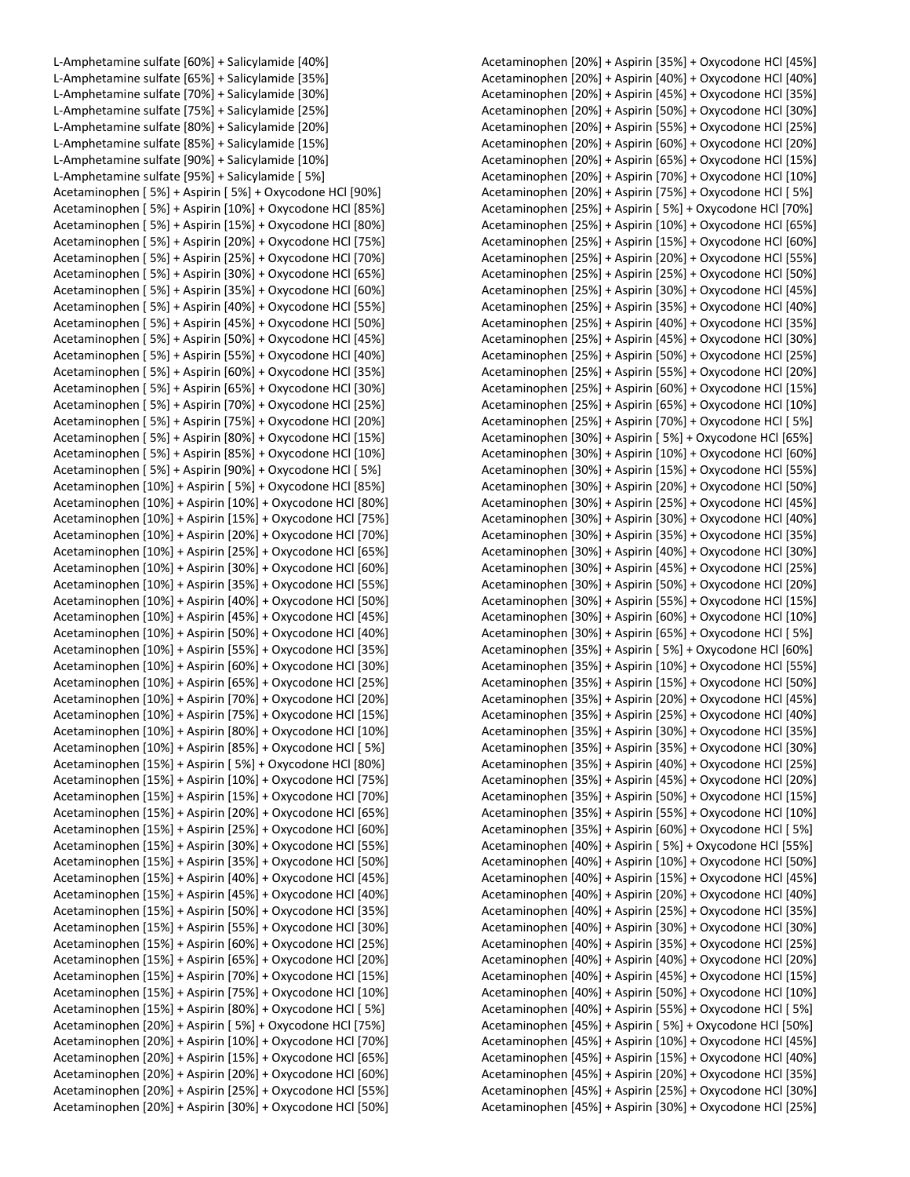L-Amphetamine sulfate [60%] + Salicylamide [40%]
L-Amphetamine sulfate [65%] + Salicylamide [35%]
L-Amphetamine sulfate [70%] + Salicylamide [30%]
L-Amphetamine sulfate [75%] + Salicylamide [25%]
L-Amphetamine sulfate [80%] + Salicylamide [20%]
L-Amphetamine sulfate [85%] + Salicylamide [15%]
L-Amphetamine sulfate [90%] + Salicylamide [10%]
L-Amphetamine sulfate [95%] + Salicylamide [ 5%]
Acetaminophen [ 5%] + Aspirin [ 5%] + Oxycodone HCl [90%]
Acetaminophen [ 5%] + Aspirin [10%] + Oxycodone HCl [85%]
Acetaminophen [ 5%] + Aspirin [15%] + Oxycodone HCl [80%]
Acetaminophen [ 5%] + Aspirin [20%] + Oxycodone HCl [75%]
Acetaminophen [ 5%] + Aspirin [25%] + Oxycodone HCl [70%]
Acetaminophen [ 5%] + Aspirin [30%] + Oxycodone HCl [65%]
Acetaminophen [ 5%] + Aspirin [35%] + Oxycodone HCl [60%]
Acetaminophen [ 5%] + Aspirin [40%] + Oxycodone HCl [55%]
Acetaminophen [ 5%] + Aspirin [45%] + Oxycodone HCl [50%]
Acetaminophen [ 5%] + Aspirin [50%] + Oxycodone HCl [45%]
Acetaminophen [ 5%] + Aspirin [55%] + Oxycodone HCl [40%]
Acetaminophen [ 5%] + Aspirin [60%] + Oxycodone HCl [35%]
Acetaminophen [ 5%] + Aspirin [65%] + Oxycodone HCl [30%]
Acetaminophen [ 5%] + Aspirin [70%] + Oxycodone HCl [25%]
Acetaminophen [ 5%] + Aspirin [75%] + Oxycodone HCl [20%]
Acetaminophen [ 5%] + Aspirin [80%] + Oxycodone HCl [15%]
Acetaminophen [ 5%] + Aspirin [85%] + Oxycodone HCl [10%]
Acetaminophen [ 5%] + Aspirin [90%] + Oxycodone HCl [ 5%]
Acetaminophen [10%] + Aspirin [ 5%] + Oxycodone HCl [85%]
Acetaminophen [10%] + Aspirin [10%] + Oxycodone HCl [80%]
Acetaminophen [10%] + Aspirin [15%] + Oxycodone HCl [75%]
Acetaminophen [10%] + Aspirin [20%] + Oxycodone HCl [70%]
Acetaminophen [10%] + Aspirin [25%] + Oxycodone HCl [65%]
Acetaminophen [10%] + Aspirin [30%] + Oxycodone HCl [60%]
Acetaminophen [10%] + Aspirin [35%] + Oxycodone HCl [55%]
Acetaminophen [10%] + Aspirin [40%] + Oxycodone HCl [50%]
Acetaminophen [10%] + Aspirin [45%] + Oxycodone HCl [45%]
Acetaminophen [10%] + Aspirin [50%] + Oxycodone HCl [40%]
Acetaminophen [10%] + Aspirin [55%] + Oxycodone HCl [35%]
Acetaminophen [10%] + Aspirin [60%] + Oxycodone HCl [30%]
Acetaminophen [10%] + Aspirin [65%] + Oxycodone HCl [25%]
Acetaminophen [10%] + Aspirin [70%] + Oxycodone HCl [20%]
Acetaminophen [10%] + Aspirin [75%] + Oxycodone HCl [15%]
Acetaminophen [10%] + Aspirin [80%] + Oxycodone HCl [10%]
Acetaminophen [10%] + Aspirin [85%] + Oxycodone HCl [ 5%]
Acetaminophen [15%] + Aspirin [ 5%] + Oxycodone HCl [80%]
Acetaminophen [15%] + Aspirin [10%] + Oxycodone HCl [75%]
Acetaminophen [15%] + Aspirin [15%] + Oxycodone HCl [70%]
Acetaminophen [15%] + Aspirin [20%] + Oxycodone HCl [65%]
Acetaminophen [15%] + Aspirin [25%] + Oxycodone HCl [60%]
Acetaminophen [15%] + Aspirin [30%] + Oxycodone HCl [55%]
Acetaminophen [15%] + Aspirin [35%] + Oxycodone HCl [50%]
Acetaminophen [15%] + Aspirin [40%] + Oxycodone HCl [45%]
Acetaminophen [15%] + Aspirin [45%] + Oxycodone HCl [40%]
Acetaminophen [15%] + Aspirin [50%] + Oxycodone HCl [35%]
Acetaminophen [15%] + Aspirin [55%] + Oxycodone HCl [30%]
Acetaminophen [15%] + Aspirin [60%] + Oxycodone HCl [25%]
Acetaminophen [15%] + Aspirin [65%] + Oxycodone HCl [20%]
Acetaminophen [15%] + Aspirin [70%] + Oxycodone HCl [15%]
Acetaminophen [15%] + Aspirin [75%] + Oxycodone HCl [10%]
Acetaminophen [15%] + Aspirin [80%] + Oxycodone HCl [ 5%]
Acetaminophen [20%] + Aspirin [ 5%] + Oxycodone HCl [75%]
Acetaminophen [20%] + Aspirin [10%] + Oxycodone HCl [70%]
Acetaminophen [20%] + Aspirin [15%] + Oxycodone HCl [65%]
Acetaminophen [20%] + Aspirin [20%] + Oxycodone HCl [60%]
Acetaminophen [20%] + Aspirin [25%] + Oxycodone HCl [55%]
Acetaminophen [20%] + Aspirin [30%] + Oxycodone HCl [50%]
Acetaminophen [20%] + Aspirin [35%] + Oxycodone HCl [45%]
Acetaminophen [20%] + Aspirin [40%] + Oxycodone HCl [40%]
Acetaminophen [20%] + Aspirin [45%] + Oxycodone HCl [35%]
Acetaminophen [20%] + Aspirin [50%] + Oxycodone HCl [30%]
Acetaminophen [20%] + Aspirin [55%] + Oxycodone HCl [25%]
Acetaminophen [20%] + Aspirin [60%] + Oxycodone HCl [20%]
Acetaminophen [20%] + Aspirin [65%] + Oxycodone HCl [15%]
Acetaminophen [20%] + Aspirin [70%] + Oxycodone HCl [10%]
Acetaminophen [20%] + Aspirin [75%] + Oxycodone HCl [ 5%]
Acetaminophen [25%] + Aspirin [ 5%] + Oxycodone HCl [70%]
Acetaminophen [25%] + Aspirin [10%] + Oxycodone HCl [65%]
Acetaminophen [25%] + Aspirin [15%] + Oxycodone HCl [60%]
Acetaminophen [25%] + Aspirin [20%] + Oxycodone HCl [55%]
Acetaminophen [25%] + Aspirin [25%] + Oxycodone HCl [50%]
Acetaminophen [25%] + Aspirin [30%] + Oxycodone HCl [45%]
Acetaminophen [25%] + Aspirin [35%] + Oxycodone HCl [40%]
Acetaminophen [25%] + Aspirin [40%] + Oxycodone HCl [35%]
Acetaminophen [25%] + Aspirin [45%] + Oxycodone HCl [30%]
Acetaminophen [25%] + Aspirin [50%] + Oxycodone HCl [25%]
Acetaminophen [25%] + Aspirin [55%] + Oxycodone HCl [20%]
Acetaminophen [25%] + Aspirin [60%] + Oxycodone HCl [15%]
Acetaminophen [25%] + Aspirin [65%] + Oxycodone HCl [10%]
Acetaminophen [25%] + Aspirin [70%] + Oxycodone HCl [ 5%]
Acetaminophen [30%] + Aspirin [ 5%] + Oxycodone HCl [65%]
Acetaminophen [30%] + Aspirin [10%] + Oxycodone HCl [60%]
Acetaminophen [30%] + Aspirin [15%] + Oxycodone HCl [55%]
Acetaminophen [30%] + Aspirin [20%] + Oxycodone HCl [50%]
Acetaminophen [30%] + Aspirin [25%] + Oxycodone HCl [45%]
Acetaminophen [30%] + Aspirin [30%] + Oxycodone HCl [40%]
Acetaminophen [30%] + Aspirin [35%] + Oxycodone HCl [35%]
Acetaminophen [30%] + Aspirin [40%] + Oxycodone HCl [30%]
Acetaminophen [30%] + Aspirin [45%] + Oxycodone HCl [25%]
Acetaminophen [30%] + Aspirin [50%] + Oxycodone HCl [20%]
Acetaminophen [30%] + Aspirin [55%] + Oxycodone HCl [15%]
Acetaminophen [30%] + Aspirin [60%] + Oxycodone HCl [10%]
Acetaminophen [30%] + Aspirin [65%] + Oxycodone HCl [ 5%]
Acetaminophen [35%] + Aspirin [ 5%] + Oxycodone HCl [60%]
Acetaminophen [35%] + Aspirin [10%] + Oxycodone HCl [55%]
Acetaminophen [35%] + Aspirin [15%] + Oxycodone HCl [50%]
Acetaminophen [35%] + Aspirin [20%] + Oxycodone HCl [45%]
Acetaminophen [35%] + Aspirin [25%] + Oxycodone HCl [40%]
Acetaminophen [35%] + Aspirin [30%] + Oxycodone HCl [35%]
Acetaminophen [35%] + Aspirin [35%] + Oxycodone HCl [30%]
Acetaminophen [35%] + Aspirin [40%] + Oxycodone HCl [25%]
Acetaminophen [35%] + Aspirin [45%] + Oxycodone HCl [20%]
Acetaminophen [35%] + Aspirin [50%] + Oxycodone HCl [15%]
Acetaminophen [35%] + Aspirin [55%] + Oxycodone HCl [10%]
Acetaminophen [35%] + Aspirin [60%] + Oxycodone HCl [ 5%]
Acetaminophen [40%] + Aspirin [ 5%] + Oxycodone HCl [55%]
Acetaminophen [40%] + Aspirin [10%] + Oxycodone HCl [50%]
Acetaminophen [40%] + Aspirin [15%] + Oxycodone HCl [45%]
Acetaminophen [40%] + Aspirin [20%] + Oxycodone HCl [40%]
Acetaminophen [40%] + Aspirin [25%] + Oxycodone HCl [35%]
Acetaminophen [40%] + Aspirin [30%] + Oxycodone HCl [30%]
Acetaminophen [40%] + Aspirin [35%] + Oxycodone HCl [25%]
Acetaminophen [40%] + Aspirin [40%] + Oxycodone HCl [20%]
Acetaminophen [40%] + Aspirin [45%] + Oxycodone HCl [15%]
Acetaminophen [40%] + Aspirin [50%] + Oxycodone HCl [10%]
Acetaminophen [40%] + Aspirin [55%] + Oxycodone HCl [ 5%]
Acetaminophen [45%] + Aspirin [ 5%] + Oxycodone HCl [50%]
Acetaminophen [45%] + Aspirin [10%] + Oxycodone HCl [45%]
Acetaminophen [45%] + Aspirin [15%] + Oxycodone HCl [40%]
Acetaminophen [45%] + Aspirin [20%] + Oxycodone HCl [35%]
Acetaminophen [45%] + Aspirin [25%] + Oxycodone HCl [30%]
Acetaminophen [45%] + Aspirin [30%] + Oxycodone HCl [25%]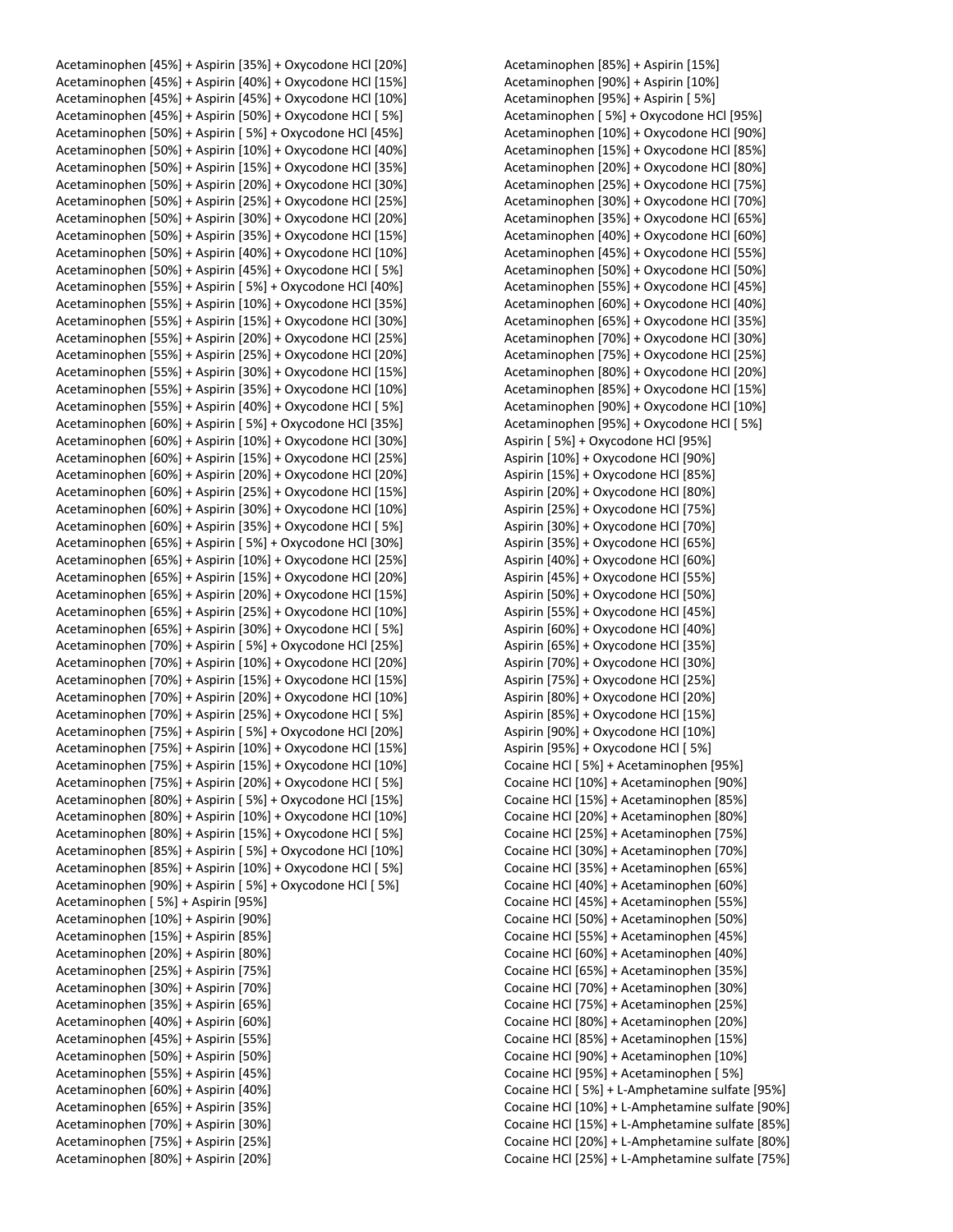Acetaminophen [45%] + Aspirin [35%] + Oxycodone HCl [20%]
Acetaminophen [45%] + Aspirin [40%] + Oxycodone HCl [15%]
Acetaminophen [45%] + Aspirin [45%] + Oxycodone HCl [10%]
Acetaminophen [45%] + Aspirin [50%] + Oxycodone HCl [ 5%]
Acetaminophen [50%] + Aspirin [ 5%] + Oxycodone HCl [45%]
Acetaminophen [50%] + Aspirin [10%] + Oxycodone HCl [40%]
Acetaminophen [50%] + Aspirin [15%] + Oxycodone HCl [35%]
Acetaminophen [50%] + Aspirin [20%] + Oxycodone HCl [30%]
Acetaminophen [50%] + Aspirin [25%] + Oxycodone HCl [25%]
Acetaminophen [50%] + Aspirin [30%] + Oxycodone HCl [20%]
Acetaminophen [50%] + Aspirin [35%] + Oxycodone HCl [15%]
Acetaminophen [50%] + Aspirin [40%] + Oxycodone HCl [10%]
Acetaminophen [50%] + Aspirin [45%] + Oxycodone HCl [ 5%]
Acetaminophen [55%] + Aspirin [ 5%] + Oxycodone HCl [40%]
Acetaminophen [55%] + Aspirin [10%] + Oxycodone HCl [35%]
Acetaminophen [55%] + Aspirin [15%] + Oxycodone HCl [30%]
Acetaminophen [55%] + Aspirin [20%] + Oxycodone HCl [25%]
Acetaminophen [55%] + Aspirin [25%] + Oxycodone HCl [20%]
Acetaminophen [55%] + Aspirin [30%] + Oxycodone HCl [15%]
Acetaminophen [55%] + Aspirin [35%] + Oxycodone HCl [10%]
Acetaminophen [55%] + Aspirin [40%] + Oxycodone HCl [ 5%]
Acetaminophen [60%] + Aspirin [ 5%] + Oxycodone HCl [35%]
Acetaminophen [60%] + Aspirin [10%] + Oxycodone HCl [30%]
Acetaminophen [60%] + Aspirin [15%] + Oxycodone HCl [25%]
Acetaminophen [60%] + Aspirin [20%] + Oxycodone HCl [20%]
Acetaminophen [60%] + Aspirin [25%] + Oxycodone HCl [15%]
Acetaminophen [60%] + Aspirin [30%] + Oxycodone HCl [10%]
Acetaminophen [60%] + Aspirin [35%] + Oxycodone HCl [ 5%]
Acetaminophen [65%] + Aspirin [ 5%] + Oxycodone HCl [30%]
Acetaminophen [65%] + Aspirin [10%] + Oxycodone HCl [25%]
Acetaminophen [65%] + Aspirin [15%] + Oxycodone HCl [20%]
Acetaminophen [65%] + Aspirin [20%] + Oxycodone HCl [15%]
Acetaminophen [65%] + Aspirin [25%] + Oxycodone HCl [10%]
Acetaminophen [65%] + Aspirin [30%] + Oxycodone HCl [ 5%]
Acetaminophen [70%] + Aspirin [ 5%] + Oxycodone HCl [25%]
Acetaminophen [70%] + Aspirin [10%] + Oxycodone HCl [20%]
Acetaminophen [70%] + Aspirin [15%] + Oxycodone HCl [15%]
Acetaminophen [70%] + Aspirin [20%] + Oxycodone HCl [10%]
Acetaminophen [70%] + Aspirin [25%] + Oxycodone HCl [ 5%]
Acetaminophen [75%] + Aspirin [ 5%] + Oxycodone HCl [20%]
Acetaminophen [75%] + Aspirin [10%] + Oxycodone HCl [15%]
Acetaminophen [75%] + Aspirin [15%] + Oxycodone HCl [10%]
Acetaminophen [75%] + Aspirin [20%] + Oxycodone HCl [ 5%]
Acetaminophen [80%] + Aspirin [ 5%] + Oxycodone HCl [15%]
Acetaminophen [80%] + Aspirin [10%] + Oxycodone HCl [10%]
Acetaminophen [80%] + Aspirin [15%] + Oxycodone HCl [ 5%]
Acetaminophen [85%] + Aspirin [ 5%] + Oxycodone HCl [10%]
Acetaminophen [85%] + Aspirin [10%] + Oxycodone HCl [ 5%]
Acetaminophen [90%] + Aspirin [ 5%] + Oxycodone HCl [ 5%]
Acetaminophen [ 5%] + Aspirin [95%]
Acetaminophen [10%] + Aspirin [90%]
Acetaminophen [15%] + Aspirin [85%]
Acetaminophen [20%] + Aspirin [80%]
Acetaminophen [25%] + Aspirin [75%]
Acetaminophen [30%] + Aspirin [70%]
Acetaminophen [35%] + Aspirin [65%]
Acetaminophen [40%] + Aspirin [60%]
Acetaminophen [45%] + Aspirin [55%]
Acetaminophen [50%] + Aspirin [50%]
Acetaminophen [55%] + Aspirin [45%]
Acetaminophen [60%] + Aspirin [40%]
Acetaminophen [65%] + Aspirin [35%]
Acetaminophen [70%] + Aspirin [30%]
Acetaminophen [75%] + Aspirin [25%]
Acetaminophen [80%] + Aspirin [20%]
Acetaminophen [85%] + Aspirin [15%]
Acetaminophen [90%] + Aspirin [10%]
Acetaminophen [95%] + Aspirin [ 5%]
Acetaminophen [ 5%] + Oxycodone HCl [95%]
Acetaminophen [10%] + Oxycodone HCl [90%]
Acetaminophen [15%] + Oxycodone HCl [85%]
Acetaminophen [20%] + Oxycodone HCl [80%]
Acetaminophen [25%] + Oxycodone HCl [75%]
Acetaminophen [30%] + Oxycodone HCl [70%]
Acetaminophen [35%] + Oxycodone HCl [65%]
Acetaminophen [40%] + Oxycodone HCl [60%]
Acetaminophen [45%] + Oxycodone HCl [55%]
Acetaminophen [50%] + Oxycodone HCl [50%]
Acetaminophen [55%] + Oxycodone HCl [45%]
Acetaminophen [60%] + Oxycodone HCl [40%]
Acetaminophen [65%] + Oxycodone HCl [35%]
Acetaminophen [70%] + Oxycodone HCl [30%]
Acetaminophen [75%] + Oxycodone HCl [25%]
Acetaminophen [80%] + Oxycodone HCl [20%]
Acetaminophen [85%] + Oxycodone HCl [15%]
Acetaminophen [90%] + Oxycodone HCl [10%]
Acetaminophen [95%] + Oxycodone HCl [ 5%]
Aspirin [ 5%] + Oxycodone HCl [95%]
Aspirin [10%] + Oxycodone HCl [90%]
Aspirin [15%] + Oxycodone HCl [85%]
Aspirin [20%] + Oxycodone HCl [80%]
Aspirin [25%] + Oxycodone HCl [75%]
Aspirin [30%] + Oxycodone HCl [70%]
Aspirin [35%] + Oxycodone HCl [65%]
Aspirin [40%] + Oxycodone HCl [60%]
Aspirin [45%] + Oxycodone HCl [55%]
Aspirin [50%] + Oxycodone HCl [50%]
Aspirin [55%] + Oxycodone HCl [45%]
Aspirin [60%] + Oxycodone HCl [40%]
Aspirin [65%] + Oxycodone HCl [35%]
Aspirin [70%] + Oxycodone HCl [30%]
Aspirin [75%] + Oxycodone HCl [25%]
Aspirin [80%] + Oxycodone HCl [20%]
Aspirin [85%] + Oxycodone HCl [15%]
Aspirin [90%] + Oxycodone HCl [10%]
Aspirin [95%] + Oxycodone HCl [ 5%]
Cocaine HCl [ 5%] + Acetaminophen [95%]
Cocaine HCl [10%] + Acetaminophen [90%]
Cocaine HCl [15%] + Acetaminophen [85%]
Cocaine HCl [20%] + Acetaminophen [80%]
Cocaine HCl [25%] + Acetaminophen [75%]
Cocaine HCl [30%] + Acetaminophen [70%]
Cocaine HCl [35%] + Acetaminophen [65%]
Cocaine HCl [40%] + Acetaminophen [60%]
Cocaine HCl [45%] + Acetaminophen [55%]
Cocaine HCl [50%] + Acetaminophen [50%]
Cocaine HCl [55%] + Acetaminophen [45%]
Cocaine HCl [60%] + Acetaminophen [40%]
Cocaine HCl [65%] + Acetaminophen [35%]
Cocaine HCl [70%] + Acetaminophen [30%]
Cocaine HCl [75%] + Acetaminophen [25%]
Cocaine HCl [80%] + Acetaminophen [20%]
Cocaine HCl [85%] + Acetaminophen [15%]
Cocaine HCl [90%] + Acetaminophen [10%]
Cocaine HCl [95%] + Acetaminophen [ 5%]
Cocaine HCl [ 5%] + L-Amphetamine sulfate [95%]
Cocaine HCl [10%] + L-Amphetamine sulfate [90%]
Cocaine HCl [15%] + L-Amphetamine sulfate [85%]
Cocaine HCl [20%] + L-Amphetamine sulfate [80%]
Cocaine HCl [25%] + L-Amphetamine sulfate [75%]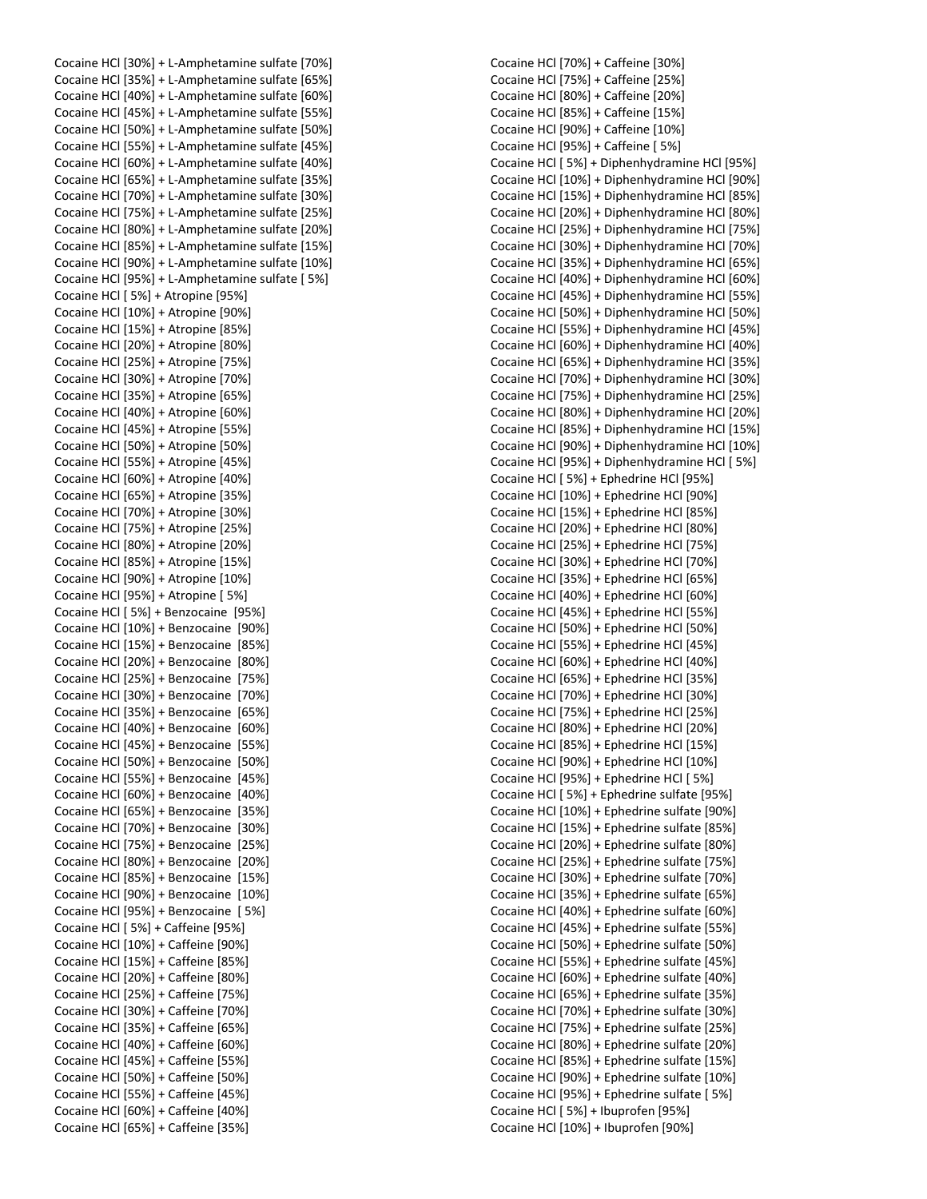Cocaine HCl [30%] + L-Amphetamine sulfate [70%]
Cocaine HCl [35%] + L-Amphetamine sulfate [65%]
Cocaine HCl [40%] + L-Amphetamine sulfate [60%]
Cocaine HCl [45%] + L-Amphetamine sulfate [55%]
Cocaine HCl [50%] + L-Amphetamine sulfate [50%]
Cocaine HCl [55%] + L-Amphetamine sulfate [45%]
Cocaine HCl [60%] + L-Amphetamine sulfate [40%]
Cocaine HCl [65%] + L-Amphetamine sulfate [35%]
Cocaine HCl [70%] + L-Amphetamine sulfate [30%]
Cocaine HCl [75%] + L-Amphetamine sulfate [25%]
Cocaine HCl [80%] + L-Amphetamine sulfate [20%]
Cocaine HCl [85%] + L-Amphetamine sulfate [15%]
Cocaine HCl [90%] + L-Amphetamine sulfate [10%]
Cocaine HCl [95%] + L-Amphetamine sulfate [ 5%]
Cocaine HCl [ 5%] + Atropine [95%]
Cocaine HCl [10%] + Atropine [90%]
Cocaine HCl [15%] + Atropine [85%]
Cocaine HCl [20%] + Atropine [80%]
Cocaine HCl [25%] + Atropine [75%]
Cocaine HCl [30%] + Atropine [70%]
Cocaine HCl [35%] + Atropine [65%]
Cocaine HCl [40%] + Atropine [60%]
Cocaine HCl [45%] + Atropine [55%]
Cocaine HCl [50%] + Atropine [50%]
Cocaine HCl [55%] + Atropine [45%]
Cocaine HCl [60%] + Atropine [40%]
Cocaine HCl [65%] + Atropine [35%]
Cocaine HCl [70%] + Atropine [30%]
Cocaine HCl [75%] + Atropine [25%]
Cocaine HCl [80%] + Atropine [20%]
Cocaine HCl [85%] + Atropine [15%]
Cocaine HCl [90%] + Atropine [10%]
Cocaine HCl [95%] + Atropine [ 5%]
Cocaine HCl [ 5%] + Benzocaine [95%]
Cocaine HCl [10%] + Benzocaine [90%]
Cocaine HCl [15%] + Benzocaine [85%]
Cocaine HCl [20%] + Benzocaine [80%]
Cocaine HCl [25%] + Benzocaine [75%]
Cocaine HCl [30%] + Benzocaine [70%]
Cocaine HCl [35%] + Benzocaine [65%]
Cocaine HCl [40%] + Benzocaine [60%]
Cocaine HCl [45%] + Benzocaine [55%]
Cocaine HCl [50%] + Benzocaine [50%]
Cocaine HCl [55%] + Benzocaine [45%]
Cocaine HCl [60%] + Benzocaine [40%]
Cocaine HCl [65%] + Benzocaine [35%]
Cocaine HCl [70%] + Benzocaine [30%]
Cocaine HCl [75%] + Benzocaine [25%]
Cocaine HCl [80%] + Benzocaine [20%]
Cocaine HCl [85%] + Benzocaine [15%]
Cocaine HCl [90%] + Benzocaine [10%]
Cocaine HCl [95%] + Benzocaine [ 5%]
Cocaine HCl [ 5%] + Caffeine [95%]
Cocaine HCl [10%] + Caffeine [90%]
Cocaine HCl [15%] + Caffeine [85%]
Cocaine HCl [20%] + Caffeine [80%]
Cocaine HCl [25%] + Caffeine [75%]
Cocaine HCl [30%] + Caffeine [70%]
Cocaine HCl [35%] + Caffeine [65%]
Cocaine HCl [40%] + Caffeine [60%]
Cocaine HCl [45%] + Caffeine [55%]
Cocaine HCl [50%] + Caffeine [50%]
Cocaine HCl [55%] + Caffeine [45%]
Cocaine HCl [60%] + Caffeine [40%]
Cocaine HCl [65%] + Caffeine [35%]
Cocaine HCl [70%] + Caffeine [30%]
Cocaine HCl [75%] + Caffeine [25%]
Cocaine HCl [80%] + Caffeine [20%]
Cocaine HCl [85%] + Caffeine [15%]
Cocaine HCl [90%] + Caffeine [10%]
Cocaine HCl [95%] + Caffeine [ 5%]
Cocaine HCl [ 5%] + Diphenhydramine HCl [95%]
Cocaine HCl [10%] + Diphenhydramine HCl [90%]
Cocaine HCl [15%] + Diphenhydramine HCl [85%]
Cocaine HCl [20%] + Diphenhydramine HCl [80%]
Cocaine HCl [25%] + Diphenhydramine HCl [75%]
Cocaine HCl [30%] + Diphenhydramine HCl [70%]
Cocaine HCl [35%] + Diphenhydramine HCl [65%]
Cocaine HCl [40%] + Diphenhydramine HCl [60%]
Cocaine HCl [45%] + Diphenhydramine HCl [55%]
Cocaine HCl [50%] + Diphenhydramine HCl [50%]
Cocaine HCl [55%] + Diphenhydramine HCl [45%]
Cocaine HCl [60%] + Diphenhydramine HCl [40%]
Cocaine HCl [65%] + Diphenhydramine HCl [35%]
Cocaine HCl [70%] + Diphenhydramine HCl [30%]
Cocaine HCl [75%] + Diphenhydramine HCl [25%]
Cocaine HCl [80%] + Diphenhydramine HCl [20%]
Cocaine HCl [85%] + Diphenhydramine HCl [15%]
Cocaine HCl [90%] + Diphenhydramine HCl [10%]
Cocaine HCl [95%] + Diphenhydramine HCl [ 5%]
Cocaine HCl [ 5%] + Ephedrine HCl [95%]
Cocaine HCl [10%] + Ephedrine HCl [90%]
Cocaine HCl [15%] + Ephedrine HCl [85%]
Cocaine HCl [20%] + Ephedrine HCl [80%]
Cocaine HCl [25%] + Ephedrine HCl [75%]
Cocaine HCl [30%] + Ephedrine HCl [70%]
Cocaine HCl [35%] + Ephedrine HCl [65%]
Cocaine HCl [40%] + Ephedrine HCl [60%]
Cocaine HCl [45%] + Ephedrine HCl [55%]
Cocaine HCl [50%] + Ephedrine HCl [50%]
Cocaine HCl [55%] + Ephedrine HCl [45%]
Cocaine HCl [60%] + Ephedrine HCl [40%]
Cocaine HCl [65%] + Ephedrine HCl [35%]
Cocaine HCl [70%] + Ephedrine HCl [30%]
Cocaine HCl [75%] + Ephedrine HCl [25%]
Cocaine HCl [80%] + Ephedrine HCl [20%]
Cocaine HCl [85%] + Ephedrine HCl [15%]
Cocaine HCl [90%] + Ephedrine HCl [10%]
Cocaine HCl [95%] + Ephedrine HCl [ 5%]
Cocaine HCl [ 5%] + Ephedrine sulfate [95%]
Cocaine HCl [10%] + Ephedrine sulfate [90%]
Cocaine HCl [15%] + Ephedrine sulfate [85%]
Cocaine HCl [20%] + Ephedrine sulfate [80%]
Cocaine HCl [25%] + Ephedrine sulfate [75%]
Cocaine HCl [30%] + Ephedrine sulfate [70%]
Cocaine HCl [35%] + Ephedrine sulfate [65%]
Cocaine HCl [40%] + Ephedrine sulfate [60%]
Cocaine HCl [45%] + Ephedrine sulfate [55%]
Cocaine HCl [50%] + Ephedrine sulfate [50%]
Cocaine HCl [55%] + Ephedrine sulfate [45%]
Cocaine HCl [60%] + Ephedrine sulfate [40%]
Cocaine HCl [65%] + Ephedrine sulfate [35%]
Cocaine HCl [70%] + Ephedrine sulfate [30%]
Cocaine HCl [75%] + Ephedrine sulfate [25%]
Cocaine HCl [80%] + Ephedrine sulfate [20%]
Cocaine HCl [85%] + Ephedrine sulfate [15%]
Cocaine HCl [90%] + Ephedrine sulfate [10%]
Cocaine HCl [95%] + Ephedrine sulfate [ 5%]
Cocaine HCl [ 5%] + Ibuprofen [95%]
Cocaine HCl [10%] + Ibuprofen [90%]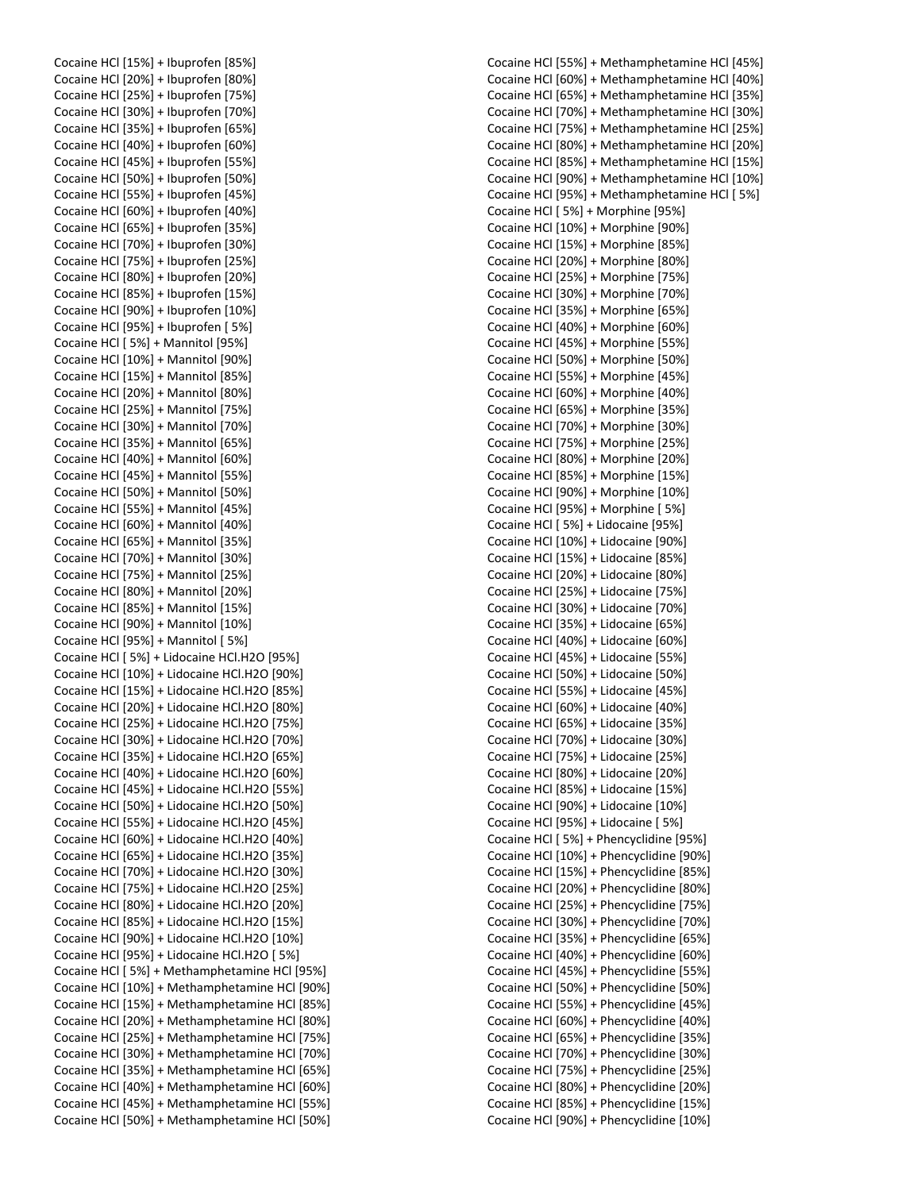Cocaine HCl [15%] + Ibuprofen [85%]
Cocaine HCl [20%] + Ibuprofen [80%]
Cocaine HCl [25%] + Ibuprofen [75%]
Cocaine HCl [30%] + Ibuprofen [70%]
Cocaine HCl [35%] + Ibuprofen [65%]
Cocaine HCl [40%] + Ibuprofen [60%]
Cocaine HCl [45%] + Ibuprofen [55%]
Cocaine HCl [50%] + Ibuprofen [50%]
Cocaine HCl [55%] + Ibuprofen [45%]
Cocaine HCl [60%] + Ibuprofen [40%]
Cocaine HCl [65%] + Ibuprofen [35%]
Cocaine HCl [70%] + Ibuprofen [30%]
Cocaine HCl [75%] + Ibuprofen [25%]
Cocaine HCl [80%] + Ibuprofen [20%]
Cocaine HCl [85%] + Ibuprofen [15%]
Cocaine HCl [90%] + Ibuprofen [10%]
Cocaine HCl [95%] + Ibuprofen [ 5%]
Cocaine HCl [ 5%] + Mannitol [95%]
Cocaine HCl [10%] + Mannitol [90%]
Cocaine HCl [15%] + Mannitol [85%]
Cocaine HCl [20%] + Mannitol [80%]
Cocaine HCl [25%] + Mannitol [75%]
Cocaine HCl [30%] + Mannitol [70%]
Cocaine HCl [35%] + Mannitol [65%]
Cocaine HCl [40%] + Mannitol [60%]
Cocaine HCl [45%] + Mannitol [55%]
Cocaine HCl [50%] + Mannitol [50%]
Cocaine HCl [55%] + Mannitol [45%]
Cocaine HCl [60%] + Mannitol [40%]
Cocaine HCl [65%] + Mannitol [35%]
Cocaine HCl [70%] + Mannitol [30%]
Cocaine HCl [75%] + Mannitol [25%]
Cocaine HCl [80%] + Mannitol [20%]
Cocaine HCl [85%] + Mannitol [15%]
Cocaine HCl [90%] + Mannitol [10%]
Cocaine HCl [95%] + Mannitol [ 5%]
Cocaine HCl [ 5%] + Lidocaine HCl.H2O [95%]
Cocaine HCl [10%] + Lidocaine HCl.H2O [90%]
Cocaine HCl [15%] + Lidocaine HCl.H2O [85%]
Cocaine HCl [20%] + Lidocaine HCl.H2O [80%]
Cocaine HCl [25%] + Lidocaine HCl.H2O [75%]
Cocaine HCl [30%] + Lidocaine HCl.H2O [70%]
Cocaine HCl [35%] + Lidocaine HCl.H2O [65%]
Cocaine HCl [40%] + Lidocaine HCl.H2O [60%]
Cocaine HCl [45%] + Lidocaine HCl.H2O [55%]
Cocaine HCl [50%] + Lidocaine HCl.H2O [50%]
Cocaine HCl [55%] + Lidocaine HCl.H2O [45%]
Cocaine HCl [60%] + Lidocaine HCl.H2O [40%]
Cocaine HCl [65%] + Lidocaine HCl.H2O [35%]
Cocaine HCl [70%] + Lidocaine HCl.H2O [30%]
Cocaine HCl [75%] + Lidocaine HCl.H2O [25%]
Cocaine HCl [80%] + Lidocaine HCl.H2O [20%]
Cocaine HCl [85%] + Lidocaine HCl.H2O [15%]
Cocaine HCl [90%] + Lidocaine HCl.H2O [10%]
Cocaine HCl [95%] + Lidocaine HCl.H2O [ 5%]
Cocaine HCl [ 5%] + Methamphetamine HCl [95%]
Cocaine HCl [10%] + Methamphetamine HCl [90%]
Cocaine HCl [15%] + Methamphetamine HCl [85%]
Cocaine HCl [20%] + Methamphetamine HCl [80%]
Cocaine HCl [25%] + Methamphetamine HCl [75%]
Cocaine HCl [30%] + Methamphetamine HCl [70%]
Cocaine HCl [35%] + Methamphetamine HCl [65%]
Cocaine HCl [40%] + Methamphetamine HCl [60%]
Cocaine HCl [45%] + Methamphetamine HCl [55%]
Cocaine HCl [50%] + Methamphetamine HCl [50%]
Cocaine HCl [55%] + Methamphetamine HCl [45%]
Cocaine HCl [60%] + Methamphetamine HCl [40%]
Cocaine HCl [65%] + Methamphetamine HCl [35%]
Cocaine HCl [70%] + Methamphetamine HCl [30%]
Cocaine HCl [75%] + Methamphetamine HCl [25%]
Cocaine HCl [80%] + Methamphetamine HCl [20%]
Cocaine HCl [85%] + Methamphetamine HCl [15%]
Cocaine HCl [90%] + Methamphetamine HCl [10%]
Cocaine HCl [95%] + Methamphetamine HCl [ 5%]
Cocaine HCl [ 5%] + Morphine [95%]
Cocaine HCl [10%] + Morphine [90%]
Cocaine HCl [15%] + Morphine [85%]
Cocaine HCl [20%] + Morphine [80%]
Cocaine HCl [25%] + Morphine [75%]
Cocaine HCl [30%] + Morphine [70%]
Cocaine HCl [35%] + Morphine [65%]
Cocaine HCl [40%] + Morphine [60%]
Cocaine HCl [45%] + Morphine [55%]
Cocaine HCl [50%] + Morphine [50%]
Cocaine HCl [55%] + Morphine [45%]
Cocaine HCl [60%] + Morphine [40%]
Cocaine HCl [65%] + Morphine [35%]
Cocaine HCl [70%] + Morphine [30%]
Cocaine HCl [75%] + Morphine [25%]
Cocaine HCl [80%] + Morphine [20%]
Cocaine HCl [85%] + Morphine [15%]
Cocaine HCl [90%] + Morphine [10%]
Cocaine HCl [95%] + Morphine [ 5%]
Cocaine HCl [ 5%] + Lidocaine [95%]
Cocaine HCl [10%] + Lidocaine [90%]
Cocaine HCl [15%] + Lidocaine [85%]
Cocaine HCl [20%] + Lidocaine [80%]
Cocaine HCl [25%] + Lidocaine [75%]
Cocaine HCl [30%] + Lidocaine [70%]
Cocaine HCl [35%] + Lidocaine [65%]
Cocaine HCl [40%] + Lidocaine [60%]
Cocaine HCl [45%] + Lidocaine [55%]
Cocaine HCl [50%] + Lidocaine [50%]
Cocaine HCl [55%] + Lidocaine [45%]
Cocaine HCl [60%] + Lidocaine [40%]
Cocaine HCl [65%] + Lidocaine [35%]
Cocaine HCl [70%] + Lidocaine [30%]
Cocaine HCl [75%] + Lidocaine [25%]
Cocaine HCl [80%] + Lidocaine [20%]
Cocaine HCl [85%] + Lidocaine [15%]
Cocaine HCl [90%] + Lidocaine [10%]
Cocaine HCl [95%] + Lidocaine [ 5%]
Cocaine HCl [ 5%] + Phencyclidine [95%]
Cocaine HCl [10%] + Phencyclidine [90%]
Cocaine HCl [15%] + Phencyclidine [85%]
Cocaine HCl [20%] + Phencyclidine [80%]
Cocaine HCl [25%] + Phencyclidine [75%]
Cocaine HCl [30%] + Phencyclidine [70%]
Cocaine HCl [35%] + Phencyclidine [65%]
Cocaine HCl [40%] + Phencyclidine [60%]
Cocaine HCl [45%] + Phencyclidine [55%]
Cocaine HCl [50%] + Phencyclidine [50%]
Cocaine HCl [55%] + Phencyclidine [45%]
Cocaine HCl [60%] + Phencyclidine [40%]
Cocaine HCl [65%] + Phencyclidine [35%]
Cocaine HCl [70%] + Phencyclidine [30%]
Cocaine HCl [75%] + Phencyclidine [25%]
Cocaine HCl [80%] + Phencyclidine [20%]
Cocaine HCl [85%] + Phencyclidine [15%]
Cocaine HCl [90%] + Phencyclidine [10%]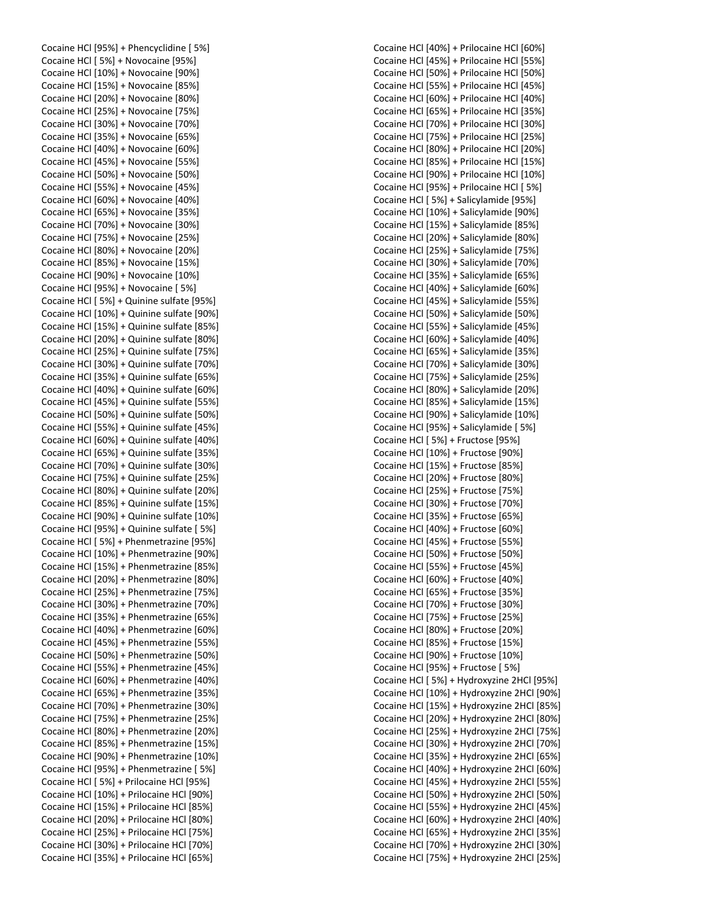Cocaine HCl [95%] + Phencyclidine [ 5%]
Cocaine HCl [ 5%] + Novocaine [95%]
Cocaine HCl [10%] + Novocaine [90%]
Cocaine HCl [15%] + Novocaine [85%]
Cocaine HCl [20%] + Novocaine [80%]
Cocaine HCl [25%] + Novocaine [75%]
Cocaine HCl [30%] + Novocaine [70%]
Cocaine HCl [35%] + Novocaine [65%]
Cocaine HCl [40%] + Novocaine [60%]
Cocaine HCl [45%] + Novocaine [55%]
Cocaine HCl [50%] + Novocaine [50%]
Cocaine HCl [55%] + Novocaine [45%]
Cocaine HCl [60%] + Novocaine [40%]
Cocaine HCl [65%] + Novocaine [35%]
Cocaine HCl [70%] + Novocaine [30%]
Cocaine HCl [75%] + Novocaine [25%]
Cocaine HCl [80%] + Novocaine [20%]
Cocaine HCl [85%] + Novocaine [15%]
Cocaine HCl [90%] + Novocaine [10%]
Cocaine HCl [95%] + Novocaine [ 5%]
Cocaine HCl [ 5%] + Quinine sulfate [95%]
Cocaine HCl [10%] + Quinine sulfate [90%]
Cocaine HCl [15%] + Quinine sulfate [85%]
Cocaine HCl [20%] + Quinine sulfate [80%]
Cocaine HCl [25%] + Quinine sulfate [75%]
Cocaine HCl [30%] + Quinine sulfate [70%]
Cocaine HCl [35%] + Quinine sulfate [65%]
Cocaine HCl [40%] + Quinine sulfate [60%]
Cocaine HCl [45%] + Quinine sulfate [55%]
Cocaine HCl [50%] + Quinine sulfate [50%]
Cocaine HCl [55%] + Quinine sulfate [45%]
Cocaine HCl [60%] + Quinine sulfate [40%]
Cocaine HCl [65%] + Quinine sulfate [35%]
Cocaine HCl [70%] + Quinine sulfate [30%]
Cocaine HCl [75%] + Quinine sulfate [25%]
Cocaine HCl [80%] + Quinine sulfate [20%]
Cocaine HCl [85%] + Quinine sulfate [15%]
Cocaine HCl [90%] + Quinine sulfate [10%]
Cocaine HCl [95%] + Quinine sulfate [ 5%]
Cocaine HCl [ 5%] + Phenmetrazine [95%]
Cocaine HCl [10%] + Phenmetrazine [90%]
Cocaine HCl [15%] + Phenmetrazine [85%]
Cocaine HCl [20%] + Phenmetrazine [80%]
Cocaine HCl [25%] + Phenmetrazine [75%]
Cocaine HCl [30%] + Phenmetrazine [70%]
Cocaine HCl [35%] + Phenmetrazine [65%]
Cocaine HCl [40%] + Phenmetrazine [60%]
Cocaine HCl [45%] + Phenmetrazine [55%]
Cocaine HCl [50%] + Phenmetrazine [50%]
Cocaine HCl [55%] + Phenmetrazine [45%]
Cocaine HCl [60%] + Phenmetrazine [40%]
Cocaine HCl [65%] + Phenmetrazine [35%]
Cocaine HCl [70%] + Phenmetrazine [30%]
Cocaine HCl [75%] + Phenmetrazine [25%]
Cocaine HCl [80%] + Phenmetrazine [20%]
Cocaine HCl [85%] + Phenmetrazine [15%]
Cocaine HCl [90%] + Phenmetrazine [10%]
Cocaine HCl [95%] + Phenmetrazine [ 5%]
Cocaine HCl [ 5%] + Prilocaine HCl [95%]
Cocaine HCl [10%] + Prilocaine HCl [90%]
Cocaine HCl [15%] + Prilocaine HCl [85%]
Cocaine HCl [20%] + Prilocaine HCl [80%]
Cocaine HCl [25%] + Prilocaine HCl [75%]
Cocaine HCl [30%] + Prilocaine HCl [70%]
Cocaine HCl [35%] + Prilocaine HCl [65%]
Cocaine HCl [40%] + Prilocaine HCl [60%]
Cocaine HCl [45%] + Prilocaine HCl [55%]
Cocaine HCl [50%] + Prilocaine HCl [50%]
Cocaine HCl [55%] + Prilocaine HCl [45%]
Cocaine HCl [60%] + Prilocaine HCl [40%]
Cocaine HCl [65%] + Prilocaine HCl [35%]
Cocaine HCl [70%] + Prilocaine HCl [30%]
Cocaine HCl [75%] + Prilocaine HCl [25%]
Cocaine HCl [80%] + Prilocaine HCl [20%]
Cocaine HCl [85%] + Prilocaine HCl [15%]
Cocaine HCl [90%] + Prilocaine HCl [10%]
Cocaine HCl [95%] + Prilocaine HCl [ 5%]
Cocaine HCl [ 5%] + Salicylamide [95%]
Cocaine HCl [10%] + Salicylamide [90%]
Cocaine HCl [15%] + Salicylamide [85%]
Cocaine HCl [20%] + Salicylamide [80%]
Cocaine HCl [25%] + Salicylamide [75%]
Cocaine HCl [30%] + Salicylamide [70%]
Cocaine HCl [35%] + Salicylamide [65%]
Cocaine HCl [40%] + Salicylamide [60%]
Cocaine HCl [45%] + Salicylamide [55%]
Cocaine HCl [50%] + Salicylamide [50%]
Cocaine HCl [55%] + Salicylamide [45%]
Cocaine HCl [60%] + Salicylamide [40%]
Cocaine HCl [65%] + Salicylamide [35%]
Cocaine HCl [70%] + Salicylamide [30%]
Cocaine HCl [75%] + Salicylamide [25%]
Cocaine HCl [80%] + Salicylamide [20%]
Cocaine HCl [85%] + Salicylamide [15%]
Cocaine HCl [90%] + Salicylamide [10%]
Cocaine HCl [95%] + Salicylamide [ 5%]
Cocaine HCl [ 5%] + Fructose [95%]
Cocaine HCl [10%] + Fructose [90%]
Cocaine HCl [15%] + Fructose [85%]
Cocaine HCl [20%] + Fructose [80%]
Cocaine HCl [25%] + Fructose [75%]
Cocaine HCl [30%] + Fructose [70%]
Cocaine HCl [35%] + Fructose [65%]
Cocaine HCl [40%] + Fructose [60%]
Cocaine HCl [45%] + Fructose [55%]
Cocaine HCl [50%] + Fructose [50%]
Cocaine HCl [55%] + Fructose [45%]
Cocaine HCl [60%] + Fructose [40%]
Cocaine HCl [65%] + Fructose [35%]
Cocaine HCl [70%] + Fructose [30%]
Cocaine HCl [75%] + Fructose [25%]
Cocaine HCl [80%] + Fructose [20%]
Cocaine HCl [85%] + Fructose [15%]
Cocaine HCl [90%] + Fructose [10%]
Cocaine HCl [95%] + Fructose [ 5%]
Cocaine HCl [ 5%] + Hydroxyzine 2HCl [95%]
Cocaine HCl [10%] + Hydroxyzine 2HCl [90%]
Cocaine HCl [15%] + Hydroxyzine 2HCl [85%]
Cocaine HCl [20%] + Hydroxyzine 2HCl [80%]
Cocaine HCl [25%] + Hydroxyzine 2HCl [75%]
Cocaine HCl [30%] + Hydroxyzine 2HCl [70%]
Cocaine HCl [35%] + Hydroxyzine 2HCl [65%]
Cocaine HCl [40%] + Hydroxyzine 2HCl [60%]
Cocaine HCl [45%] + Hydroxyzine 2HCl [55%]
Cocaine HCl [50%] + Hydroxyzine 2HCl [50%]
Cocaine HCl [55%] + Hydroxyzine 2HCl [45%]
Cocaine HCl [60%] + Hydroxyzine 2HCl [40%]
Cocaine HCl [65%] + Hydroxyzine 2HCl [35%]
Cocaine HCl [70%] + Hydroxyzine 2HCl [30%]
Cocaine HCl [75%] + Hydroxyzine 2HCl [25%]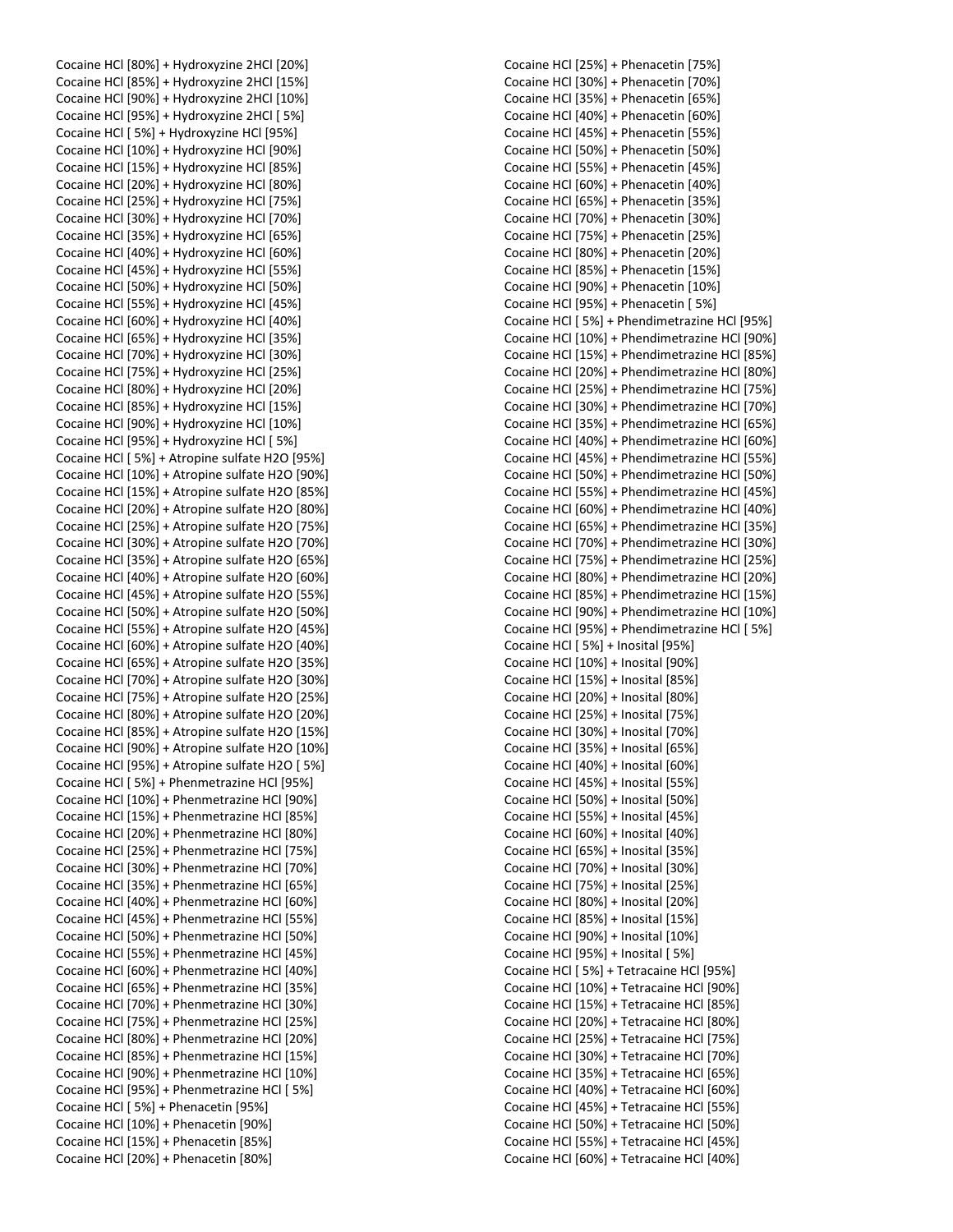Cocaine HCl [80%] + Hydroxyzine 2HCl [20%]
Cocaine HCl [85%] + Hydroxyzine 2HCl [15%]
Cocaine HCl [90%] + Hydroxyzine 2HCl [10%]
Cocaine HCl [95%] + Hydroxyzine 2HCl [ 5%]
Cocaine HCl [ 5%] + Hydroxyzine HCl [95%]
Cocaine HCl [10%] + Hydroxyzine HCl [90%]
Cocaine HCl [15%] + Hydroxyzine HCl [85%]
Cocaine HCl [20%] + Hydroxyzine HCl [80%]
Cocaine HCl [25%] + Hydroxyzine HCl [75%]
Cocaine HCl [30%] + Hydroxyzine HCl [70%]
Cocaine HCl [35%] + Hydroxyzine HCl [65%]
Cocaine HCl [40%] + Hydroxyzine HCl [60%]
Cocaine HCl [45%] + Hydroxyzine HCl [55%]
Cocaine HCl [50%] + Hydroxyzine HCl [50%]
Cocaine HCl [55%] + Hydroxyzine HCl [45%]
Cocaine HCl [60%] + Hydroxyzine HCl [40%]
Cocaine HCl [65%] + Hydroxyzine HCl [35%]
Cocaine HCl [70%] + Hydroxyzine HCl [30%]
Cocaine HCl [75%] + Hydroxyzine HCl [25%]
Cocaine HCl [80%] + Hydroxyzine HCl [20%]
Cocaine HCl [85%] + Hydroxyzine HCl [15%]
Cocaine HCl [90%] + Hydroxyzine HCl [10%]
Cocaine HCl [95%] + Hydroxyzine HCl [ 5%]
Cocaine HCl [ 5%] + Atropine sulfate H2O [95%]
Cocaine HCl [10%] + Atropine sulfate H2O [90%]
Cocaine HCl [15%] + Atropine sulfate H2O [85%]
Cocaine HCl [20%] + Atropine sulfate H2O [80%]
Cocaine HCl [25%] + Atropine sulfate H2O [75%]
Cocaine HCl [30%] + Atropine sulfate H2O [70%]
Cocaine HCl [35%] + Atropine sulfate H2O [65%]
Cocaine HCl [40%] + Atropine sulfate H2O [60%]
Cocaine HCl [45%] + Atropine sulfate H2O [55%]
Cocaine HCl [50%] + Atropine sulfate H2O [50%]
Cocaine HCl [55%] + Atropine sulfate H2O [45%]
Cocaine HCl [60%] + Atropine sulfate H2O [40%]
Cocaine HCl [65%] + Atropine sulfate H2O [35%]
Cocaine HCl [70%] + Atropine sulfate H2O [30%]
Cocaine HCl [75%] + Atropine sulfate H2O [25%]
Cocaine HCl [80%] + Atropine sulfate H2O [20%]
Cocaine HCl [85%] + Atropine sulfate H2O [15%]
Cocaine HCl [90%] + Atropine sulfate H2O [10%]
Cocaine HCl [95%] + Atropine sulfate H2O [ 5%]
Cocaine HCl [ 5%] + Phenmetrazine HCl [95%]
Cocaine HCl [10%] + Phenmetrazine HCl [90%]
Cocaine HCl [15%] + Phenmetrazine HCl [85%]
Cocaine HCl [20%] + Phenmetrazine HCl [80%]
Cocaine HCl [25%] + Phenmetrazine HCl [75%]
Cocaine HCl [30%] + Phenmetrazine HCl [70%]
Cocaine HCl [35%] + Phenmetrazine HCl [65%]
Cocaine HCl [40%] + Phenmetrazine HCl [60%]
Cocaine HCl [45%] + Phenmetrazine HCl [55%]
Cocaine HCl [50%] + Phenmetrazine HCl [50%]
Cocaine HCl [55%] + Phenmetrazine HCl [45%]
Cocaine HCl [60%] + Phenmetrazine HCl [40%]
Cocaine HCl [65%] + Phenmetrazine HCl [35%]
Cocaine HCl [70%] + Phenmetrazine HCl [30%]
Cocaine HCl [75%] + Phenmetrazine HCl [25%]
Cocaine HCl [80%] + Phenmetrazine HCl [20%]
Cocaine HCl [85%] + Phenmetrazine HCl [15%]
Cocaine HCl [90%] + Phenmetrazine HCl [10%]
Cocaine HCl [95%] + Phenmetrazine HCl [ 5%]
Cocaine HCl [ 5%] + Phenacetin [95%]
Cocaine HCl [10%] + Phenacetin [90%]
Cocaine HCl [15%] + Phenacetin [85%]
Cocaine HCl [20%] + Phenacetin [80%]
Cocaine HCl [25%] + Phenacetin [75%]
Cocaine HCl [30%] + Phenacetin [70%]
Cocaine HCl [35%] + Phenacetin [65%]
Cocaine HCl [40%] + Phenacetin [60%]
Cocaine HCl [45%] + Phenacetin [55%]
Cocaine HCl [50%] + Phenacetin [50%]
Cocaine HCl [55%] + Phenacetin [45%]
Cocaine HCl [60%] + Phenacetin [40%]
Cocaine HCl [65%] + Phenacetin [35%]
Cocaine HCl [70%] + Phenacetin [30%]
Cocaine HCl [75%] + Phenacetin [25%]
Cocaine HCl [80%] + Phenacetin [20%]
Cocaine HCl [85%] + Phenacetin [15%]
Cocaine HCl [90%] + Phenacetin [10%]
Cocaine HCl [95%] + Phenacetin [ 5%]
Cocaine HCl [ 5%] + Phendimetrazine HCl [95%]
Cocaine HCl [10%] + Phendimetrazine HCl [90%]
Cocaine HCl [15%] + Phendimetrazine HCl [85%]
Cocaine HCl [20%] + Phendimetrazine HCl [80%]
Cocaine HCl [25%] + Phendimetrazine HCl [75%]
Cocaine HCl [30%] + Phendimetrazine HCl [70%]
Cocaine HCl [35%] + Phendimetrazine HCl [65%]
Cocaine HCl [40%] + Phendimetrazine HCl [60%]
Cocaine HCl [45%] + Phendimetrazine HCl [55%]
Cocaine HCl [50%] + Phendimetrazine HCl [50%]
Cocaine HCl [55%] + Phendimetrazine HCl [45%]
Cocaine HCl [60%] + Phendimetrazine HCl [40%]
Cocaine HCl [65%] + Phendimetrazine HCl [35%]
Cocaine HCl [70%] + Phendimetrazine HCl [30%]
Cocaine HCl [75%] + Phendimetrazine HCl [25%]
Cocaine HCl [80%] + Phendimetrazine HCl [20%]
Cocaine HCl [85%] + Phendimetrazine HCl [15%]
Cocaine HCl [90%] + Phendimetrazine HCl [10%]
Cocaine HCl [95%] + Phendimetrazine HCl [ 5%]
Cocaine HCl [ 5%] + Inosital [95%]
Cocaine HCl [10%] + Inosital [90%]
Cocaine HCl [15%] + Inosital [85%]
Cocaine HCl [20%] + Inosital [80%]
Cocaine HCl [25%] + Inosital [75%]
Cocaine HCl [30%] + Inosital [70%]
Cocaine HCl [35%] + Inosital [65%]
Cocaine HCl [40%] + Inosital [60%]
Cocaine HCl [45%] + Inosital [55%]
Cocaine HCl [50%] + Inosital [50%]
Cocaine HCl [55%] + Inosital [45%]
Cocaine HCl [60%] + Inosital [40%]
Cocaine HCl [65%] + Inosital [35%]
Cocaine HCl [70%] + Inosital [30%]
Cocaine HCl [75%] + Inosital [25%]
Cocaine HCl [80%] + Inosital [20%]
Cocaine HCl [85%] + Inosital [15%]
Cocaine HCl [90%] + Inosital [10%]
Cocaine HCl [95%] + Inosital [ 5%]
Cocaine HCl [ 5%] + Tetracaine HCl [95%]
Cocaine HCl [10%] + Tetracaine HCl [90%]
Cocaine HCl [15%] + Tetracaine HCl [85%]
Cocaine HCl [20%] + Tetracaine HCl [80%]
Cocaine HCl [25%] + Tetracaine HCl [75%]
Cocaine HCl [30%] + Tetracaine HCl [70%]
Cocaine HCl [35%] + Tetracaine HCl [65%]
Cocaine HCl [40%] + Tetracaine HCl [60%]
Cocaine HCl [45%] + Tetracaine HCl [55%]
Cocaine HCl [50%] + Tetracaine HCl [50%]
Cocaine HCl [55%] + Tetracaine HCl [45%]
Cocaine HCl [60%] + Tetracaine HCl [40%]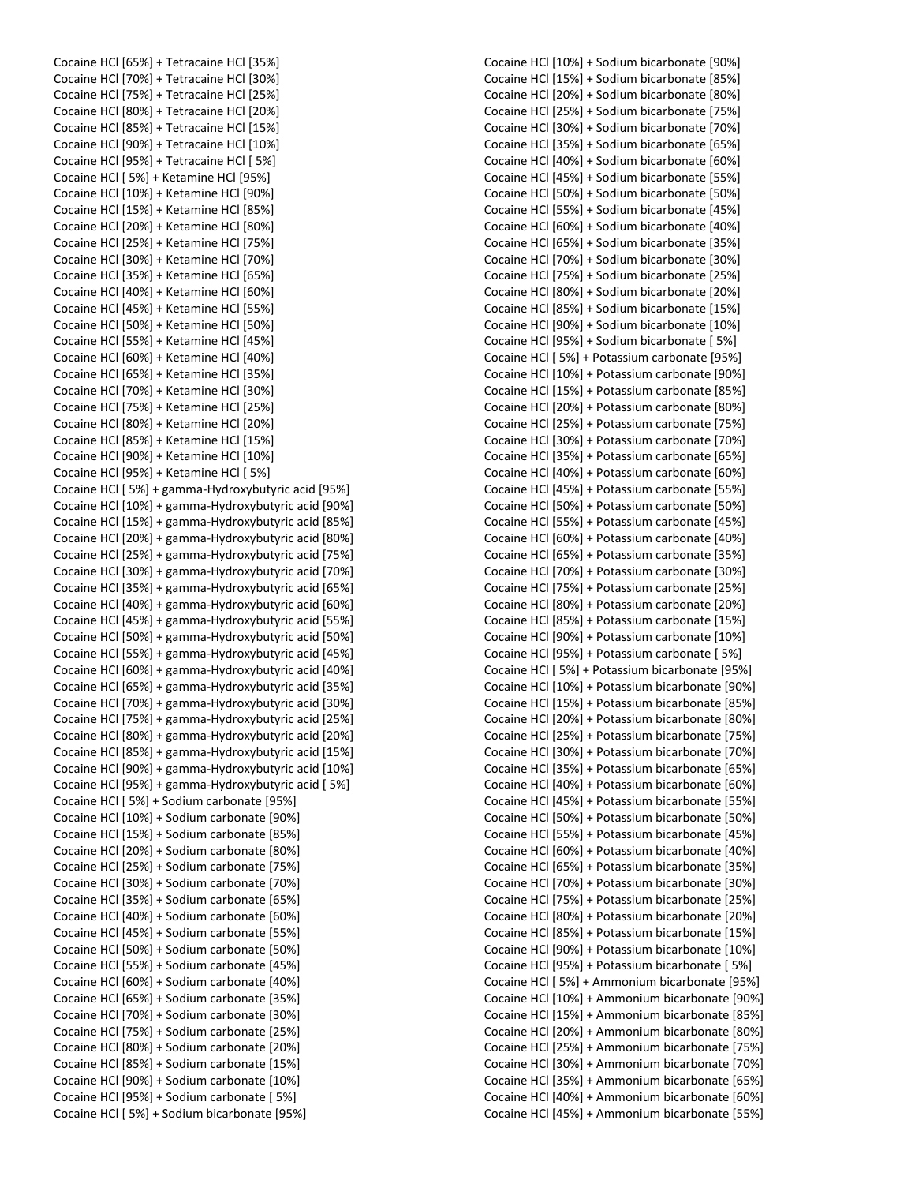Cocaine HCl [65%] + Tetracaine HCl [35%]
Cocaine HCl [70%] + Tetracaine HCl [30%]
Cocaine HCl [75%] + Tetracaine HCl [25%]
Cocaine HCl [80%] + Tetracaine HCl [20%]
Cocaine HCl [85%] + Tetracaine HCl [15%]
Cocaine HCl [90%] + Tetracaine HCl [10%]
Cocaine HCl [95%] + Tetracaine HCl [ 5%]
Cocaine HCl [ 5%] + Ketamine HCl [95%]
Cocaine HCl [10%] + Ketamine HCl [90%]
Cocaine HCl [15%] + Ketamine HCl [85%]
Cocaine HCl [20%] + Ketamine HCl [80%]
Cocaine HCl [25%] + Ketamine HCl [75%]
Cocaine HCl [30%] + Ketamine HCl [70%]
Cocaine HCl [35%] + Ketamine HCl [65%]
Cocaine HCl [40%] + Ketamine HCl [60%]
Cocaine HCl [45%] + Ketamine HCl [55%]
Cocaine HCl [50%] + Ketamine HCl [50%]
Cocaine HCl [55%] + Ketamine HCl [45%]
Cocaine HCl [60%] + Ketamine HCl [40%]
Cocaine HCl [65%] + Ketamine HCl [35%]
Cocaine HCl [70%] + Ketamine HCl [30%]
Cocaine HCl [75%] + Ketamine HCl [25%]
Cocaine HCl [80%] + Ketamine HCl [20%]
Cocaine HCl [85%] + Ketamine HCl [15%]
Cocaine HCl [90%] + Ketamine HCl [10%]
Cocaine HCl [95%] + Ketamine HCl [ 5%]
Cocaine HCl [ 5%] + gamma-Hydroxybutyric acid [95%]
Cocaine HCl [10%] + gamma-Hydroxybutyric acid [90%]
Cocaine HCl [15%] + gamma-Hydroxybutyric acid [85%]
Cocaine HCl [20%] + gamma-Hydroxybutyric acid [80%]
Cocaine HCl [25%] + gamma-Hydroxybutyric acid [75%]
Cocaine HCl [30%] + gamma-Hydroxybutyric acid [70%]
Cocaine HCl [35%] + gamma-Hydroxybutyric acid [65%]
Cocaine HCl [40%] + gamma-Hydroxybutyric acid [60%]
Cocaine HCl [45%] + gamma-Hydroxybutyric acid [55%]
Cocaine HCl [50%] + gamma-Hydroxybutyric acid [50%]
Cocaine HCl [55%] + gamma-Hydroxybutyric acid [45%]
Cocaine HCl [60%] + gamma-Hydroxybutyric acid [40%]
Cocaine HCl [65%] + gamma-Hydroxybutyric acid [35%]
Cocaine HCl [70%] + gamma-Hydroxybutyric acid [30%]
Cocaine HCl [75%] + gamma-Hydroxybutyric acid [25%]
Cocaine HCl [80%] + gamma-Hydroxybutyric acid [20%]
Cocaine HCl [85%] + gamma-Hydroxybutyric acid [15%]
Cocaine HCl [90%] + gamma-Hydroxybutyric acid [10%]
Cocaine HCl [95%] + gamma-Hydroxybutyric acid [ 5%]
Cocaine HCl [ 5%] + Sodium carbonate [95%]
Cocaine HCl [10%] + Sodium carbonate [90%]
Cocaine HCl [15%] + Sodium carbonate [85%]
Cocaine HCl [20%] + Sodium carbonate [80%]
Cocaine HCl [25%] + Sodium carbonate [75%]
Cocaine HCl [30%] + Sodium carbonate [70%]
Cocaine HCl [35%] + Sodium carbonate [65%]
Cocaine HCl [40%] + Sodium carbonate [60%]
Cocaine HCl [45%] + Sodium carbonate [55%]
Cocaine HCl [50%] + Sodium carbonate [50%]
Cocaine HCl [55%] + Sodium carbonate [45%]
Cocaine HCl [60%] + Sodium carbonate [40%]
Cocaine HCl [65%] + Sodium carbonate [35%]
Cocaine HCl [70%] + Sodium carbonate [30%]
Cocaine HCl [75%] + Sodium carbonate [25%]
Cocaine HCl [80%] + Sodium carbonate [20%]
Cocaine HCl [85%] + Sodium carbonate [15%]
Cocaine HCl [90%] + Sodium carbonate [10%]
Cocaine HCl [95%] + Sodium carbonate [ 5%]
Cocaine HCl [ 5%] + Sodium bicarbonate [95%]
Cocaine HCl [10%] + Sodium bicarbonate [90%]
Cocaine HCl [15%] + Sodium bicarbonate [85%]
Cocaine HCl [20%] + Sodium bicarbonate [80%]
Cocaine HCl [25%] + Sodium bicarbonate [75%]
Cocaine HCl [30%] + Sodium bicarbonate [70%]
Cocaine HCl [35%] + Sodium bicarbonate [65%]
Cocaine HCl [40%] + Sodium bicarbonate [60%]
Cocaine HCl [45%] + Sodium bicarbonate [55%]
Cocaine HCl [50%] + Sodium bicarbonate [50%]
Cocaine HCl [55%] + Sodium bicarbonate [45%]
Cocaine HCl [60%] + Sodium bicarbonate [40%]
Cocaine HCl [65%] + Sodium bicarbonate [35%]
Cocaine HCl [70%] + Sodium bicarbonate [30%]
Cocaine HCl [75%] + Sodium bicarbonate [25%]
Cocaine HCl [80%] + Sodium bicarbonate [20%]
Cocaine HCl [85%] + Sodium bicarbonate [15%]
Cocaine HCl [90%] + Sodium bicarbonate [10%]
Cocaine HCl [95%] + Sodium bicarbonate [ 5%]
Cocaine HCl [ 5%] + Potassium carbonate [95%]
Cocaine HCl [10%] + Potassium carbonate [90%]
Cocaine HCl [15%] + Potassium carbonate [85%]
Cocaine HCl [20%] + Potassium carbonate [80%]
Cocaine HCl [25%] + Potassium carbonate [75%]
Cocaine HCl [30%] + Potassium carbonate [70%]
Cocaine HCl [35%] + Potassium carbonate [65%]
Cocaine HCl [40%] + Potassium carbonate [60%]
Cocaine HCl [45%] + Potassium carbonate [55%]
Cocaine HCl [50%] + Potassium carbonate [50%]
Cocaine HCl [55%] + Potassium carbonate [45%]
Cocaine HCl [60%] + Potassium carbonate [40%]
Cocaine HCl [65%] + Potassium carbonate [35%]
Cocaine HCl [70%] + Potassium carbonate [30%]
Cocaine HCl [75%] + Potassium carbonate [25%]
Cocaine HCl [80%] + Potassium carbonate [20%]
Cocaine HCl [85%] + Potassium carbonate [15%]
Cocaine HCl [90%] + Potassium carbonate [10%]
Cocaine HCl [95%] + Potassium carbonate [ 5%]
Cocaine HCl [ 5%] + Potassium bicarbonate [95%]
Cocaine HCl [10%] + Potassium bicarbonate [90%]
Cocaine HCl [15%] + Potassium bicarbonate [85%]
Cocaine HCl [20%] + Potassium bicarbonate [80%]
Cocaine HCl [25%] + Potassium bicarbonate [75%]
Cocaine HCl [30%] + Potassium bicarbonate [70%]
Cocaine HCl [35%] + Potassium bicarbonate [65%]
Cocaine HCl [40%] + Potassium bicarbonate [60%]
Cocaine HCl [45%] + Potassium bicarbonate [55%]
Cocaine HCl [50%] + Potassium bicarbonate [50%]
Cocaine HCl [55%] + Potassium bicarbonate [45%]
Cocaine HCl [60%] + Potassium bicarbonate [40%]
Cocaine HCl [65%] + Potassium bicarbonate [35%]
Cocaine HCl [70%] + Potassium bicarbonate [30%]
Cocaine HCl [75%] + Potassium bicarbonate [25%]
Cocaine HCl [80%] + Potassium bicarbonate [20%]
Cocaine HCl [85%] + Potassium bicarbonate [15%]
Cocaine HCl [90%] + Potassium bicarbonate [10%]
Cocaine HCl [95%] + Potassium bicarbonate [ 5%]
Cocaine HCl [ 5%] + Ammonium bicarbonate [95%]
Cocaine HCl [10%] + Ammonium bicarbonate [90%]
Cocaine HCl [15%] + Ammonium bicarbonate [85%]
Cocaine HCl [20%] + Ammonium bicarbonate [80%]
Cocaine HCl [25%] + Ammonium bicarbonate [75%]
Cocaine HCl [30%] + Ammonium bicarbonate [70%]
Cocaine HCl [35%] + Ammonium bicarbonate [65%]
Cocaine HCl [40%] + Ammonium bicarbonate [60%]
Cocaine HCl [45%] + Ammonium bicarbonate [55%]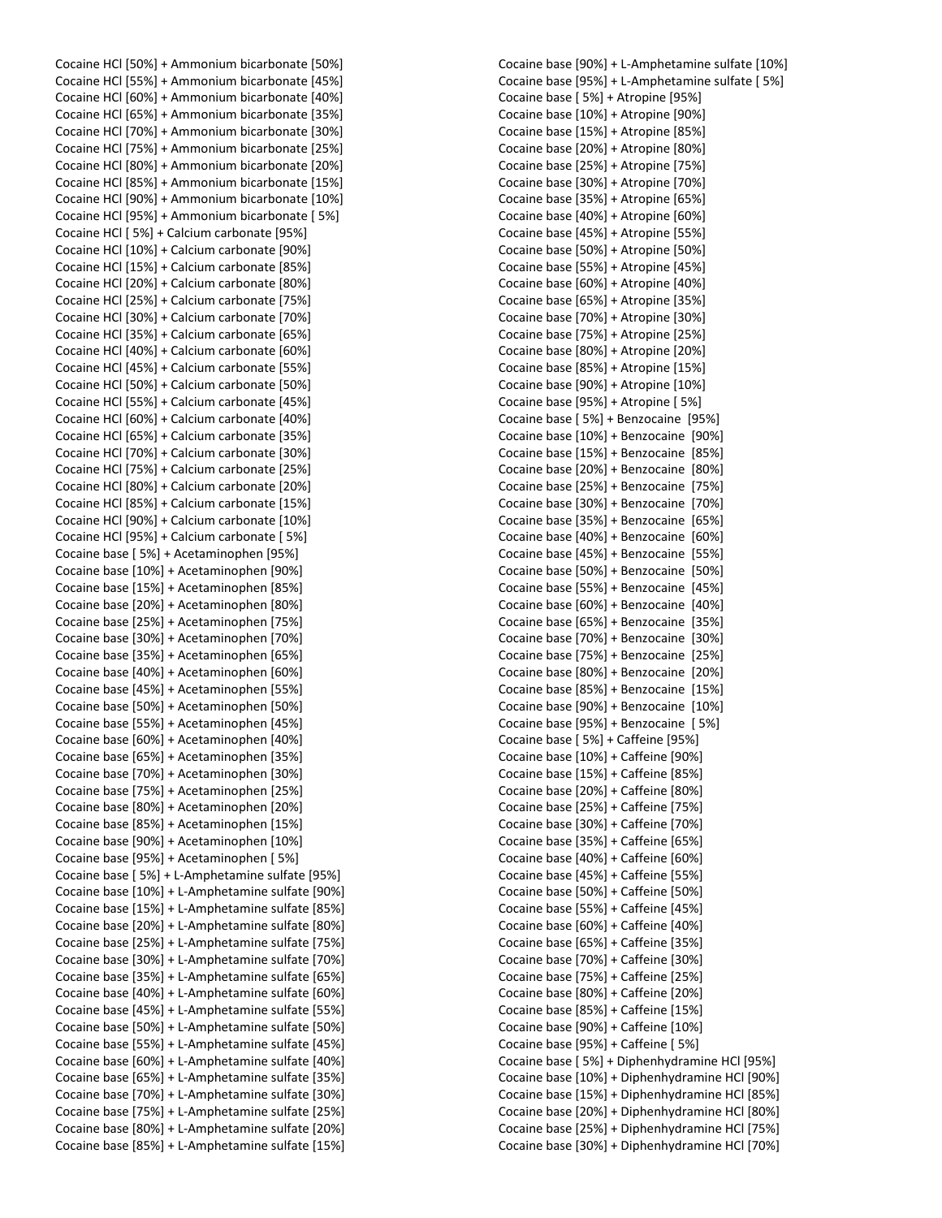Cocaine HCl [50%] + Ammonium bicarbonate [50%]
Cocaine HCl [55%] + Ammonium bicarbonate [45%]
Cocaine HCl [60%] + Ammonium bicarbonate [40%]
Cocaine HCl [65%] + Ammonium bicarbonate [35%]
Cocaine HCl [70%] + Ammonium bicarbonate [30%]
Cocaine HCl [75%] + Ammonium bicarbonate [25%]
Cocaine HCl [80%] + Ammonium bicarbonate [20%]
Cocaine HCl [85%] + Ammonium bicarbonate [15%]
Cocaine HCl [90%] + Ammonium bicarbonate [10%]
Cocaine HCl [95%] + Ammonium bicarbonate [ 5%]
Cocaine HCl [ 5%] + Calcium carbonate [95%]
Cocaine HCl [10%] + Calcium carbonate [90%]
Cocaine HCl [15%] + Calcium carbonate [85%]
Cocaine HCl [20%] + Calcium carbonate [80%]
Cocaine HCl [25%] + Calcium carbonate [75%]
Cocaine HCl [30%] + Calcium carbonate [70%]
Cocaine HCl [35%] + Calcium carbonate [65%]
Cocaine HCl [40%] + Calcium carbonate [60%]
Cocaine HCl [45%] + Calcium carbonate [55%]
Cocaine HCl [50%] + Calcium carbonate [50%]
Cocaine HCl [55%] + Calcium carbonate [45%]
Cocaine HCl [60%] + Calcium carbonate [40%]
Cocaine HCl [65%] + Calcium carbonate [35%]
Cocaine HCl [70%] + Calcium carbonate [30%]
Cocaine HCl [75%] + Calcium carbonate [25%]
Cocaine HCl [80%] + Calcium carbonate [20%]
Cocaine HCl [85%] + Calcium carbonate [15%]
Cocaine HCl [90%] + Calcium carbonate [10%]
Cocaine HCl [95%] + Calcium carbonate [ 5%]
Cocaine base [ 5%] + Acetaminophen [95%]
Cocaine base [10%] + Acetaminophen [90%]
Cocaine base [15%] + Acetaminophen [85%]
Cocaine base [20%] + Acetaminophen [80%]
Cocaine base [25%] + Acetaminophen [75%]
Cocaine base [30%] + Acetaminophen [70%]
Cocaine base [35%] + Acetaminophen [65%]
Cocaine base [40%] + Acetaminophen [60%]
Cocaine base [45%] + Acetaminophen [55%]
Cocaine base [50%] + Acetaminophen [50%]
Cocaine base [55%] + Acetaminophen [45%]
Cocaine base [60%] + Acetaminophen [40%]
Cocaine base [65%] + Acetaminophen [35%]
Cocaine base [70%] + Acetaminophen [30%]
Cocaine base [75%] + Acetaminophen [25%]
Cocaine base [80%] + Acetaminophen [20%]
Cocaine base [85%] + Acetaminophen [15%]
Cocaine base [90%] + Acetaminophen [10%]
Cocaine base [95%] + Acetaminophen [ 5%]
Cocaine base [ 5%] + L-Amphetamine sulfate [95%]
Cocaine base [10%] + L-Amphetamine sulfate [90%]
Cocaine base [15%] + L-Amphetamine sulfate [85%]
Cocaine base [20%] + L-Amphetamine sulfate [80%]
Cocaine base [25%] + L-Amphetamine sulfate [75%]
Cocaine base [30%] + L-Amphetamine sulfate [70%]
Cocaine base [35%] + L-Amphetamine sulfate [65%]
Cocaine base [40%] + L-Amphetamine sulfate [60%]
Cocaine base [45%] + L-Amphetamine sulfate [55%]
Cocaine base [50%] + L-Amphetamine sulfate [50%]
Cocaine base [55%] + L-Amphetamine sulfate [45%]
Cocaine base [60%] + L-Amphetamine sulfate [40%]
Cocaine base [65%] + L-Amphetamine sulfate [35%]
Cocaine base [70%] + L-Amphetamine sulfate [30%]
Cocaine base [75%] + L-Amphetamine sulfate [25%]
Cocaine base [80%] + L-Amphetamine sulfate [20%]
Cocaine base [85%] + L-Amphetamine sulfate [15%]
Cocaine base [90%] + L-Amphetamine sulfate [10%]
Cocaine base [95%] + L-Amphetamine sulfate [ 5%]
Cocaine base [ 5%] + Atropine [95%]
Cocaine base [10%] + Atropine [90%]
Cocaine base [15%] + Atropine [85%]
Cocaine base [20%] + Atropine [80%]
Cocaine base [25%] + Atropine [75%]
Cocaine base [30%] + Atropine [70%]
Cocaine base [35%] + Atropine [65%]
Cocaine base [40%] + Atropine [60%]
Cocaine base [45%] + Atropine [55%]
Cocaine base [50%] + Atropine [50%]
Cocaine base [55%] + Atropine [45%]
Cocaine base [60%] + Atropine [40%]
Cocaine base [65%] + Atropine [35%]
Cocaine base [70%] + Atropine [30%]
Cocaine base [75%] + Atropine [25%]
Cocaine base [80%] + Atropine [20%]
Cocaine base [85%] + Atropine [15%]
Cocaine base [90%] + Atropine [10%]
Cocaine base [95%] + Atropine [ 5%]
Cocaine base [ 5%] + Benzocaine [95%]
Cocaine base [10%] + Benzocaine [90%]
Cocaine base [15%] + Benzocaine [85%]
Cocaine base [20%] + Benzocaine [80%]
Cocaine base [25%] + Benzocaine [75%]
Cocaine base [30%] + Benzocaine [70%]
Cocaine base [35%] + Benzocaine [65%]
Cocaine base [40%] + Benzocaine [60%]
Cocaine base [45%] + Benzocaine [55%]
Cocaine base [50%] + Benzocaine [50%]
Cocaine base [55%] + Benzocaine [45%]
Cocaine base [60%] + Benzocaine [40%]
Cocaine base [65%] + Benzocaine [35%]
Cocaine base [70%] + Benzocaine [30%]
Cocaine base [75%] + Benzocaine [25%]
Cocaine base [80%] + Benzocaine [20%]
Cocaine base [85%] + Benzocaine [15%]
Cocaine base [90%] + Benzocaine [10%]
Cocaine base [95%] + Benzocaine [ 5%]
Cocaine base [ 5%] + Caffeine [95%]
Cocaine base [10%] + Caffeine [90%]
Cocaine base [15%] + Caffeine [85%]
Cocaine base [20%] + Caffeine [80%]
Cocaine base [25%] + Caffeine [75%]
Cocaine base [30%] + Caffeine [70%]
Cocaine base [35%] + Caffeine [65%]
Cocaine base [40%] + Caffeine [60%]
Cocaine base [45%] + Caffeine [55%]
Cocaine base [50%] + Caffeine [50%]
Cocaine base [55%] + Caffeine [45%]
Cocaine base [60%] + Caffeine [40%]
Cocaine base [65%] + Caffeine [35%]
Cocaine base [70%] + Caffeine [30%]
Cocaine base [75%] + Caffeine [25%]
Cocaine base [80%] + Caffeine [20%]
Cocaine base [85%] + Caffeine [15%]
Cocaine base [90%] + Caffeine [10%]
Cocaine base [95%] + Caffeine [ 5%]
Cocaine base [ 5%] + Diphenhydramine HCl [95%]
Cocaine base [10%] + Diphenhydramine HCl [90%]
Cocaine base [15%] + Diphenhydramine HCl [85%]
Cocaine base [20%] + Diphenhydramine HCl [80%]
Cocaine base [25%] + Diphenhydramine HCl [75%]
Cocaine base [30%] + Diphenhydramine HCl [70%]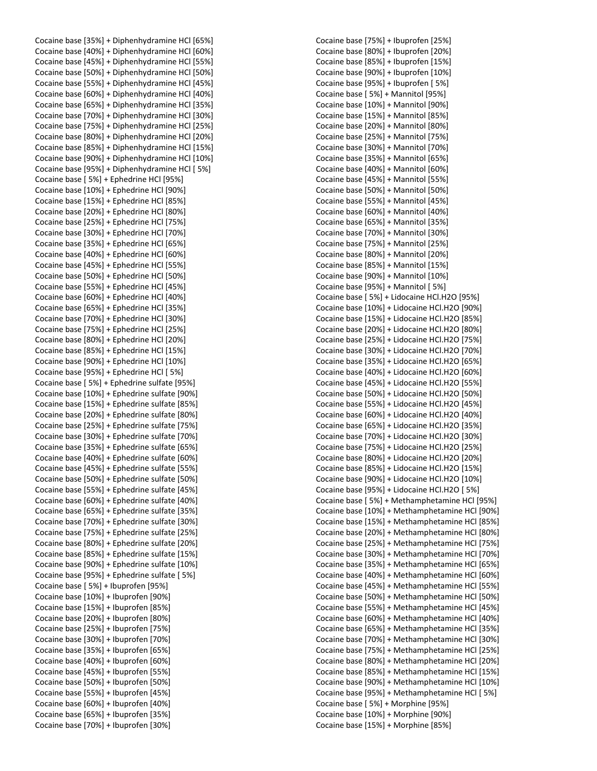Cocaine base [35%] + Diphenhydramine HCl [65%]
Cocaine base [40%] + Diphenhydramine HCl [60%]
Cocaine base [45%] + Diphenhydramine HCl [55%]
Cocaine base [50%] + Diphenhydramine HCl [50%]
Cocaine base [55%] + Diphenhydramine HCl [45%]
Cocaine base [60%] + Diphenhydramine HCl [40%]
Cocaine base [65%] + Diphenhydramine HCl [35%]
Cocaine base [70%] + Diphenhydramine HCl [30%]
Cocaine base [75%] + Diphenhydramine HCl [25%]
Cocaine base [80%] + Diphenhydramine HCl [20%]
Cocaine base [85%] + Diphenhydramine HCl [15%]
Cocaine base [90%] + Diphenhydramine HCl [10%]
Cocaine base [95%] + Diphenhydramine HCl [ 5%]
Cocaine base [ 5%] + Ephedrine HCl [95%]
Cocaine base [10%] + Ephedrine HCl [90%]
Cocaine base [15%] + Ephedrine HCl [85%]
Cocaine base [20%] + Ephedrine HCl [80%]
Cocaine base [25%] + Ephedrine HCl [75%]
Cocaine base [30%] + Ephedrine HCl [70%]
Cocaine base [35%] + Ephedrine HCl [65%]
Cocaine base [40%] + Ephedrine HCl [60%]
Cocaine base [45%] + Ephedrine HCl [55%]
Cocaine base [50%] + Ephedrine HCl [50%]
Cocaine base [55%] + Ephedrine HCl [45%]
Cocaine base [60%] + Ephedrine HCl [40%]
Cocaine base [65%] + Ephedrine HCl [35%]
Cocaine base [70%] + Ephedrine HCl [30%]
Cocaine base [75%] + Ephedrine HCl [25%]
Cocaine base [80%] + Ephedrine HCl [20%]
Cocaine base [85%] + Ephedrine HCl [15%]
Cocaine base [90%] + Ephedrine HCl [10%]
Cocaine base [95%] + Ephedrine HCl [ 5%]
Cocaine base [ 5%] + Ephedrine sulfate [95%]
Cocaine base [10%] + Ephedrine sulfate [90%]
Cocaine base [15%] + Ephedrine sulfate [85%]
Cocaine base [20%] + Ephedrine sulfate [80%]
Cocaine base [25%] + Ephedrine sulfate [75%]
Cocaine base [30%] + Ephedrine sulfate [70%]
Cocaine base [35%] + Ephedrine sulfate [65%]
Cocaine base [40%] + Ephedrine sulfate [60%]
Cocaine base [45%] + Ephedrine sulfate [55%]
Cocaine base [50%] + Ephedrine sulfate [50%]
Cocaine base [55%] + Ephedrine sulfate [45%]
Cocaine base [60%] + Ephedrine sulfate [40%]
Cocaine base [65%] + Ephedrine sulfate [35%]
Cocaine base [70%] + Ephedrine sulfate [30%]
Cocaine base [75%] + Ephedrine sulfate [25%]
Cocaine base [80%] + Ephedrine sulfate [20%]
Cocaine base [85%] + Ephedrine sulfate [15%]
Cocaine base [90%] + Ephedrine sulfate [10%]
Cocaine base [95%] + Ephedrine sulfate [ 5%]
Cocaine base [ 5%] + Ibuprofen [95%]
Cocaine base [10%] + Ibuprofen [90%]
Cocaine base [15%] + Ibuprofen [85%]
Cocaine base [20%] + Ibuprofen [80%]
Cocaine base [25%] + Ibuprofen [75%]
Cocaine base [30%] + Ibuprofen [70%]
Cocaine base [35%] + Ibuprofen [65%]
Cocaine base [40%] + Ibuprofen [60%]
Cocaine base [45%] + Ibuprofen [55%]
Cocaine base [50%] + Ibuprofen [50%]
Cocaine base [55%] + Ibuprofen [45%]
Cocaine base [60%] + Ibuprofen [40%]
Cocaine base [65%] + Ibuprofen [35%]
Cocaine base [70%] + Ibuprofen [30%]
Cocaine base [75%] + Ibuprofen [25%]
Cocaine base [80%] + Ibuprofen [20%]
Cocaine base [85%] + Ibuprofen [15%]
Cocaine base [90%] + Ibuprofen [10%]
Cocaine base [95%] + Ibuprofen [ 5%]
Cocaine base [ 5%] + Mannitol [95%]
Cocaine base [10%] + Mannitol [90%]
Cocaine base [15%] + Mannitol [85%]
Cocaine base [20%] + Mannitol [80%]
Cocaine base [25%] + Mannitol [75%]
Cocaine base [30%] + Mannitol [70%]
Cocaine base [35%] + Mannitol [65%]
Cocaine base [40%] + Mannitol [60%]
Cocaine base [45%] + Mannitol [55%]
Cocaine base [50%] + Mannitol [50%]
Cocaine base [55%] + Mannitol [45%]
Cocaine base [60%] + Mannitol [40%]
Cocaine base [65%] + Mannitol [35%]
Cocaine base [70%] + Mannitol [30%]
Cocaine base [75%] + Mannitol [25%]
Cocaine base [80%] + Mannitol [20%]
Cocaine base [85%] + Mannitol [15%]
Cocaine base [90%] + Mannitol [10%]
Cocaine base [95%] + Mannitol [ 5%]
Cocaine base [ 5%] + Lidocaine HCl.H2O [95%]
Cocaine base [10%] + Lidocaine HCl.H2O [90%]
Cocaine base [15%] + Lidocaine HCl.H2O [85%]
Cocaine base [20%] + Lidocaine HCl.H2O [80%]
Cocaine base [25%] + Lidocaine HCl.H2O [75%]
Cocaine base [30%] + Lidocaine HCl.H2O [70%]
Cocaine base [35%] + Lidocaine HCl.H2O [65%]
Cocaine base [40%] + Lidocaine HCl.H2O [60%]
Cocaine base [45%] + Lidocaine HCl.H2O [55%]
Cocaine base [50%] + Lidocaine HCl.H2O [50%]
Cocaine base [55%] + Lidocaine HCl.H2O [45%]
Cocaine base [60%] + Lidocaine HCl.H2O [40%]
Cocaine base [65%] + Lidocaine HCl.H2O [35%]
Cocaine base [70%] + Lidocaine HCl.H2O [30%]
Cocaine base [75%] + Lidocaine HCl.H2O [25%]
Cocaine base [80%] + Lidocaine HCl.H2O [20%]
Cocaine base [85%] + Lidocaine HCl.H2O [15%]
Cocaine base [90%] + Lidocaine HCl.H2O [10%]
Cocaine base [95%] + Lidocaine HCl.H2O [ 5%]
Cocaine base [ 5%] + Methamphetamine HCl [95%]
Cocaine base [10%] + Methamphetamine HCl [90%]
Cocaine base [15%] + Methamphetamine HCl [85%]
Cocaine base [20%] + Methamphetamine HCl [80%]
Cocaine base [25%] + Methamphetamine HCl [75%]
Cocaine base [30%] + Methamphetamine HCl [70%]
Cocaine base [35%] + Methamphetamine HCl [65%]
Cocaine base [40%] + Methamphetamine HCl [60%]
Cocaine base [45%] + Methamphetamine HCl [55%]
Cocaine base [50%] + Methamphetamine HCl [50%]
Cocaine base [55%] + Methamphetamine HCl [45%]
Cocaine base [60%] + Methamphetamine HCl [40%]
Cocaine base [65%] + Methamphetamine HCl [35%]
Cocaine base [70%] + Methamphetamine HCl [30%]
Cocaine base [75%] + Methamphetamine HCl [25%]
Cocaine base [80%] + Methamphetamine HCl [20%]
Cocaine base [85%] + Methamphetamine HCl [15%]
Cocaine base [90%] + Methamphetamine HCl [10%]
Cocaine base [95%] + Methamphetamine HCl [ 5%]
Cocaine base [ 5%] + Morphine [95%]
Cocaine base [10%] + Morphine [90%]
Cocaine base [15%] + Morphine [85%]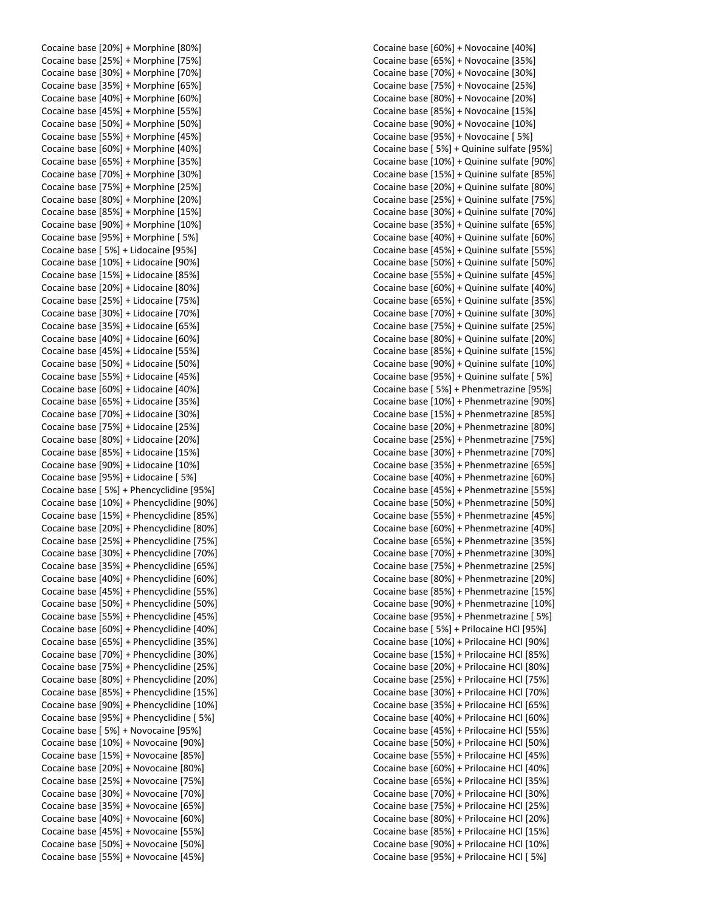Cocaine base [20%] + Morphine [80%]
Cocaine base [25%] + Morphine [75%]
Cocaine base [30%] + Morphine [70%]
Cocaine base [35%] + Morphine [65%]
Cocaine base [40%] + Morphine [60%]
Cocaine base [45%] + Morphine [55%]
Cocaine base [50%] + Morphine [50%]
Cocaine base [55%] + Morphine [45%]
Cocaine base [60%] + Morphine [40%]
Cocaine base [65%] + Morphine [35%]
Cocaine base [70%] + Morphine [30%]
Cocaine base [75%] + Morphine [25%]
Cocaine base [80%] + Morphine [20%]
Cocaine base [85%] + Morphine [15%]
Cocaine base [90%] + Morphine [10%]
Cocaine base [95%] + Morphine [ 5%]
Cocaine base [ 5%] + Lidocaine [95%]
Cocaine base [10%] + Lidocaine [90%]
Cocaine base [15%] + Lidocaine [85%]
Cocaine base [20%] + Lidocaine [80%]
Cocaine base [25%] + Lidocaine [75%]
Cocaine base [30%] + Lidocaine [70%]
Cocaine base [35%] + Lidocaine [65%]
Cocaine base [40%] + Lidocaine [60%]
Cocaine base [45%] + Lidocaine [55%]
Cocaine base [50%] + Lidocaine [50%]
Cocaine base [55%] + Lidocaine [45%]
Cocaine base [60%] + Lidocaine [40%]
Cocaine base [65%] + Lidocaine [35%]
Cocaine base [70%] + Lidocaine [30%]
Cocaine base [75%] + Lidocaine [25%]
Cocaine base [80%] + Lidocaine [20%]
Cocaine base [85%] + Lidocaine [15%]
Cocaine base [90%] + Lidocaine [10%]
Cocaine base [95%] + Lidocaine [ 5%]
Cocaine base [ 5%] + Phencyclidine [95%]
Cocaine base [10%] + Phencyclidine [90%]
Cocaine base [15%] + Phencyclidine [85%]
Cocaine base [20%] + Phencyclidine [80%]
Cocaine base [25%] + Phencyclidine [75%]
Cocaine base [30%] + Phencyclidine [70%]
Cocaine base [35%] + Phencyclidine [65%]
Cocaine base [40%] + Phencyclidine [60%]
Cocaine base [45%] + Phencyclidine [55%]
Cocaine base [50%] + Phencyclidine [50%]
Cocaine base [55%] + Phencyclidine [45%]
Cocaine base [60%] + Phencyclidine [40%]
Cocaine base [65%] + Phencyclidine [35%]
Cocaine base [70%] + Phencyclidine [30%]
Cocaine base [75%] + Phencyclidine [25%]
Cocaine base [80%] + Phencyclidine [20%]
Cocaine base [85%] + Phencyclidine [15%]
Cocaine base [90%] + Phencyclidine [10%]
Cocaine base [95%] + Phencyclidine [ 5%]
Cocaine base [ 5%] + Novocaine [95%]
Cocaine base [10%] + Novocaine [90%]
Cocaine base [15%] + Novocaine [85%]
Cocaine base [20%] + Novocaine [80%]
Cocaine base [25%] + Novocaine [75%]
Cocaine base [30%] + Novocaine [70%]
Cocaine base [35%] + Novocaine [65%]
Cocaine base [40%] + Novocaine [60%]
Cocaine base [45%] + Novocaine [55%]
Cocaine base [50%] + Novocaine [50%]
Cocaine base [55%] + Novocaine [45%]
Cocaine base [60%] + Novocaine [40%]
Cocaine base [65%] + Novocaine [35%]
Cocaine base [70%] + Novocaine [30%]
Cocaine base [75%] + Novocaine [25%]
Cocaine base [80%] + Novocaine [20%]
Cocaine base [85%] + Novocaine [15%]
Cocaine base [90%] + Novocaine [10%]
Cocaine base [95%] + Novocaine [ 5%]
Cocaine base [ 5%] + Quinine sulfate [95%]
Cocaine base [10%] + Quinine sulfate [90%]
Cocaine base [15%] + Quinine sulfate [85%]
Cocaine base [20%] + Quinine sulfate [80%]
Cocaine base [25%] + Quinine sulfate [75%]
Cocaine base [30%] + Quinine sulfate [70%]
Cocaine base [35%] + Quinine sulfate [65%]
Cocaine base [40%] + Quinine sulfate [60%]
Cocaine base [45%] + Quinine sulfate [55%]
Cocaine base [50%] + Quinine sulfate [50%]
Cocaine base [55%] + Quinine sulfate [45%]
Cocaine base [60%] + Quinine sulfate [40%]
Cocaine base [65%] + Quinine sulfate [35%]
Cocaine base [70%] + Quinine sulfate [30%]
Cocaine base [75%] + Quinine sulfate [25%]
Cocaine base [80%] + Quinine sulfate [20%]
Cocaine base [85%] + Quinine sulfate [15%]
Cocaine base [90%] + Quinine sulfate [10%]
Cocaine base [95%] + Quinine sulfate [ 5%]
Cocaine base [ 5%] + Phenmetrazine [95%]
Cocaine base [10%] + Phenmetrazine [90%]
Cocaine base [15%] + Phenmetrazine [85%]
Cocaine base [20%] + Phenmetrazine [80%]
Cocaine base [25%] + Phenmetrazine [75%]
Cocaine base [30%] + Phenmetrazine [70%]
Cocaine base [35%] + Phenmetrazine [65%]
Cocaine base [40%] + Phenmetrazine [60%]
Cocaine base [45%] + Phenmetrazine [55%]
Cocaine base [50%] + Phenmetrazine [50%]
Cocaine base [55%] + Phenmetrazine [45%]
Cocaine base [60%] + Phenmetrazine [40%]
Cocaine base [65%] + Phenmetrazine [35%]
Cocaine base [70%] + Phenmetrazine [30%]
Cocaine base [75%] + Phenmetrazine [25%]
Cocaine base [80%] + Phenmetrazine [20%]
Cocaine base [85%] + Phenmetrazine [15%]
Cocaine base [90%] + Phenmetrazine [10%]
Cocaine base [95%] + Phenmetrazine [ 5%]
Cocaine base [ 5%] + Prilocaine HCl [95%]
Cocaine base [10%] + Prilocaine HCl [90%]
Cocaine base [15%] + Prilocaine HCl [85%]
Cocaine base [20%] + Prilocaine HCl [80%]
Cocaine base [25%] + Prilocaine HCl [75%]
Cocaine base [30%] + Prilocaine HCl [70%]
Cocaine base [35%] + Prilocaine HCl [65%]
Cocaine base [40%] + Prilocaine HCl [60%]
Cocaine base [45%] + Prilocaine HCl [55%]
Cocaine base [50%] + Prilocaine HCl [50%]
Cocaine base [55%] + Prilocaine HCl [45%]
Cocaine base [60%] + Prilocaine HCl [40%]
Cocaine base [65%] + Prilocaine HCl [35%]
Cocaine base [70%] + Prilocaine HCl [30%]
Cocaine base [75%] + Prilocaine HCl [25%]
Cocaine base [80%] + Prilocaine HCl [20%]
Cocaine base [85%] + Prilocaine HCl [15%]
Cocaine base [90%] + Prilocaine HCl [10%]
Cocaine base [95%] + Prilocaine HCl [ 5%]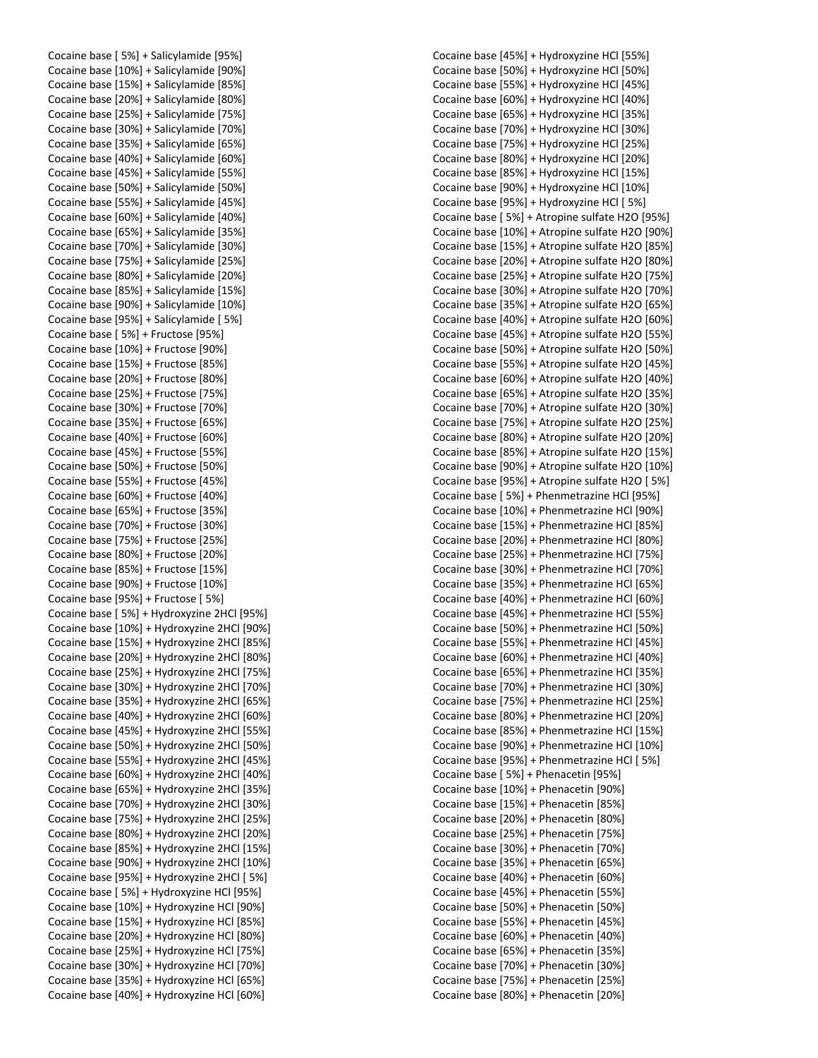Cocaine base [ 5%] + Salicylamide [95%]
Cocaine base [10%] + Salicylamide [90%]
Cocaine base [15%] + Salicylamide [85%]
Cocaine base [20%] + Salicylamide [80%]
Cocaine base [25%] + Salicylamide [75%]
Cocaine base [30%] + Salicylamide [70%]
Cocaine base [35%] + Salicylamide [65%]
Cocaine base [40%] + Salicylamide [60%]
Cocaine base [45%] + Salicylamide [55%]
Cocaine base [50%] + Salicylamide [50%]
Cocaine base [55%] + Salicylamide [45%]
Cocaine base [60%] + Salicylamide [40%]
Cocaine base [65%] + Salicylamide [35%]
Cocaine base [70%] + Salicylamide [30%]
Cocaine base [75%] + Salicylamide [25%]
Cocaine base [80%] + Salicylamide [20%]
Cocaine base [85%] + Salicylamide [15%]
Cocaine base [90%] + Salicylamide [10%]
Cocaine base [95%] + Salicylamide [ 5%]
Cocaine base [ 5%] + Fructose [95%]
Cocaine base [10%] + Fructose [90%]
Cocaine base [15%] + Fructose [85%]
Cocaine base [20%] + Fructose [80%]
Cocaine base [25%] + Fructose [75%]
Cocaine base [30%] + Fructose [70%]
Cocaine base [35%] + Fructose [65%]
Cocaine base [40%] + Fructose [60%]
Cocaine base [45%] + Fructose [55%]
Cocaine base [50%] + Fructose [50%]
Cocaine base [55%] + Fructose [45%]
Cocaine base [60%] + Fructose [40%]
Cocaine base [65%] + Fructose [35%]
Cocaine base [70%] + Fructose [30%]
Cocaine base [75%] + Fructose [25%]
Cocaine base [80%] + Fructose [20%]
Cocaine base [85%] + Fructose [15%]
Cocaine base [90%] + Fructose [10%]
Cocaine base [95%] + Fructose [ 5%]
Cocaine base [ 5%] + Hydroxyzine 2HCl [95%]
Cocaine base [10%] + Hydroxyzine 2HCl [90%]
Cocaine base [15%] + Hydroxyzine 2HCl [85%]
Cocaine base [20%] + Hydroxyzine 2HCl [80%]
Cocaine base [25%] + Hydroxyzine 2HCl [75%]
Cocaine base [30%] + Hydroxyzine 2HCl [70%]
Cocaine base [35%] + Hydroxyzine 2HCl [65%]
Cocaine base [40%] + Hydroxyzine 2HCl [60%]
Cocaine base [45%] + Hydroxyzine 2HCl [55%]
Cocaine base [50%] + Hydroxyzine 2HCl [50%]
Cocaine base [55%] + Hydroxyzine 2HCl [45%]
Cocaine base [60%] + Hydroxyzine 2HCl [40%]
Cocaine base [65%] + Hydroxyzine 2HCl [35%]
Cocaine base [70%] + Hydroxyzine 2HCl [30%]
Cocaine base [75%] + Hydroxyzine 2HCl [25%]
Cocaine base [80%] + Hydroxyzine 2HCl [20%]
Cocaine base [85%] + Hydroxyzine 2HCl [15%]
Cocaine base [90%] + Hydroxyzine 2HCl [10%]
Cocaine base [95%] + Hydroxyzine 2HCl [ 5%]
Cocaine base [ 5%] + Hydroxyzine HCl [95%]
Cocaine base [10%] + Hydroxyzine HCl [90%]
Cocaine base [15%] + Hydroxyzine HCl [85%]
Cocaine base [20%] + Hydroxyzine HCl [80%]
Cocaine base [25%] + Hydroxyzine HCl [75%]
Cocaine base [30%] + Hydroxyzine HCl [70%]
Cocaine base [35%] + Hydroxyzine HCl [65%]
Cocaine base [40%] + Hydroxyzine HCl [60%]
Cocaine base [45%] + Hydroxyzine HCl [55%]
Cocaine base [50%] + Hydroxyzine HCl [50%]
Cocaine base [55%] + Hydroxyzine HCl [45%]
Cocaine base [60%] + Hydroxyzine HCl [40%]
Cocaine base [65%] + Hydroxyzine HCl [35%]
Cocaine base [70%] + Hydroxyzine HCl [30%]
Cocaine base [75%] + Hydroxyzine HCl [25%]
Cocaine base [80%] + Hydroxyzine HCl [20%]
Cocaine base [85%] + Hydroxyzine HCl [15%]
Cocaine base [90%] + Hydroxyzine HCl [10%]
Cocaine base [95%] + Hydroxyzine HCl [ 5%]
Cocaine base [ 5%] + Atropine sulfate H2O [95%]
Cocaine base [10%] + Atropine sulfate H2O [90%]
Cocaine base [15%] + Atropine sulfate H2O [85%]
Cocaine base [20%] + Atropine sulfate H2O [80%]
Cocaine base [25%] + Atropine sulfate H2O [75%]
Cocaine base [30%] + Atropine sulfate H2O [70%]
Cocaine base [35%] + Atropine sulfate H2O [65%]
Cocaine base [40%] + Atropine sulfate H2O [60%]
Cocaine base [45%] + Atropine sulfate H2O [55%]
Cocaine base [50%] + Atropine sulfate H2O [50%]
Cocaine base [55%] + Atropine sulfate H2O [45%]
Cocaine base [60%] + Atropine sulfate H2O [40%]
Cocaine base [65%] + Atropine sulfate H2O [35%]
Cocaine base [70%] + Atropine sulfate H2O [30%]
Cocaine base [75%] + Atropine sulfate H2O [25%]
Cocaine base [80%] + Atropine sulfate H2O [20%]
Cocaine base [85%] + Atropine sulfate H2O [15%]
Cocaine base [90%] + Atropine sulfate H2O [10%]
Cocaine base [95%] + Atropine sulfate H2O [ 5%]
Cocaine base [ 5%] + Phenmetrazine HCl [95%]
Cocaine base [10%] + Phenmetrazine HCl [90%]
Cocaine base [15%] + Phenmetrazine HCl [85%]
Cocaine base [20%] + Phenmetrazine HCl [80%]
Cocaine base [25%] + Phenmetrazine HCl [75%]
Cocaine base [30%] + Phenmetrazine HCl [70%]
Cocaine base [35%] + Phenmetrazine HCl [65%]
Cocaine base [40%] + Phenmetrazine HCl [60%]
Cocaine base [45%] + Phenmetrazine HCl [55%]
Cocaine base [50%] + Phenmetrazine HCl [50%]
Cocaine base [55%] + Phenmetrazine HCl [45%]
Cocaine base [60%] + Phenmetrazine HCl [40%]
Cocaine base [65%] + Phenmetrazine HCl [35%]
Cocaine base [70%] + Phenmetrazine HCl [30%]
Cocaine base [75%] + Phenmetrazine HCl [25%]
Cocaine base [80%] + Phenmetrazine HCl [20%]
Cocaine base [85%] + Phenmetrazine HCl [15%]
Cocaine base [90%] + Phenmetrazine HCl [10%]
Cocaine base [95%] + Phenmetrazine HCl [ 5%]
Cocaine base [ 5%] + Phenacetin [95%]
Cocaine base [10%] + Phenacetin [90%]
Cocaine base [15%] + Phenacetin [85%]
Cocaine base [20%] + Phenacetin [80%]
Cocaine base [25%] + Phenacetin [75%]
Cocaine base [30%] + Phenacetin [70%]
Cocaine base [35%] + Phenacetin [65%]
Cocaine base [40%] + Phenacetin [60%]
Cocaine base [45%] + Phenacetin [55%]
Cocaine base [50%] + Phenacetin [50%]
Cocaine base [55%] + Phenacetin [45%]
Cocaine base [60%] + Phenacetin [40%]
Cocaine base [65%] + Phenacetin [35%]
Cocaine base [70%] + Phenacetin [30%]
Cocaine base [75%] + Phenacetin [25%]
Cocaine base [80%] + Phenacetin [20%]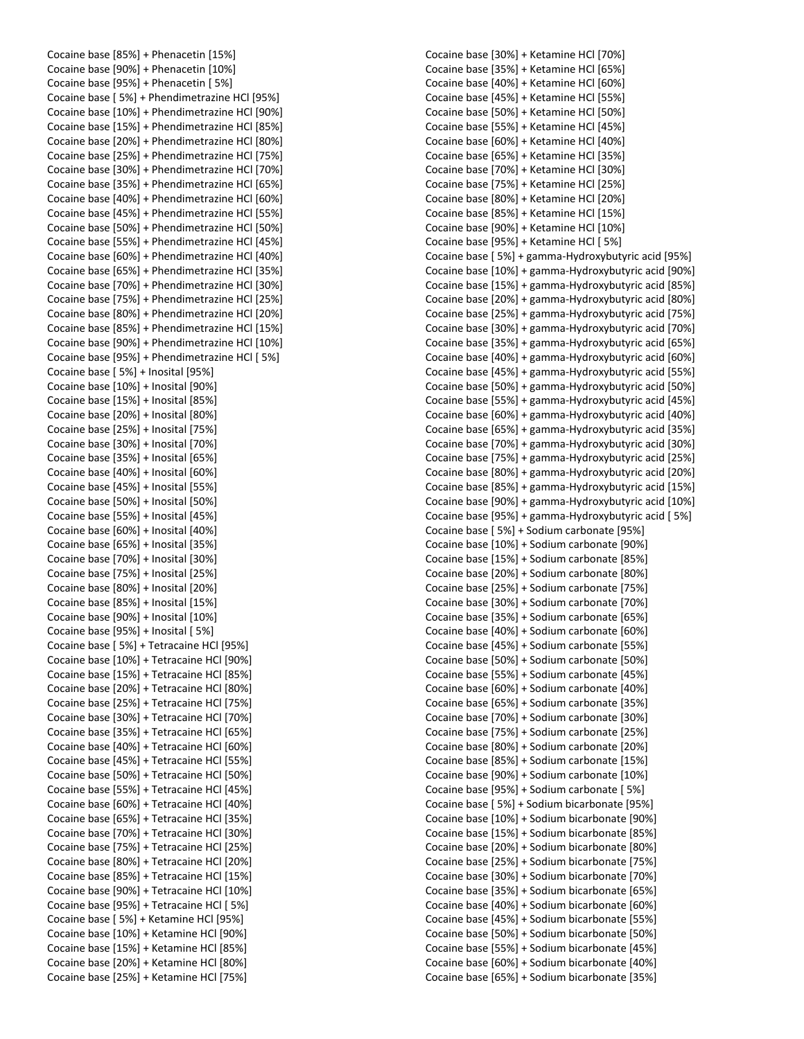Cocaine base [85%] + Phenacetin [15%]
Cocaine base [90%] + Phenacetin [10%]
Cocaine base [95%] + Phenacetin [ 5%]
Cocaine base [ 5%] + Phendimetrazine HCl [95%]
Cocaine base [10%] + Phendimetrazine HCl [90%]
Cocaine base [15%] + Phendimetrazine HCl [85%]
Cocaine base [20%] + Phendimetrazine HCl [80%]
Cocaine base [25%] + Phendimetrazine HCl [75%]
Cocaine base [30%] + Phendimetrazine HCl [70%]
Cocaine base [35%] + Phendimetrazine HCl [65%]
Cocaine base [40%] + Phendimetrazine HCl [60%]
Cocaine base [45%] + Phendimetrazine HCl [55%]
Cocaine base [50%] + Phendimetrazine HCl [50%]
Cocaine base [55%] + Phendimetrazine HCl [45%]
Cocaine base [60%] + Phendimetrazine HCl [40%]
Cocaine base [65%] + Phendimetrazine HCl [35%]
Cocaine base [70%] + Phendimetrazine HCl [30%]
Cocaine base [75%] + Phendimetrazine HCl [25%]
Cocaine base [80%] + Phendimetrazine HCl [20%]
Cocaine base [85%] + Phendimetrazine HCl [15%]
Cocaine base [90%] + Phendimetrazine HCl [10%]
Cocaine base [95%] + Phendimetrazine HCl [ 5%]
Cocaine base [ 5%] + Inosital [95%]
Cocaine base [10%] + Inosital [90%]
Cocaine base [15%] + Inosital [85%]
Cocaine base [20%] + Inosital [80%]
Cocaine base [25%] + Inosital [75%]
Cocaine base [30%] + Inosital [70%]
Cocaine base [35%] + Inosital [65%]
Cocaine base [40%] + Inosital [60%]
Cocaine base [45%] + Inosital [55%]
Cocaine base [50%] + Inosital [50%]
Cocaine base [55%] + Inosital [45%]
Cocaine base [60%] + Inosital [40%]
Cocaine base [65%] + Inosital [35%]
Cocaine base [70%] + Inosital [30%]
Cocaine base [75%] + Inosital [25%]
Cocaine base [80%] + Inosital [20%]
Cocaine base [85%] + Inosital [15%]
Cocaine base [90%] + Inosital [10%]
Cocaine base [95%] + Inosital [ 5%]
Cocaine base [ 5%] + Tetracaine HCl [95%]
Cocaine base [10%] + Tetracaine HCl [90%]
Cocaine base [15%] + Tetracaine HCl [85%]
Cocaine base [20%] + Tetracaine HCl [80%]
Cocaine base [25%] + Tetracaine HCl [75%]
Cocaine base [30%] + Tetracaine HCl [70%]
Cocaine base [35%] + Tetracaine HCl [65%]
Cocaine base [40%] + Tetracaine HCl [60%]
Cocaine base [45%] + Tetracaine HCl [55%]
Cocaine base [50%] + Tetracaine HCl [50%]
Cocaine base [55%] + Tetracaine HCl [45%]
Cocaine base [60%] + Tetracaine HCl [40%]
Cocaine base [65%] + Tetracaine HCl [35%]
Cocaine base [70%] + Tetracaine HCl [30%]
Cocaine base [75%] + Tetracaine HCl [25%]
Cocaine base [80%] + Tetracaine HCl [20%]
Cocaine base [85%] + Tetracaine HCl [15%]
Cocaine base [90%] + Tetracaine HCl [10%]
Cocaine base [95%] + Tetracaine HCl [ 5%]
Cocaine base [ 5%] + Ketamine HCl [95%]
Cocaine base [10%] + Ketamine HCl [90%]
Cocaine base [15%] + Ketamine HCl [85%]
Cocaine base [20%] + Ketamine HCl [80%]
Cocaine base [25%] + Ketamine HCl [75%]
Cocaine base [30%] + Ketamine HCl [70%]
Cocaine base [35%] + Ketamine HCl [65%]
Cocaine base [40%] + Ketamine HCl [60%]
Cocaine base [45%] + Ketamine HCl [55%]
Cocaine base [50%] + Ketamine HCl [50%]
Cocaine base [55%] + Ketamine HCl [45%]
Cocaine base [60%] + Ketamine HCl [40%]
Cocaine base [65%] + Ketamine HCl [35%]
Cocaine base [70%] + Ketamine HCl [30%]
Cocaine base [75%] + Ketamine HCl [25%]
Cocaine base [80%] + Ketamine HCl [20%]
Cocaine base [85%] + Ketamine HCl [15%]
Cocaine base [90%] + Ketamine HCl [10%]
Cocaine base [95%] + Ketamine HCl [ 5%]
Cocaine base [ 5%] + gamma-Hydroxybutyric acid [95%]
Cocaine base [10%] + gamma-Hydroxybutyric acid [90%]
Cocaine base [15%] + gamma-Hydroxybutyric acid [85%]
Cocaine base [20%] + gamma-Hydroxybutyric acid [80%]
Cocaine base [25%] + gamma-Hydroxybutyric acid [75%]
Cocaine base [30%] + gamma-Hydroxybutyric acid [70%]
Cocaine base [35%] + gamma-Hydroxybutyric acid [65%]
Cocaine base [40%] + gamma-Hydroxybutyric acid [60%]
Cocaine base [45%] + gamma-Hydroxybutyric acid [55%]
Cocaine base [50%] + gamma-Hydroxybutyric acid [50%]
Cocaine base [55%] + gamma-Hydroxybutyric acid [45%]
Cocaine base [60%] + gamma-Hydroxybutyric acid [40%]
Cocaine base [65%] + gamma-Hydroxybutyric acid [35%]
Cocaine base [70%] + gamma-Hydroxybutyric acid [30%]
Cocaine base [75%] + gamma-Hydroxybutyric acid [25%]
Cocaine base [80%] + gamma-Hydroxybutyric acid [20%]
Cocaine base [85%] + gamma-Hydroxybutyric acid [15%]
Cocaine base [90%] + gamma-Hydroxybutyric acid [10%]
Cocaine base [95%] + gamma-Hydroxybutyric acid [ 5%]
Cocaine base [ 5%] + Sodium carbonate [95%]
Cocaine base [10%] + Sodium carbonate [90%]
Cocaine base [15%] + Sodium carbonate [85%]
Cocaine base [20%] + Sodium carbonate [80%]
Cocaine base [25%] + Sodium carbonate [75%]
Cocaine base [30%] + Sodium carbonate [70%]
Cocaine base [35%] + Sodium carbonate [65%]
Cocaine base [40%] + Sodium carbonate [60%]
Cocaine base [45%] + Sodium carbonate [55%]
Cocaine base [50%] + Sodium carbonate [50%]
Cocaine base [55%] + Sodium carbonate [45%]
Cocaine base [60%] + Sodium carbonate [40%]
Cocaine base [65%] + Sodium carbonate [35%]
Cocaine base [70%] + Sodium carbonate [30%]
Cocaine base [75%] + Sodium carbonate [25%]
Cocaine base [80%] + Sodium carbonate [20%]
Cocaine base [85%] + Sodium carbonate [15%]
Cocaine base [90%] + Sodium carbonate [10%]
Cocaine base [95%] + Sodium carbonate [ 5%]
Cocaine base [ 5%] + Sodium bicarbonate [95%]
Cocaine base [10%] + Sodium bicarbonate [90%]
Cocaine base [15%] + Sodium bicarbonate [85%]
Cocaine base [20%] + Sodium bicarbonate [80%]
Cocaine base [25%] + Sodium bicarbonate [75%]
Cocaine base [30%] + Sodium bicarbonate [70%]
Cocaine base [35%] + Sodium bicarbonate [65%]
Cocaine base [40%] + Sodium bicarbonate [60%]
Cocaine base [45%] + Sodium bicarbonate [55%]
Cocaine base [50%] + Sodium bicarbonate [50%]
Cocaine base [55%] + Sodium bicarbonate [45%]
Cocaine base [60%] + Sodium bicarbonate [40%]
Cocaine base [65%] + Sodium bicarbonate [35%]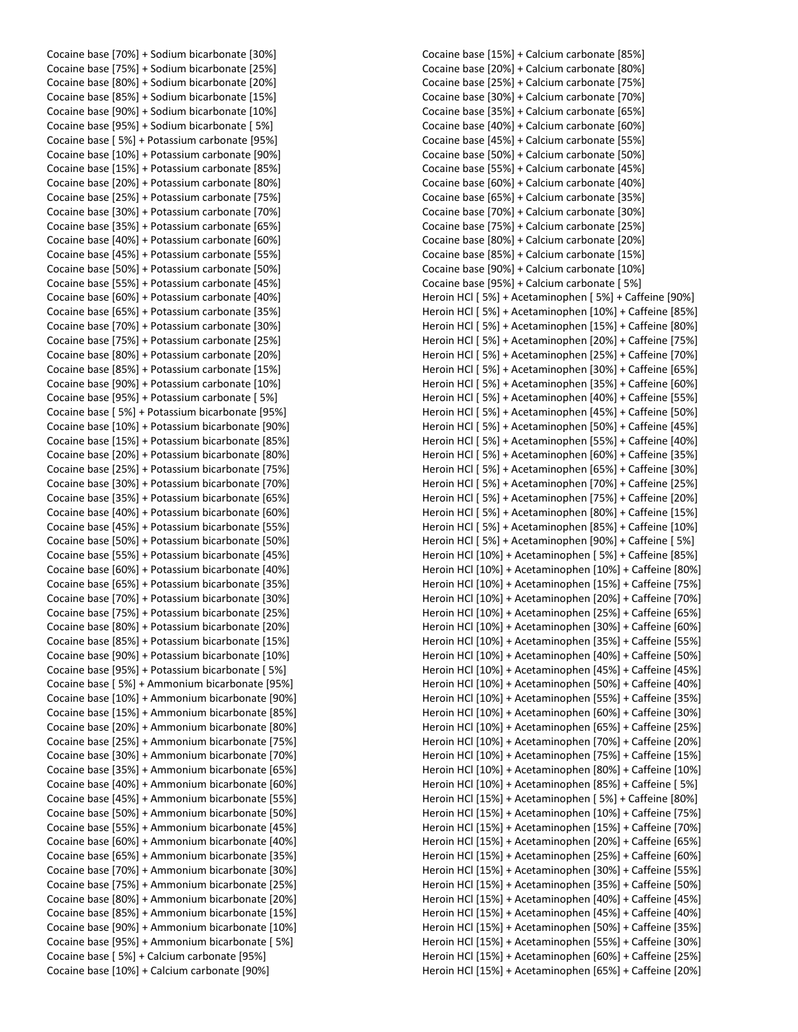Cocaine base [70%] + Sodium bicarbonate [30%]
Cocaine base [75%] + Sodium bicarbonate [25%]
Cocaine base [80%] + Sodium bicarbonate [20%]
Cocaine base [85%] + Sodium bicarbonate [15%]
Cocaine base [90%] + Sodium bicarbonate [10%]
Cocaine base [95%] + Sodium bicarbonate [ 5%]
Cocaine base [ 5%] + Potassium carbonate [95%]
Cocaine base [10%] + Potassium carbonate [90%]
Cocaine base [15%] + Potassium carbonate [85%]
Cocaine base [20%] + Potassium carbonate [80%]
Cocaine base [25%] + Potassium carbonate [75%]
Cocaine base [30%] + Potassium carbonate [70%]
Cocaine base [35%] + Potassium carbonate [65%]
Cocaine base [40%] + Potassium carbonate [60%]
Cocaine base [45%] + Potassium carbonate [55%]
Cocaine base [50%] + Potassium carbonate [50%]
Cocaine base [55%] + Potassium carbonate [45%]
Cocaine base [60%] + Potassium carbonate [40%]
Cocaine base [65%] + Potassium carbonate [35%]
Cocaine base [70%] + Potassium carbonate [30%]
Cocaine base [75%] + Potassium carbonate [25%]
Cocaine base [80%] + Potassium carbonate [20%]
Cocaine base [85%] + Potassium carbonate [15%]
Cocaine base [90%] + Potassium carbonate [10%]
Cocaine base [95%] + Potassium carbonate [ 5%]
Cocaine base [ 5%] + Potassium bicarbonate [95%]
Cocaine base [10%] + Potassium bicarbonate [90%]
Cocaine base [15%] + Potassium bicarbonate [85%]
Cocaine base [20%] + Potassium bicarbonate [80%]
Cocaine base [25%] + Potassium bicarbonate [75%]
Cocaine base [30%] + Potassium bicarbonate [70%]
Cocaine base [35%] + Potassium bicarbonate [65%]
Cocaine base [40%] + Potassium bicarbonate [60%]
Cocaine base [45%] + Potassium bicarbonate [55%]
Cocaine base [50%] + Potassium bicarbonate [50%]
Cocaine base [55%] + Potassium bicarbonate [45%]
Cocaine base [60%] + Potassium bicarbonate [40%]
Cocaine base [65%] + Potassium bicarbonate [35%]
Cocaine base [70%] + Potassium bicarbonate [30%]
Cocaine base [75%] + Potassium bicarbonate [25%]
Cocaine base [80%] + Potassium bicarbonate [20%]
Cocaine base [85%] + Potassium bicarbonate [15%]
Cocaine base [90%] + Potassium bicarbonate [10%]
Cocaine base [95%] + Potassium bicarbonate [ 5%]
Cocaine base [ 5%] + Ammonium bicarbonate [95%]
Cocaine base [10%] + Ammonium bicarbonate [90%]
Cocaine base [15%] + Ammonium bicarbonate [85%]
Cocaine base [20%] + Ammonium bicarbonate [80%]
Cocaine base [25%] + Ammonium bicarbonate [75%]
Cocaine base [30%] + Ammonium bicarbonate [70%]
Cocaine base [35%] + Ammonium bicarbonate [65%]
Cocaine base [40%] + Ammonium bicarbonate [60%]
Cocaine base [45%] + Ammonium bicarbonate [55%]
Cocaine base [50%] + Ammonium bicarbonate [50%]
Cocaine base [55%] + Ammonium bicarbonate [45%]
Cocaine base [60%] + Ammonium bicarbonate [40%]
Cocaine base [65%] + Ammonium bicarbonate [35%]
Cocaine base [70%] + Ammonium bicarbonate [30%]
Cocaine base [75%] + Ammonium bicarbonate [25%]
Cocaine base [80%] + Ammonium bicarbonate [20%]
Cocaine base [85%] + Ammonium bicarbonate [15%]
Cocaine base [90%] + Ammonium bicarbonate [10%]
Cocaine base [95%] + Ammonium bicarbonate [ 5%]
Cocaine base [ 5%] + Calcium carbonate [95%]
Cocaine base [10%] + Calcium carbonate [90%]
Cocaine base [15%] + Calcium carbonate [85%]
Cocaine base [20%] + Calcium carbonate [80%]
Cocaine base [25%] + Calcium carbonate [75%]
Cocaine base [30%] + Calcium carbonate [70%]
Cocaine base [35%] + Calcium carbonate [65%]
Cocaine base [40%] + Calcium carbonate [60%]
Cocaine base [45%] + Calcium carbonate [55%]
Cocaine base [50%] + Calcium carbonate [50%]
Cocaine base [55%] + Calcium carbonate [45%]
Cocaine base [60%] + Calcium carbonate [40%]
Cocaine base [65%] + Calcium carbonate [35%]
Cocaine base [70%] + Calcium carbonate [30%]
Cocaine base [75%] + Calcium carbonate [25%]
Cocaine base [80%] + Calcium carbonate [20%]
Cocaine base [85%] + Calcium carbonate [15%]
Cocaine base [90%] + Calcium carbonate [10%]
Cocaine base [95%] + Calcium carbonate [ 5%]
Heroin HCl [ 5%] + Acetaminophen [ 5%] + Caffeine [90%]
Heroin HCl [ 5%] + Acetaminophen [10%] + Caffeine [85%]
Heroin HCl [ 5%] + Acetaminophen [15%] + Caffeine [80%]
Heroin HCl [ 5%] + Acetaminophen [20%] + Caffeine [75%]
Heroin HCl [ 5%] + Acetaminophen [25%] + Caffeine [70%]
Heroin HCl [ 5%] + Acetaminophen [30%] + Caffeine [65%]
Heroin HCl [ 5%] + Acetaminophen [35%] + Caffeine [60%]
Heroin HCl [ 5%] + Acetaminophen [40%] + Caffeine [55%]
Heroin HCl [ 5%] + Acetaminophen [45%] + Caffeine [50%]
Heroin HCl [ 5%] + Acetaminophen [50%] + Caffeine [45%]
Heroin HCl [ 5%] + Acetaminophen [55%] + Caffeine [40%]
Heroin HCl [ 5%] + Acetaminophen [60%] + Caffeine [35%]
Heroin HCl [ 5%] + Acetaminophen [65%] + Caffeine [30%]
Heroin HCl [ 5%] + Acetaminophen [70%] + Caffeine [25%]
Heroin HCl [ 5%] + Acetaminophen [75%] + Caffeine [20%]
Heroin HCl [ 5%] + Acetaminophen [80%] + Caffeine [15%]
Heroin HCl [ 5%] + Acetaminophen [85%] + Caffeine [10%]
Heroin HCl [ 5%] + Acetaminophen [90%] + Caffeine [ 5%]
Heroin HCl [10%] + Acetaminophen [ 5%] + Caffeine [85%]
Heroin HCl [10%] + Acetaminophen [10%] + Caffeine [80%]
Heroin HCl [10%] + Acetaminophen [15%] + Caffeine [75%]
Heroin HCl [10%] + Acetaminophen [20%] + Caffeine [70%]
Heroin HCl [10%] + Acetaminophen [25%] + Caffeine [65%]
Heroin HCl [10%] + Acetaminophen [30%] + Caffeine [60%]
Heroin HCl [10%] + Acetaminophen [35%] + Caffeine [55%]
Heroin HCl [10%] + Acetaminophen [40%] + Caffeine [50%]
Heroin HCl [10%] + Acetaminophen [45%] + Caffeine [45%]
Heroin HCl [10%] + Acetaminophen [50%] + Caffeine [40%]
Heroin HCl [10%] + Acetaminophen [55%] + Caffeine [35%]
Heroin HCl [10%] + Acetaminophen [60%] + Caffeine [30%]
Heroin HCl [10%] + Acetaminophen [65%] + Caffeine [25%]
Heroin HCl [10%] + Acetaminophen [70%] + Caffeine [20%]
Heroin HCl [10%] + Acetaminophen [75%] + Caffeine [15%]
Heroin HCl [10%] + Acetaminophen [80%] + Caffeine [10%]
Heroin HCl [10%] + Acetaminophen [85%] + Caffeine [ 5%]
Heroin HCl [15%] + Acetaminophen [ 5%] + Caffeine [80%]
Heroin HCl [15%] + Acetaminophen [10%] + Caffeine [75%]
Heroin HCl [15%] + Acetaminophen [15%] + Caffeine [70%]
Heroin HCl [15%] + Acetaminophen [20%] + Caffeine [65%]
Heroin HCl [15%] + Acetaminophen [25%] + Caffeine [60%]
Heroin HCl [15%] + Acetaminophen [30%] + Caffeine [55%]
Heroin HCl [15%] + Acetaminophen [35%] + Caffeine [50%]
Heroin HCl [15%] + Acetaminophen [40%] + Caffeine [45%]
Heroin HCl [15%] + Acetaminophen [45%] + Caffeine [40%]
Heroin HCl [15%] + Acetaminophen [50%] + Caffeine [35%]
Heroin HCl [15%] + Acetaminophen [55%] + Caffeine [30%]
Heroin HCl [15%] + Acetaminophen [60%] + Caffeine [25%]
Heroin HCl [15%] + Acetaminophen [65%] + Caffeine [20%]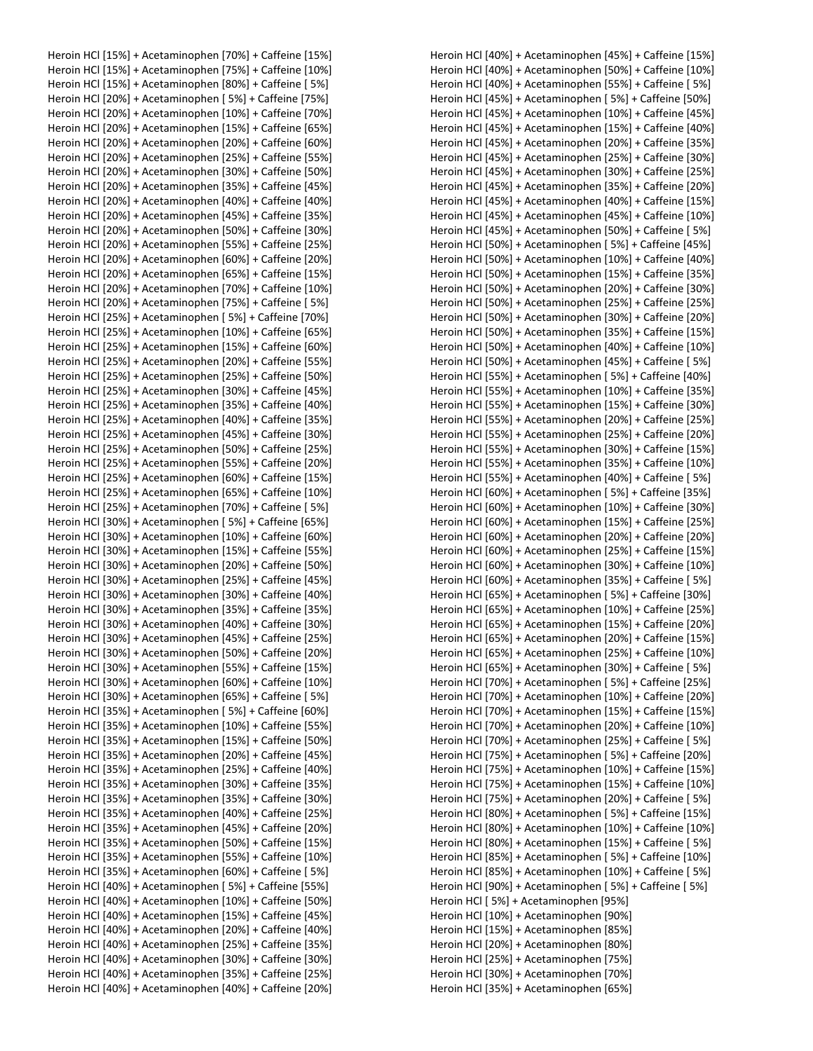Heroin HCl [15%] + Acetaminophen [70%] + Caffeine [15%]
Heroin HCl [15%] + Acetaminophen [75%] + Caffeine [10%]
Heroin HCl [15%] + Acetaminophen [80%] + Caffeine [ 5%]
Heroin HCl [20%] + Acetaminophen [ 5%] + Caffeine [75%]
Heroin HCl [20%] + Acetaminophen [10%] + Caffeine [70%]
Heroin HCl [20%] + Acetaminophen [15%] + Caffeine [65%]
Heroin HCl [20%] + Acetaminophen [20%] + Caffeine [60%]
Heroin HCl [20%] + Acetaminophen [25%] + Caffeine [55%]
Heroin HCl [20%] + Acetaminophen [30%] + Caffeine [50%]
Heroin HCl [20%] + Acetaminophen [35%] + Caffeine [45%]
Heroin HCl [20%] + Acetaminophen [40%] + Caffeine [40%]
Heroin HCl [20%] + Acetaminophen [45%] + Caffeine [35%]
Heroin HCl [20%] + Acetaminophen [50%] + Caffeine [30%]
Heroin HCl [20%] + Acetaminophen [55%] + Caffeine [25%]
Heroin HCl [20%] + Acetaminophen [60%] + Caffeine [20%]
Heroin HCl [20%] + Acetaminophen [65%] + Caffeine [15%]
Heroin HCl [20%] + Acetaminophen [70%] + Caffeine [10%]
Heroin HCl [20%] + Acetaminophen [75%] + Caffeine [ 5%]
Heroin HCl [25%] + Acetaminophen [ 5%] + Caffeine [70%]
Heroin HCl [25%] + Acetaminophen [10%] + Caffeine [65%]
Heroin HCl [25%] + Acetaminophen [15%] + Caffeine [60%]
Heroin HCl [25%] + Acetaminophen [20%] + Caffeine [55%]
Heroin HCl [25%] + Acetaminophen [25%] + Caffeine [50%]
Heroin HCl [25%] + Acetaminophen [30%] + Caffeine [45%]
Heroin HCl [25%] + Acetaminophen [35%] + Caffeine [40%]
Heroin HCl [25%] + Acetaminophen [40%] + Caffeine [35%]
Heroin HCl [25%] + Acetaminophen [45%] + Caffeine [30%]
Heroin HCl [25%] + Acetaminophen [50%] + Caffeine [25%]
Heroin HCl [25%] + Acetaminophen [55%] + Caffeine [20%]
Heroin HCl [25%] + Acetaminophen [60%] + Caffeine [15%]
Heroin HCl [25%] + Acetaminophen [65%] + Caffeine [10%]
Heroin HCl [25%] + Acetaminophen [70%] + Caffeine [ 5%]
Heroin HCl [30%] + Acetaminophen [ 5%] + Caffeine [65%]
Heroin HCl [30%] + Acetaminophen [10%] + Caffeine [60%]
Heroin HCl [30%] + Acetaminophen [15%] + Caffeine [55%]
Heroin HCl [30%] + Acetaminophen [20%] + Caffeine [50%]
Heroin HCl [30%] + Acetaminophen [25%] + Caffeine [45%]
Heroin HCl [30%] + Acetaminophen [30%] + Caffeine [40%]
Heroin HCl [30%] + Acetaminophen [35%] + Caffeine [35%]
Heroin HCl [30%] + Acetaminophen [40%] + Caffeine [30%]
Heroin HCl [30%] + Acetaminophen [45%] + Caffeine [25%]
Heroin HCl [30%] + Acetaminophen [50%] + Caffeine [20%]
Heroin HCl [30%] + Acetaminophen [55%] + Caffeine [15%]
Heroin HCl [30%] + Acetaminophen [60%] + Caffeine [10%]
Heroin HCl [30%] + Acetaminophen [65%] + Caffeine [ 5%]
Heroin HCl [35%] + Acetaminophen [ 5%] + Caffeine [60%]
Heroin HCl [35%] + Acetaminophen [10%] + Caffeine [55%]
Heroin HCl [35%] + Acetaminophen [15%] + Caffeine [50%]
Heroin HCl [35%] + Acetaminophen [20%] + Caffeine [45%]
Heroin HCl [35%] + Acetaminophen [25%] + Caffeine [40%]
Heroin HCl [35%] + Acetaminophen [30%] + Caffeine [35%]
Heroin HCl [35%] + Acetaminophen [35%] + Caffeine [30%]
Heroin HCl [35%] + Acetaminophen [40%] + Caffeine [25%]
Heroin HCl [35%] + Acetaminophen [45%] + Caffeine [20%]
Heroin HCl [35%] + Acetaminophen [50%] + Caffeine [15%]
Heroin HCl [35%] + Acetaminophen [55%] + Caffeine [10%]
Heroin HCl [35%] + Acetaminophen [60%] + Caffeine [ 5%]
Heroin HCl [40%] + Acetaminophen [ 5%] + Caffeine [55%]
Heroin HCl [40%] + Acetaminophen [10%] + Caffeine [50%]
Heroin HCl [40%] + Acetaminophen [15%] + Caffeine [45%]
Heroin HCl [40%] + Acetaminophen [20%] + Caffeine [40%]
Heroin HCl [40%] + Acetaminophen [25%] + Caffeine [35%]
Heroin HCl [40%] + Acetaminophen [30%] + Caffeine [30%]
Heroin HCl [40%] + Acetaminophen [35%] + Caffeine [25%]
Heroin HCl [40%] + Acetaminophen [40%] + Caffeine [20%]
Heroin HCl [40%] + Acetaminophen [45%] + Caffeine [15%]
Heroin HCl [40%] + Acetaminophen [50%] + Caffeine [10%]
Heroin HCl [40%] + Acetaminophen [55%] + Caffeine [ 5%]
Heroin HCl [45%] + Acetaminophen [ 5%] + Caffeine [50%]
Heroin HCl [45%] + Acetaminophen [10%] + Caffeine [45%]
Heroin HCl [45%] + Acetaminophen [15%] + Caffeine [40%]
Heroin HCl [45%] + Acetaminophen [20%] + Caffeine [35%]
Heroin HCl [45%] + Acetaminophen [25%] + Caffeine [30%]
Heroin HCl [45%] + Acetaminophen [30%] + Caffeine [25%]
Heroin HCl [45%] + Acetaminophen [35%] + Caffeine [20%]
Heroin HCl [45%] + Acetaminophen [40%] + Caffeine [15%]
Heroin HCl [45%] + Acetaminophen [45%] + Caffeine [10%]
Heroin HCl [45%] + Acetaminophen [50%] + Caffeine [ 5%]
Heroin HCl [50%] + Acetaminophen [ 5%] + Caffeine [45%]
Heroin HCl [50%] + Acetaminophen [10%] + Caffeine [40%]
Heroin HCl [50%] + Acetaminophen [15%] + Caffeine [35%]
Heroin HCl [50%] + Acetaminophen [20%] + Caffeine [30%]
Heroin HCl [50%] + Acetaminophen [25%] + Caffeine [25%]
Heroin HCl [50%] + Acetaminophen [30%] + Caffeine [20%]
Heroin HCl [50%] + Acetaminophen [35%] + Caffeine [15%]
Heroin HCl [50%] + Acetaminophen [40%] + Caffeine [10%]
Heroin HCl [50%] + Acetaminophen [45%] + Caffeine [ 5%]
Heroin HCl [55%] + Acetaminophen [ 5%] + Caffeine [40%]
Heroin HCl [55%] + Acetaminophen [10%] + Caffeine [35%]
Heroin HCl [55%] + Acetaminophen [15%] + Caffeine [30%]
Heroin HCl [55%] + Acetaminophen [20%] + Caffeine [25%]
Heroin HCl [55%] + Acetaminophen [25%] + Caffeine [20%]
Heroin HCl [55%] + Acetaminophen [30%] + Caffeine [15%]
Heroin HCl [55%] + Acetaminophen [35%] + Caffeine [10%]
Heroin HCl [55%] + Acetaminophen [40%] + Caffeine [ 5%]
Heroin HCl [60%] + Acetaminophen [ 5%] + Caffeine [35%]
Heroin HCl [60%] + Acetaminophen [10%] + Caffeine [30%]
Heroin HCl [60%] + Acetaminophen [15%] + Caffeine [25%]
Heroin HCl [60%] + Acetaminophen [20%] + Caffeine [20%]
Heroin HCl [60%] + Acetaminophen [25%] + Caffeine [15%]
Heroin HCl [60%] + Acetaminophen [30%] + Caffeine [10%]
Heroin HCl [60%] + Acetaminophen [35%] + Caffeine [ 5%]
Heroin HCl [65%] + Acetaminophen [ 5%] + Caffeine [30%]
Heroin HCl [65%] + Acetaminophen [10%] + Caffeine [25%]
Heroin HCl [65%] + Acetaminophen [15%] + Caffeine [20%]
Heroin HCl [65%] + Acetaminophen [20%] + Caffeine [15%]
Heroin HCl [65%] + Acetaminophen [25%] + Caffeine [10%]
Heroin HCl [65%] + Acetaminophen [30%] + Caffeine [ 5%]
Heroin HCl [70%] + Acetaminophen [ 5%] + Caffeine [25%]
Heroin HCl [70%] + Acetaminophen [10%] + Caffeine [20%]
Heroin HCl [70%] + Acetaminophen [15%] + Caffeine [15%]
Heroin HCl [70%] + Acetaminophen [20%] + Caffeine [10%]
Heroin HCl [70%] + Acetaminophen [25%] + Caffeine [ 5%]
Heroin HCl [75%] + Acetaminophen [ 5%] + Caffeine [20%]
Heroin HCl [75%] + Acetaminophen [10%] + Caffeine [15%]
Heroin HCl [75%] + Acetaminophen [15%] + Caffeine [10%]
Heroin HCl [75%] + Acetaminophen [20%] + Caffeine [ 5%]
Heroin HCl [80%] + Acetaminophen [ 5%] + Caffeine [15%]
Heroin HCl [80%] + Acetaminophen [10%] + Caffeine [10%]
Heroin HCl [80%] + Acetaminophen [15%] + Caffeine [ 5%]
Heroin HCl [85%] + Acetaminophen [ 5%] + Caffeine [10%]
Heroin HCl [85%] + Acetaminophen [10%] + Caffeine [ 5%]
Heroin HCl [90%] + Acetaminophen [ 5%] + Caffeine [ 5%]
Heroin HCl [ 5%] + Acetaminophen [95%]
Heroin HCl [10%] + Acetaminophen [90%]
Heroin HCl [15%] + Acetaminophen [85%]
Heroin HCl [20%] + Acetaminophen [80%]
Heroin HCl [25%] + Acetaminophen [75%]
Heroin HCl [30%] + Acetaminophen [70%]
Heroin HCl [35%] + Acetaminophen [65%]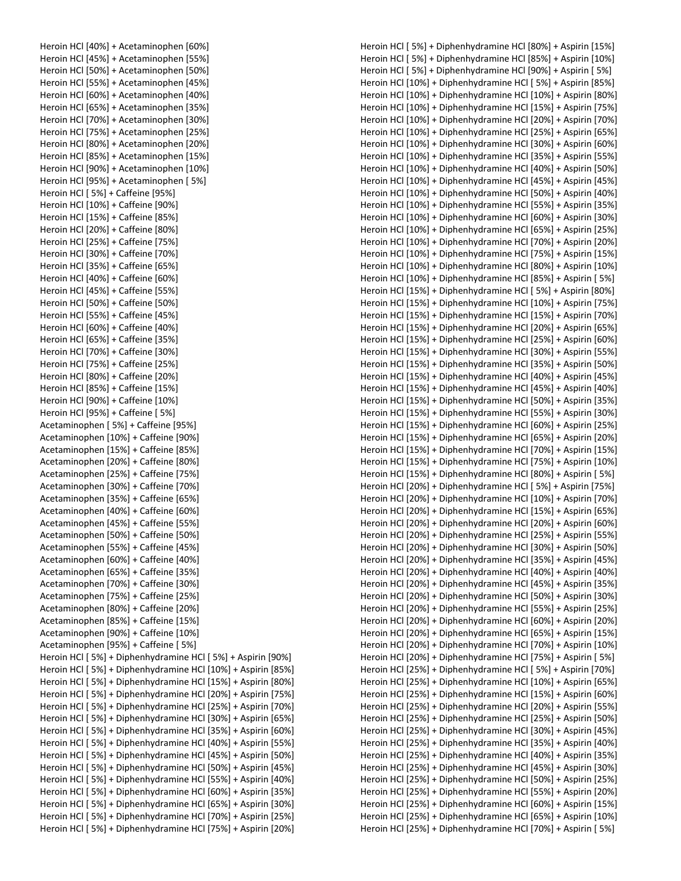Heroin HCl [40%] + Acetaminophen [60%]
Heroin HCl [45%] + Acetaminophen [55%]
Heroin HCl [50%] + Acetaminophen [50%]
Heroin HCl [55%] + Acetaminophen [45%]
Heroin HCl [60%] + Acetaminophen [40%]
Heroin HCl [65%] + Acetaminophen [35%]
Heroin HCl [70%] + Acetaminophen [30%]
Heroin HCl [75%] + Acetaminophen [25%]
Heroin HCl [80%] + Acetaminophen [20%]
Heroin HCl [85%] + Acetaminophen [15%]
Heroin HCl [90%] + Acetaminophen [10%]
Heroin HCl [95%] + Acetaminophen [ 5%]
Heroin HCl [ 5%] + Caffeine [95%]
Heroin HCl [10%] + Caffeine [90%]
Heroin HCl [15%] + Caffeine [85%]
Heroin HCl [20%] + Caffeine [80%]
Heroin HCl [25%] + Caffeine [75%]
Heroin HCl [30%] + Caffeine [70%]
Heroin HCl [35%] + Caffeine [65%]
Heroin HCl [40%] + Caffeine [60%]
Heroin HCl [45%] + Caffeine [55%]
Heroin HCl [50%] + Caffeine [50%]
Heroin HCl [55%] + Caffeine [45%]
Heroin HCl [60%] + Caffeine [40%]
Heroin HCl [65%] + Caffeine [35%]
Heroin HCl [70%] + Caffeine [30%]
Heroin HCl [75%] + Caffeine [25%]
Heroin HCl [80%] + Caffeine [20%]
Heroin HCl [85%] + Caffeine [15%]
Heroin HCl [90%] + Caffeine [10%]
Heroin HCl [95%] + Caffeine [ 5%]
Acetaminophen [ 5%] + Caffeine [95%]
Acetaminophen [10%] + Caffeine [90%]
Acetaminophen [15%] + Caffeine [85%]
Acetaminophen [20%] + Caffeine [80%]
Acetaminophen [25%] + Caffeine [75%]
Acetaminophen [30%] + Caffeine [70%]
Acetaminophen [35%] + Caffeine [65%]
Acetaminophen [40%] + Caffeine [60%]
Acetaminophen [45%] + Caffeine [55%]
Acetaminophen [50%] + Caffeine [50%]
Acetaminophen [55%] + Caffeine [45%]
Acetaminophen [60%] + Caffeine [40%]
Acetaminophen [65%] + Caffeine [35%]
Acetaminophen [70%] + Caffeine [30%]
Acetaminophen [75%] + Caffeine [25%]
Acetaminophen [80%] + Caffeine [20%]
Acetaminophen [85%] + Caffeine [15%]
Acetaminophen [90%] + Caffeine [10%]
Acetaminophen [95%] + Caffeine [ 5%]
Heroin HCl [ 5%] + Diphenhydramine HCl [ 5%] + Aspirin [90%]
Heroin HCl [ 5%] + Diphenhydramine HCl [10%] + Aspirin [85%]
Heroin HCl [ 5%] + Diphenhydramine HCl [15%] + Aspirin [80%]
Heroin HCl [ 5%] + Diphenhydramine HCl [20%] + Aspirin [75%]
Heroin HCl [ 5%] + Diphenhydramine HCl [25%] + Aspirin [70%]
Heroin HCl [ 5%] + Diphenhydramine HCl [30%] + Aspirin [65%]
Heroin HCl [ 5%] + Diphenhydramine HCl [35%] + Aspirin [60%]
Heroin HCl [ 5%] + Diphenhydramine HCl [40%] + Aspirin [55%]
Heroin HCl [ 5%] + Diphenhydramine HCl [45%] + Aspirin [50%]
Heroin HCl [ 5%] + Diphenhydramine HCl [50%] + Aspirin [45%]
Heroin HCl [ 5%] + Diphenhydramine HCl [55%] + Aspirin [40%]
Heroin HCl [ 5%] + Diphenhydramine HCl [60%] + Aspirin [35%]
Heroin HCl [ 5%] + Diphenhydramine HCl [65%] + Aspirin [30%]
Heroin HCl [ 5%] + Diphenhydramine HCl [70%] + Aspirin [25%]
Heroin HCl [ 5%] + Diphenhydramine HCl [75%] + Aspirin [20%]
Heroin HCl [ 5%] + Diphenhydramine HCl [80%] + Aspirin [15%]
Heroin HCl [ 5%] + Diphenhydramine HCl [85%] + Aspirin [10%]
Heroin HCl [ 5%] + Diphenhydramine HCl [90%] + Aspirin [ 5%]
Heroin HCl [10%] + Diphenhydramine HCl [ 5%] + Aspirin [85%]
Heroin HCl [10%] + Diphenhydramine HCl [10%] + Aspirin [80%]
Heroin HCl [10%] + Diphenhydramine HCl [15%] + Aspirin [75%]
Heroin HCl [10%] + Diphenhydramine HCl [20%] + Aspirin [70%]
Heroin HCl [10%] + Diphenhydramine HCl [25%] + Aspirin [65%]
Heroin HCl [10%] + Diphenhydramine HCl [30%] + Aspirin [60%]
Heroin HCl [10%] + Diphenhydramine HCl [35%] + Aspirin [55%]
Heroin HCl [10%] + Diphenhydramine HCl [40%] + Aspirin [50%]
Heroin HCl [10%] + Diphenhydramine HCl [45%] + Aspirin [45%]
Heroin HCl [10%] + Diphenhydramine HCl [50%] + Aspirin [40%]
Heroin HCl [10%] + Diphenhydramine HCl [55%] + Aspirin [35%]
Heroin HCl [10%] + Diphenhydramine HCl [60%] + Aspirin [30%]
Heroin HCl [10%] + Diphenhydramine HCl [65%] + Aspirin [25%]
Heroin HCl [10%] + Diphenhydramine HCl [70%] + Aspirin [20%]
Heroin HCl [10%] + Diphenhydramine HCl [75%] + Aspirin [15%]
Heroin HCl [10%] + Diphenhydramine HCl [80%] + Aspirin [10%]
Heroin HCl [10%] + Diphenhydramine HCl [85%] + Aspirin [ 5%]
Heroin HCl [15%] + Diphenhydramine HCl [ 5%] + Aspirin [80%]
Heroin HCl [15%] + Diphenhydramine HCl [10%] + Aspirin [75%]
Heroin HCl [15%] + Diphenhydramine HCl [15%] + Aspirin [70%]
Heroin HCl [15%] + Diphenhydramine HCl [20%] + Aspirin [65%]
Heroin HCl [15%] + Diphenhydramine HCl [25%] + Aspirin [60%]
Heroin HCl [15%] + Diphenhydramine HCl [30%] + Aspirin [55%]
Heroin HCl [15%] + Diphenhydramine HCl [35%] + Aspirin [50%]
Heroin HCl [15%] + Diphenhydramine HCl [40%] + Aspirin [45%]
Heroin HCl [15%] + Diphenhydramine HCl [45%] + Aspirin [40%]
Heroin HCl [15%] + Diphenhydramine HCl [50%] + Aspirin [35%]
Heroin HCl [15%] + Diphenhydramine HCl [55%] + Aspirin [30%]
Heroin HCl [15%] + Diphenhydramine HCl [60%] + Aspirin [25%]
Heroin HCl [15%] + Diphenhydramine HCl [65%] + Aspirin [20%]
Heroin HCl [15%] + Diphenhydramine HCl [70%] + Aspirin [15%]
Heroin HCl [15%] + Diphenhydramine HCl [75%] + Aspirin [10%]
Heroin HCl [15%] + Diphenhydramine HCl [80%] + Aspirin [ 5%]
Heroin HCl [20%] + Diphenhydramine HCl [ 5%] + Aspirin [75%]
Heroin HCl [20%] + Diphenhydramine HCl [10%] + Aspirin [70%]
Heroin HCl [20%] + Diphenhydramine HCl [15%] + Aspirin [65%]
Heroin HCl [20%] + Diphenhydramine HCl [20%] + Aspirin [60%]
Heroin HCl [20%] + Diphenhydramine HCl [25%] + Aspirin [55%]
Heroin HCl [20%] + Diphenhydramine HCl [30%] + Aspirin [50%]
Heroin HCl [20%] + Diphenhydramine HCl [35%] + Aspirin [45%]
Heroin HCl [20%] + Diphenhydramine HCl [40%] + Aspirin [40%]
Heroin HCl [20%] + Diphenhydramine HCl [45%] + Aspirin [35%]
Heroin HCl [20%] + Diphenhydramine HCl [50%] + Aspirin [30%]
Heroin HCl [20%] + Diphenhydramine HCl [55%] + Aspirin [25%]
Heroin HCl [20%] + Diphenhydramine HCl [60%] + Aspirin [20%]
Heroin HCl [20%] + Diphenhydramine HCl [65%] + Aspirin [15%]
Heroin HCl [20%] + Diphenhydramine HCl [70%] + Aspirin [10%]
Heroin HCl [20%] + Diphenhydramine HCl [75%] + Aspirin [ 5%]
Heroin HCl [25%] + Diphenhydramine HCl [ 5%] + Aspirin [70%]
Heroin HCl [25%] + Diphenhydramine HCl [10%] + Aspirin [65%]
Heroin HCl [25%] + Diphenhydramine HCl [15%] + Aspirin [60%]
Heroin HCl [25%] + Diphenhydramine HCl [20%] + Aspirin [55%]
Heroin HCl [25%] + Diphenhydramine HCl [25%] + Aspirin [50%]
Heroin HCl [25%] + Diphenhydramine HCl [30%] + Aspirin [45%]
Heroin HCl [25%] + Diphenhydramine HCl [35%] + Aspirin [40%]
Heroin HCl [25%] + Diphenhydramine HCl [40%] + Aspirin [35%]
Heroin HCl [25%] + Diphenhydramine HCl [45%] + Aspirin [30%]
Heroin HCl [25%] + Diphenhydramine HCl [50%] + Aspirin [25%]
Heroin HCl [25%] + Diphenhydramine HCl [55%] + Aspirin [20%]
Heroin HCl [25%] + Diphenhydramine HCl [60%] + Aspirin [15%]
Heroin HCl [25%] + Diphenhydramine HCl [65%] + Aspirin [10%]
Heroin HCl [25%] + Diphenhydramine HCl [70%] + Aspirin [ 5%]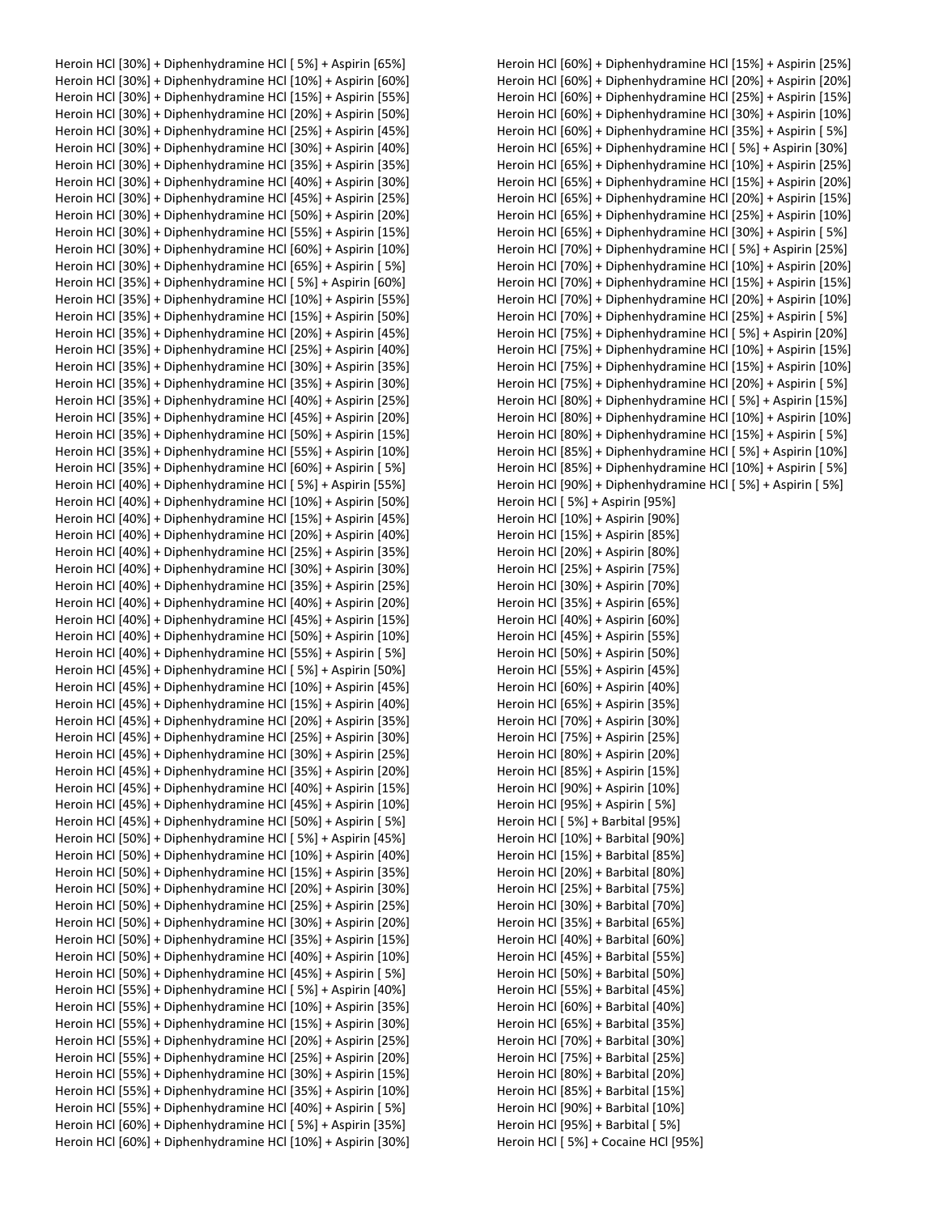Heroin HCl [30%] + Diphenhydramine HCl [ 5%] + Aspirin [65%]
Heroin HCl [30%] + Diphenhydramine HCl [10%] + Aspirin [60%]
Heroin HCl [30%] + Diphenhydramine HCl [15%] + Aspirin [55%]
Heroin HCl [30%] + Diphenhydramine HCl [20%] + Aspirin [50%]
Heroin HCl [30%] + Diphenhydramine HCl [25%] + Aspirin [45%]
Heroin HCl [30%] + Diphenhydramine HCl [30%] + Aspirin [40%]
Heroin HCl [30%] + Diphenhydramine HCl [35%] + Aspirin [35%]
Heroin HCl [30%] + Diphenhydramine HCl [40%] + Aspirin [30%]
Heroin HCl [30%] + Diphenhydramine HCl [45%] + Aspirin [25%]
Heroin HCl [30%] + Diphenhydramine HCl [50%] + Aspirin [20%]
Heroin HCl [30%] + Diphenhydramine HCl [55%] + Aspirin [15%]
Heroin HCl [30%] + Diphenhydramine HCl [60%] + Aspirin [10%]
Heroin HCl [30%] + Diphenhydramine HCl [65%] + Aspirin [ 5%]
Heroin HCl [35%] + Diphenhydramine HCl [ 5%] + Aspirin [60%]
Heroin HCl [35%] + Diphenhydramine HCl [10%] + Aspirin [55%]
Heroin HCl [35%] + Diphenhydramine HCl [15%] + Aspirin [50%]
Heroin HCl [35%] + Diphenhydramine HCl [20%] + Aspirin [45%]
Heroin HCl [35%] + Diphenhydramine HCl [25%] + Aspirin [40%]
Heroin HCl [35%] + Diphenhydramine HCl [30%] + Aspirin [35%]
Heroin HCl [35%] + Diphenhydramine HCl [35%] + Aspirin [30%]
Heroin HCl [35%] + Diphenhydramine HCl [40%] + Aspirin [25%]
Heroin HCl [35%] + Diphenhydramine HCl [45%] + Aspirin [20%]
Heroin HCl [35%] + Diphenhydramine HCl [50%] + Aspirin [15%]
Heroin HCl [35%] + Diphenhydramine HCl [55%] + Aspirin [10%]
Heroin HCl [35%] + Diphenhydramine HCl [60%] + Aspirin [ 5%]
Heroin HCl [40%] + Diphenhydramine HCl [ 5%] + Aspirin [55%]
Heroin HCl [40%] + Diphenhydramine HCl [10%] + Aspirin [50%]
Heroin HCl [40%] + Diphenhydramine HCl [15%] + Aspirin [45%]
Heroin HCl [40%] + Diphenhydramine HCl [20%] + Aspirin [40%]
Heroin HCl [40%] + Diphenhydramine HCl [25%] + Aspirin [35%]
Heroin HCl [40%] + Diphenhydramine HCl [30%] + Aspirin [30%]
Heroin HCl [40%] + Diphenhydramine HCl [35%] + Aspirin [25%]
Heroin HCl [40%] + Diphenhydramine HCl [40%] + Aspirin [20%]
Heroin HCl [40%] + Diphenhydramine HCl [45%] + Aspirin [15%]
Heroin HCl [40%] + Diphenhydramine HCl [50%] + Aspirin [10%]
Heroin HCl [40%] + Diphenhydramine HCl [55%] + Aspirin [ 5%]
Heroin HCl [45%] + Diphenhydramine HCl [ 5%] + Aspirin [50%]
Heroin HCl [45%] + Diphenhydramine HCl [10%] + Aspirin [45%]
Heroin HCl [45%] + Diphenhydramine HCl [15%] + Aspirin [40%]
Heroin HCl [45%] + Diphenhydramine HCl [20%] + Aspirin [35%]
Heroin HCl [45%] + Diphenhydramine HCl [25%] + Aspirin [30%]
Heroin HCl [45%] + Diphenhydramine HCl [30%] + Aspirin [25%]
Heroin HCl [45%] + Diphenhydramine HCl [35%] + Aspirin [20%]
Heroin HCl [45%] + Diphenhydramine HCl [40%] + Aspirin [15%]
Heroin HCl [45%] + Diphenhydramine HCl [45%] + Aspirin [10%]
Heroin HCl [45%] + Diphenhydramine HCl [50%] + Aspirin [ 5%]
Heroin HCl [50%] + Diphenhydramine HCl [ 5%] + Aspirin [45%]
Heroin HCl [50%] + Diphenhydramine HCl [10%] + Aspirin [40%]
Heroin HCl [50%] + Diphenhydramine HCl [15%] + Aspirin [35%]
Heroin HCl [50%] + Diphenhydramine HCl [20%] + Aspirin [30%]
Heroin HCl [50%] + Diphenhydramine HCl [25%] + Aspirin [25%]
Heroin HCl [50%] + Diphenhydramine HCl [30%] + Aspirin [20%]
Heroin HCl [50%] + Diphenhydramine HCl [35%] + Aspirin [15%]
Heroin HCl [50%] + Diphenhydramine HCl [40%] + Aspirin [10%]
Heroin HCl [50%] + Diphenhydramine HCl [45%] + Aspirin [ 5%]
Heroin HCl [55%] + Diphenhydramine HCl [ 5%] + Aspirin [40%]
Heroin HCl [55%] + Diphenhydramine HCl [10%] + Aspirin [35%]
Heroin HCl [55%] + Diphenhydramine HCl [15%] + Aspirin [30%]
Heroin HCl [55%] + Diphenhydramine HCl [20%] + Aspirin [25%]
Heroin HCl [55%] + Diphenhydramine HCl [25%] + Aspirin [20%]
Heroin HCl [55%] + Diphenhydramine HCl [30%] + Aspirin [15%]
Heroin HCl [55%] + Diphenhydramine HCl [35%] + Aspirin [10%]
Heroin HCl [55%] + Diphenhydramine HCl [40%] + Aspirin [ 5%]
Heroin HCl [60%] + Diphenhydramine HCl [ 5%] + Aspirin [35%]
Heroin HCl [60%] + Diphenhydramine HCl [10%] + Aspirin [30%]
Heroin HCl [60%] + Diphenhydramine HCl [15%] + Aspirin [25%]
Heroin HCl [60%] + Diphenhydramine HCl [20%] + Aspirin [20%]
Heroin HCl [60%] + Diphenhydramine HCl [25%] + Aspirin [15%]
Heroin HCl [60%] + Diphenhydramine HCl [30%] + Aspirin [10%]
Heroin HCl [60%] + Diphenhydramine HCl [35%] + Aspirin [ 5%]
Heroin HCl [65%] + Diphenhydramine HCl [ 5%] + Aspirin [30%]
Heroin HCl [65%] + Diphenhydramine HCl [10%] + Aspirin [25%]
Heroin HCl [65%] + Diphenhydramine HCl [15%] + Aspirin [20%]
Heroin HCl [65%] + Diphenhydramine HCl [20%] + Aspirin [15%]
Heroin HCl [65%] + Diphenhydramine HCl [25%] + Aspirin [10%]
Heroin HCl [65%] + Diphenhydramine HCl [30%] + Aspirin [ 5%]
Heroin HCl [70%] + Diphenhydramine HCl [ 5%] + Aspirin [25%]
Heroin HCl [70%] + Diphenhydramine HCl [10%] + Aspirin [20%]
Heroin HCl [70%] + Diphenhydramine HCl [15%] + Aspirin [15%]
Heroin HCl [70%] + Diphenhydramine HCl [20%] + Aspirin [10%]
Heroin HCl [70%] + Diphenhydramine HCl [25%] + Aspirin [ 5%]
Heroin HCl [75%] + Diphenhydramine HCl [ 5%] + Aspirin [20%]
Heroin HCl [75%] + Diphenhydramine HCl [10%] + Aspirin [15%]
Heroin HCl [75%] + Diphenhydramine HCl [15%] + Aspirin [10%]
Heroin HCl [75%] + Diphenhydramine HCl [20%] + Aspirin [ 5%]
Heroin HCl [80%] + Diphenhydramine HCl [ 5%] + Aspirin [15%]
Heroin HCl [80%] + Diphenhydramine HCl [10%] + Aspirin [10%]
Heroin HCl [80%] + Diphenhydramine HCl [15%] + Aspirin [ 5%]
Heroin HCl [85%] + Diphenhydramine HCl [ 5%] + Aspirin [10%]
Heroin HCl [85%] + Diphenhydramine HCl [10%] + Aspirin [ 5%]
Heroin HCl [90%] + Diphenhydramine HCl [ 5%] + Aspirin [ 5%]
Heroin HCl [ 5%] + Aspirin [95%]
Heroin HCl [10%] + Aspirin [90%]
Heroin HCl [15%] + Aspirin [85%]
Heroin HCl [20%] + Aspirin [80%]
Heroin HCl [25%] + Aspirin [75%]
Heroin HCl [30%] + Aspirin [70%]
Heroin HCl [35%] + Aspirin [65%]
Heroin HCl [40%] + Aspirin [60%]
Heroin HCl [45%] + Aspirin [55%]
Heroin HCl [50%] + Aspirin [50%]
Heroin HCl [55%] + Aspirin [45%]
Heroin HCl [60%] + Aspirin [40%]
Heroin HCl [65%] + Aspirin [35%]
Heroin HCl [70%] + Aspirin [30%]
Heroin HCl [75%] + Aspirin [25%]
Heroin HCl [80%] + Aspirin [20%]
Heroin HCl [85%] + Aspirin [15%]
Heroin HCl [90%] + Aspirin [10%]
Heroin HCl [95%] + Aspirin [ 5%]
Heroin HCl [ 5%] + Barbital [95%]
Heroin HCl [10%] + Barbital [90%]
Heroin HCl [15%] + Barbital [85%]
Heroin HCl [20%] + Barbital [80%]
Heroin HCl [25%] + Barbital [75%]
Heroin HCl [30%] + Barbital [70%]
Heroin HCl [35%] + Barbital [65%]
Heroin HCl [40%] + Barbital [60%]
Heroin HCl [45%] + Barbital [55%]
Heroin HCl [50%] + Barbital [50%]
Heroin HCl [55%] + Barbital [45%]
Heroin HCl [60%] + Barbital [40%]
Heroin HCl [65%] + Barbital [35%]
Heroin HCl [70%] + Barbital [30%]
Heroin HCl [75%] + Barbital [25%]
Heroin HCl [80%] + Barbital [20%]
Heroin HCl [85%] + Barbital [15%]
Heroin HCl [90%] + Barbital [10%]
Heroin HCl [95%] + Barbital [ 5%]
Heroin HCl [ 5%] + Cocaine HCl [95%]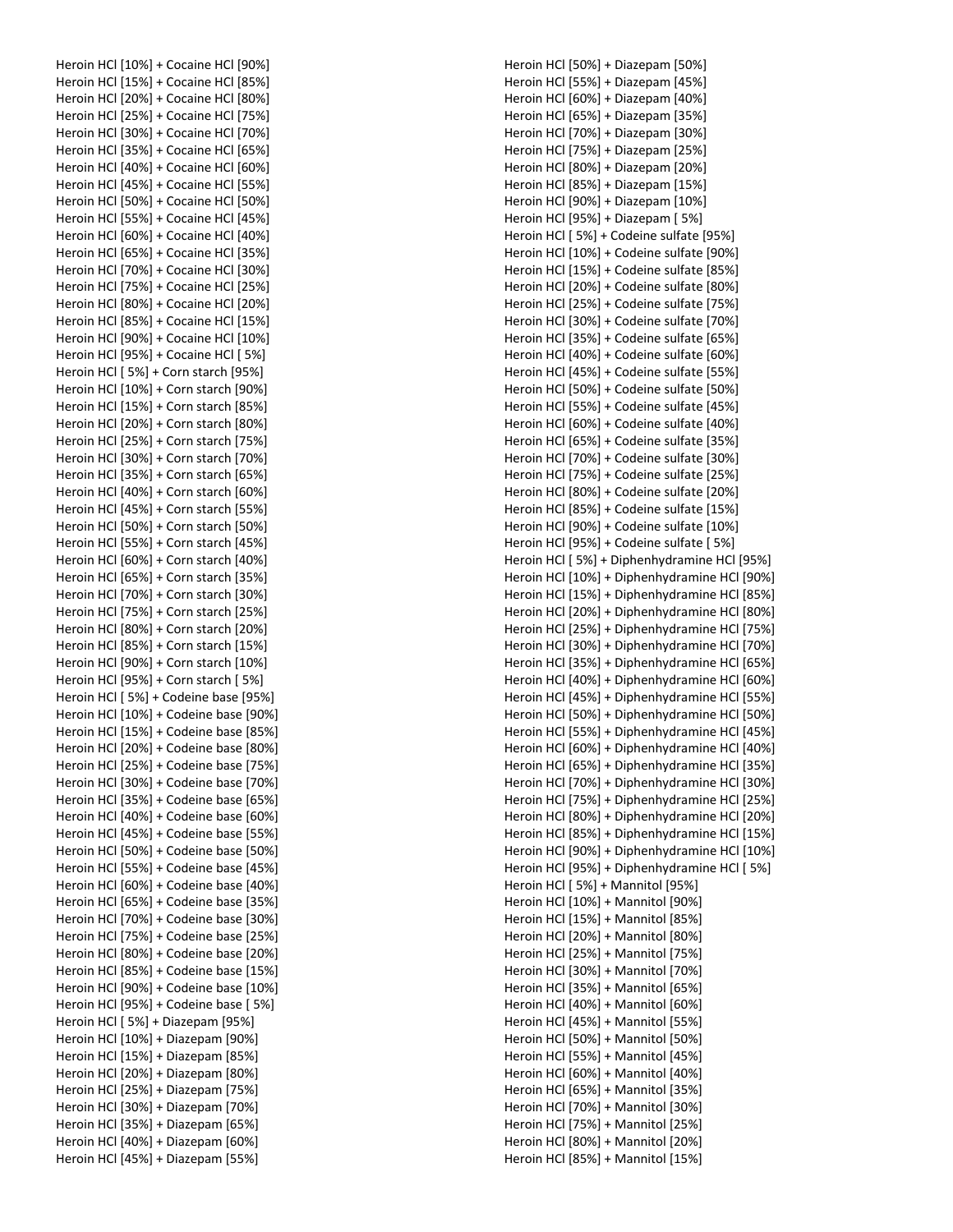Heroin HCl [10%] + Cocaine HCl [90%]
Heroin HCl [15%] + Cocaine HCl [85%]
Heroin HCl [20%] + Cocaine HCl [80%]
Heroin HCl [25%] + Cocaine HCl [75%]
Heroin HCl [30%] + Cocaine HCl [70%]
Heroin HCl [35%] + Cocaine HCl [65%]
Heroin HCl [40%] + Cocaine HCl [60%]
Heroin HCl [45%] + Cocaine HCl [55%]
Heroin HCl [50%] + Cocaine HCl [50%]
Heroin HCl [55%] + Cocaine HCl [45%]
Heroin HCl [60%] + Cocaine HCl [40%]
Heroin HCl [65%] + Cocaine HCl [35%]
Heroin HCl [70%] + Cocaine HCl [30%]
Heroin HCl [75%] + Cocaine HCl [25%]
Heroin HCl [80%] + Cocaine HCl [20%]
Heroin HCl [85%] + Cocaine HCl [15%]
Heroin HCl [90%] + Cocaine HCl [10%]
Heroin HCl [95%] + Cocaine HCl [ 5%]
Heroin HCl [ 5%] + Corn starch [95%]
Heroin HCl [10%] + Corn starch [90%]
Heroin HCl [15%] + Corn starch [85%]
Heroin HCl [20%] + Corn starch [80%]
Heroin HCl [25%] + Corn starch [75%]
Heroin HCl [30%] + Corn starch [70%]
Heroin HCl [35%] + Corn starch [65%]
Heroin HCl [40%] + Corn starch [60%]
Heroin HCl [45%] + Corn starch [55%]
Heroin HCl [50%] + Corn starch [50%]
Heroin HCl [55%] + Corn starch [45%]
Heroin HCl [60%] + Corn starch [40%]
Heroin HCl [65%] + Corn starch [35%]
Heroin HCl [70%] + Corn starch [30%]
Heroin HCl [75%] + Corn starch [25%]
Heroin HCl [80%] + Corn starch [20%]
Heroin HCl [85%] + Corn starch [15%]
Heroin HCl [90%] + Corn starch [10%]
Heroin HCl [95%] + Corn starch [ 5%]
Heroin HCl [ 5%] + Codeine base [95%]
Heroin HCl [10%] + Codeine base [90%]
Heroin HCl [15%] + Codeine base [85%]
Heroin HCl [20%] + Codeine base [80%]
Heroin HCl [25%] + Codeine base [75%]
Heroin HCl [30%] + Codeine base [70%]
Heroin HCl [35%] + Codeine base [65%]
Heroin HCl [40%] + Codeine base [60%]
Heroin HCl [45%] + Codeine base [55%]
Heroin HCl [50%] + Codeine base [50%]
Heroin HCl [55%] + Codeine base [45%]
Heroin HCl [60%] + Codeine base [40%]
Heroin HCl [65%] + Codeine base [35%]
Heroin HCl [70%] + Codeine base [30%]
Heroin HCl [75%] + Codeine base [25%]
Heroin HCl [80%] + Codeine base [20%]
Heroin HCl [85%] + Codeine base [15%]
Heroin HCl [90%] + Codeine base [10%]
Heroin HCl [95%] + Codeine base [ 5%]
Heroin HCl [ 5%] + Diazepam [95%]
Heroin HCl [10%] + Diazepam [90%]
Heroin HCl [15%] + Diazepam [85%]
Heroin HCl [20%] + Diazepam [80%]
Heroin HCl [25%] + Diazepam [75%]
Heroin HCl [30%] + Diazepam [70%]
Heroin HCl [35%] + Diazepam [65%]
Heroin HCl [40%] + Diazepam [60%]
Heroin HCl [45%] + Diazepam [55%]
Heroin HCl [50%] + Diazepam [50%]
Heroin HCl [55%] + Diazepam [45%]
Heroin HCl [60%] + Diazepam [40%]
Heroin HCl [65%] + Diazepam [35%]
Heroin HCl [70%] + Diazepam [30%]
Heroin HCl [75%] + Diazepam [25%]
Heroin HCl [80%] + Diazepam [20%]
Heroin HCl [85%] + Diazepam [15%]
Heroin HCl [90%] + Diazepam [10%]
Heroin HCl [95%] + Diazepam [ 5%]
Heroin HCl [ 5%] + Codeine sulfate [95%]
Heroin HCl [10%] + Codeine sulfate [90%]
Heroin HCl [15%] + Codeine sulfate [85%]
Heroin HCl [20%] + Codeine sulfate [80%]
Heroin HCl [25%] + Codeine sulfate [75%]
Heroin HCl [30%] + Codeine sulfate [70%]
Heroin HCl [35%] + Codeine sulfate [65%]
Heroin HCl [40%] + Codeine sulfate [60%]
Heroin HCl [45%] + Codeine sulfate [55%]
Heroin HCl [50%] + Codeine sulfate [50%]
Heroin HCl [55%] + Codeine sulfate [45%]
Heroin HCl [60%] + Codeine sulfate [40%]
Heroin HCl [65%] + Codeine sulfate [35%]
Heroin HCl [70%] + Codeine sulfate [30%]
Heroin HCl [75%] + Codeine sulfate [25%]
Heroin HCl [80%] + Codeine sulfate [20%]
Heroin HCl [85%] + Codeine sulfate [15%]
Heroin HCl [90%] + Codeine sulfate [10%]
Heroin HCl [95%] + Codeine sulfate [ 5%]
Heroin HCl [ 5%] + Diphenhydramine HCl [95%]
Heroin HCl [10%] + Diphenhydramine HCl [90%]
Heroin HCl [15%] + Diphenhydramine HCl [85%]
Heroin HCl [20%] + Diphenhydramine HCl [80%]
Heroin HCl [25%] + Diphenhydramine HCl [75%]
Heroin HCl [30%] + Diphenhydramine HCl [70%]
Heroin HCl [35%] + Diphenhydramine HCl [65%]
Heroin HCl [40%] + Diphenhydramine HCl [60%]
Heroin HCl [45%] + Diphenhydramine HCl [55%]
Heroin HCl [50%] + Diphenhydramine HCl [50%]
Heroin HCl [55%] + Diphenhydramine HCl [45%]
Heroin HCl [60%] + Diphenhydramine HCl [40%]
Heroin HCl [65%] + Diphenhydramine HCl [35%]
Heroin HCl [70%] + Diphenhydramine HCl [30%]
Heroin HCl [75%] + Diphenhydramine HCl [25%]
Heroin HCl [80%] + Diphenhydramine HCl [20%]
Heroin HCl [85%] + Diphenhydramine HCl [15%]
Heroin HCl [90%] + Diphenhydramine HCl [10%]
Heroin HCl [95%] + Diphenhydramine HCl [ 5%]
Heroin HCl [ 5%] + Mannitol [95%]
Heroin HCl [10%] + Mannitol [90%]
Heroin HCl [15%] + Mannitol [85%]
Heroin HCl [20%] + Mannitol [80%]
Heroin HCl [25%] + Mannitol [75%]
Heroin HCl [30%] + Mannitol [70%]
Heroin HCl [35%] + Mannitol [65%]
Heroin HCl [40%] + Mannitol [60%]
Heroin HCl [45%] + Mannitol [55%]
Heroin HCl [50%] + Mannitol [50%]
Heroin HCl [55%] + Mannitol [45%]
Heroin HCl [60%] + Mannitol [40%]
Heroin HCl [65%] + Mannitol [35%]
Heroin HCl [70%] + Mannitol [30%]
Heroin HCl [75%] + Mannitol [25%]
Heroin HCl [80%] + Mannitol [20%]
Heroin HCl [85%] + Mannitol [15%]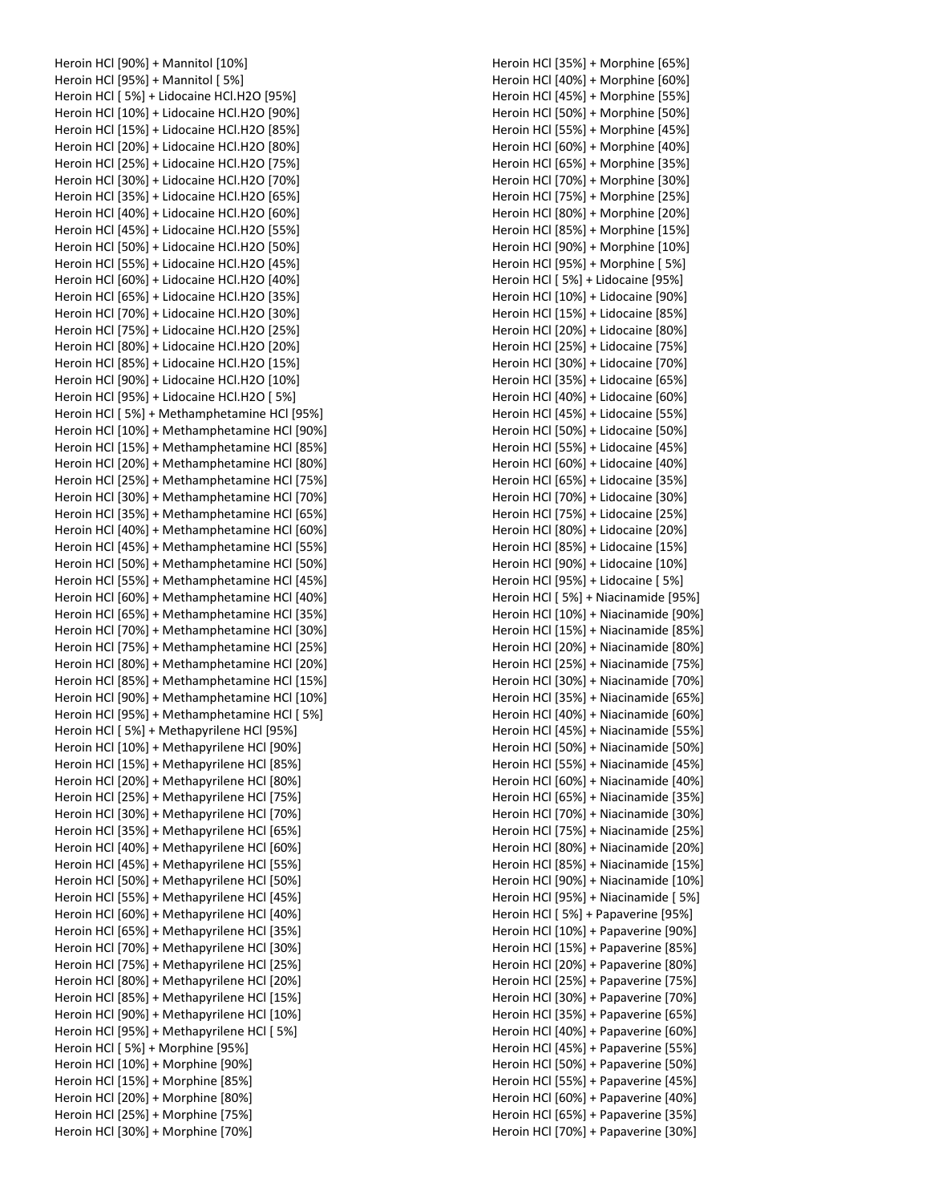Heroin HCl [90%] + Mannitol [10%]
Heroin HCl [95%] + Mannitol [ 5%]
Heroin HCl [ 5%] + Lidocaine HCl.H2O [95%]
Heroin HCl [10%] + Lidocaine HCl.H2O [90%]
Heroin HCl [15%] + Lidocaine HCl.H2O [85%]
Heroin HCl [20%] + Lidocaine HCl.H2O [80%]
Heroin HCl [25%] + Lidocaine HCl.H2O [75%]
Heroin HCl [30%] + Lidocaine HCl.H2O [70%]
Heroin HCl [35%] + Lidocaine HCl.H2O [65%]
Heroin HCl [40%] + Lidocaine HCl.H2O [60%]
Heroin HCl [45%] + Lidocaine HCl.H2O [55%]
Heroin HCl [50%] + Lidocaine HCl.H2O [50%]
Heroin HCl [55%] + Lidocaine HCl.H2O [45%]
Heroin HCl [60%] + Lidocaine HCl.H2O [40%]
Heroin HCl [65%] + Lidocaine HCl.H2O [35%]
Heroin HCl [70%] + Lidocaine HCl.H2O [30%]
Heroin HCl [75%] + Lidocaine HCl.H2O [25%]
Heroin HCl [80%] + Lidocaine HCl.H2O [20%]
Heroin HCl [85%] + Lidocaine HCl.H2O [15%]
Heroin HCl [90%] + Lidocaine HCl.H2O [10%]
Heroin HCl [95%] + Lidocaine HCl.H2O [ 5%]
Heroin HCl [ 5%] + Methamphetamine HCl [95%]
Heroin HCl [10%] + Methamphetamine HCl [90%]
Heroin HCl [15%] + Methamphetamine HCl [85%]
Heroin HCl [20%] + Methamphetamine HCl [80%]
Heroin HCl [25%] + Methamphetamine HCl [75%]
Heroin HCl [30%] + Methamphetamine HCl [70%]
Heroin HCl [35%] + Methamphetamine HCl [65%]
Heroin HCl [40%] + Methamphetamine HCl [60%]
Heroin HCl [45%] + Methamphetamine HCl [55%]
Heroin HCl [50%] + Methamphetamine HCl [50%]
Heroin HCl [55%] + Methamphetamine HCl [45%]
Heroin HCl [60%] + Methamphetamine HCl [40%]
Heroin HCl [65%] + Methamphetamine HCl [35%]
Heroin HCl [70%] + Methamphetamine HCl [30%]
Heroin HCl [75%] + Methamphetamine HCl [25%]
Heroin HCl [80%] + Methamphetamine HCl [20%]
Heroin HCl [85%] + Methamphetamine HCl [15%]
Heroin HCl [90%] + Methamphetamine HCl [10%]
Heroin HCl [95%] + Methamphetamine HCl [ 5%]
Heroin HCl [ 5%] + Methapyrilene HCl [95%]
Heroin HCl [10%] + Methapyrilene HCl [90%]
Heroin HCl [15%] + Methapyrilene HCl [85%]
Heroin HCl [20%] + Methapyrilene HCl [80%]
Heroin HCl [25%] + Methapyrilene HCl [75%]
Heroin HCl [30%] + Methapyrilene HCl [70%]
Heroin HCl [35%] + Methapyrilene HCl [65%]
Heroin HCl [40%] + Methapyrilene HCl [60%]
Heroin HCl [45%] + Methapyrilene HCl [55%]
Heroin HCl [50%] + Methapyrilene HCl [50%]
Heroin HCl [55%] + Methapyrilene HCl [45%]
Heroin HCl [60%] + Methapyrilene HCl [40%]
Heroin HCl [65%] + Methapyrilene HCl [35%]
Heroin HCl [70%] + Methapyrilene HCl [30%]
Heroin HCl [75%] + Methapyrilene HCl [25%]
Heroin HCl [80%] + Methapyrilene HCl [20%]
Heroin HCl [85%] + Methapyrilene HCl [15%]
Heroin HCl [90%] + Methapyrilene HCl [10%]
Heroin HCl [95%] + Methapyrilene HCl [ 5%]
Heroin HCl [ 5%] + Morphine [95%]
Heroin HCl [10%] + Morphine [90%]
Heroin HCl [15%] + Morphine [85%]
Heroin HCl [20%] + Morphine [80%]
Heroin HCl [25%] + Morphine [75%]
Heroin HCl [30%] + Morphine [70%]
Heroin HCl [35%] + Morphine [65%]
Heroin HCl [40%] + Morphine [60%]
Heroin HCl [45%] + Morphine [55%]
Heroin HCl [50%] + Morphine [50%]
Heroin HCl [55%] + Morphine [45%]
Heroin HCl [60%] + Morphine [40%]
Heroin HCl [65%] + Morphine [35%]
Heroin HCl [70%] + Morphine [30%]
Heroin HCl [75%] + Morphine [25%]
Heroin HCl [80%] + Morphine [20%]
Heroin HCl [85%] + Morphine [15%]
Heroin HCl [90%] + Morphine [10%]
Heroin HCl [95%] + Morphine [ 5%]
Heroin HCl [ 5%] + Lidocaine [95%]
Heroin HCl [10%] + Lidocaine [90%]
Heroin HCl [15%] + Lidocaine [85%]
Heroin HCl [20%] + Lidocaine [80%]
Heroin HCl [25%] + Lidocaine [75%]
Heroin HCl [30%] + Lidocaine [70%]
Heroin HCl [35%] + Lidocaine [65%]
Heroin HCl [40%] + Lidocaine [60%]
Heroin HCl [45%] + Lidocaine [55%]
Heroin HCl [50%] + Lidocaine [50%]
Heroin HCl [55%] + Lidocaine [45%]
Heroin HCl [60%] + Lidocaine [40%]
Heroin HCl [65%] + Lidocaine [35%]
Heroin HCl [70%] + Lidocaine [30%]
Heroin HCl [75%] + Lidocaine [25%]
Heroin HCl [80%] + Lidocaine [20%]
Heroin HCl [85%] + Lidocaine [15%]
Heroin HCl [90%] + Lidocaine [10%]
Heroin HCl [95%] + Lidocaine [ 5%]
Heroin HCl [ 5%] + Niacinamide [95%]
Heroin HCl [10%] + Niacinamide [90%]
Heroin HCl [15%] + Niacinamide [85%]
Heroin HCl [20%] + Niacinamide [80%]
Heroin HCl [25%] + Niacinamide [75%]
Heroin HCl [30%] + Niacinamide [70%]
Heroin HCl [35%] + Niacinamide [65%]
Heroin HCl [40%] + Niacinamide [60%]
Heroin HCl [45%] + Niacinamide [55%]
Heroin HCl [50%] + Niacinamide [50%]
Heroin HCl [55%] + Niacinamide [45%]
Heroin HCl [60%] + Niacinamide [40%]
Heroin HCl [65%] + Niacinamide [35%]
Heroin HCl [70%] + Niacinamide [30%]
Heroin HCl [75%] + Niacinamide [25%]
Heroin HCl [80%] + Niacinamide [20%]
Heroin HCl [85%] + Niacinamide [15%]
Heroin HCl [90%] + Niacinamide [10%]
Heroin HCl [95%] + Niacinamide [ 5%]
Heroin HCl [ 5%] + Papaverine [95%]
Heroin HCl [10%] + Papaverine [90%]
Heroin HCl [15%] + Papaverine [85%]
Heroin HCl [20%] + Papaverine [80%]
Heroin HCl [25%] + Papaverine [75%]
Heroin HCl [30%] + Papaverine [70%]
Heroin HCl [35%] + Papaverine [65%]
Heroin HCl [40%] + Papaverine [60%]
Heroin HCl [45%] + Papaverine [55%]
Heroin HCl [50%] + Papaverine [50%]
Heroin HCl [55%] + Papaverine [45%]
Heroin HCl [60%] + Papaverine [40%]
Heroin HCl [65%] + Papaverine [35%]
Heroin HCl [70%] + Papaverine [30%]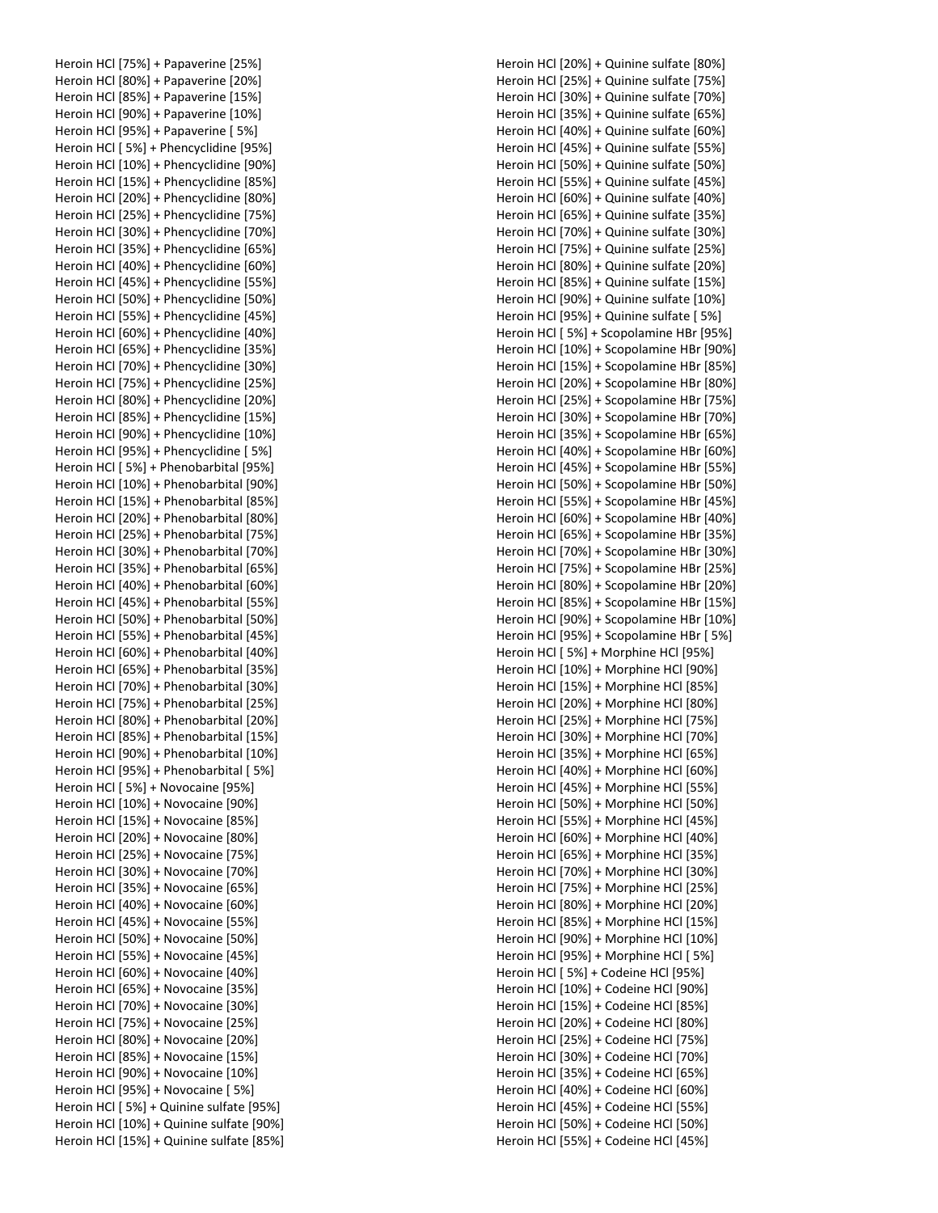Heroin HCl [75%] + Papaverine [25%]
Heroin HCl [80%] + Papaverine [20%]
Heroin HCl [85%] + Papaverine [15%]
Heroin HCl [90%] + Papaverine [10%]
Heroin HCl [95%] + Papaverine [ 5%]
Heroin HCl [ 5%] + Phencyclidine [95%]
Heroin HCl [10%] + Phencyclidine [90%]
Heroin HCl [15%] + Phencyclidine [85%]
Heroin HCl [20%] + Phencyclidine [80%]
Heroin HCl [25%] + Phencyclidine [75%]
Heroin HCl [30%] + Phencyclidine [70%]
Heroin HCl [35%] + Phencyclidine [65%]
Heroin HCl [40%] + Phencyclidine [60%]
Heroin HCl [45%] + Phencyclidine [55%]
Heroin HCl [50%] + Phencyclidine [50%]
Heroin HCl [55%] + Phencyclidine [45%]
Heroin HCl [60%] + Phencyclidine [40%]
Heroin HCl [65%] + Phencyclidine [35%]
Heroin HCl [70%] + Phencyclidine [30%]
Heroin HCl [75%] + Phencyclidine [25%]
Heroin HCl [80%] + Phencyclidine [20%]
Heroin HCl [85%] + Phencyclidine [15%]
Heroin HCl [90%] + Phencyclidine [10%]
Heroin HCl [95%] + Phencyclidine [ 5%]
Heroin HCl [ 5%] + Phenobarbital [95%]
Heroin HCl [10%] + Phenobarbital [90%]
Heroin HCl [15%] + Phenobarbital [85%]
Heroin HCl [20%] + Phenobarbital [80%]
Heroin HCl [25%] + Phenobarbital [75%]
Heroin HCl [30%] + Phenobarbital [70%]
Heroin HCl [35%] + Phenobarbital [65%]
Heroin HCl [40%] + Phenobarbital [60%]
Heroin HCl [45%] + Phenobarbital [55%]
Heroin HCl [50%] + Phenobarbital [50%]
Heroin HCl [55%] + Phenobarbital [45%]
Heroin HCl [60%] + Phenobarbital [40%]
Heroin HCl [65%] + Phenobarbital [35%]
Heroin HCl [70%] + Phenobarbital [30%]
Heroin HCl [75%] + Phenobarbital [25%]
Heroin HCl [80%] + Phenobarbital [20%]
Heroin HCl [85%] + Phenobarbital [15%]
Heroin HCl [90%] + Phenobarbital [10%]
Heroin HCl [95%] + Phenobarbital [ 5%]
Heroin HCl [ 5%] + Novocaine [95%]
Heroin HCl [10%] + Novocaine [90%]
Heroin HCl [15%] + Novocaine [85%]
Heroin HCl [20%] + Novocaine [80%]
Heroin HCl [25%] + Novocaine [75%]
Heroin HCl [30%] + Novocaine [70%]
Heroin HCl [35%] + Novocaine [65%]
Heroin HCl [40%] + Novocaine [60%]
Heroin HCl [45%] + Novocaine [55%]
Heroin HCl [50%] + Novocaine [50%]
Heroin HCl [55%] + Novocaine [45%]
Heroin HCl [60%] + Novocaine [40%]
Heroin HCl [65%] + Novocaine [35%]
Heroin HCl [70%] + Novocaine [30%]
Heroin HCl [75%] + Novocaine [25%]
Heroin HCl [80%] + Novocaine [20%]
Heroin HCl [85%] + Novocaine [15%]
Heroin HCl [90%] + Novocaine [10%]
Heroin HCl [95%] + Novocaine [ 5%]
Heroin HCl [ 5%] + Quinine sulfate [95%]
Heroin HCl [10%] + Quinine sulfate [90%]
Heroin HCl [15%] + Quinine sulfate [85%]
Heroin HCl [20%] + Quinine sulfate [80%]
Heroin HCl [25%] + Quinine sulfate [75%]
Heroin HCl [30%] + Quinine sulfate [70%]
Heroin HCl [35%] + Quinine sulfate [65%]
Heroin HCl [40%] + Quinine sulfate [60%]
Heroin HCl [45%] + Quinine sulfate [55%]
Heroin HCl [50%] + Quinine sulfate [50%]
Heroin HCl [55%] + Quinine sulfate [45%]
Heroin HCl [60%] + Quinine sulfate [40%]
Heroin HCl [65%] + Quinine sulfate [35%]
Heroin HCl [70%] + Quinine sulfate [30%]
Heroin HCl [75%] + Quinine sulfate [25%]
Heroin HCl [80%] + Quinine sulfate [20%]
Heroin HCl [85%] + Quinine sulfate [15%]
Heroin HCl [90%] + Quinine sulfate [10%]
Heroin HCl [95%] + Quinine sulfate [ 5%]
Heroin HCl [ 5%] + Scopolamine HBr [95%]
Heroin HCl [10%] + Scopolamine HBr [90%]
Heroin HCl [15%] + Scopolamine HBr [85%]
Heroin HCl [20%] + Scopolamine HBr [80%]
Heroin HCl [25%] + Scopolamine HBr [75%]
Heroin HCl [30%] + Scopolamine HBr [70%]
Heroin HCl [35%] + Scopolamine HBr [65%]
Heroin HCl [40%] + Scopolamine HBr [60%]
Heroin HCl [45%] + Scopolamine HBr [55%]
Heroin HCl [50%] + Scopolamine HBr [50%]
Heroin HCl [55%] + Scopolamine HBr [45%]
Heroin HCl [60%] + Scopolamine HBr [40%]
Heroin HCl [65%] + Scopolamine HBr [35%]
Heroin HCl [70%] + Scopolamine HBr [30%]
Heroin HCl [75%] + Scopolamine HBr [25%]
Heroin HCl [80%] + Scopolamine HBr [20%]
Heroin HCl [85%] + Scopolamine HBr [15%]
Heroin HCl [90%] + Scopolamine HBr [10%]
Heroin HCl [95%] + Scopolamine HBr [ 5%]
Heroin HCl [ 5%] + Morphine HCl [95%]
Heroin HCl [10%] + Morphine HCl [90%]
Heroin HCl [15%] + Morphine HCl [85%]
Heroin HCl [20%] + Morphine HCl [80%]
Heroin HCl [25%] + Morphine HCl [75%]
Heroin HCl [30%] + Morphine HCl [70%]
Heroin HCl [35%] + Morphine HCl [65%]
Heroin HCl [40%] + Morphine HCl [60%]
Heroin HCl [45%] + Morphine HCl [55%]
Heroin HCl [50%] + Morphine HCl [50%]
Heroin HCl [55%] + Morphine HCl [45%]
Heroin HCl [60%] + Morphine HCl [40%]
Heroin HCl [65%] + Morphine HCl [35%]
Heroin HCl [70%] + Morphine HCl [30%]
Heroin HCl [75%] + Morphine HCl [25%]
Heroin HCl [80%] + Morphine HCl [20%]
Heroin HCl [85%] + Morphine HCl [15%]
Heroin HCl [90%] + Morphine HCl [10%]
Heroin HCl [95%] + Morphine HCl [ 5%]
Heroin HCl [ 5%] + Codeine HCl [95%]
Heroin HCl [10%] + Codeine HCl [90%]
Heroin HCl [15%] + Codeine HCl [85%]
Heroin HCl [20%] + Codeine HCl [80%]
Heroin HCl [25%] + Codeine HCl [75%]
Heroin HCl [30%] + Codeine HCl [70%]
Heroin HCl [35%] + Codeine HCl [65%]
Heroin HCl [40%] + Codeine HCl [60%]
Heroin HCl [45%] + Codeine HCl [55%]
Heroin HCl [50%] + Codeine HCl [50%]
Heroin HCl [55%] + Codeine HCl [45%]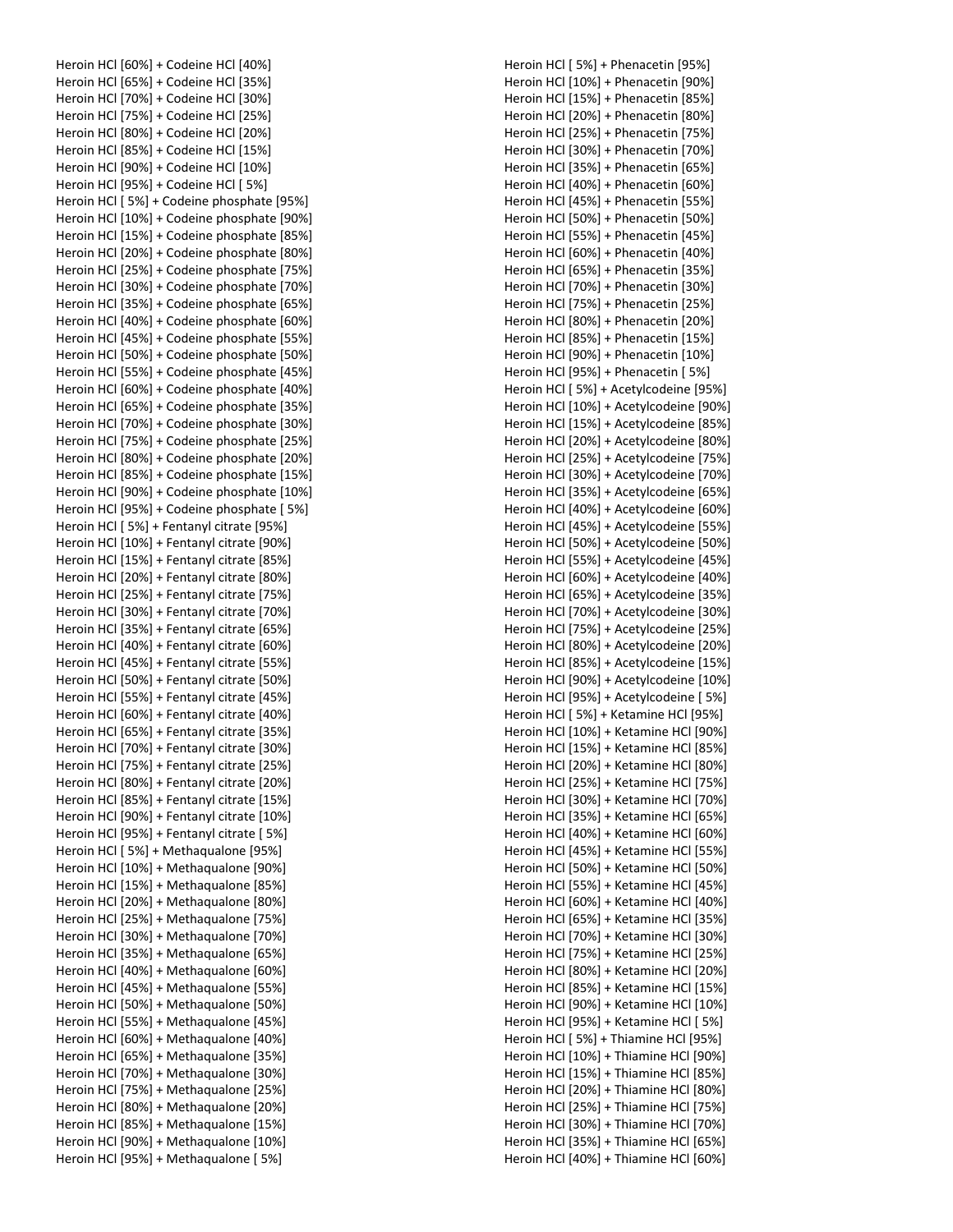Heroin HCl [60%] + Codeine HCl [40%]
Heroin HCl [65%] + Codeine HCl [35%]
Heroin HCl [70%] + Codeine HCl [30%]
Heroin HCl [75%] + Codeine HCl [25%]
Heroin HCl [80%] + Codeine HCl [20%]
Heroin HCl [85%] + Codeine HCl [15%]
Heroin HCl [90%] + Codeine HCl [10%]
Heroin HCl [95%] + Codeine HCl [ 5%]
Heroin HCl [ 5%] + Codeine phosphate [95%]
Heroin HCl [10%] + Codeine phosphate [90%]
Heroin HCl [15%] + Codeine phosphate [85%]
Heroin HCl [20%] + Codeine phosphate [80%]
Heroin HCl [25%] + Codeine phosphate [75%]
Heroin HCl [30%] + Codeine phosphate [70%]
Heroin HCl [35%] + Codeine phosphate [65%]
Heroin HCl [40%] + Codeine phosphate [60%]
Heroin HCl [45%] + Codeine phosphate [55%]
Heroin HCl [50%] + Codeine phosphate [50%]
Heroin HCl [55%] + Codeine phosphate [45%]
Heroin HCl [60%] + Codeine phosphate [40%]
Heroin HCl [65%] + Codeine phosphate [35%]
Heroin HCl [70%] + Codeine phosphate [30%]
Heroin HCl [75%] + Codeine phosphate [25%]
Heroin HCl [80%] + Codeine phosphate [20%]
Heroin HCl [85%] + Codeine phosphate [15%]
Heroin HCl [90%] + Codeine phosphate [10%]
Heroin HCl [95%] + Codeine phosphate [ 5%]
Heroin HCl [ 5%] + Fentanyl citrate [95%]
Heroin HCl [10%] + Fentanyl citrate [90%]
Heroin HCl [15%] + Fentanyl citrate [85%]
Heroin HCl [20%] + Fentanyl citrate [80%]
Heroin HCl [25%] + Fentanyl citrate [75%]
Heroin HCl [30%] + Fentanyl citrate [70%]
Heroin HCl [35%] + Fentanyl citrate [65%]
Heroin HCl [40%] + Fentanyl citrate [60%]
Heroin HCl [45%] + Fentanyl citrate [55%]
Heroin HCl [50%] + Fentanyl citrate [50%]
Heroin HCl [55%] + Fentanyl citrate [45%]
Heroin HCl [60%] + Fentanyl citrate [40%]
Heroin HCl [65%] + Fentanyl citrate [35%]
Heroin HCl [70%] + Fentanyl citrate [30%]
Heroin HCl [75%] + Fentanyl citrate [25%]
Heroin HCl [80%] + Fentanyl citrate [20%]
Heroin HCl [85%] + Fentanyl citrate [15%]
Heroin HCl [90%] + Fentanyl citrate [10%]
Heroin HCl [95%] + Fentanyl citrate [ 5%]
Heroin HCl [ 5%] + Methaqualone [95%]
Heroin HCl [10%] + Methaqualone [90%]
Heroin HCl [15%] + Methaqualone [85%]
Heroin HCl [20%] + Methaqualone [80%]
Heroin HCl [25%] + Methaqualone [75%]
Heroin HCl [30%] + Methaqualone [70%]
Heroin HCl [35%] + Methaqualone [65%]
Heroin HCl [40%] + Methaqualone [60%]
Heroin HCl [45%] + Methaqualone [55%]
Heroin HCl [50%] + Methaqualone [50%]
Heroin HCl [55%] + Methaqualone [45%]
Heroin HCl [60%] + Methaqualone [40%]
Heroin HCl [65%] + Methaqualone [35%]
Heroin HCl [70%] + Methaqualone [30%]
Heroin HCl [75%] + Methaqualone [25%]
Heroin HCl [80%] + Methaqualone [20%]
Heroin HCl [85%] + Methaqualone [15%]
Heroin HCl [90%] + Methaqualone [10%]
Heroin HCl [95%] + Methaqualone [ 5%]
Heroin HCl [ 5%] + Phenacetin [95%]
Heroin HCl [10%] + Phenacetin [90%]
Heroin HCl [15%] + Phenacetin [85%]
Heroin HCl [20%] + Phenacetin [80%]
Heroin HCl [25%] + Phenacetin [75%]
Heroin HCl [30%] + Phenacetin [70%]
Heroin HCl [35%] + Phenacetin [65%]
Heroin HCl [40%] + Phenacetin [60%]
Heroin HCl [45%] + Phenacetin [55%]
Heroin HCl [50%] + Phenacetin [50%]
Heroin HCl [55%] + Phenacetin [45%]
Heroin HCl [60%] + Phenacetin [40%]
Heroin HCl [65%] + Phenacetin [35%]
Heroin HCl [70%] + Phenacetin [30%]
Heroin HCl [75%] + Phenacetin [25%]
Heroin HCl [80%] + Phenacetin [20%]
Heroin HCl [85%] + Phenacetin [15%]
Heroin HCl [90%] + Phenacetin [10%]
Heroin HCl [95%] + Phenacetin [ 5%]
Heroin HCl [ 5%] + Acetylcodeine [95%]
Heroin HCl [10%] + Acetylcodeine [90%]
Heroin HCl [15%] + Acetylcodeine [85%]
Heroin HCl [20%] + Acetylcodeine [80%]
Heroin HCl [25%] + Acetylcodeine [75%]
Heroin HCl [30%] + Acetylcodeine [70%]
Heroin HCl [35%] + Acetylcodeine [65%]
Heroin HCl [40%] + Acetylcodeine [60%]
Heroin HCl [45%] + Acetylcodeine [55%]
Heroin HCl [50%] + Acetylcodeine [50%]
Heroin HCl [55%] + Acetylcodeine [45%]
Heroin HCl [60%] + Acetylcodeine [40%]
Heroin HCl [65%] + Acetylcodeine [35%]
Heroin HCl [70%] + Acetylcodeine [30%]
Heroin HCl [75%] + Acetylcodeine [25%]
Heroin HCl [80%] + Acetylcodeine [20%]
Heroin HCl [85%] + Acetylcodeine [15%]
Heroin HCl [90%] + Acetylcodeine [10%]
Heroin HCl [95%] + Acetylcodeine [ 5%]
Heroin HCl [ 5%] + Ketamine HCl [95%]
Heroin HCl [10%] + Ketamine HCl [90%]
Heroin HCl [15%] + Ketamine HCl [85%]
Heroin HCl [20%] + Ketamine HCl [80%]
Heroin HCl [25%] + Ketamine HCl [75%]
Heroin HCl [30%] + Ketamine HCl [70%]
Heroin HCl [35%] + Ketamine HCl [65%]
Heroin HCl [40%] + Ketamine HCl [60%]
Heroin HCl [45%] + Ketamine HCl [55%]
Heroin HCl [50%] + Ketamine HCl [50%]
Heroin HCl [55%] + Ketamine HCl [45%]
Heroin HCl [60%] + Ketamine HCl [40%]
Heroin HCl [65%] + Ketamine HCl [35%]
Heroin HCl [70%] + Ketamine HCl [30%]
Heroin HCl [75%] + Ketamine HCl [25%]
Heroin HCl [80%] + Ketamine HCl [20%]
Heroin HCl [85%] + Ketamine HCl [15%]
Heroin HCl [90%] + Ketamine HCl [10%]
Heroin HCl [95%] + Ketamine HCl [ 5%]
Heroin HCl [ 5%] + Thiamine HCl [95%]
Heroin HCl [10%] + Thiamine HCl [90%]
Heroin HCl [15%] + Thiamine HCl [85%]
Heroin HCl [20%] + Thiamine HCl [80%]
Heroin HCl [25%] + Thiamine HCl [75%]
Heroin HCl [30%] + Thiamine HCl [70%]
Heroin HCl [35%] + Thiamine HCl [65%]
Heroin HCl [40%] + Thiamine HCl [60%]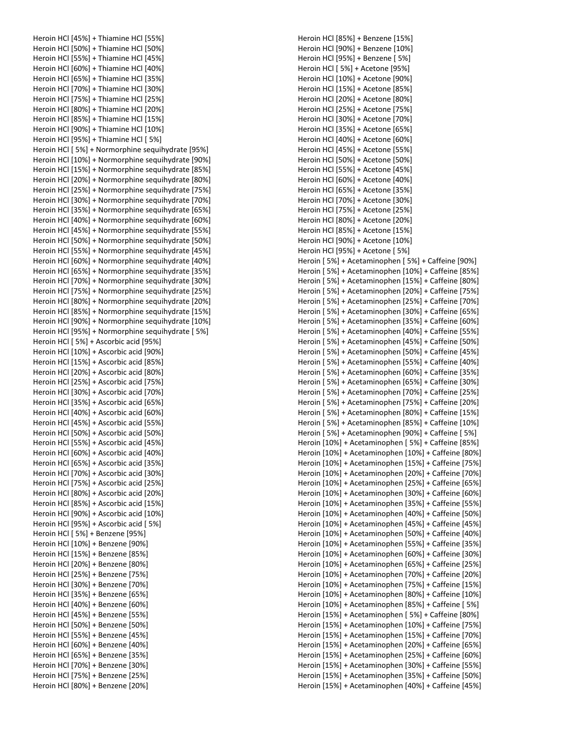Heroin HCl [45%] + Thiamine HCl [55%]
Heroin HCl [50%] + Thiamine HCl [50%]
Heroin HCl [55%] + Thiamine HCl [45%]
Heroin HCl [60%] + Thiamine HCl [40%]
Heroin HCl [65%] + Thiamine HCl [35%]
Heroin HCl [70%] + Thiamine HCl [30%]
Heroin HCl [75%] + Thiamine HCl [25%]
Heroin HCl [80%] + Thiamine HCl [20%]
Heroin HCl [85%] + Thiamine HCl [15%]
Heroin HCl [90%] + Thiamine HCl [10%]
Heroin HCl [95%] + Thiamine HCl [ 5%]
Heroin HCl [ 5%] + Normorphine sequihydrate [95%]
Heroin HCl [10%] + Normorphine sequihydrate [90%]
Heroin HCl [15%] + Normorphine sequihydrate [85%]
Heroin HCl [20%] + Normorphine sequihydrate [80%]
Heroin HCl [25%] + Normorphine sequihydrate [75%]
Heroin HCl [30%] + Normorphine sequihydrate [70%]
Heroin HCl [35%] + Normorphine sequihydrate [65%]
Heroin HCl [40%] + Normorphine sequihydrate [60%]
Heroin HCl [45%] + Normorphine sequihydrate [55%]
Heroin HCl [50%] + Normorphine sequihydrate [50%]
Heroin HCl [55%] + Normorphine sequihydrate [45%]
Heroin HCl [60%] + Normorphine sequihydrate [40%]
Heroin HCl [65%] + Normorphine sequihydrate [35%]
Heroin HCl [70%] + Normorphine sequihydrate [30%]
Heroin HCl [75%] + Normorphine sequihydrate [25%]
Heroin HCl [80%] + Normorphine sequihydrate [20%]
Heroin HCl [85%] + Normorphine sequihydrate [15%]
Heroin HCl [90%] + Normorphine sequihydrate [10%]
Heroin HCl [95%] + Normorphine sequihydrate [ 5%]
Heroin HCl [ 5%] + Ascorbic acid [95%]
Heroin HCl [10%] + Ascorbic acid [90%]
Heroin HCl [15%] + Ascorbic acid [85%]
Heroin HCl [20%] + Ascorbic acid [80%]
Heroin HCl [25%] + Ascorbic acid [75%]
Heroin HCl [30%] + Ascorbic acid [70%]
Heroin HCl [35%] + Ascorbic acid [65%]
Heroin HCl [40%] + Ascorbic acid [60%]
Heroin HCl [45%] + Ascorbic acid [55%]
Heroin HCl [50%] + Ascorbic acid [50%]
Heroin HCl [55%] + Ascorbic acid [45%]
Heroin HCl [60%] + Ascorbic acid [40%]
Heroin HCl [65%] + Ascorbic acid [35%]
Heroin HCl [70%] + Ascorbic acid [30%]
Heroin HCl [75%] + Ascorbic acid [25%]
Heroin HCl [80%] + Ascorbic acid [20%]
Heroin HCl [85%] + Ascorbic acid [15%]
Heroin HCl [90%] + Ascorbic acid [10%]
Heroin HCl [95%] + Ascorbic acid [ 5%]
Heroin HCl [ 5%] + Benzene [95%]
Heroin HCl [10%] + Benzene [90%]
Heroin HCl [15%] + Benzene [85%]
Heroin HCl [20%] + Benzene [80%]
Heroin HCl [25%] + Benzene [75%]
Heroin HCl [30%] + Benzene [70%]
Heroin HCl [35%] + Benzene [65%]
Heroin HCl [40%] + Benzene [60%]
Heroin HCl [45%] + Benzene [55%]
Heroin HCl [50%] + Benzene [50%]
Heroin HCl [55%] + Benzene [45%]
Heroin HCl [60%] + Benzene [40%]
Heroin HCl [65%] + Benzene [35%]
Heroin HCl [70%] + Benzene [30%]
Heroin HCl [75%] + Benzene [25%]
Heroin HCl [80%] + Benzene [20%]
Heroin HCl [85%] + Benzene [15%]
Heroin HCl [90%] + Benzene [10%]
Heroin HCl [95%] + Benzene [ 5%]
Heroin HCl [ 5%] + Acetone [95%]
Heroin HCl [10%] + Acetone [90%]
Heroin HCl [15%] + Acetone [85%]
Heroin HCl [20%] + Acetone [80%]
Heroin HCl [25%] + Acetone [75%]
Heroin HCl [30%] + Acetone [70%]
Heroin HCl [35%] + Acetone [65%]
Heroin HCl [40%] + Acetone [60%]
Heroin HCl [45%] + Acetone [55%]
Heroin HCl [50%] + Acetone [50%]
Heroin HCl [55%] + Acetone [45%]
Heroin HCl [60%] + Acetone [40%]
Heroin HCl [65%] + Acetone [35%]
Heroin HCl [70%] + Acetone [30%]
Heroin HCl [75%] + Acetone [25%]
Heroin HCl [80%] + Acetone [20%]
Heroin HCl [85%] + Acetone [15%]
Heroin HCl [90%] + Acetone [10%]
Heroin HCl [95%] + Acetone [ 5%]
Heroin [ 5%] + Acetaminophen [ 5%] + Caffeine [90%]
Heroin [ 5%] + Acetaminophen [10%] + Caffeine [85%]
Heroin [ 5%] + Acetaminophen [15%] + Caffeine [80%]
Heroin [ 5%] + Acetaminophen [20%] + Caffeine [75%]
Heroin [ 5%] + Acetaminophen [25%] + Caffeine [70%]
Heroin [ 5%] + Acetaminophen [30%] + Caffeine [65%]
Heroin [ 5%] + Acetaminophen [35%] + Caffeine [60%]
Heroin [ 5%] + Acetaminophen [40%] + Caffeine [55%]
Heroin [ 5%] + Acetaminophen [45%] + Caffeine [50%]
Heroin [ 5%] + Acetaminophen [50%] + Caffeine [45%]
Heroin [ 5%] + Acetaminophen [55%] + Caffeine [40%]
Heroin [ 5%] + Acetaminophen [60%] + Caffeine [35%]
Heroin [ 5%] + Acetaminophen [65%] + Caffeine [30%]
Heroin [ 5%] + Acetaminophen [70%] + Caffeine [25%]
Heroin [ 5%] + Acetaminophen [75%] + Caffeine [20%]
Heroin [ 5%] + Acetaminophen [80%] + Caffeine [15%]
Heroin [ 5%] + Acetaminophen [85%] + Caffeine [10%]
Heroin [ 5%] + Acetaminophen [90%] + Caffeine [ 5%]
Heroin [10%] + Acetaminophen [ 5%] + Caffeine [85%]
Heroin [10%] + Acetaminophen [10%] + Caffeine [80%]
Heroin [10%] + Acetaminophen [15%] + Caffeine [75%]
Heroin [10%] + Acetaminophen [20%] + Caffeine [70%]
Heroin [10%] + Acetaminophen [25%] + Caffeine [65%]
Heroin [10%] + Acetaminophen [30%] + Caffeine [60%]
Heroin [10%] + Acetaminophen [35%] + Caffeine [55%]
Heroin [10%] + Acetaminophen [40%] + Caffeine [50%]
Heroin [10%] + Acetaminophen [45%] + Caffeine [45%]
Heroin [10%] + Acetaminophen [50%] + Caffeine [40%]
Heroin [10%] + Acetaminophen [55%] + Caffeine [35%]
Heroin [10%] + Acetaminophen [60%] + Caffeine [30%]
Heroin [10%] + Acetaminophen [65%] + Caffeine [25%]
Heroin [10%] + Acetaminophen [70%] + Caffeine [20%]
Heroin [10%] + Acetaminophen [75%] + Caffeine [15%]
Heroin [10%] + Acetaminophen [80%] + Caffeine [10%]
Heroin [10%] + Acetaminophen [85%] + Caffeine [ 5%]
Heroin [15%] + Acetaminophen [ 5%] + Caffeine [80%]
Heroin [15%] + Acetaminophen [10%] + Caffeine [75%]
Heroin [15%] + Acetaminophen [15%] + Caffeine [70%]
Heroin [15%] + Acetaminophen [20%] + Caffeine [65%]
Heroin [15%] + Acetaminophen [25%] + Caffeine [60%]
Heroin [15%] + Acetaminophen [30%] + Caffeine [55%]
Heroin [15%] + Acetaminophen [35%] + Caffeine [50%]
Heroin [15%] + Acetaminophen [40%] + Caffeine [45%]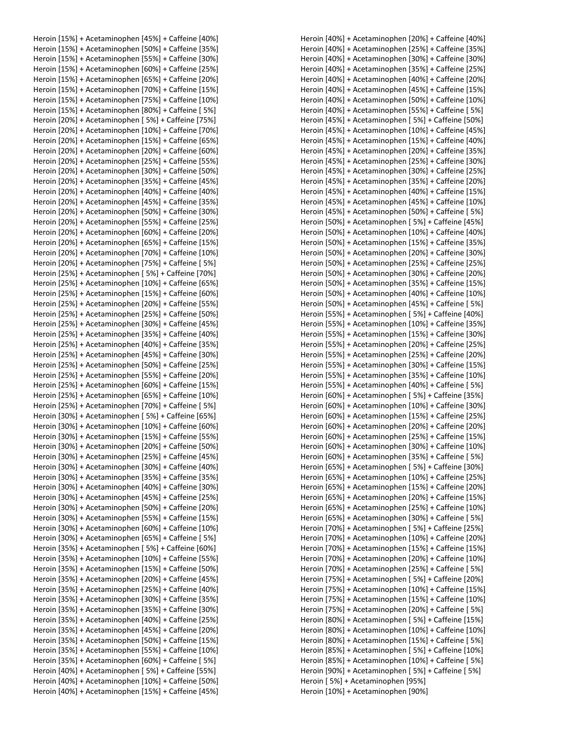Heroin [15%] + Acetaminophen [45%] + Caffeine [40%]
Heroin [15%] + Acetaminophen [50%] + Caffeine [35%]
Heroin [15%] + Acetaminophen [55%] + Caffeine [30%]
Heroin [15%] + Acetaminophen [60%] + Caffeine [25%]
Heroin [15%] + Acetaminophen [65%] + Caffeine [20%]
Heroin [15%] + Acetaminophen [70%] + Caffeine [15%]
Heroin [15%] + Acetaminophen [75%] + Caffeine [10%]
Heroin [15%] + Acetaminophen [80%] + Caffeine [ 5%]
Heroin [20%] + Acetaminophen [ 5%] + Caffeine [75%]
Heroin [20%] + Acetaminophen [10%] + Caffeine [70%]
Heroin [20%] + Acetaminophen [15%] + Caffeine [65%]
Heroin [20%] + Acetaminophen [20%] + Caffeine [60%]
Heroin [20%] + Acetaminophen [25%] + Caffeine [55%]
Heroin [20%] + Acetaminophen [30%] + Caffeine [50%]
Heroin [20%] + Acetaminophen [35%] + Caffeine [45%]
Heroin [20%] + Acetaminophen [40%] + Caffeine [40%]
Heroin [20%] + Acetaminophen [45%] + Caffeine [35%]
Heroin [20%] + Acetaminophen [50%] + Caffeine [30%]
Heroin [20%] + Acetaminophen [55%] + Caffeine [25%]
Heroin [20%] + Acetaminophen [60%] + Caffeine [20%]
Heroin [20%] + Acetaminophen [65%] + Caffeine [15%]
Heroin [20%] + Acetaminophen [70%] + Caffeine [10%]
Heroin [20%] + Acetaminophen [75%] + Caffeine [ 5%]
Heroin [25%] + Acetaminophen [ 5%] + Caffeine [70%]
Heroin [25%] + Acetaminophen [10%] + Caffeine [65%]
Heroin [25%] + Acetaminophen [15%] + Caffeine [60%]
Heroin [25%] + Acetaminophen [20%] + Caffeine [55%]
Heroin [25%] + Acetaminophen [25%] + Caffeine [50%]
Heroin [25%] + Acetaminophen [30%] + Caffeine [45%]
Heroin [25%] + Acetaminophen [35%] + Caffeine [40%]
Heroin [25%] + Acetaminophen [40%] + Caffeine [35%]
Heroin [25%] + Acetaminophen [45%] + Caffeine [30%]
Heroin [25%] + Acetaminophen [50%] + Caffeine [25%]
Heroin [25%] + Acetaminophen [55%] + Caffeine [20%]
Heroin [25%] + Acetaminophen [60%] + Caffeine [15%]
Heroin [25%] + Acetaminophen [65%] + Caffeine [10%]
Heroin [25%] + Acetaminophen [70%] + Caffeine [ 5%]
Heroin [30%] + Acetaminophen [ 5%] + Caffeine [65%]
Heroin [30%] + Acetaminophen [10%] + Caffeine [60%]
Heroin [30%] + Acetaminophen [15%] + Caffeine [55%]
Heroin [30%] + Acetaminophen [20%] + Caffeine [50%]
Heroin [30%] + Acetaminophen [25%] + Caffeine [45%]
Heroin [30%] + Acetaminophen [30%] + Caffeine [40%]
Heroin [30%] + Acetaminophen [35%] + Caffeine [35%]
Heroin [30%] + Acetaminophen [40%] + Caffeine [30%]
Heroin [30%] + Acetaminophen [45%] + Caffeine [25%]
Heroin [30%] + Acetaminophen [50%] + Caffeine [20%]
Heroin [30%] + Acetaminophen [55%] + Caffeine [15%]
Heroin [30%] + Acetaminophen [60%] + Caffeine [10%]
Heroin [30%] + Acetaminophen [65%] + Caffeine [ 5%]
Heroin [35%] + Acetaminophen [ 5%] + Caffeine [60%]
Heroin [35%] + Acetaminophen [10%] + Caffeine [55%]
Heroin [35%] + Acetaminophen [15%] + Caffeine [50%]
Heroin [35%] + Acetaminophen [20%] + Caffeine [45%]
Heroin [35%] + Acetaminophen [25%] + Caffeine [40%]
Heroin [35%] + Acetaminophen [30%] + Caffeine [35%]
Heroin [35%] + Acetaminophen [35%] + Caffeine [30%]
Heroin [35%] + Acetaminophen [40%] + Caffeine [25%]
Heroin [35%] + Acetaminophen [45%] + Caffeine [20%]
Heroin [35%] + Acetaminophen [50%] + Caffeine [15%]
Heroin [35%] + Acetaminophen [55%] + Caffeine [10%]
Heroin [35%] + Acetaminophen [60%] + Caffeine [ 5%]
Heroin [40%] + Acetaminophen [ 5%] + Caffeine [55%]
Heroin [40%] + Acetaminophen [10%] + Caffeine [50%]
Heroin [40%] + Acetaminophen [15%] + Caffeine [45%]
Heroin [40%] + Acetaminophen [20%] + Caffeine [40%]
Heroin [40%] + Acetaminophen [25%] + Caffeine [35%]
Heroin [40%] + Acetaminophen [30%] + Caffeine [30%]
Heroin [40%] + Acetaminophen [35%] + Caffeine [25%]
Heroin [40%] + Acetaminophen [40%] + Caffeine [20%]
Heroin [40%] + Acetaminophen [45%] + Caffeine [15%]
Heroin [40%] + Acetaminophen [50%] + Caffeine [10%]
Heroin [40%] + Acetaminophen [55%] + Caffeine [ 5%]
Heroin [45%] + Acetaminophen [ 5%] + Caffeine [50%]
Heroin [45%] + Acetaminophen [10%] + Caffeine [45%]
Heroin [45%] + Acetaminophen [15%] + Caffeine [40%]
Heroin [45%] + Acetaminophen [20%] + Caffeine [35%]
Heroin [45%] + Acetaminophen [25%] + Caffeine [30%]
Heroin [45%] + Acetaminophen [30%] + Caffeine [25%]
Heroin [45%] + Acetaminophen [35%] + Caffeine [20%]
Heroin [45%] + Acetaminophen [40%] + Caffeine [15%]
Heroin [45%] + Acetaminophen [45%] + Caffeine [10%]
Heroin [45%] + Acetaminophen [50%] + Caffeine [ 5%]
Heroin [50%] + Acetaminophen [ 5%] + Caffeine [45%]
Heroin [50%] + Acetaminophen [10%] + Caffeine [40%]
Heroin [50%] + Acetaminophen [15%] + Caffeine [35%]
Heroin [50%] + Acetaminophen [20%] + Caffeine [30%]
Heroin [50%] + Acetaminophen [25%] + Caffeine [25%]
Heroin [50%] + Acetaminophen [30%] + Caffeine [20%]
Heroin [50%] + Acetaminophen [35%] + Caffeine [15%]
Heroin [50%] + Acetaminophen [40%] + Caffeine [10%]
Heroin [50%] + Acetaminophen [45%] + Caffeine [ 5%]
Heroin [55%] + Acetaminophen [ 5%] + Caffeine [40%]
Heroin [55%] + Acetaminophen [10%] + Caffeine [35%]
Heroin [55%] + Acetaminophen [15%] + Caffeine [30%]
Heroin [55%] + Acetaminophen [20%] + Caffeine [25%]
Heroin [55%] + Acetaminophen [25%] + Caffeine [20%]
Heroin [55%] + Acetaminophen [30%] + Caffeine [15%]
Heroin [55%] + Acetaminophen [35%] + Caffeine [10%]
Heroin [55%] + Acetaminophen [40%] + Caffeine [ 5%]
Heroin [60%] + Acetaminophen [ 5%] + Caffeine [35%]
Heroin [60%] + Acetaminophen [10%] + Caffeine [30%]
Heroin [60%] + Acetaminophen [15%] + Caffeine [25%]
Heroin [60%] + Acetaminophen [20%] + Caffeine [20%]
Heroin [60%] + Acetaminophen [25%] + Caffeine [15%]
Heroin [60%] + Acetaminophen [30%] + Caffeine [10%]
Heroin [60%] + Acetaminophen [35%] + Caffeine [ 5%]
Heroin [65%] + Acetaminophen [ 5%] + Caffeine [30%]
Heroin [65%] + Acetaminophen [10%] + Caffeine [25%]
Heroin [65%] + Acetaminophen [15%] + Caffeine [20%]
Heroin [65%] + Acetaminophen [20%] + Caffeine [15%]
Heroin [65%] + Acetaminophen [25%] + Caffeine [10%]
Heroin [65%] + Acetaminophen [30%] + Caffeine [ 5%]
Heroin [70%] + Acetaminophen [ 5%] + Caffeine [25%]
Heroin [70%] + Acetaminophen [10%] + Caffeine [20%]
Heroin [70%] + Acetaminophen [15%] + Caffeine [15%]
Heroin [70%] + Acetaminophen [20%] + Caffeine [10%]
Heroin [70%] + Acetaminophen [25%] + Caffeine [ 5%]
Heroin [75%] + Acetaminophen [ 5%] + Caffeine [20%]
Heroin [75%] + Acetaminophen [10%] + Caffeine [15%]
Heroin [75%] + Acetaminophen [15%] + Caffeine [10%]
Heroin [75%] + Acetaminophen [20%] + Caffeine [ 5%]
Heroin [80%] + Acetaminophen [ 5%] + Caffeine [15%]
Heroin [80%] + Acetaminophen [10%] + Caffeine [10%]
Heroin [80%] + Acetaminophen [15%] + Caffeine [ 5%]
Heroin [85%] + Acetaminophen [ 5%] + Caffeine [10%]
Heroin [85%] + Acetaminophen [10%] + Caffeine [ 5%]
Heroin [90%] + Acetaminophen [ 5%] + Caffeine [ 5%]
Heroin [ 5%] + Acetaminophen [95%]
Heroin [10%] + Acetaminophen [90%]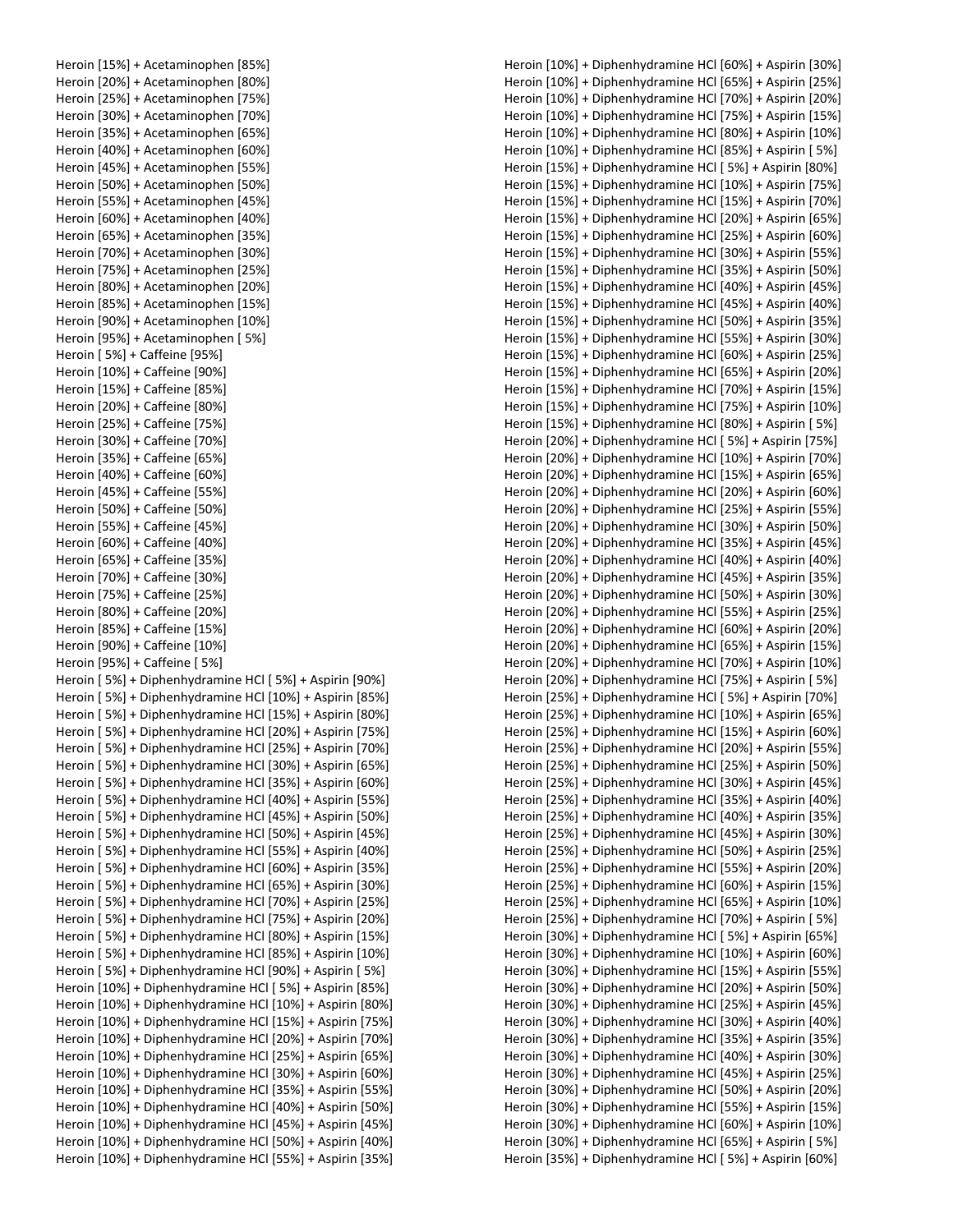Heroin [15%] + Acetaminophen [85%]
Heroin [20%] + Acetaminophen [80%]
Heroin [25%] + Acetaminophen [75%]
Heroin [30%] + Acetaminophen [70%]
Heroin [35%] + Acetaminophen [65%]
Heroin [40%] + Acetaminophen [60%]
Heroin [45%] + Acetaminophen [55%]
Heroin [50%] + Acetaminophen [50%]
Heroin [55%] + Acetaminophen [45%]
Heroin [60%] + Acetaminophen [40%]
Heroin [65%] + Acetaminophen [35%]
Heroin [70%] + Acetaminophen [30%]
Heroin [75%] + Acetaminophen [25%]
Heroin [80%] + Acetaminophen [20%]
Heroin [85%] + Acetaminophen [15%]
Heroin [90%] + Acetaminophen [10%]
Heroin [95%] + Acetaminophen [ 5%]
Heroin [ 5%] + Caffeine [95%]
Heroin [10%] + Caffeine [90%]
Heroin [15%] + Caffeine [85%]
Heroin [20%] + Caffeine [80%]
Heroin [25%] + Caffeine [75%]
Heroin [30%] + Caffeine [70%]
Heroin [35%] + Caffeine [65%]
Heroin [40%] + Caffeine [60%]
Heroin [45%] + Caffeine [55%]
Heroin [50%] + Caffeine [50%]
Heroin [55%] + Caffeine [45%]
Heroin [60%] + Caffeine [40%]
Heroin [65%] + Caffeine [35%]
Heroin [70%] + Caffeine [30%]
Heroin [75%] + Caffeine [25%]
Heroin [80%] + Caffeine [20%]
Heroin [85%] + Caffeine [15%]
Heroin [90%] + Caffeine [10%]
Heroin [95%] + Caffeine [ 5%]
Heroin [ 5%] + Diphenhydramine HCl [ 5%] + Aspirin [90%]
Heroin [ 5%] + Diphenhydramine HCl [10%] + Aspirin [85%]
Heroin [ 5%] + Diphenhydramine HCl [15%] + Aspirin [80%]
Heroin [ 5%] + Diphenhydramine HCl [20%] + Aspirin [75%]
Heroin [ 5%] + Diphenhydramine HCl [25%] + Aspirin [70%]
Heroin [ 5%] + Diphenhydramine HCl [30%] + Aspirin [65%]
Heroin [ 5%] + Diphenhydramine HCl [35%] + Aspirin [60%]
Heroin [ 5%] + Diphenhydramine HCl [40%] + Aspirin [55%]
Heroin [ 5%] + Diphenhydramine HCl [45%] + Aspirin [50%]
Heroin [ 5%] + Diphenhydramine HCl [50%] + Aspirin [45%]
Heroin [ 5%] + Diphenhydramine HCl [55%] + Aspirin [40%]
Heroin [ 5%] + Diphenhydramine HCl [60%] + Aspirin [35%]
Heroin [ 5%] + Diphenhydramine HCl [65%] + Aspirin [30%]
Heroin [ 5%] + Diphenhydramine HCl [70%] + Aspirin [25%]
Heroin [ 5%] + Diphenhydramine HCl [75%] + Aspirin [20%]
Heroin [ 5%] + Diphenhydramine HCl [80%] + Aspirin [15%]
Heroin [ 5%] + Diphenhydramine HCl [85%] + Aspirin [10%]
Heroin [ 5%] + Diphenhydramine HCl [90%] + Aspirin [ 5%]
Heroin [10%] + Diphenhydramine HCl [ 5%] + Aspirin [85%]
Heroin [10%] + Diphenhydramine HCl [10%] + Aspirin [80%]
Heroin [10%] + Diphenhydramine HCl [15%] + Aspirin [75%]
Heroin [10%] + Diphenhydramine HCl [20%] + Aspirin [70%]
Heroin [10%] + Diphenhydramine HCl [25%] + Aspirin [65%]
Heroin [10%] + Diphenhydramine HCl [30%] + Aspirin [60%]
Heroin [10%] + Diphenhydramine HCl [35%] + Aspirin [55%]
Heroin [10%] + Diphenhydramine HCl [40%] + Aspirin [50%]
Heroin [10%] + Diphenhydramine HCl [45%] + Aspirin [45%]
Heroin [10%] + Diphenhydramine HCl [50%] + Aspirin [40%]
Heroin [10%] + Diphenhydramine HCl [55%] + Aspirin [35%]
Heroin [10%] + Diphenhydramine HCl [60%] + Aspirin [30%]
Heroin [10%] + Diphenhydramine HCl [65%] + Aspirin [25%]
Heroin [10%] + Diphenhydramine HCl [70%] + Aspirin [20%]
Heroin [10%] + Diphenhydramine HCl [75%] + Aspirin [15%]
Heroin [10%] + Diphenhydramine HCl [80%] + Aspirin [10%]
Heroin [10%] + Diphenhydramine HCl [85%] + Aspirin [ 5%]
Heroin [15%] + Diphenhydramine HCl [ 5%] + Aspirin [80%]
Heroin [15%] + Diphenhydramine HCl [10%] + Aspirin [75%]
Heroin [15%] + Diphenhydramine HCl [15%] + Aspirin [70%]
Heroin [15%] + Diphenhydramine HCl [20%] + Aspirin [65%]
Heroin [15%] + Diphenhydramine HCl [25%] + Aspirin [60%]
Heroin [15%] + Diphenhydramine HCl [30%] + Aspirin [55%]
Heroin [15%] + Diphenhydramine HCl [35%] + Aspirin [50%]
Heroin [15%] + Diphenhydramine HCl [40%] + Aspirin [45%]
Heroin [15%] + Diphenhydramine HCl [45%] + Aspirin [40%]
Heroin [15%] + Diphenhydramine HCl [50%] + Aspirin [35%]
Heroin [15%] + Diphenhydramine HCl [55%] + Aspirin [30%]
Heroin [15%] + Diphenhydramine HCl [60%] + Aspirin [25%]
Heroin [15%] + Diphenhydramine HCl [65%] + Aspirin [20%]
Heroin [15%] + Diphenhydramine HCl [70%] + Aspirin [15%]
Heroin [15%] + Diphenhydramine HCl [75%] + Aspirin [10%]
Heroin [15%] + Diphenhydramine HCl [80%] + Aspirin [ 5%]
Heroin [20%] + Diphenhydramine HCl [ 5%] + Aspirin [75%]
Heroin [20%] + Diphenhydramine HCl [10%] + Aspirin [70%]
Heroin [20%] + Diphenhydramine HCl [15%] + Aspirin [65%]
Heroin [20%] + Diphenhydramine HCl [20%] + Aspirin [60%]
Heroin [20%] + Diphenhydramine HCl [25%] + Aspirin [55%]
Heroin [20%] + Diphenhydramine HCl [30%] + Aspirin [50%]
Heroin [20%] + Diphenhydramine HCl [35%] + Aspirin [45%]
Heroin [20%] + Diphenhydramine HCl [40%] + Aspirin [40%]
Heroin [20%] + Diphenhydramine HCl [45%] + Aspirin [35%]
Heroin [20%] + Diphenhydramine HCl [50%] + Aspirin [30%]
Heroin [20%] + Diphenhydramine HCl [55%] + Aspirin [25%]
Heroin [20%] + Diphenhydramine HCl [60%] + Aspirin [20%]
Heroin [20%] + Diphenhydramine HCl [65%] + Aspirin [15%]
Heroin [20%] + Diphenhydramine HCl [70%] + Aspirin [10%]
Heroin [20%] + Diphenhydramine HCl [75%] + Aspirin [ 5%]
Heroin [25%] + Diphenhydramine HCl [ 5%] + Aspirin [70%]
Heroin [25%] + Diphenhydramine HCl [10%] + Aspirin [65%]
Heroin [25%] + Diphenhydramine HCl [15%] + Aspirin [60%]
Heroin [25%] + Diphenhydramine HCl [20%] + Aspirin [55%]
Heroin [25%] + Diphenhydramine HCl [25%] + Aspirin [50%]
Heroin [25%] + Diphenhydramine HCl [30%] + Aspirin [45%]
Heroin [25%] + Diphenhydramine HCl [35%] + Aspirin [40%]
Heroin [25%] + Diphenhydramine HCl [40%] + Aspirin [35%]
Heroin [25%] + Diphenhydramine HCl [45%] + Aspirin [30%]
Heroin [25%] + Diphenhydramine HCl [50%] + Aspirin [25%]
Heroin [25%] + Diphenhydramine HCl [55%] + Aspirin [20%]
Heroin [25%] + Diphenhydramine HCl [60%] + Aspirin [15%]
Heroin [25%] + Diphenhydramine HCl [65%] + Aspirin [10%]
Heroin [25%] + Diphenhydramine HCl [70%] + Aspirin [ 5%]
Heroin [30%] + Diphenhydramine HCl [ 5%] + Aspirin [65%]
Heroin [30%] + Diphenhydramine HCl [10%] + Aspirin [60%]
Heroin [30%] + Diphenhydramine HCl [15%] + Aspirin [55%]
Heroin [30%] + Diphenhydramine HCl [20%] + Aspirin [50%]
Heroin [30%] + Diphenhydramine HCl [25%] + Aspirin [45%]
Heroin [30%] + Diphenhydramine HCl [30%] + Aspirin [40%]
Heroin [30%] + Diphenhydramine HCl [35%] + Aspirin [35%]
Heroin [30%] + Diphenhydramine HCl [40%] + Aspirin [30%]
Heroin [30%] + Diphenhydramine HCl [45%] + Aspirin [25%]
Heroin [30%] + Diphenhydramine HCl [50%] + Aspirin [20%]
Heroin [30%] + Diphenhydramine HCl [55%] + Aspirin [15%]
Heroin [30%] + Diphenhydramine HCl [60%] + Aspirin [10%]
Heroin [30%] + Diphenhydramine HCl [65%] + Aspirin [ 5%]
Heroin [35%] + Diphenhydramine HCl [ 5%] + Aspirin [60%]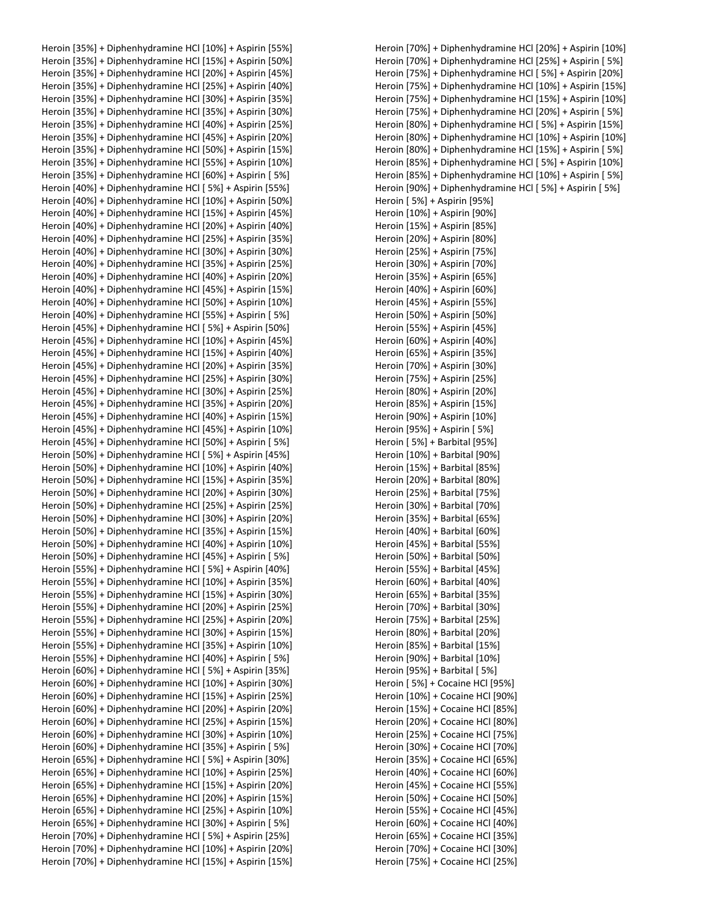Heroin [35%] + Diphenhydramine HCl [10%] + Aspirin [55%]
Heroin [35%] + Diphenhydramine HCl [15%] + Aspirin [50%]
Heroin [35%] + Diphenhydramine HCl [20%] + Aspirin [45%]
Heroin [35%] + Diphenhydramine HCl [25%] + Aspirin [40%]
Heroin [35%] + Diphenhydramine HCl [30%] + Aspirin [35%]
Heroin [35%] + Diphenhydramine HCl [35%] + Aspirin [30%]
Heroin [35%] + Diphenhydramine HCl [40%] + Aspirin [25%]
Heroin [35%] + Diphenhydramine HCl [45%] + Aspirin [20%]
Heroin [35%] + Diphenhydramine HCl [50%] + Aspirin [15%]
Heroin [35%] + Diphenhydramine HCl [55%] + Aspirin [10%]
Heroin [35%] + Diphenhydramine HCl [60%] + Aspirin [ 5%]
Heroin [40%] + Diphenhydramine HCl [ 5%] + Aspirin [55%]
Heroin [40%] + Diphenhydramine HCl [10%] + Aspirin [50%]
Heroin [40%] + Diphenhydramine HCl [15%] + Aspirin [45%]
Heroin [40%] + Diphenhydramine HCl [20%] + Aspirin [40%]
Heroin [40%] + Diphenhydramine HCl [25%] + Aspirin [35%]
Heroin [40%] + Diphenhydramine HCl [30%] + Aspirin [30%]
Heroin [40%] + Diphenhydramine HCl [35%] + Aspirin [25%]
Heroin [40%] + Diphenhydramine HCl [40%] + Aspirin [20%]
Heroin [40%] + Diphenhydramine HCl [45%] + Aspirin [15%]
Heroin [40%] + Diphenhydramine HCl [50%] + Aspirin [10%]
Heroin [40%] + Diphenhydramine HCl [55%] + Aspirin [ 5%]
Heroin [45%] + Diphenhydramine HCl [ 5%] + Aspirin [50%]
Heroin [45%] + Diphenhydramine HCl [10%] + Aspirin [45%]
Heroin [45%] + Diphenhydramine HCl [15%] + Aspirin [40%]
Heroin [45%] + Diphenhydramine HCl [20%] + Aspirin [35%]
Heroin [45%] + Diphenhydramine HCl [25%] + Aspirin [30%]
Heroin [45%] + Diphenhydramine HCl [30%] + Aspirin [25%]
Heroin [45%] + Diphenhydramine HCl [35%] + Aspirin [20%]
Heroin [45%] + Diphenhydramine HCl [40%] + Aspirin [15%]
Heroin [45%] + Diphenhydramine HCl [45%] + Aspirin [10%]
Heroin [45%] + Diphenhydramine HCl [50%] + Aspirin [ 5%]
Heroin [50%] + Diphenhydramine HCl [ 5%] + Aspirin [45%]
Heroin [50%] + Diphenhydramine HCl [10%] + Aspirin [40%]
Heroin [50%] + Diphenhydramine HCl [15%] + Aspirin [35%]
Heroin [50%] + Diphenhydramine HCl [20%] + Aspirin [30%]
Heroin [50%] + Diphenhydramine HCl [25%] + Aspirin [25%]
Heroin [50%] + Diphenhydramine HCl [30%] + Aspirin [20%]
Heroin [50%] + Diphenhydramine HCl [35%] + Aspirin [15%]
Heroin [50%] + Diphenhydramine HCl [40%] + Aspirin [10%]
Heroin [50%] + Diphenhydramine HCl [45%] + Aspirin [ 5%]
Heroin [55%] + Diphenhydramine HCl [ 5%] + Aspirin [40%]
Heroin [55%] + Diphenhydramine HCl [10%] + Aspirin [35%]
Heroin [55%] + Diphenhydramine HCl [15%] + Aspirin [30%]
Heroin [55%] + Diphenhydramine HCl [20%] + Aspirin [25%]
Heroin [55%] + Diphenhydramine HCl [25%] + Aspirin [20%]
Heroin [55%] + Diphenhydramine HCl [30%] + Aspirin [15%]
Heroin [55%] + Diphenhydramine HCl [35%] + Aspirin [10%]
Heroin [55%] + Diphenhydramine HCl [40%] + Aspirin [ 5%]
Heroin [60%] + Diphenhydramine HCl [ 5%] + Aspirin [35%]
Heroin [60%] + Diphenhydramine HCl [10%] + Aspirin [30%]
Heroin [60%] + Diphenhydramine HCl [15%] + Aspirin [25%]
Heroin [60%] + Diphenhydramine HCl [20%] + Aspirin [20%]
Heroin [60%] + Diphenhydramine HCl [25%] + Aspirin [15%]
Heroin [60%] + Diphenhydramine HCl [30%] + Aspirin [10%]
Heroin [60%] + Diphenhydramine HCl [35%] + Aspirin [ 5%]
Heroin [65%] + Diphenhydramine HCl [ 5%] + Aspirin [30%]
Heroin [65%] + Diphenhydramine HCl [10%] + Aspirin [25%]
Heroin [65%] + Diphenhydramine HCl [15%] + Aspirin [20%]
Heroin [65%] + Diphenhydramine HCl [20%] + Aspirin [15%]
Heroin [65%] + Diphenhydramine HCl [25%] + Aspirin [10%]
Heroin [65%] + Diphenhydramine HCl [30%] + Aspirin [ 5%]
Heroin [70%] + Diphenhydramine HCl [ 5%] + Aspirin [25%]
Heroin [70%] + Diphenhydramine HCl [10%] + Aspirin [20%]
Heroin [70%] + Diphenhydramine HCl [15%] + Aspirin [15%]
Heroin [70%] + Diphenhydramine HCl [20%] + Aspirin [10%]
Heroin [70%] + Diphenhydramine HCl [25%] + Aspirin [ 5%]
Heroin [75%] + Diphenhydramine HCl [ 5%] + Aspirin [20%]
Heroin [75%] + Diphenhydramine HCl [10%] + Aspirin [15%]
Heroin [75%] + Diphenhydramine HCl [15%] + Aspirin [10%]
Heroin [75%] + Diphenhydramine HCl [20%] + Aspirin [ 5%]
Heroin [80%] + Diphenhydramine HCl [ 5%] + Aspirin [15%]
Heroin [80%] + Diphenhydramine HCl [10%] + Aspirin [10%]
Heroin [80%] + Diphenhydramine HCl [15%] + Aspirin [ 5%]
Heroin [85%] + Diphenhydramine HCl [ 5%] + Aspirin [10%]
Heroin [85%] + Diphenhydramine HCl [10%] + Aspirin [ 5%]
Heroin [90%] + Diphenhydramine HCl [ 5%] + Aspirin [ 5%]
Heroin [ 5%] + Aspirin [95%]
Heroin [10%] + Aspirin [90%]
Heroin [15%] + Aspirin [85%]
Heroin [20%] + Aspirin [80%]
Heroin [25%] + Aspirin [75%]
Heroin [30%] + Aspirin [70%]
Heroin [35%] + Aspirin [65%]
Heroin [40%] + Aspirin [60%]
Heroin [45%] + Aspirin [55%]
Heroin [50%] + Aspirin [50%]
Heroin [55%] + Aspirin [45%]
Heroin [60%] + Aspirin [40%]
Heroin [65%] + Aspirin [35%]
Heroin [70%] + Aspirin [30%]
Heroin [75%] + Aspirin [25%]
Heroin [80%] + Aspirin [20%]
Heroin [85%] + Aspirin [15%]
Heroin [90%] + Aspirin [10%]
Heroin [95%] + Aspirin [ 5%]
Heroin [ 5%] + Barbital [95%]
Heroin [10%] + Barbital [90%]
Heroin [15%] + Barbital [85%]
Heroin [20%] + Barbital [80%]
Heroin [25%] + Barbital [75%]
Heroin [30%] + Barbital [70%]
Heroin [35%] + Barbital [65%]
Heroin [40%] + Barbital [60%]
Heroin [45%] + Barbital [55%]
Heroin [50%] + Barbital [50%]
Heroin [55%] + Barbital [45%]
Heroin [60%] + Barbital [40%]
Heroin [65%] + Barbital [35%]
Heroin [70%] + Barbital [30%]
Heroin [75%] + Barbital [25%]
Heroin [80%] + Barbital [20%]
Heroin [85%] + Barbital [15%]
Heroin [90%] + Barbital [10%]
Heroin [95%] + Barbital [ 5%]
Heroin [ 5%] + Cocaine HCl [95%]
Heroin [10%] + Cocaine HCl [90%]
Heroin [15%] + Cocaine HCl [85%]
Heroin [20%] + Cocaine HCl [80%]
Heroin [25%] + Cocaine HCl [75%]
Heroin [30%] + Cocaine HCl [70%]
Heroin [35%] + Cocaine HCl [65%]
Heroin [40%] + Cocaine HCl [60%]
Heroin [45%] + Cocaine HCl [55%]
Heroin [50%] + Cocaine HCl [50%]
Heroin [55%] + Cocaine HCl [45%]
Heroin [60%] + Cocaine HCl [40%]
Heroin [65%] + Cocaine HCl [35%]
Heroin [70%] + Cocaine HCl [30%]
Heroin [75%] + Cocaine HCl [25%]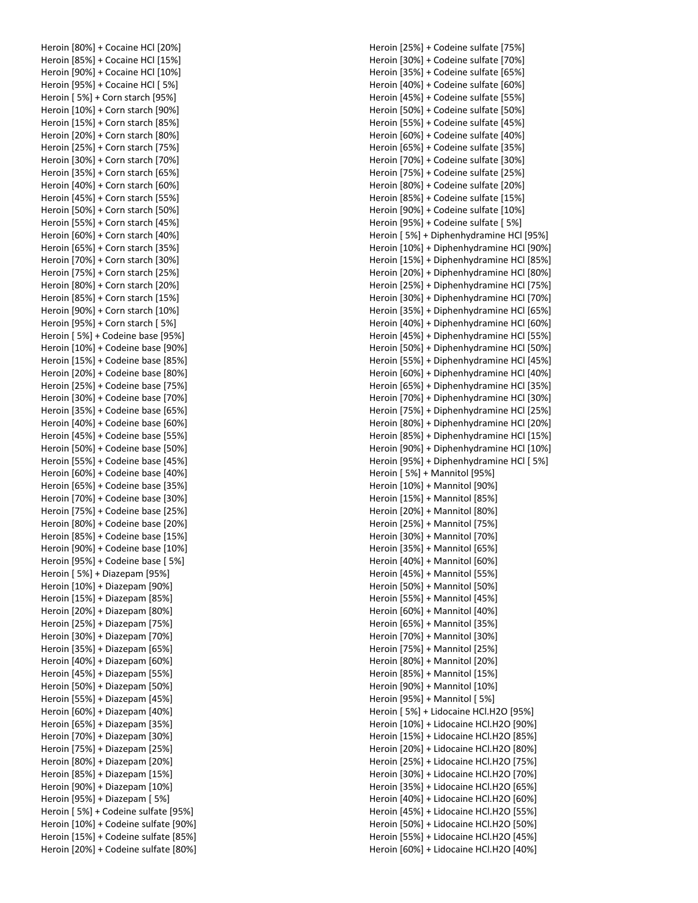Heroin [80%] + Cocaine HCl [20%]
Heroin [85%] + Cocaine HCl [15%]
Heroin [90%] + Cocaine HCl [10%]
Heroin [95%] + Cocaine HCl [ 5%]
Heroin [ 5%] + Corn starch [95%]
Heroin [10%] + Corn starch [90%]
Heroin [15%] + Corn starch [85%]
Heroin [20%] + Corn starch [80%]
Heroin [25%] + Corn starch [75%]
Heroin [30%] + Corn starch [70%]
Heroin [35%] + Corn starch [65%]
Heroin [40%] + Corn starch [60%]
Heroin [45%] + Corn starch [55%]
Heroin [50%] + Corn starch [50%]
Heroin [55%] + Corn starch [45%]
Heroin [60%] + Corn starch [40%]
Heroin [65%] + Corn starch [35%]
Heroin [70%] + Corn starch [30%]
Heroin [75%] + Corn starch [25%]
Heroin [80%] + Corn starch [20%]
Heroin [85%] + Corn starch [15%]
Heroin [90%] + Corn starch [10%]
Heroin [95%] + Corn starch [ 5%]
Heroin [ 5%] + Codeine base [95%]
Heroin [10%] + Codeine base [90%]
Heroin [15%] + Codeine base [85%]
Heroin [20%] + Codeine base [80%]
Heroin [25%] + Codeine base [75%]
Heroin [30%] + Codeine base [70%]
Heroin [35%] + Codeine base [65%]
Heroin [40%] + Codeine base [60%]
Heroin [45%] + Codeine base [55%]
Heroin [50%] + Codeine base [50%]
Heroin [55%] + Codeine base [45%]
Heroin [60%] + Codeine base [40%]
Heroin [65%] + Codeine base [35%]
Heroin [70%] + Codeine base [30%]
Heroin [75%] + Codeine base [25%]
Heroin [80%] + Codeine base [20%]
Heroin [85%] + Codeine base [15%]
Heroin [90%] + Codeine base [10%]
Heroin [95%] + Codeine base [ 5%]
Heroin [ 5%] + Diazepam [95%]
Heroin [10%] + Diazepam [90%]
Heroin [15%] + Diazepam [85%]
Heroin [20%] + Diazepam [80%]
Heroin [25%] + Diazepam [75%]
Heroin [30%] + Diazepam [70%]
Heroin [35%] + Diazepam [65%]
Heroin [40%] + Diazepam [60%]
Heroin [45%] + Diazepam [55%]
Heroin [50%] + Diazepam [50%]
Heroin [55%] + Diazepam [45%]
Heroin [60%] + Diazepam [40%]
Heroin [65%] + Diazepam [35%]
Heroin [70%] + Diazepam [30%]
Heroin [75%] + Diazepam [25%]
Heroin [80%] + Diazepam [20%]
Heroin [85%] + Diazepam [15%]
Heroin [90%] + Diazepam [10%]
Heroin [95%] + Diazepam [ 5%]
Heroin [ 5%] + Codeine sulfate [95%]
Heroin [10%] + Codeine sulfate [90%]
Heroin [15%] + Codeine sulfate [85%]
Heroin [20%] + Codeine sulfate [80%]
Heroin [25%] + Codeine sulfate [75%]
Heroin [30%] + Codeine sulfate [70%]
Heroin [35%] + Codeine sulfate [65%]
Heroin [40%] + Codeine sulfate [60%]
Heroin [45%] + Codeine sulfate [55%]
Heroin [50%] + Codeine sulfate [50%]
Heroin [55%] + Codeine sulfate [45%]
Heroin [60%] + Codeine sulfate [40%]
Heroin [65%] + Codeine sulfate [35%]
Heroin [70%] + Codeine sulfate [30%]
Heroin [75%] + Codeine sulfate [25%]
Heroin [80%] + Codeine sulfate [20%]
Heroin [85%] + Codeine sulfate [15%]
Heroin [90%] + Codeine sulfate [10%]
Heroin [95%] + Codeine sulfate [ 5%]
Heroin [ 5%] + Diphenhydramine HCl [95%]
Heroin [10%] + Diphenhydramine HCl [90%]
Heroin [15%] + Diphenhydramine HCl [85%]
Heroin [20%] + Diphenhydramine HCl [80%]
Heroin [25%] + Diphenhydramine HCl [75%]
Heroin [30%] + Diphenhydramine HCl [70%]
Heroin [35%] + Diphenhydramine HCl [65%]
Heroin [40%] + Diphenhydramine HCl [60%]
Heroin [45%] + Diphenhydramine HCl [55%]
Heroin [50%] + Diphenhydramine HCl [50%]
Heroin [55%] + Diphenhydramine HCl [45%]
Heroin [60%] + Diphenhydramine HCl [40%]
Heroin [65%] + Diphenhydramine HCl [35%]
Heroin [70%] + Diphenhydramine HCl [30%]
Heroin [75%] + Diphenhydramine HCl [25%]
Heroin [80%] + Diphenhydramine HCl [20%]
Heroin [85%] + Diphenhydramine HCl [15%]
Heroin [90%] + Diphenhydramine HCl [10%]
Heroin [95%] + Diphenhydramine HCl [ 5%]
Heroin [ 5%] + Mannitol [95%]
Heroin [10%] + Mannitol [90%]
Heroin [15%] + Mannitol [85%]
Heroin [20%] + Mannitol [80%]
Heroin [25%] + Mannitol [75%]
Heroin [30%] + Mannitol [70%]
Heroin [35%] + Mannitol [65%]
Heroin [40%] + Mannitol [60%]
Heroin [45%] + Mannitol [55%]
Heroin [50%] + Mannitol [50%]
Heroin [55%] + Mannitol [45%]
Heroin [60%] + Mannitol [40%]
Heroin [65%] + Mannitol [35%]
Heroin [70%] + Mannitol [30%]
Heroin [75%] + Mannitol [25%]
Heroin [80%] + Mannitol [20%]
Heroin [85%] + Mannitol [15%]
Heroin [90%] + Mannitol [10%]
Heroin [95%] + Mannitol [ 5%]
Heroin [ 5%] + Lidocaine HCl.H2O [95%]
Heroin [10%] + Lidocaine HCl.H2O [90%]
Heroin [15%] + Lidocaine HCl.H2O [85%]
Heroin [20%] + Lidocaine HCl.H2O [80%]
Heroin [25%] + Lidocaine HCl.H2O [75%]
Heroin [30%] + Lidocaine HCl.H2O [70%]
Heroin [35%] + Lidocaine HCl.H2O [65%]
Heroin [40%] + Lidocaine HCl.H2O [60%]
Heroin [45%] + Lidocaine HCl.H2O [55%]
Heroin [50%] + Lidocaine HCl.H2O [50%]
Heroin [55%] + Lidocaine HCl.H2O [45%]
Heroin [60%] + Lidocaine HCl.H2O [40%]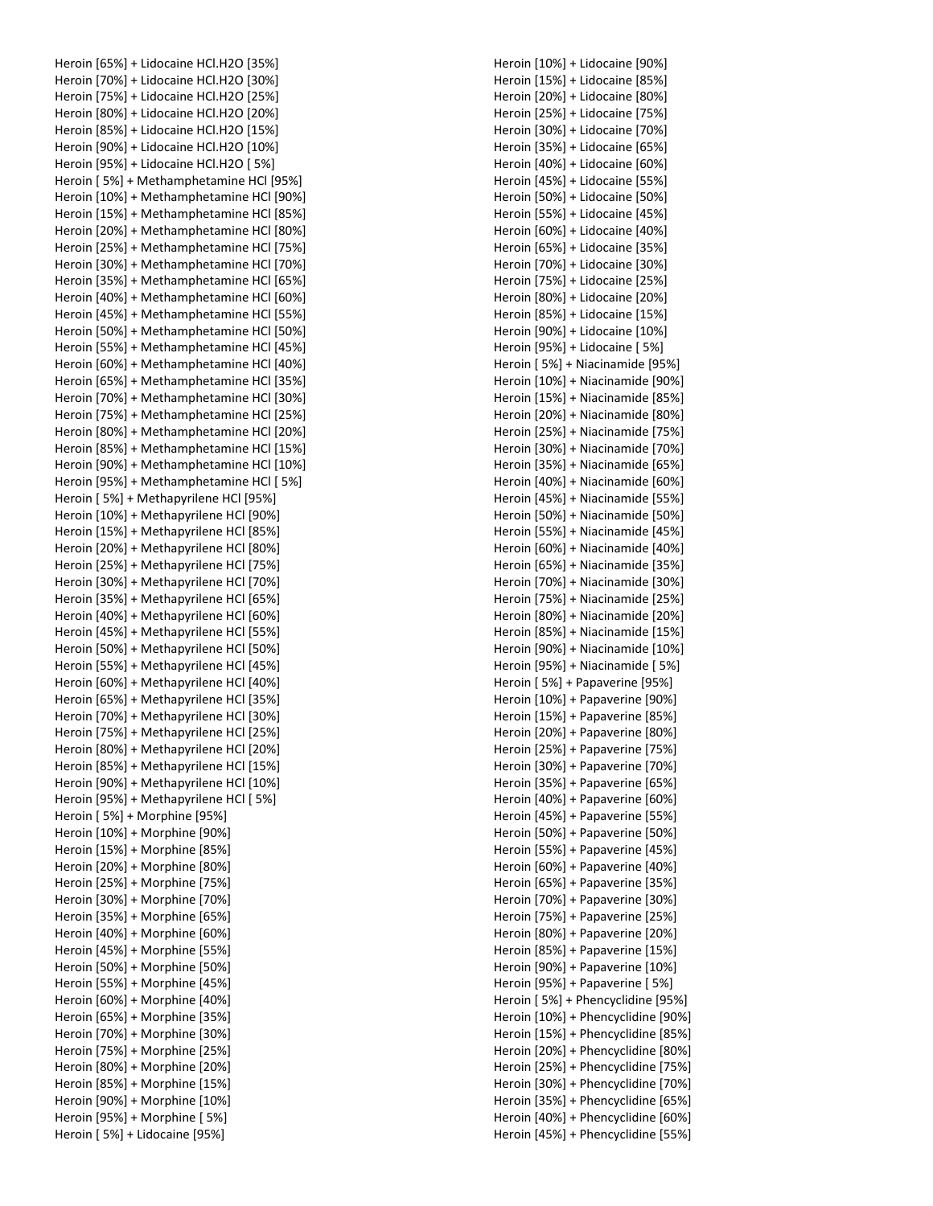Heroin [65%] + Lidocaine HCl.H2O [35%]
Heroin [70%] + Lidocaine HCl.H2O [30%]
Heroin [75%] + Lidocaine HCl.H2O [25%]
Heroin [80%] + Lidocaine HCl.H2O [20%]
Heroin [85%] + Lidocaine HCl.H2O [15%]
Heroin [90%] + Lidocaine HCl.H2O [10%]
Heroin [95%] + Lidocaine HCl.H2O [ 5%]
Heroin [ 5%] + Methamphetamine HCl [95%]
Heroin [10%] + Methamphetamine HCl [90%]
Heroin [15%] + Methamphetamine HCl [85%]
Heroin [20%] + Methamphetamine HCl [80%]
Heroin [25%] + Methamphetamine HCl [75%]
Heroin [30%] + Methamphetamine HCl [70%]
Heroin [35%] + Methamphetamine HCl [65%]
Heroin [40%] + Methamphetamine HCl [60%]
Heroin [45%] + Methamphetamine HCl [55%]
Heroin [50%] + Methamphetamine HCl [50%]
Heroin [55%] + Methamphetamine HCl [45%]
Heroin [60%] + Methamphetamine HCl [40%]
Heroin [65%] + Methamphetamine HCl [35%]
Heroin [70%] + Methamphetamine HCl [30%]
Heroin [75%] + Methamphetamine HCl [25%]
Heroin [80%] + Methamphetamine HCl [20%]
Heroin [85%] + Methamphetamine HCl [15%]
Heroin [90%] + Methamphetamine HCl [10%]
Heroin [95%] + Methamphetamine HCl [ 5%]
Heroin [ 5%] + Methapyrilene HCl [95%]
Heroin [10%] + Methapyrilene HCl [90%]
Heroin [15%] + Methapyrilene HCl [85%]
Heroin [20%] + Methapyrilene HCl [80%]
Heroin [25%] + Methapyrilene HCl [75%]
Heroin [30%] + Methapyrilene HCl [70%]
Heroin [35%] + Methapyrilene HCl [65%]
Heroin [40%] + Methapyrilene HCl [60%]
Heroin [45%] + Methapyrilene HCl [55%]
Heroin [50%] + Methapyrilene HCl [50%]
Heroin [55%] + Methapyrilene HCl [45%]
Heroin [60%] + Methapyrilene HCl [40%]
Heroin [65%] + Methapyrilene HCl [35%]
Heroin [70%] + Methapyrilene HCl [30%]
Heroin [75%] + Methapyrilene HCl [25%]
Heroin [80%] + Methapyrilene HCl [20%]
Heroin [85%] + Methapyrilene HCl [15%]
Heroin [90%] + Methapyrilene HCl [10%]
Heroin [95%] + Methapyrilene HCl [ 5%]
Heroin [ 5%] + Morphine [95%]
Heroin [10%] + Morphine [90%]
Heroin [15%] + Morphine [85%]
Heroin [20%] + Morphine [80%]
Heroin [25%] + Morphine [75%]
Heroin [30%] + Morphine [70%]
Heroin [35%] + Morphine [65%]
Heroin [40%] + Morphine [60%]
Heroin [45%] + Morphine [55%]
Heroin [50%] + Morphine [50%]
Heroin [55%] + Morphine [45%]
Heroin [60%] + Morphine [40%]
Heroin [65%] + Morphine [35%]
Heroin [70%] + Morphine [30%]
Heroin [75%] + Morphine [25%]
Heroin [80%] + Morphine [20%]
Heroin [85%] + Morphine [15%]
Heroin [90%] + Morphine [10%]
Heroin [95%] + Morphine [ 5%]
Heroin [ 5%] + Lidocaine [95%]
Heroin [10%] + Lidocaine [90%]
Heroin [15%] + Lidocaine [85%]
Heroin [20%] + Lidocaine [80%]
Heroin [25%] + Lidocaine [75%]
Heroin [30%] + Lidocaine [70%]
Heroin [35%] + Lidocaine [65%]
Heroin [40%] + Lidocaine [60%]
Heroin [45%] + Lidocaine [55%]
Heroin [50%] + Lidocaine [50%]
Heroin [55%] + Lidocaine [45%]
Heroin [60%] + Lidocaine [40%]
Heroin [65%] + Lidocaine [35%]
Heroin [70%] + Lidocaine [30%]
Heroin [75%] + Lidocaine [25%]
Heroin [80%] + Lidocaine [20%]
Heroin [85%] + Lidocaine [15%]
Heroin [90%] + Lidocaine [10%]
Heroin [95%] + Lidocaine [ 5%]
Heroin [ 5%] + Niacinamide [95%]
Heroin [10%] + Niacinamide [90%]
Heroin [15%] + Niacinamide [85%]
Heroin [20%] + Niacinamide [80%]
Heroin [25%] + Niacinamide [75%]
Heroin [30%] + Niacinamide [70%]
Heroin [35%] + Niacinamide [65%]
Heroin [40%] + Niacinamide [60%]
Heroin [45%] + Niacinamide [55%]
Heroin [50%] + Niacinamide [50%]
Heroin [55%] + Niacinamide [45%]
Heroin [60%] + Niacinamide [40%]
Heroin [65%] + Niacinamide [35%]
Heroin [70%] + Niacinamide [30%]
Heroin [75%] + Niacinamide [25%]
Heroin [80%] + Niacinamide [20%]
Heroin [85%] + Niacinamide [15%]
Heroin [90%] + Niacinamide [10%]
Heroin [95%] + Niacinamide [ 5%]
Heroin [ 5%] + Papaverine [95%]
Heroin [10%] + Papaverine [90%]
Heroin [15%] + Papaverine [85%]
Heroin [20%] + Papaverine [80%]
Heroin [25%] + Papaverine [75%]
Heroin [30%] + Papaverine [70%]
Heroin [35%] + Papaverine [65%]
Heroin [40%] + Papaverine [60%]
Heroin [45%] + Papaverine [55%]
Heroin [50%] + Papaverine [50%]
Heroin [55%] + Papaverine [45%]
Heroin [60%] + Papaverine [40%]
Heroin [65%] + Papaverine [35%]
Heroin [70%] + Papaverine [30%]
Heroin [75%] + Papaverine [25%]
Heroin [80%] + Papaverine [20%]
Heroin [85%] + Papaverine [15%]
Heroin [90%] + Papaverine [10%]
Heroin [95%] + Papaverine [ 5%]
Heroin [ 5%] + Phencyclidine [95%]
Heroin [10%] + Phencyclidine [90%]
Heroin [15%] + Phencyclidine [85%]
Heroin [20%] + Phencyclidine [80%]
Heroin [25%] + Phencyclidine [75%]
Heroin [30%] + Phencyclidine [70%]
Heroin [35%] + Phencyclidine [65%]
Heroin [40%] + Phencyclidine [60%]
Heroin [45%] + Phencyclidine [55%]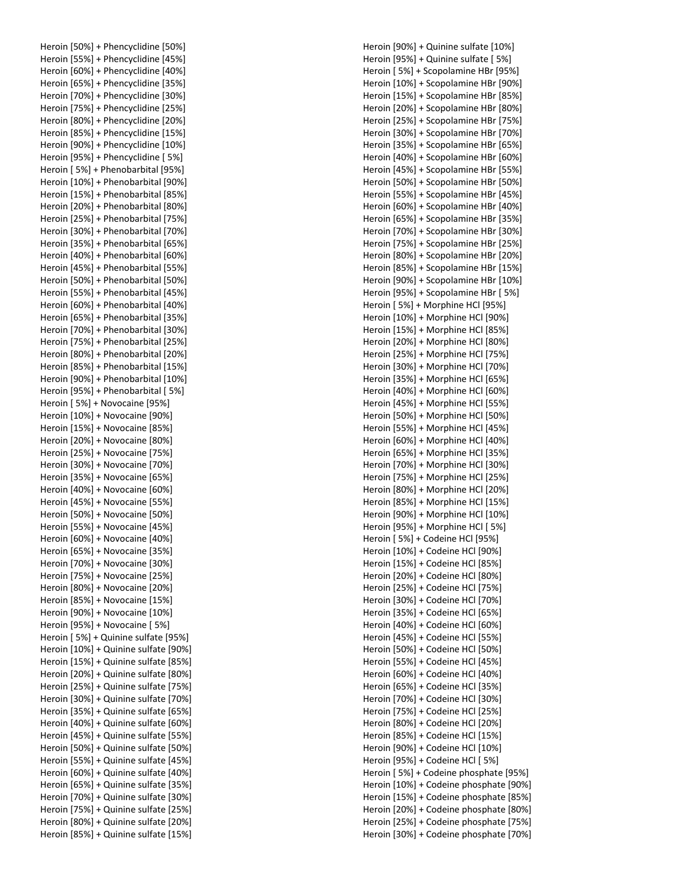Heroin [50%] + Phencyclidine [50%]
Heroin [55%] + Phencyclidine [45%]
Heroin [60%] + Phencyclidine [40%]
Heroin [65%] + Phencyclidine [35%]
Heroin [70%] + Phencyclidine [30%]
Heroin [75%] + Phencyclidine [25%]
Heroin [80%] + Phencyclidine [20%]
Heroin [85%] + Phencyclidine [15%]
Heroin [90%] + Phencyclidine [10%]
Heroin [95%] + Phencyclidine [ 5%]
Heroin [ 5%] + Phenobarbital [95%]
Heroin [10%] + Phenobarbital [90%]
Heroin [15%] + Phenobarbital [85%]
Heroin [20%] + Phenobarbital [80%]
Heroin [25%] + Phenobarbital [75%]
Heroin [30%] + Phenobarbital [70%]
Heroin [35%] + Phenobarbital [65%]
Heroin [40%] + Phenobarbital [60%]
Heroin [45%] + Phenobarbital [55%]
Heroin [50%] + Phenobarbital [50%]
Heroin [55%] + Phenobarbital [45%]
Heroin [60%] + Phenobarbital [40%]
Heroin [65%] + Phenobarbital [35%]
Heroin [70%] + Phenobarbital [30%]
Heroin [75%] + Phenobarbital [25%]
Heroin [80%] + Phenobarbital [20%]
Heroin [85%] + Phenobarbital [15%]
Heroin [90%] + Phenobarbital [10%]
Heroin [95%] + Phenobarbital [ 5%]
Heroin [ 5%] + Novocaine [95%]
Heroin [10%] + Novocaine [90%]
Heroin [15%] + Novocaine [85%]
Heroin [20%] + Novocaine [80%]
Heroin [25%] + Novocaine [75%]
Heroin [30%] + Novocaine [70%]
Heroin [35%] + Novocaine [65%]
Heroin [40%] + Novocaine [60%]
Heroin [45%] + Novocaine [55%]
Heroin [50%] + Novocaine [50%]
Heroin [55%] + Novocaine [45%]
Heroin [60%] + Novocaine [40%]
Heroin [65%] + Novocaine [35%]
Heroin [70%] + Novocaine [30%]
Heroin [75%] + Novocaine [25%]
Heroin [80%] + Novocaine [20%]
Heroin [85%] + Novocaine [15%]
Heroin [90%] + Novocaine [10%]
Heroin [95%] + Novocaine [ 5%]
Heroin [ 5%] + Quinine sulfate [95%]
Heroin [10%] + Quinine sulfate [90%]
Heroin [15%] + Quinine sulfate [85%]
Heroin [20%] + Quinine sulfate [80%]
Heroin [25%] + Quinine sulfate [75%]
Heroin [30%] + Quinine sulfate [70%]
Heroin [35%] + Quinine sulfate [65%]
Heroin [40%] + Quinine sulfate [60%]
Heroin [45%] + Quinine sulfate [55%]
Heroin [50%] + Quinine sulfate [50%]
Heroin [55%] + Quinine sulfate [45%]
Heroin [60%] + Quinine sulfate [40%]
Heroin [65%] + Quinine sulfate [35%]
Heroin [70%] + Quinine sulfate [30%]
Heroin [75%] + Quinine sulfate [25%]
Heroin [80%] + Quinine sulfate [20%]
Heroin [85%] + Quinine sulfate [15%]
Heroin [90%] + Quinine sulfate [10%]
Heroin [95%] + Quinine sulfate [ 5%]
Heroin [ 5%] + Scopolamine HBr [95%]
Heroin [10%] + Scopolamine HBr [90%]
Heroin [15%] + Scopolamine HBr [85%]
Heroin [20%] + Scopolamine HBr [80%]
Heroin [25%] + Scopolamine HBr [75%]
Heroin [30%] + Scopolamine HBr [70%]
Heroin [35%] + Scopolamine HBr [65%]
Heroin [40%] + Scopolamine HBr [60%]
Heroin [45%] + Scopolamine HBr [55%]
Heroin [50%] + Scopolamine HBr [50%]
Heroin [55%] + Scopolamine HBr [45%]
Heroin [60%] + Scopolamine HBr [40%]
Heroin [65%] + Scopolamine HBr [35%]
Heroin [70%] + Scopolamine HBr [30%]
Heroin [75%] + Scopolamine HBr [25%]
Heroin [80%] + Scopolamine HBr [20%]
Heroin [85%] + Scopolamine HBr [15%]
Heroin [90%] + Scopolamine HBr [10%]
Heroin [95%] + Scopolamine HBr [ 5%]
Heroin [ 5%] + Morphine HCl [95%]
Heroin [10%] + Morphine HCl [90%]
Heroin [15%] + Morphine HCl [85%]
Heroin [20%] + Morphine HCl [80%]
Heroin [25%] + Morphine HCl [75%]
Heroin [30%] + Morphine HCl [70%]
Heroin [35%] + Morphine HCl [65%]
Heroin [40%] + Morphine HCl [60%]
Heroin [45%] + Morphine HCl [55%]
Heroin [50%] + Morphine HCl [50%]
Heroin [55%] + Morphine HCl [45%]
Heroin [60%] + Morphine HCl [40%]
Heroin [65%] + Morphine HCl [35%]
Heroin [70%] + Morphine HCl [30%]
Heroin [75%] + Morphine HCl [25%]
Heroin [80%] + Morphine HCl [20%]
Heroin [85%] + Morphine HCl [15%]
Heroin [90%] + Morphine HCl [10%]
Heroin [95%] + Morphine HCl [ 5%]
Heroin [ 5%] + Codeine HCl [95%]
Heroin [10%] + Codeine HCl [90%]
Heroin [15%] + Codeine HCl [85%]
Heroin [20%] + Codeine HCl [80%]
Heroin [25%] + Codeine HCl [75%]
Heroin [30%] + Codeine HCl [70%]
Heroin [35%] + Codeine HCl [65%]
Heroin [40%] + Codeine HCl [60%]
Heroin [45%] + Codeine HCl [55%]
Heroin [50%] + Codeine HCl [50%]
Heroin [55%] + Codeine HCl [45%]
Heroin [60%] + Codeine HCl [40%]
Heroin [65%] + Codeine HCl [35%]
Heroin [70%] + Codeine HCl [30%]
Heroin [75%] + Codeine HCl [25%]
Heroin [80%] + Codeine HCl [20%]
Heroin [85%] + Codeine HCl [15%]
Heroin [90%] + Codeine HCl [10%]
Heroin [95%] + Codeine HCl [ 5%]
Heroin [ 5%] + Codeine phosphate [95%]
Heroin [10%] + Codeine phosphate [90%]
Heroin [15%] + Codeine phosphate [85%]
Heroin [20%] + Codeine phosphate [80%]
Heroin [25%] + Codeine phosphate [75%]
Heroin [30%] + Codeine phosphate [70%]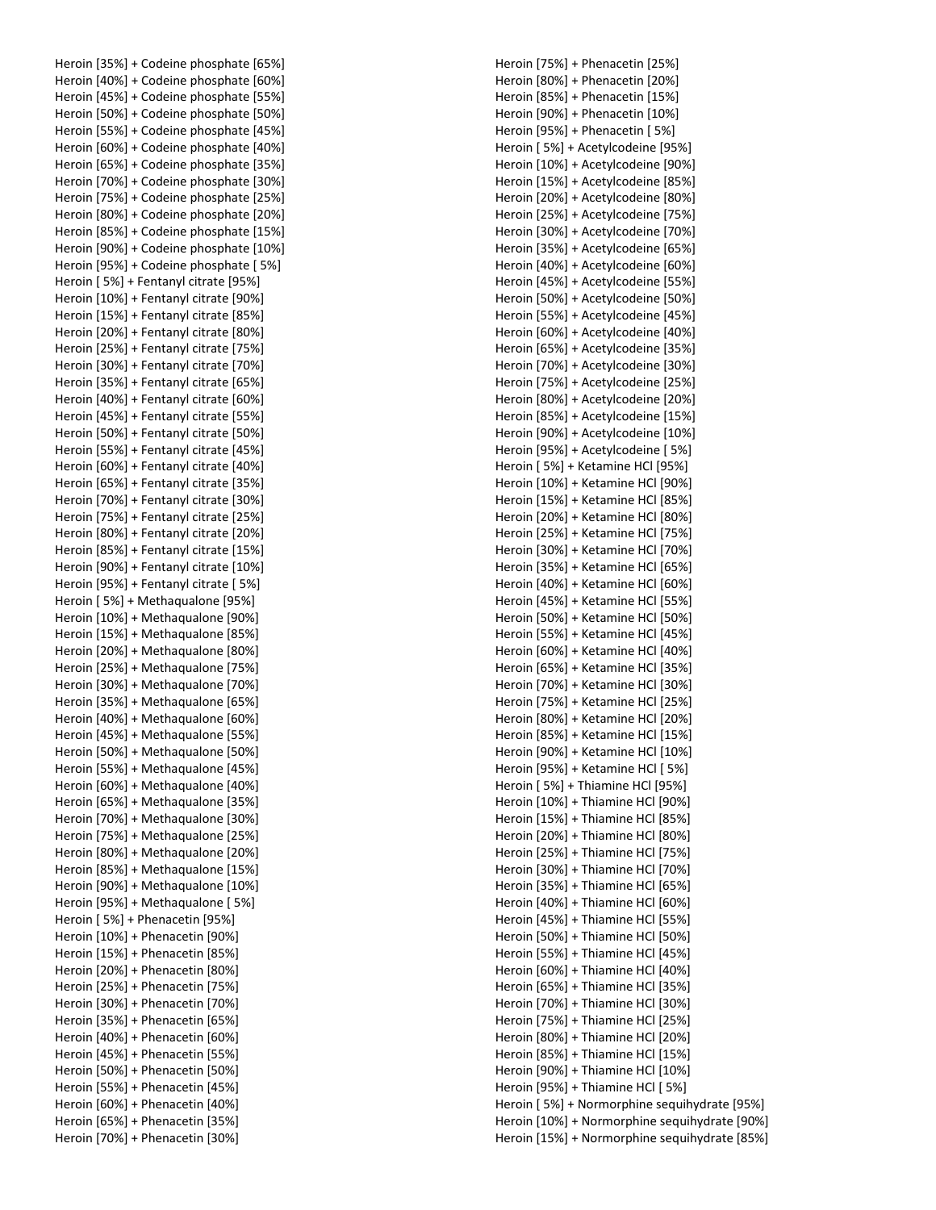Heroin [35%] + Codeine phosphate [65%]
Heroin [40%] + Codeine phosphate [60%]
Heroin [45%] + Codeine phosphate [55%]
Heroin [50%] + Codeine phosphate [50%]
Heroin [55%] + Codeine phosphate [45%]
Heroin [60%] + Codeine phosphate [40%]
Heroin [65%] + Codeine phosphate [35%]
Heroin [70%] + Codeine phosphate [30%]
Heroin [75%] + Codeine phosphate [25%]
Heroin [80%] + Codeine phosphate [20%]
Heroin [85%] + Codeine phosphate [15%]
Heroin [90%] + Codeine phosphate [10%]
Heroin [95%] + Codeine phosphate [ 5%]
Heroin [ 5%] + Fentanyl citrate [95%]
Heroin [10%] + Fentanyl citrate [90%]
Heroin [15%] + Fentanyl citrate [85%]
Heroin [20%] + Fentanyl citrate [80%]
Heroin [25%] + Fentanyl citrate [75%]
Heroin [30%] + Fentanyl citrate [70%]
Heroin [35%] + Fentanyl citrate [65%]
Heroin [40%] + Fentanyl citrate [60%]
Heroin [45%] + Fentanyl citrate [55%]
Heroin [50%] + Fentanyl citrate [50%]
Heroin [55%] + Fentanyl citrate [45%]
Heroin [60%] + Fentanyl citrate [40%]
Heroin [65%] + Fentanyl citrate [35%]
Heroin [70%] + Fentanyl citrate [30%]
Heroin [75%] + Fentanyl citrate [25%]
Heroin [80%] + Fentanyl citrate [20%]
Heroin [85%] + Fentanyl citrate [15%]
Heroin [90%] + Fentanyl citrate [10%]
Heroin [95%] + Fentanyl citrate [ 5%]
Heroin [ 5%] + Methaqualone [95%]
Heroin [10%] + Methaqualone [90%]
Heroin [15%] + Methaqualone [85%]
Heroin [20%] + Methaqualone [80%]
Heroin [25%] + Methaqualone [75%]
Heroin [30%] + Methaqualone [70%]
Heroin [35%] + Methaqualone [65%]
Heroin [40%] + Methaqualone [60%]
Heroin [45%] + Methaqualone [55%]
Heroin [50%] + Methaqualone [50%]
Heroin [55%] + Methaqualone [45%]
Heroin [60%] + Methaqualone [40%]
Heroin [65%] + Methaqualone [35%]
Heroin [70%] + Methaqualone [30%]
Heroin [75%] + Methaqualone [25%]
Heroin [80%] + Methaqualone [20%]
Heroin [85%] + Methaqualone [15%]
Heroin [90%] + Methaqualone [10%]
Heroin [95%] + Methaqualone [ 5%]
Heroin [ 5%] + Phenacetin [95%]
Heroin [10%] + Phenacetin [90%]
Heroin [15%] + Phenacetin [85%]
Heroin [20%] + Phenacetin [80%]
Heroin [25%] + Phenacetin [75%]
Heroin [30%] + Phenacetin [70%]
Heroin [35%] + Phenacetin [65%]
Heroin [40%] + Phenacetin [60%]
Heroin [45%] + Phenacetin [55%]
Heroin [50%] + Phenacetin [50%]
Heroin [55%] + Phenacetin [45%]
Heroin [60%] + Phenacetin [40%]
Heroin [65%] + Phenacetin [35%]
Heroin [70%] + Phenacetin [30%]
Heroin [75%] + Phenacetin [25%]
Heroin [80%] + Phenacetin [20%]
Heroin [85%] + Phenacetin [15%]
Heroin [90%] + Phenacetin [10%]
Heroin [95%] + Phenacetin [ 5%]
Heroin [ 5%] + Acetylcodeine [95%]
Heroin [10%] + Acetylcodeine [90%]
Heroin [15%] + Acetylcodeine [85%]
Heroin [20%] + Acetylcodeine [80%]
Heroin [25%] + Acetylcodeine [75%]
Heroin [30%] + Acetylcodeine [70%]
Heroin [35%] + Acetylcodeine [65%]
Heroin [40%] + Acetylcodeine [60%]
Heroin [45%] + Acetylcodeine [55%]
Heroin [50%] + Acetylcodeine [50%]
Heroin [55%] + Acetylcodeine [45%]
Heroin [60%] + Acetylcodeine [40%]
Heroin [65%] + Acetylcodeine [35%]
Heroin [70%] + Acetylcodeine [30%]
Heroin [75%] + Acetylcodeine [25%]
Heroin [80%] + Acetylcodeine [20%]
Heroin [85%] + Acetylcodeine [15%]
Heroin [90%] + Acetylcodeine [10%]
Heroin [95%] + Acetylcodeine [ 5%]
Heroin [ 5%] + Ketamine HCl [95%]
Heroin [10%] + Ketamine HCl [90%]
Heroin [15%] + Ketamine HCl [85%]
Heroin [20%] + Ketamine HCl [80%]
Heroin [25%] + Ketamine HCl [75%]
Heroin [30%] + Ketamine HCl [70%]
Heroin [35%] + Ketamine HCl [65%]
Heroin [40%] + Ketamine HCl [60%]
Heroin [45%] + Ketamine HCl [55%]
Heroin [50%] + Ketamine HCl [50%]
Heroin [55%] + Ketamine HCl [45%]
Heroin [60%] + Ketamine HCl [40%]
Heroin [65%] + Ketamine HCl [35%]
Heroin [70%] + Ketamine HCl [30%]
Heroin [75%] + Ketamine HCl [25%]
Heroin [80%] + Ketamine HCl [20%]
Heroin [85%] + Ketamine HCl [15%]
Heroin [90%] + Ketamine HCl [10%]
Heroin [95%] + Ketamine HCl [ 5%]
Heroin [ 5%] + Thiamine HCl [95%]
Heroin [10%] + Thiamine HCl [90%]
Heroin [15%] + Thiamine HCl [85%]
Heroin [20%] + Thiamine HCl [80%]
Heroin [25%] + Thiamine HCl [75%]
Heroin [30%] + Thiamine HCl [70%]
Heroin [35%] + Thiamine HCl [65%]
Heroin [40%] + Thiamine HCl [60%]
Heroin [45%] + Thiamine HCl [55%]
Heroin [50%] + Thiamine HCl [50%]
Heroin [55%] + Thiamine HCl [45%]
Heroin [60%] + Thiamine HCl [40%]
Heroin [65%] + Thiamine HCl [35%]
Heroin [70%] + Thiamine HCl [30%]
Heroin [75%] + Thiamine HCl [25%]
Heroin [80%] + Thiamine HCl [20%]
Heroin [85%] + Thiamine HCl [15%]
Heroin [90%] + Thiamine HCl [10%]
Heroin [95%] + Thiamine HCl [ 5%]
Heroin [ 5%] + Normorphine sequihydrate [95%]
Heroin [10%] + Normorphine sequihydrate [90%]
Heroin [15%] + Normorphine sequihydrate [85%]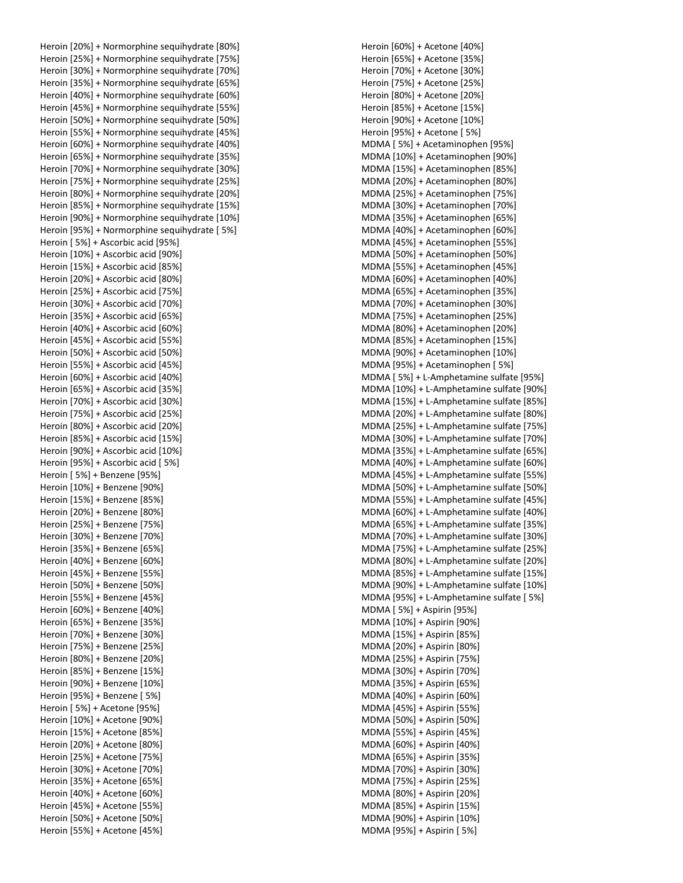Heroin [20%] + Normorphine sequihydrate [80%]
Heroin [25%] + Normorphine sequihydrate [75%]
Heroin [30%] + Normorphine sequihydrate [70%]
Heroin [35%] + Normorphine sequihydrate [65%]
Heroin [40%] + Normorphine sequihydrate [60%]
Heroin [45%] + Normorphine sequihydrate [55%]
Heroin [50%] + Normorphine sequihydrate [50%]
Heroin [55%] + Normorphine sequihydrate [45%]
Heroin [60%] + Normorphine sequihydrate [40%]
Heroin [65%] + Normorphine sequihydrate [35%]
Heroin [70%] + Normorphine sequihydrate [30%]
Heroin [75%] + Normorphine sequihydrate [25%]
Heroin [80%] + Normorphine sequihydrate [20%]
Heroin [85%] + Normorphine sequihydrate [15%]
Heroin [90%] + Normorphine sequihydrate [10%]
Heroin [95%] + Normorphine sequihydrate [ 5%]
Heroin [ 5%] + Ascorbic acid [95%]
Heroin [10%] + Ascorbic acid [90%]
Heroin [15%] + Ascorbic acid [85%]
Heroin [20%] + Ascorbic acid [80%]
Heroin [25%] + Ascorbic acid [75%]
Heroin [30%] + Ascorbic acid [70%]
Heroin [35%] + Ascorbic acid [65%]
Heroin [40%] + Ascorbic acid [60%]
Heroin [45%] + Ascorbic acid [55%]
Heroin [50%] + Ascorbic acid [50%]
Heroin [55%] + Ascorbic acid [45%]
Heroin [60%] + Ascorbic acid [40%]
Heroin [65%] + Ascorbic acid [35%]
Heroin [70%] + Ascorbic acid [30%]
Heroin [75%] + Ascorbic acid [25%]
Heroin [80%] + Ascorbic acid [20%]
Heroin [85%] + Ascorbic acid [15%]
Heroin [90%] + Ascorbic acid [10%]
Heroin [95%] + Ascorbic acid [ 5%]
Heroin [ 5%] + Benzene [95%]
Heroin [10%] + Benzene [90%]
Heroin [15%] + Benzene [85%]
Heroin [20%] + Benzene [80%]
Heroin [25%] + Benzene [75%]
Heroin [30%] + Benzene [70%]
Heroin [35%] + Benzene [65%]
Heroin [40%] + Benzene [60%]
Heroin [45%] + Benzene [55%]
Heroin [50%] + Benzene [50%]
Heroin [55%] + Benzene [45%]
Heroin [60%] + Benzene [40%]
Heroin [65%] + Benzene [35%]
Heroin [70%] + Benzene [30%]
Heroin [75%] + Benzene [25%]
Heroin [80%] + Benzene [20%]
Heroin [85%] + Benzene [15%]
Heroin [90%] + Benzene [10%]
Heroin [95%] + Benzene [ 5%]
Heroin [ 5%] + Acetone [95%]
Heroin [10%] + Acetone [90%]
Heroin [15%] + Acetone [85%]
Heroin [20%] + Acetone [80%]
Heroin [25%] + Acetone [75%]
Heroin [30%] + Acetone [70%]
Heroin [35%] + Acetone [65%]
Heroin [40%] + Acetone [60%]
Heroin [45%] + Acetone [55%]
Heroin [50%] + Acetone [50%]
Heroin [55%] + Acetone [45%]
Heroin [60%] + Acetone [40%]
Heroin [65%] + Acetone [35%]
Heroin [70%] + Acetone [30%]
Heroin [75%] + Acetone [25%]
Heroin [80%] + Acetone [20%]
Heroin [85%] + Acetone [15%]
Heroin [90%] + Acetone [10%]
Heroin [95%] + Acetone [ 5%]
MDMA [ 5%] + Acetaminophen [95%]
MDMA [10%] + Acetaminophen [90%]
MDMA [15%] + Acetaminophen [85%]
MDMA [20%] + Acetaminophen [80%]
MDMA [25%] + Acetaminophen [75%]
MDMA [30%] + Acetaminophen [70%]
MDMA [35%] + Acetaminophen [65%]
MDMA [40%] + Acetaminophen [60%]
MDMA [45%] + Acetaminophen [55%]
MDMA [50%] + Acetaminophen [50%]
MDMA [55%] + Acetaminophen [45%]
MDMA [60%] + Acetaminophen [40%]
MDMA [65%] + Acetaminophen [35%]
MDMA [70%] + Acetaminophen [30%]
MDMA [75%] + Acetaminophen [25%]
MDMA [80%] + Acetaminophen [20%]
MDMA [85%] + Acetaminophen [15%]
MDMA [90%] + Acetaminophen [10%]
MDMA [95%] + Acetaminophen [ 5%]
MDMA [ 5%] + L-Amphetamine sulfate [95%]
MDMA [10%] + L-Amphetamine sulfate [90%]
MDMA [15%] + L-Amphetamine sulfate [85%]
MDMA [20%] + L-Amphetamine sulfate [80%]
MDMA [25%] + L-Amphetamine sulfate [75%]
MDMA [30%] + L-Amphetamine sulfate [70%]
MDMA [35%] + L-Amphetamine sulfate [65%]
MDMA [40%] + L-Amphetamine sulfate [60%]
MDMA [45%] + L-Amphetamine sulfate [55%]
MDMA [50%] + L-Amphetamine sulfate [50%]
MDMA [55%] + L-Amphetamine sulfate [45%]
MDMA [60%] + L-Amphetamine sulfate [40%]
MDMA [65%] + L-Amphetamine sulfate [35%]
MDMA [70%] + L-Amphetamine sulfate [30%]
MDMA [75%] + L-Amphetamine sulfate [25%]
MDMA [80%] + L-Amphetamine sulfate [20%]
MDMA [85%] + L-Amphetamine sulfate [15%]
MDMA [90%] + L-Amphetamine sulfate [10%]
MDMA [95%] + L-Amphetamine sulfate [ 5%]
MDMA [ 5%] + Aspirin [95%]
MDMA [10%] + Aspirin [90%]
MDMA [15%] + Aspirin [85%]
MDMA [20%] + Aspirin [80%]
MDMA [25%] + Aspirin [75%]
MDMA [30%] + Aspirin [70%]
MDMA [35%] + Aspirin [65%]
MDMA [40%] + Aspirin [60%]
MDMA [45%] + Aspirin [55%]
MDMA [50%] + Aspirin [50%]
MDMA [55%] + Aspirin [45%]
MDMA [60%] + Aspirin [40%]
MDMA [65%] + Aspirin [35%]
MDMA [70%] + Aspirin [30%]
MDMA [75%] + Aspirin [25%]
MDMA [80%] + Aspirin [20%]
MDMA [85%] + Aspirin [15%]
MDMA [90%] + Aspirin [10%]
MDMA [95%] + Aspirin [ 5%]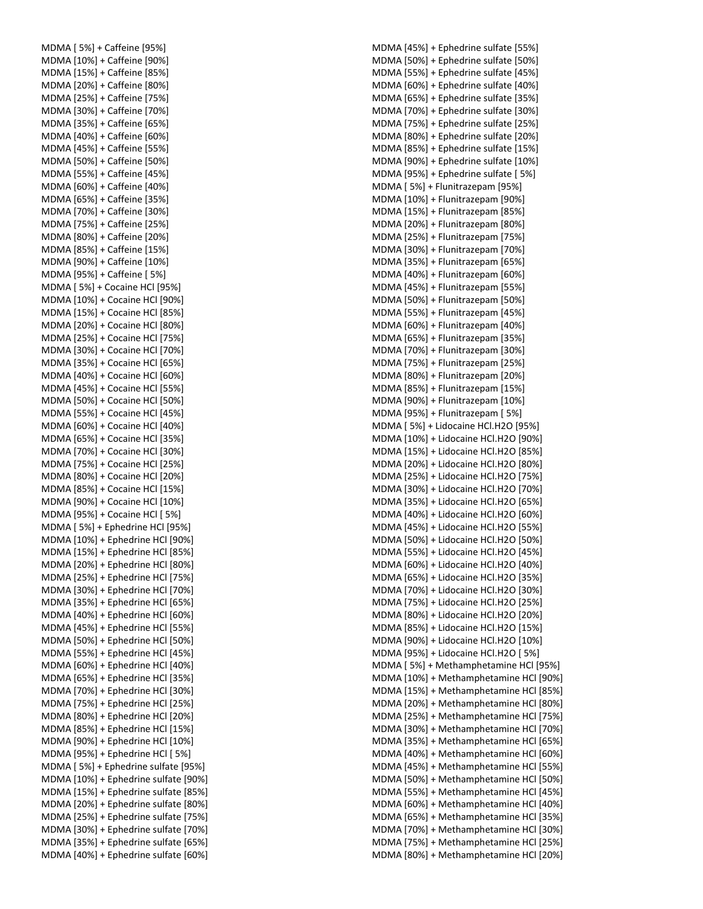MDMA [ 5%] + Caffeine [95%]
MDMA [10%] + Caffeine [90%]
MDMA [15%] + Caffeine [85%]
MDMA [20%] + Caffeine [80%]
MDMA [25%] + Caffeine [75%]
MDMA [30%] + Caffeine [70%]
MDMA [35%] + Caffeine [65%]
MDMA [40%] + Caffeine [60%]
MDMA [45%] + Caffeine [55%]
MDMA [50%] + Caffeine [50%]
MDMA [55%] + Caffeine [45%]
MDMA [60%] + Caffeine [40%]
MDMA [65%] + Caffeine [35%]
MDMA [70%] + Caffeine [30%]
MDMA [75%] + Caffeine [25%]
MDMA [80%] + Caffeine [20%]
MDMA [85%] + Caffeine [15%]
MDMA [90%] + Caffeine [10%]
MDMA [95%] + Caffeine [ 5%]
MDMA [ 5%] + Cocaine HCl [95%]
MDMA [10%] + Cocaine HCl [90%]
MDMA [15%] + Cocaine HCl [85%]
MDMA [20%] + Cocaine HCl [80%]
MDMA [25%] + Cocaine HCl [75%]
MDMA [30%] + Cocaine HCl [70%]
MDMA [35%] + Cocaine HCl [65%]
MDMA [40%] + Cocaine HCl [60%]
MDMA [45%] + Cocaine HCl [55%]
MDMA [50%] + Cocaine HCl [50%]
MDMA [55%] + Cocaine HCl [45%]
MDMA [60%] + Cocaine HCl [40%]
MDMA [65%] + Cocaine HCl [35%]
MDMA [70%] + Cocaine HCl [30%]
MDMA [75%] + Cocaine HCl [25%]
MDMA [80%] + Cocaine HCl [20%]
MDMA [85%] + Cocaine HCl [15%]
MDMA [90%] + Cocaine HCl [10%]
MDMA [95%] + Cocaine HCl [ 5%]
MDMA [ 5%] + Ephedrine HCl [95%]
MDMA [10%] + Ephedrine HCl [90%]
MDMA [15%] + Ephedrine HCl [85%]
MDMA [20%] + Ephedrine HCl [80%]
MDMA [25%] + Ephedrine HCl [75%]
MDMA [30%] + Ephedrine HCl [70%]
MDMA [35%] + Ephedrine HCl [65%]
MDMA [40%] + Ephedrine HCl [60%]
MDMA [45%] + Ephedrine HCl [55%]
MDMA [50%] + Ephedrine HCl [50%]
MDMA [55%] + Ephedrine HCl [45%]
MDMA [60%] + Ephedrine HCl [40%]
MDMA [65%] + Ephedrine HCl [35%]
MDMA [70%] + Ephedrine HCl [30%]
MDMA [75%] + Ephedrine HCl [25%]
MDMA [80%] + Ephedrine HCl [20%]
MDMA [85%] + Ephedrine HCl [15%]
MDMA [90%] + Ephedrine HCl [10%]
MDMA [95%] + Ephedrine HCl [ 5%]
MDMA [ 5%] + Ephedrine sulfate [95%]
MDMA [10%] + Ephedrine sulfate [90%]
MDMA [15%] + Ephedrine sulfate [85%]
MDMA [20%] + Ephedrine sulfate [80%]
MDMA [25%] + Ephedrine sulfate [75%]
MDMA [30%] + Ephedrine sulfate [70%]
MDMA [35%] + Ephedrine sulfate [65%]
MDMA [40%] + Ephedrine sulfate [60%]
MDMA [45%] + Ephedrine sulfate [55%]
MDMA [50%] + Ephedrine sulfate [50%]
MDMA [55%] + Ephedrine sulfate [45%]
MDMA [60%] + Ephedrine sulfate [40%]
MDMA [65%] + Ephedrine sulfate [35%]
MDMA [70%] + Ephedrine sulfate [30%]
MDMA [75%] + Ephedrine sulfate [25%]
MDMA [80%] + Ephedrine sulfate [20%]
MDMA [85%] + Ephedrine sulfate [15%]
MDMA [90%] + Ephedrine sulfate [10%]
MDMA [95%] + Ephedrine sulfate [ 5%]
MDMA [ 5%] + Flunitrazepam [95%]
MDMA [10%] + Flunitrazepam [90%]
MDMA [15%] + Flunitrazepam [85%]
MDMA [20%] + Flunitrazepam [80%]
MDMA [25%] + Flunitrazepam [75%]
MDMA [30%] + Flunitrazepam [70%]
MDMA [35%] + Flunitrazepam [65%]
MDMA [40%] + Flunitrazepam [60%]
MDMA [45%] + Flunitrazepam [55%]
MDMA [50%] + Flunitrazepam [50%]
MDMA [55%] + Flunitrazepam [45%]
MDMA [60%] + Flunitrazepam [40%]
MDMA [65%] + Flunitrazepam [35%]
MDMA [70%] + Flunitrazepam [30%]
MDMA [75%] + Flunitrazepam [25%]
MDMA [80%] + Flunitrazepam [20%]
MDMA [85%] + Flunitrazepam [15%]
MDMA [90%] + Flunitrazepam [10%]
MDMA [95%] + Flunitrazepam [ 5%]
MDMA [ 5%] + Lidocaine HCl.H2O [95%]
MDMA [10%] + Lidocaine HCl.H2O [90%]
MDMA [15%] + Lidocaine HCl.H2O [85%]
MDMA [20%] + Lidocaine HCl.H2O [80%]
MDMA [25%] + Lidocaine HCl.H2O [75%]
MDMA [30%] + Lidocaine HCl.H2O [70%]
MDMA [35%] + Lidocaine HCl.H2O [65%]
MDMA [40%] + Lidocaine HCl.H2O [60%]
MDMA [45%] + Lidocaine HCl.H2O [55%]
MDMA [50%] + Lidocaine HCl.H2O [50%]
MDMA [55%] + Lidocaine HCl.H2O [45%]
MDMA [60%] + Lidocaine HCl.H2O [40%]
MDMA [65%] + Lidocaine HCl.H2O [35%]
MDMA [70%] + Lidocaine HCl.H2O [30%]
MDMA [75%] + Lidocaine HCl.H2O [25%]
MDMA [80%] + Lidocaine HCl.H2O [20%]
MDMA [85%] + Lidocaine HCl.H2O [15%]
MDMA [90%] + Lidocaine HCl.H2O [10%]
MDMA [95%] + Lidocaine HCl.H2O [ 5%]
MDMA [ 5%] + Methamphetamine HCl [95%]
MDMA [10%] + Methamphetamine HCl [90%]
MDMA [15%] + Methamphetamine HCl [85%]
MDMA [20%] + Methamphetamine HCl [80%]
MDMA [25%] + Methamphetamine HCl [75%]
MDMA [30%] + Methamphetamine HCl [70%]
MDMA [35%] + Methamphetamine HCl [65%]
MDMA [40%] + Methamphetamine HCl [60%]
MDMA [45%] + Methamphetamine HCl [55%]
MDMA [50%] + Methamphetamine HCl [50%]
MDMA [55%] + Methamphetamine HCl [45%]
MDMA [60%] + Methamphetamine HCl [40%]
MDMA [65%] + Methamphetamine HCl [35%]
MDMA [70%] + Methamphetamine HCl [30%]
MDMA [75%] + Methamphetamine HCl [25%]
MDMA [80%] + Methamphetamine HCl [20%]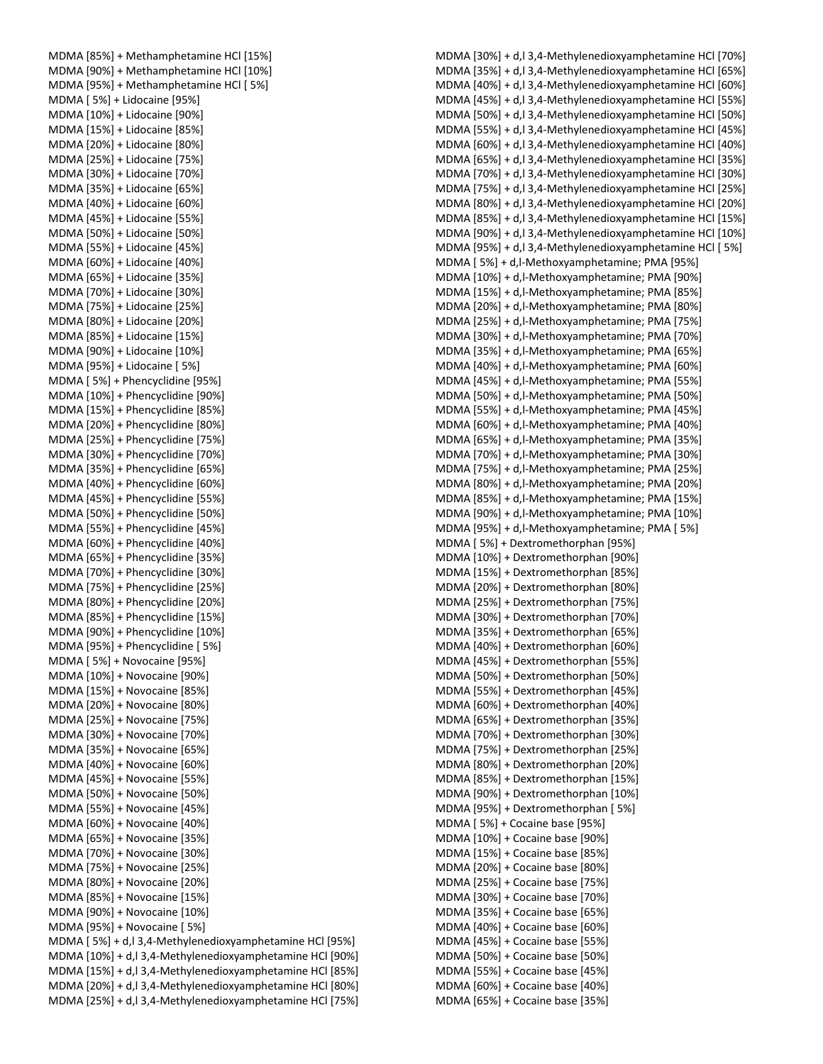MDMA [85%] + Methamphetamine HCl [15%]
MDMA [90%] + Methamphetamine HCl [10%]
MDMA [95%] + Methamphetamine HCl [ 5%]
MDMA [ 5%] + Lidocaine [95%]
MDMA [10%] + Lidocaine [90%]
MDMA [15%] + Lidocaine [85%]
MDMA [20%] + Lidocaine [80%]
MDMA [25%] + Lidocaine [75%]
MDMA [30%] + Lidocaine [70%]
MDMA [35%] + Lidocaine [65%]
MDMA [40%] + Lidocaine [60%]
MDMA [45%] + Lidocaine [55%]
MDMA [50%] + Lidocaine [50%]
MDMA [55%] + Lidocaine [45%]
MDMA [60%] + Lidocaine [40%]
MDMA [65%] + Lidocaine [35%]
MDMA [70%] + Lidocaine [30%]
MDMA [75%] + Lidocaine [25%]
MDMA [80%] + Lidocaine [20%]
MDMA [85%] + Lidocaine [15%]
MDMA [90%] + Lidocaine [10%]
MDMA [95%] + Lidocaine [ 5%]
MDMA [ 5%] + Phencyclidine [95%]
MDMA [10%] + Phencyclidine [90%]
MDMA [15%] + Phencyclidine [85%]
MDMA [20%] + Phencyclidine [80%]
MDMA [25%] + Phencyclidine [75%]
MDMA [30%] + Phencyclidine [70%]
MDMA [35%] + Phencyclidine [65%]
MDMA [40%] + Phencyclidine [60%]
MDMA [45%] + Phencyclidine [55%]
MDMA [50%] + Phencyclidine [50%]
MDMA [55%] + Phencyclidine [45%]
MDMA [60%] + Phencyclidine [40%]
MDMA [65%] + Phencyclidine [35%]
MDMA [70%] + Phencyclidine [30%]
MDMA [75%] + Phencyclidine [25%]
MDMA [80%] + Phencyclidine [20%]
MDMA [85%] + Phencyclidine [15%]
MDMA [90%] + Phencyclidine [10%]
MDMA [95%] + Phencyclidine [ 5%]
MDMA [ 5%] + Novocaine [95%]
MDMA [10%] + Novocaine [90%]
MDMA [15%] + Novocaine [85%]
MDMA [20%] + Novocaine [80%]
MDMA [25%] + Novocaine [75%]
MDMA [30%] + Novocaine [70%]
MDMA [35%] + Novocaine [65%]
MDMA [40%] + Novocaine [60%]
MDMA [45%] + Novocaine [55%]
MDMA [50%] + Novocaine [50%]
MDMA [55%] + Novocaine [45%]
MDMA [60%] + Novocaine [40%]
MDMA [65%] + Novocaine [35%]
MDMA [70%] + Novocaine [30%]
MDMA [75%] + Novocaine [25%]
MDMA [80%] + Novocaine [20%]
MDMA [85%] + Novocaine [15%]
MDMA [90%] + Novocaine [10%]
MDMA [95%] + Novocaine [ 5%]
MDMA [ 5%] + d,l 3,4-Methylenedioxyamphetamine HCl [95%]
MDMA [10%] + d,l 3,4-Methylenedioxyamphetamine HCl [90%]
MDMA [15%] + d,l 3,4-Methylenedioxyamphetamine HCl [85%]
MDMA [20%] + d,l 3,4-Methylenedioxyamphetamine HCl [80%]
MDMA [25%] + d,l 3,4-Methylenedioxyamphetamine HCl [75%]
MDMA [30%] + d,l 3,4-Methylenedioxyamphetamine HCl [70%]
MDMA [35%] + d,l 3,4-Methylenedioxyamphetamine HCl [65%]
MDMA [40%] + d,l 3,4-Methylenedioxyamphetamine HCl [60%]
MDMA [45%] + d,l 3,4-Methylenedioxyamphetamine HCl [55%]
MDMA [50%] + d,l 3,4-Methylenedioxyamphetamine HCl [50%]
MDMA [55%] + d,l 3,4-Methylenedioxyamphetamine HCl [45%]
MDMA [60%] + d,l 3,4-Methylenedioxyamphetamine HCl [40%]
MDMA [65%] + d,l 3,4-Methylenedioxyamphetamine HCl [35%]
MDMA [70%] + d,l 3,4-Methylenedioxyamphetamine HCl [30%]
MDMA [75%] + d,l 3,4-Methylenedioxyamphetamine HCl [25%]
MDMA [80%] + d,l 3,4-Methylenedioxyamphetamine HCl [20%]
MDMA [85%] + d,l 3,4-Methylenedioxyamphetamine HCl [15%]
MDMA [90%] + d,l 3,4-Methylenedioxyamphetamine HCl [10%]
MDMA [95%] + d,l 3,4-Methylenedioxyamphetamine HCl [ 5%]
MDMA [ 5%] + d,l-Methoxyamphetamine; PMA [95%]
MDMA [10%] + d,l-Methoxyamphetamine; PMA [90%]
MDMA [15%] + d,l-Methoxyamphetamine; PMA [85%]
MDMA [20%] + d,l-Methoxyamphetamine; PMA [80%]
MDMA [25%] + d,l-Methoxyamphetamine; PMA [75%]
MDMA [30%] + d,l-Methoxyamphetamine; PMA [70%]
MDMA [35%] + d,l-Methoxyamphetamine; PMA [65%]
MDMA [40%] + d,l-Methoxyamphetamine; PMA [60%]
MDMA [45%] + d,l-Methoxyamphetamine; PMA [55%]
MDMA [50%] + d,l-Methoxyamphetamine; PMA [50%]
MDMA [55%] + d,l-Methoxyamphetamine; PMA [45%]
MDMA [60%] + d,l-Methoxyamphetamine; PMA [40%]
MDMA [65%] + d,l-Methoxyamphetamine; PMA [35%]
MDMA [70%] + d,l-Methoxyamphetamine; PMA [30%]
MDMA [75%] + d,l-Methoxyamphetamine; PMA [25%]
MDMA [80%] + d,l-Methoxyamphetamine; PMA [20%]
MDMA [85%] + d,l-Methoxyamphetamine; PMA [15%]
MDMA [90%] + d,l-Methoxyamphetamine; PMA [10%]
MDMA [95%] + d,l-Methoxyamphetamine; PMA [ 5%]
MDMA [ 5%] + Dextromethorphan [95%]
MDMA [10%] + Dextromethorphan [90%]
MDMA [15%] + Dextromethorphan [85%]
MDMA [20%] + Dextromethorphan [80%]
MDMA [25%] + Dextromethorphan [75%]
MDMA [30%] + Dextromethorphan [70%]
MDMA [35%] + Dextromethorphan [65%]
MDMA [40%] + Dextromethorphan [60%]
MDMA [45%] + Dextromethorphan [55%]
MDMA [50%] + Dextromethorphan [50%]
MDMA [55%] + Dextromethorphan [45%]
MDMA [60%] + Dextromethorphan [40%]
MDMA [65%] + Dextromethorphan [35%]
MDMA [70%] + Dextromethorphan [30%]
MDMA [75%] + Dextromethorphan [25%]
MDMA [80%] + Dextromethorphan [20%]
MDMA [85%] + Dextromethorphan [15%]
MDMA [90%] + Dextromethorphan [10%]
MDMA [95%] + Dextromethorphan [ 5%]
MDMA [ 5%] + Cocaine base [95%]
MDMA [10%] + Cocaine base [90%]
MDMA [15%] + Cocaine base [85%]
MDMA [20%] + Cocaine base [80%]
MDMA [25%] + Cocaine base [75%]
MDMA [30%] + Cocaine base [70%]
MDMA [35%] + Cocaine base [65%]
MDMA [40%] + Cocaine base [60%]
MDMA [45%] + Cocaine base [55%]
MDMA [50%] + Cocaine base [50%]
MDMA [55%] + Cocaine base [45%]
MDMA [60%] + Cocaine base [40%]
MDMA [65%] + Cocaine base [35%]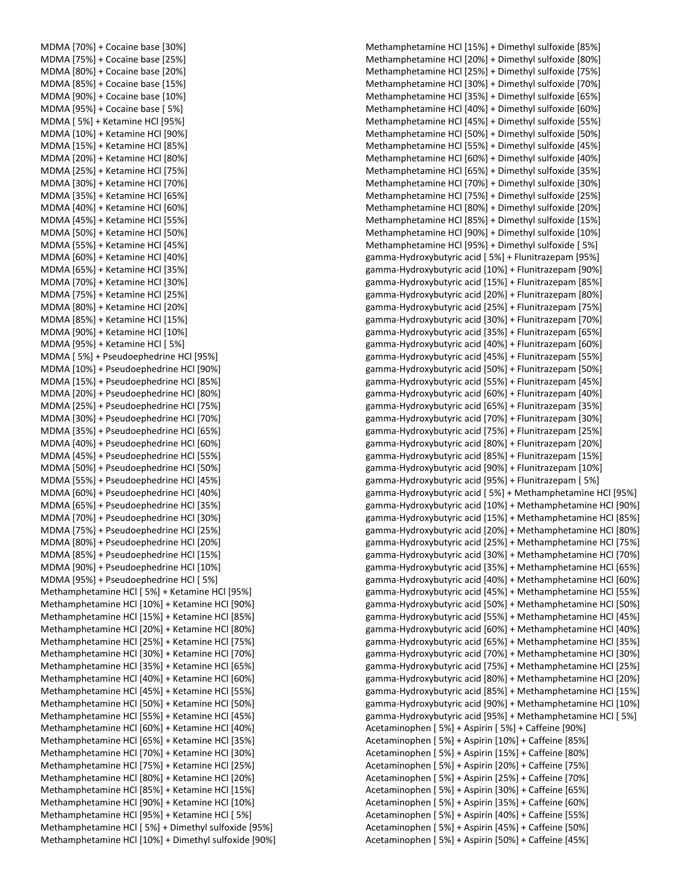MDMA [70%] + Cocaine base [30%]
MDMA [75%] + Cocaine base [25%]
MDMA [80%] + Cocaine base [20%]
MDMA [85%] + Cocaine base [15%]
MDMA [90%] + Cocaine base [10%]
MDMA [95%] + Cocaine base [ 5%]
MDMA [ 5%] + Ketamine HCl [95%]
MDMA [10%] + Ketamine HCl [90%]
MDMA [15%] + Ketamine HCl [85%]
MDMA [20%] + Ketamine HCl [80%]
MDMA [25%] + Ketamine HCl [75%]
MDMA [30%] + Ketamine HCl [70%]
MDMA [35%] + Ketamine HCl [65%]
MDMA [40%] + Ketamine HCl [60%]
MDMA [45%] + Ketamine HCl [55%]
MDMA [50%] + Ketamine HCl [50%]
MDMA [55%] + Ketamine HCl [45%]
MDMA [60%] + Ketamine HCl [40%]
MDMA [65%] + Ketamine HCl [35%]
MDMA [70%] + Ketamine HCl [30%]
MDMA [75%] + Ketamine HCl [25%]
MDMA [80%] + Ketamine HCl [20%]
MDMA [85%] + Ketamine HCl [15%]
MDMA [90%] + Ketamine HCl [10%]
MDMA [95%] + Ketamine HCl [ 5%]
MDMA [ 5%] + Pseudoephedrine HCl [95%]
MDMA [10%] + Pseudoephedrine HCl [90%]
MDMA [15%] + Pseudoephedrine HCl [85%]
MDMA [20%] + Pseudoephedrine HCl [80%]
MDMA [25%] + Pseudoephedrine HCl [75%]
MDMA [30%] + Pseudoephedrine HCl [70%]
MDMA [35%] + Pseudoephedrine HCl [65%]
MDMA [40%] + Pseudoephedrine HCl [60%]
MDMA [45%] + Pseudoephedrine HCl [55%]
MDMA [50%] + Pseudoephedrine HCl [50%]
MDMA [55%] + Pseudoephedrine HCl [45%]
MDMA [60%] + Pseudoephedrine HCl [40%]
MDMA [65%] + Pseudoephedrine HCl [35%]
MDMA [70%] + Pseudoephedrine HCl [30%]
MDMA [75%] + Pseudoephedrine HCl [25%]
MDMA [80%] + Pseudoephedrine HCl [20%]
MDMA [85%] + Pseudoephedrine HCl [15%]
MDMA [90%] + Pseudoephedrine HCl [10%]
MDMA [95%] + Pseudoephedrine HCl [ 5%]
Methamphetamine HCl [ 5%] + Ketamine HCl [95%]
Methamphetamine HCl [10%] + Ketamine HCl [90%]
Methamphetamine HCl [15%] + Ketamine HCl [85%]
Methamphetamine HCl [20%] + Ketamine HCl [80%]
Methamphetamine HCl [25%] + Ketamine HCl [75%]
Methamphetamine HCl [30%] + Ketamine HCl [70%]
Methamphetamine HCl [35%] + Ketamine HCl [65%]
Methamphetamine HCl [40%] + Ketamine HCl [60%]
Methamphetamine HCl [45%] + Ketamine HCl [55%]
Methamphetamine HCl [50%] + Ketamine HCl [50%]
Methamphetamine HCl [55%] + Ketamine HCl [45%]
Methamphetamine HCl [60%] + Ketamine HCl [40%]
Methamphetamine HCl [65%] + Ketamine HCl [35%]
Methamphetamine HCl [70%] + Ketamine HCl [30%]
Methamphetamine HCl [75%] + Ketamine HCl [25%]
Methamphetamine HCl [80%] + Ketamine HCl [20%]
Methamphetamine HCl [85%] + Ketamine HCl [15%]
Methamphetamine HCl [90%] + Ketamine HCl [10%]
Methamphetamine HCl [95%] + Ketamine HCl [ 5%]
Methamphetamine HCl [ 5%] + Dimethyl sulfoxide [95%]
Methamphetamine HCl [10%] + Dimethyl sulfoxide [90%]
Methamphetamine HCl [15%] + Dimethyl sulfoxide [85%]
Methamphetamine HCl [20%] + Dimethyl sulfoxide [80%]
Methamphetamine HCl [25%] + Dimethyl sulfoxide [75%]
Methamphetamine HCl [30%] + Dimethyl sulfoxide [70%]
Methamphetamine HCl [35%] + Dimethyl sulfoxide [65%]
Methamphetamine HCl [40%] + Dimethyl sulfoxide [60%]
Methamphetamine HCl [45%] + Dimethyl sulfoxide [55%]
Methamphetamine HCl [50%] + Dimethyl sulfoxide [50%]
Methamphetamine HCl [55%] + Dimethyl sulfoxide [45%]
Methamphetamine HCl [60%] + Dimethyl sulfoxide [40%]
Methamphetamine HCl [65%] + Dimethyl sulfoxide [35%]
Methamphetamine HCl [70%] + Dimethyl sulfoxide [30%]
Methamphetamine HCl [75%] + Dimethyl sulfoxide [25%]
Methamphetamine HCl [80%] + Dimethyl sulfoxide [20%]
Methamphetamine HCl [85%] + Dimethyl sulfoxide [15%]
Methamphetamine HCl [90%] + Dimethyl sulfoxide [10%]
Methamphetamine HCl [95%] + Dimethyl sulfoxide [ 5%]
gamma-Hydroxybutyric acid [ 5%] + Flunitrazepam [95%]
gamma-Hydroxybutyric acid [10%] + Flunitrazepam [90%]
gamma-Hydroxybutyric acid [15%] + Flunitrazepam [85%]
gamma-Hydroxybutyric acid [20%] + Flunitrazepam [80%]
gamma-Hydroxybutyric acid [25%] + Flunitrazepam [75%]
gamma-Hydroxybutyric acid [30%] + Flunitrazepam [70%]
gamma-Hydroxybutyric acid [35%] + Flunitrazepam [65%]
gamma-Hydroxybutyric acid [40%] + Flunitrazepam [60%]
gamma-Hydroxybutyric acid [45%] + Flunitrazepam [55%]
gamma-Hydroxybutyric acid [50%] + Flunitrazepam [50%]
gamma-Hydroxybutyric acid [55%] + Flunitrazepam [45%]
gamma-Hydroxybutyric acid [60%] + Flunitrazepam [40%]
gamma-Hydroxybutyric acid [65%] + Flunitrazepam [35%]
gamma-Hydroxybutyric acid [70%] + Flunitrazepam [30%]
gamma-Hydroxybutyric acid [75%] + Flunitrazepam [25%]
gamma-Hydroxybutyric acid [80%] + Flunitrazepam [20%]
gamma-Hydroxybutyric acid [85%] + Flunitrazepam [15%]
gamma-Hydroxybutyric acid [90%] + Flunitrazepam [10%]
gamma-Hydroxybutyric acid [95%] + Flunitrazepam [ 5%]
gamma-Hydroxybutyric acid [ 5%] + Methamphetamine HCl [95%]
gamma-Hydroxybutyric acid [10%] + Methamphetamine HCl [90%]
gamma-Hydroxybutyric acid [15%] + Methamphetamine HCl [85%]
gamma-Hydroxybutyric acid [20%] + Methamphetamine HCl [80%]
gamma-Hydroxybutyric acid [25%] + Methamphetamine HCl [75%]
gamma-Hydroxybutyric acid [30%] + Methamphetamine HCl [70%]
gamma-Hydroxybutyric acid [35%] + Methamphetamine HCl [65%]
gamma-Hydroxybutyric acid [40%] + Methamphetamine HCl [60%]
gamma-Hydroxybutyric acid [45%] + Methamphetamine HCl [55%]
gamma-Hydroxybutyric acid [50%] + Methamphetamine HCl [50%]
gamma-Hydroxybutyric acid [55%] + Methamphetamine HCl [45%]
gamma-Hydroxybutyric acid [60%] + Methamphetamine HCl [40%]
gamma-Hydroxybutyric acid [65%] + Methamphetamine HCl [35%]
gamma-Hydroxybutyric acid [70%] + Methamphetamine HCl [30%]
gamma-Hydroxybutyric acid [75%] + Methamphetamine HCl [25%]
gamma-Hydroxybutyric acid [80%] + Methamphetamine HCl [20%]
gamma-Hydroxybutyric acid [85%] + Methamphetamine HCl [15%]
gamma-Hydroxybutyric acid [90%] + Methamphetamine HCl [10%]
gamma-Hydroxybutyric acid [95%] + Methamphetamine HCl [ 5%]
Acetaminophen [ 5%] + Aspirin [ 5%] + Caffeine [90%]
Acetaminophen [ 5%] + Aspirin [10%] + Caffeine [85%]
Acetaminophen [ 5%] + Aspirin [15%] + Caffeine [80%]
Acetaminophen [ 5%] + Aspirin [20%] + Caffeine [75%]
Acetaminophen [ 5%] + Aspirin [25%] + Caffeine [70%]
Acetaminophen [ 5%] + Aspirin [30%] + Caffeine [65%]
Acetaminophen [ 5%] + Aspirin [35%] + Caffeine [60%]
Acetaminophen [ 5%] + Aspirin [40%] + Caffeine [55%]
Acetaminophen [ 5%] + Aspirin [45%] + Caffeine [50%]
Acetaminophen [ 5%] + Aspirin [50%] + Caffeine [45%]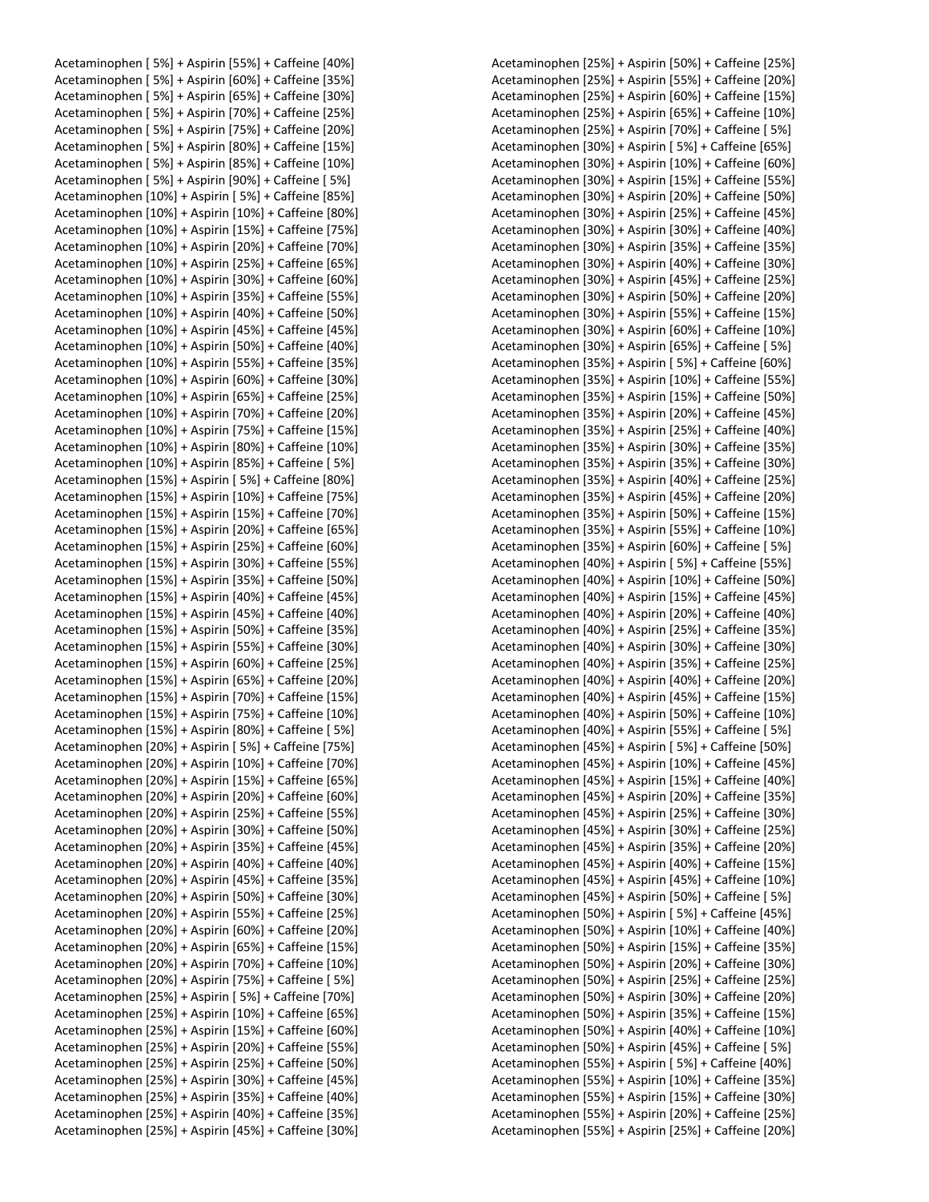Acetaminophen [ 5%] + Aspirin [55%] + Caffeine [40%]
Acetaminophen [ 5%] + Aspirin [60%] + Caffeine [35%]
Acetaminophen [ 5%] + Aspirin [65%] + Caffeine [30%]
Acetaminophen [ 5%] + Aspirin [70%] + Caffeine [25%]
Acetaminophen [ 5%] + Aspirin [75%] + Caffeine [20%]
Acetaminophen [ 5%] + Aspirin [80%] + Caffeine [15%]
Acetaminophen [ 5%] + Aspirin [85%] + Caffeine [10%]
Acetaminophen [ 5%] + Aspirin [90%] + Caffeine [ 5%]
Acetaminophen [10%] + Aspirin [ 5%] + Caffeine [85%]
Acetaminophen [10%] + Aspirin [10%] + Caffeine [80%]
Acetaminophen [10%] + Aspirin [15%] + Caffeine [75%]
Acetaminophen [10%] + Aspirin [20%] + Caffeine [70%]
Acetaminophen [10%] + Aspirin [25%] + Caffeine [65%]
Acetaminophen [10%] + Aspirin [30%] + Caffeine [60%]
Acetaminophen [10%] + Aspirin [35%] + Caffeine [55%]
Acetaminophen [10%] + Aspirin [40%] + Caffeine [50%]
Acetaminophen [10%] + Aspirin [45%] + Caffeine [45%]
Acetaminophen [10%] + Aspirin [50%] + Caffeine [40%]
Acetaminophen [10%] + Aspirin [55%] + Caffeine [35%]
Acetaminophen [10%] + Aspirin [60%] + Caffeine [30%]
Acetaminophen [10%] + Aspirin [65%] + Caffeine [25%]
Acetaminophen [10%] + Aspirin [70%] + Caffeine [20%]
Acetaminophen [10%] + Aspirin [75%] + Caffeine [15%]
Acetaminophen [10%] + Aspirin [80%] + Caffeine [10%]
Acetaminophen [10%] + Aspirin [85%] + Caffeine [ 5%]
Acetaminophen [15%] + Aspirin [ 5%] + Caffeine [80%]
Acetaminophen [15%] + Aspirin [10%] + Caffeine [75%]
Acetaminophen [15%] + Aspirin [15%] + Caffeine [70%]
Acetaminophen [15%] + Aspirin [20%] + Caffeine [65%]
Acetaminophen [15%] + Aspirin [25%] + Caffeine [60%]
Acetaminophen [15%] + Aspirin [30%] + Caffeine [55%]
Acetaminophen [15%] + Aspirin [35%] + Caffeine [50%]
Acetaminophen [15%] + Aspirin [40%] + Caffeine [45%]
Acetaminophen [15%] + Aspirin [45%] + Caffeine [40%]
Acetaminophen [15%] + Aspirin [50%] + Caffeine [35%]
Acetaminophen [15%] + Aspirin [55%] + Caffeine [30%]
Acetaminophen [15%] + Aspirin [60%] + Caffeine [25%]
Acetaminophen [15%] + Aspirin [65%] + Caffeine [20%]
Acetaminophen [15%] + Aspirin [70%] + Caffeine [15%]
Acetaminophen [15%] + Aspirin [75%] + Caffeine [10%]
Acetaminophen [15%] + Aspirin [80%] + Caffeine [ 5%]
Acetaminophen [20%] + Aspirin [ 5%] + Caffeine [75%]
Acetaminophen [20%] + Aspirin [10%] + Caffeine [70%]
Acetaminophen [20%] + Aspirin [15%] + Caffeine [65%]
Acetaminophen [20%] + Aspirin [20%] + Caffeine [60%]
Acetaminophen [20%] + Aspirin [25%] + Caffeine [55%]
Acetaminophen [20%] + Aspirin [30%] + Caffeine [50%]
Acetaminophen [20%] + Aspirin [35%] + Caffeine [45%]
Acetaminophen [20%] + Aspirin [40%] + Caffeine [40%]
Acetaminophen [20%] + Aspirin [45%] + Caffeine [35%]
Acetaminophen [20%] + Aspirin [50%] + Caffeine [30%]
Acetaminophen [20%] + Aspirin [55%] + Caffeine [25%]
Acetaminophen [20%] + Aspirin [60%] + Caffeine [20%]
Acetaminophen [20%] + Aspirin [65%] + Caffeine [15%]
Acetaminophen [20%] + Aspirin [70%] + Caffeine [10%]
Acetaminophen [20%] + Aspirin [75%] + Caffeine [ 5%]
Acetaminophen [25%] + Aspirin [ 5%] + Caffeine [70%]
Acetaminophen [25%] + Aspirin [10%] + Caffeine [65%]
Acetaminophen [25%] + Aspirin [15%] + Caffeine [60%]
Acetaminophen [25%] + Aspirin [20%] + Caffeine [55%]
Acetaminophen [25%] + Aspirin [25%] + Caffeine [50%]
Acetaminophen [25%] + Aspirin [30%] + Caffeine [45%]
Acetaminophen [25%] + Aspirin [35%] + Caffeine [40%]
Acetaminophen [25%] + Aspirin [40%] + Caffeine [35%]
Acetaminophen [25%] + Aspirin [45%] + Caffeine [30%]
Acetaminophen [25%] + Aspirin [50%] + Caffeine [25%]
Acetaminophen [25%] + Aspirin [55%] + Caffeine [20%]
Acetaminophen [25%] + Aspirin [60%] + Caffeine [15%]
Acetaminophen [25%] + Aspirin [65%] + Caffeine [10%]
Acetaminophen [25%] + Aspirin [70%] + Caffeine [ 5%]
Acetaminophen [30%] + Aspirin [ 5%] + Caffeine [65%]
Acetaminophen [30%] + Aspirin [10%] + Caffeine [60%]
Acetaminophen [30%] + Aspirin [15%] + Caffeine [55%]
Acetaminophen [30%] + Aspirin [20%] + Caffeine [50%]
Acetaminophen [30%] + Aspirin [25%] + Caffeine [45%]
Acetaminophen [30%] + Aspirin [30%] + Caffeine [40%]
Acetaminophen [30%] + Aspirin [35%] + Caffeine [35%]
Acetaminophen [30%] + Aspirin [40%] + Caffeine [30%]
Acetaminophen [30%] + Aspirin [45%] + Caffeine [25%]
Acetaminophen [30%] + Aspirin [50%] + Caffeine [20%]
Acetaminophen [30%] + Aspirin [55%] + Caffeine [15%]
Acetaminophen [30%] + Aspirin [60%] + Caffeine [10%]
Acetaminophen [30%] + Aspirin [65%] + Caffeine [ 5%]
Acetaminophen [35%] + Aspirin [ 5%] + Caffeine [60%]
Acetaminophen [35%] + Aspirin [10%] + Caffeine [55%]
Acetaminophen [35%] + Aspirin [15%] + Caffeine [50%]
Acetaminophen [35%] + Aspirin [20%] + Caffeine [45%]
Acetaminophen [35%] + Aspirin [25%] + Caffeine [40%]
Acetaminophen [35%] + Aspirin [30%] + Caffeine [35%]
Acetaminophen [35%] + Aspirin [35%] + Caffeine [30%]
Acetaminophen [35%] + Aspirin [40%] + Caffeine [25%]
Acetaminophen [35%] + Aspirin [45%] + Caffeine [20%]
Acetaminophen [35%] + Aspirin [50%] + Caffeine [15%]
Acetaminophen [35%] + Aspirin [55%] + Caffeine [10%]
Acetaminophen [35%] + Aspirin [60%] + Caffeine [ 5%]
Acetaminophen [40%] + Aspirin [ 5%] + Caffeine [55%]
Acetaminophen [40%] + Aspirin [10%] + Caffeine [50%]
Acetaminophen [40%] + Aspirin [15%] + Caffeine [45%]
Acetaminophen [40%] + Aspirin [20%] + Caffeine [40%]
Acetaminophen [40%] + Aspirin [25%] + Caffeine [35%]
Acetaminophen [40%] + Aspirin [30%] + Caffeine [30%]
Acetaminophen [40%] + Aspirin [35%] + Caffeine [25%]
Acetaminophen [40%] + Aspirin [40%] + Caffeine [20%]
Acetaminophen [40%] + Aspirin [45%] + Caffeine [15%]
Acetaminophen [40%] + Aspirin [50%] + Caffeine [10%]
Acetaminophen [40%] + Aspirin [55%] + Caffeine [ 5%]
Acetaminophen [45%] + Aspirin [ 5%] + Caffeine [50%]
Acetaminophen [45%] + Aspirin [10%] + Caffeine [45%]
Acetaminophen [45%] + Aspirin [15%] + Caffeine [40%]
Acetaminophen [45%] + Aspirin [20%] + Caffeine [35%]
Acetaminophen [45%] + Aspirin [25%] + Caffeine [30%]
Acetaminophen [45%] + Aspirin [30%] + Caffeine [25%]
Acetaminophen [45%] + Aspirin [35%] + Caffeine [20%]
Acetaminophen [45%] + Aspirin [40%] + Caffeine [15%]
Acetaminophen [45%] + Aspirin [45%] + Caffeine [10%]
Acetaminophen [45%] + Aspirin [50%] + Caffeine [ 5%]
Acetaminophen [50%] + Aspirin [ 5%] + Caffeine [45%]
Acetaminophen [50%] + Aspirin [10%] + Caffeine [40%]
Acetaminophen [50%] + Aspirin [15%] + Caffeine [35%]
Acetaminophen [50%] + Aspirin [20%] + Caffeine [30%]
Acetaminophen [50%] + Aspirin [25%] + Caffeine [25%]
Acetaminophen [50%] + Aspirin [30%] + Caffeine [20%]
Acetaminophen [50%] + Aspirin [35%] + Caffeine [15%]
Acetaminophen [50%] + Aspirin [40%] + Caffeine [10%]
Acetaminophen [50%] + Aspirin [45%] + Caffeine [ 5%]
Acetaminophen [55%] + Aspirin [ 5%] + Caffeine [40%]
Acetaminophen [55%] + Aspirin [10%] + Caffeine [35%]
Acetaminophen [55%] + Aspirin [15%] + Caffeine [30%]
Acetaminophen [55%] + Aspirin [20%] + Caffeine [25%]
Acetaminophen [55%] + Aspirin [25%] + Caffeine [20%]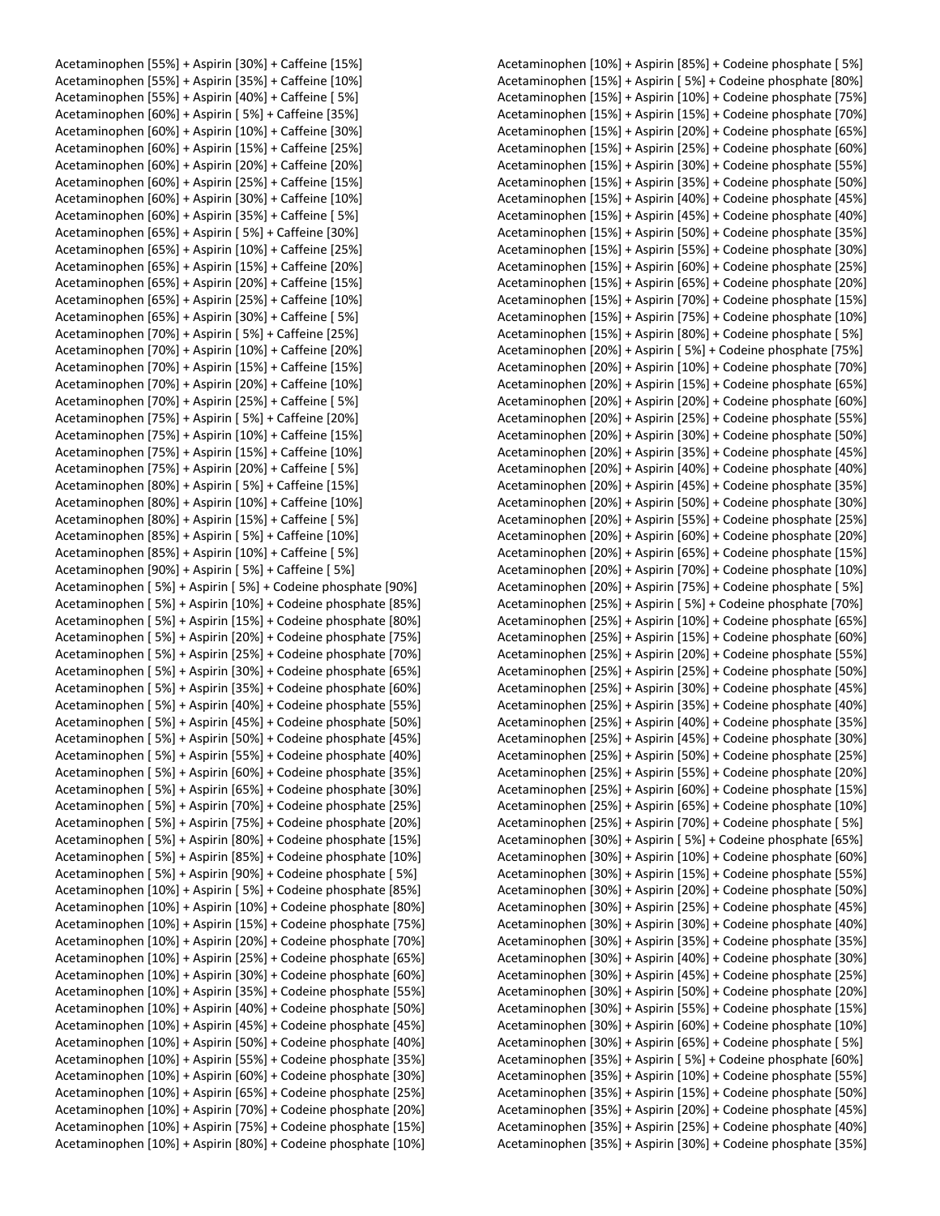Acetaminophen [55%] + Aspirin [30%] + Caffeine [15%]
Acetaminophen [55%] + Aspirin [35%] + Caffeine [10%]
Acetaminophen [55%] + Aspirin [40%] + Caffeine [ 5%]
Acetaminophen [60%] + Aspirin [ 5%] + Caffeine [35%]
Acetaminophen [60%] + Aspirin [10%] + Caffeine [30%]
Acetaminophen [60%] + Aspirin [15%] + Caffeine [25%]
Acetaminophen [60%] + Aspirin [20%] + Caffeine [20%]
Acetaminophen [60%] + Aspirin [25%] + Caffeine [15%]
Acetaminophen [60%] + Aspirin [30%] + Caffeine [10%]
Acetaminophen [60%] + Aspirin [35%] + Caffeine [ 5%]
Acetaminophen [65%] + Aspirin [ 5%] + Caffeine [30%]
Acetaminophen [65%] + Aspirin [10%] + Caffeine [25%]
Acetaminophen [65%] + Aspirin [15%] + Caffeine [20%]
Acetaminophen [65%] + Aspirin [20%] + Caffeine [15%]
Acetaminophen [65%] + Aspirin [25%] + Caffeine [10%]
Acetaminophen [65%] + Aspirin [30%] + Caffeine [ 5%]
Acetaminophen [70%] + Aspirin [ 5%] + Caffeine [25%]
Acetaminophen [70%] + Aspirin [10%] + Caffeine [20%]
Acetaminophen [70%] + Aspirin [15%] + Caffeine [15%]
Acetaminophen [70%] + Aspirin [20%] + Caffeine [10%]
Acetaminophen [70%] + Aspirin [25%] + Caffeine [ 5%]
Acetaminophen [75%] + Aspirin [ 5%] + Caffeine [20%]
Acetaminophen [75%] + Aspirin [10%] + Caffeine [15%]
Acetaminophen [75%] + Aspirin [15%] + Caffeine [10%]
Acetaminophen [75%] + Aspirin [20%] + Caffeine [ 5%]
Acetaminophen [80%] + Aspirin [ 5%] + Caffeine [15%]
Acetaminophen [80%] + Aspirin [10%] + Caffeine [10%]
Acetaminophen [80%] + Aspirin [15%] + Caffeine [ 5%]
Acetaminophen [85%] + Aspirin [ 5%] + Caffeine [10%]
Acetaminophen [85%] + Aspirin [10%] + Caffeine [ 5%]
Acetaminophen [90%] + Aspirin [ 5%] + Caffeine [ 5%]
Acetaminophen [ 5%] + Aspirin [ 5%] + Codeine phosphate [90%]
Acetaminophen [ 5%] + Aspirin [10%] + Codeine phosphate [85%]
Acetaminophen [ 5%] + Aspirin [15%] + Codeine phosphate [80%]
Acetaminophen [ 5%] + Aspirin [20%] + Codeine phosphate [75%]
Acetaminophen [ 5%] + Aspirin [25%] + Codeine phosphate [70%]
Acetaminophen [ 5%] + Aspirin [30%] + Codeine phosphate [65%]
Acetaminophen [ 5%] + Aspirin [35%] + Codeine phosphate [60%]
Acetaminophen [ 5%] + Aspirin [40%] + Codeine phosphate [55%]
Acetaminophen [ 5%] + Aspirin [45%] + Codeine phosphate [50%]
Acetaminophen [ 5%] + Aspirin [50%] + Codeine phosphate [45%]
Acetaminophen [ 5%] + Aspirin [55%] + Codeine phosphate [40%]
Acetaminophen [ 5%] + Aspirin [60%] + Codeine phosphate [35%]
Acetaminophen [ 5%] + Aspirin [65%] + Codeine phosphate [30%]
Acetaminophen [ 5%] + Aspirin [70%] + Codeine phosphate [25%]
Acetaminophen [ 5%] + Aspirin [75%] + Codeine phosphate [20%]
Acetaminophen [ 5%] + Aspirin [80%] + Codeine phosphate [15%]
Acetaminophen [ 5%] + Aspirin [85%] + Codeine phosphate [10%]
Acetaminophen [ 5%] + Aspirin [90%] + Codeine phosphate [ 5%]
Acetaminophen [10%] + Aspirin [ 5%] + Codeine phosphate [85%]
Acetaminophen [10%] + Aspirin [10%] + Codeine phosphate [80%]
Acetaminophen [10%] + Aspirin [15%] + Codeine phosphate [75%]
Acetaminophen [10%] + Aspirin [20%] + Codeine phosphate [70%]
Acetaminophen [10%] + Aspirin [25%] + Codeine phosphate [65%]
Acetaminophen [10%] + Aspirin [30%] + Codeine phosphate [60%]
Acetaminophen [10%] + Aspirin [35%] + Codeine phosphate [55%]
Acetaminophen [10%] + Aspirin [40%] + Codeine phosphate [50%]
Acetaminophen [10%] + Aspirin [45%] + Codeine phosphate [45%]
Acetaminophen [10%] + Aspirin [50%] + Codeine phosphate [40%]
Acetaminophen [10%] + Aspirin [55%] + Codeine phosphate [35%]
Acetaminophen [10%] + Aspirin [60%] + Codeine phosphate [30%]
Acetaminophen [10%] + Aspirin [65%] + Codeine phosphate [25%]
Acetaminophen [10%] + Aspirin [70%] + Codeine phosphate [20%]
Acetaminophen [10%] + Aspirin [75%] + Codeine phosphate [15%]
Acetaminophen [10%] + Aspirin [80%] + Codeine phosphate [10%]
Acetaminophen [10%] + Aspirin [85%] + Codeine phosphate [ 5%]
Acetaminophen [15%] + Aspirin [ 5%] + Codeine phosphate [80%]
Acetaminophen [15%] + Aspirin [10%] + Codeine phosphate [75%]
Acetaminophen [15%] + Aspirin [15%] + Codeine phosphate [70%]
Acetaminophen [15%] + Aspirin [20%] + Codeine phosphate [65%]
Acetaminophen [15%] + Aspirin [25%] + Codeine phosphate [60%]
Acetaminophen [15%] + Aspirin [30%] + Codeine phosphate [55%]
Acetaminophen [15%] + Aspirin [35%] + Codeine phosphate [50%]
Acetaminophen [15%] + Aspirin [40%] + Codeine phosphate [45%]
Acetaminophen [15%] + Aspirin [45%] + Codeine phosphate [40%]
Acetaminophen [15%] + Aspirin [50%] + Codeine phosphate [35%]
Acetaminophen [15%] + Aspirin [55%] + Codeine phosphate [30%]
Acetaminophen [15%] + Aspirin [60%] + Codeine phosphate [25%]
Acetaminophen [15%] + Aspirin [65%] + Codeine phosphate [20%]
Acetaminophen [15%] + Aspirin [70%] + Codeine phosphate [15%]
Acetaminophen [15%] + Aspirin [75%] + Codeine phosphate [10%]
Acetaminophen [15%] + Aspirin [80%] + Codeine phosphate [ 5%]
Acetaminophen [20%] + Aspirin [ 5%] + Codeine phosphate [75%]
Acetaminophen [20%] + Aspirin [10%] + Codeine phosphate [70%]
Acetaminophen [20%] + Aspirin [15%] + Codeine phosphate [65%]
Acetaminophen [20%] + Aspirin [20%] + Codeine phosphate [60%]
Acetaminophen [20%] + Aspirin [25%] + Codeine phosphate [55%]
Acetaminophen [20%] + Aspirin [30%] + Codeine phosphate [50%]
Acetaminophen [20%] + Aspirin [35%] + Codeine phosphate [45%]
Acetaminophen [20%] + Aspirin [40%] + Codeine phosphate [40%]
Acetaminophen [20%] + Aspirin [45%] + Codeine phosphate [35%]
Acetaminophen [20%] + Aspirin [50%] + Codeine phosphate [30%]
Acetaminophen [20%] + Aspirin [55%] + Codeine phosphate [25%]
Acetaminophen [20%] + Aspirin [60%] + Codeine phosphate [20%]
Acetaminophen [20%] + Aspirin [65%] + Codeine phosphate [15%]
Acetaminophen [20%] + Aspirin [70%] + Codeine phosphate [10%]
Acetaminophen [20%] + Aspirin [75%] + Codeine phosphate [ 5%]
Acetaminophen [25%] + Aspirin [ 5%] + Codeine phosphate [70%]
Acetaminophen [25%] + Aspirin [10%] + Codeine phosphate [65%]
Acetaminophen [25%] + Aspirin [15%] + Codeine phosphate [60%]
Acetaminophen [25%] + Aspirin [20%] + Codeine phosphate [55%]
Acetaminophen [25%] + Aspirin [25%] + Codeine phosphate [50%]
Acetaminophen [25%] + Aspirin [30%] + Codeine phosphate [45%]
Acetaminophen [25%] + Aspirin [35%] + Codeine phosphate [40%]
Acetaminophen [25%] + Aspirin [40%] + Codeine phosphate [35%]
Acetaminophen [25%] + Aspirin [45%] + Codeine phosphate [30%]
Acetaminophen [25%] + Aspirin [50%] + Codeine phosphate [25%]
Acetaminophen [25%] + Aspirin [55%] + Codeine phosphate [20%]
Acetaminophen [25%] + Aspirin [60%] + Codeine phosphate [15%]
Acetaminophen [25%] + Aspirin [65%] + Codeine phosphate [10%]
Acetaminophen [25%] + Aspirin [70%] + Codeine phosphate [ 5%]
Acetaminophen [30%] + Aspirin [ 5%] + Codeine phosphate [65%]
Acetaminophen [30%] + Aspirin [10%] + Codeine phosphate [60%]
Acetaminophen [30%] + Aspirin [15%] + Codeine phosphate [55%]
Acetaminophen [30%] + Aspirin [20%] + Codeine phosphate [50%]
Acetaminophen [30%] + Aspirin [25%] + Codeine phosphate [45%]
Acetaminophen [30%] + Aspirin [30%] + Codeine phosphate [40%]
Acetaminophen [30%] + Aspirin [35%] + Codeine phosphate [35%]
Acetaminophen [30%] + Aspirin [40%] + Codeine phosphate [30%]
Acetaminophen [30%] + Aspirin [45%] + Codeine phosphate [25%]
Acetaminophen [30%] + Aspirin [50%] + Codeine phosphate [20%]
Acetaminophen [30%] + Aspirin [55%] + Codeine phosphate [15%]
Acetaminophen [30%] + Aspirin [60%] + Codeine phosphate [10%]
Acetaminophen [30%] + Aspirin [65%] + Codeine phosphate [ 5%]
Acetaminophen [35%] + Aspirin [ 5%] + Codeine phosphate [60%]
Acetaminophen [35%] + Aspirin [10%] + Codeine phosphate [55%]
Acetaminophen [35%] + Aspirin [15%] + Codeine phosphate [50%]
Acetaminophen [35%] + Aspirin [20%] + Codeine phosphate [45%]
Acetaminophen [35%] + Aspirin [25%] + Codeine phosphate [40%]
Acetaminophen [35%] + Aspirin [30%] + Codeine phosphate [35%]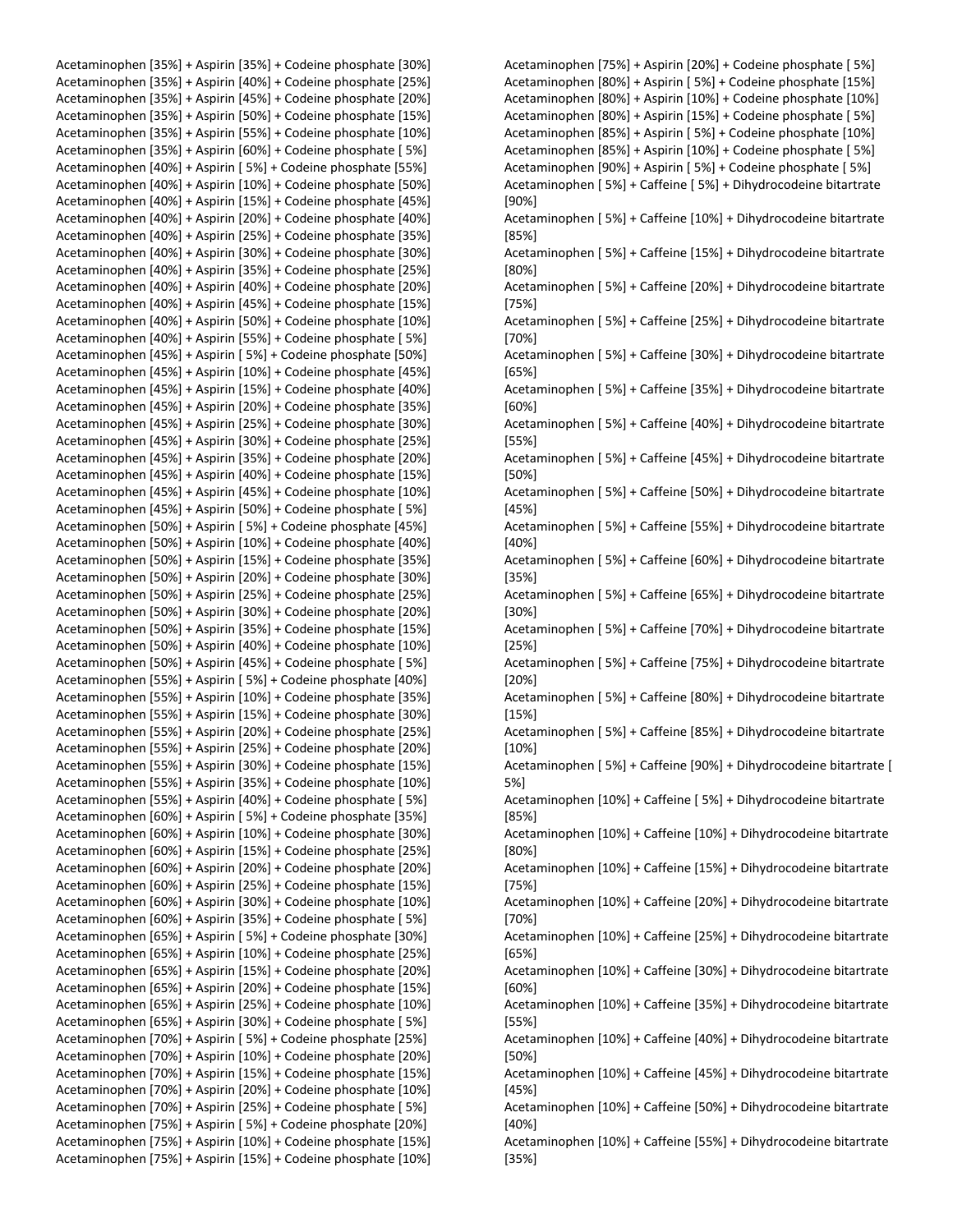Acetaminophen [35%] + Aspirin [35%] + Codeine phosphate [30%]
Acetaminophen [35%] + Aspirin [40%] + Codeine phosphate [25%]
Acetaminophen [35%] + Aspirin [45%] + Codeine phosphate [20%]
Acetaminophen [35%] + Aspirin [50%] + Codeine phosphate [15%]
Acetaminophen [35%] + Aspirin [55%] + Codeine phosphate [10%]
Acetaminophen [35%] + Aspirin [60%] + Codeine phosphate [ 5%]
Acetaminophen [40%] + Aspirin [ 5%] + Codeine phosphate [55%]
Acetaminophen [40%] + Aspirin [10%] + Codeine phosphate [50%]
Acetaminophen [40%] + Aspirin [15%] + Codeine phosphate [45%]
Acetaminophen [40%] + Aspirin [20%] + Codeine phosphate [40%]
Acetaminophen [40%] + Aspirin [25%] + Codeine phosphate [35%]
Acetaminophen [40%] + Aspirin [30%] + Codeine phosphate [30%]
Acetaminophen [40%] + Aspirin [35%] + Codeine phosphate [25%]
Acetaminophen [40%] + Aspirin [40%] + Codeine phosphate [20%]
Acetaminophen [40%] + Aspirin [45%] + Codeine phosphate [15%]
Acetaminophen [40%] + Aspirin [50%] + Codeine phosphate [10%]
Acetaminophen [40%] + Aspirin [55%] + Codeine phosphate [ 5%]
Acetaminophen [45%] + Aspirin [ 5%] + Codeine phosphate [50%]
Acetaminophen [45%] + Aspirin [10%] + Codeine phosphate [45%]
Acetaminophen [45%] + Aspirin [15%] + Codeine phosphate [40%]
Acetaminophen [45%] + Aspirin [20%] + Codeine phosphate [35%]
Acetaminophen [45%] + Aspirin [25%] + Codeine phosphate [30%]
Acetaminophen [45%] + Aspirin [30%] + Codeine phosphate [25%]
Acetaminophen [45%] + Aspirin [35%] + Codeine phosphate [20%]
Acetaminophen [45%] + Aspirin [40%] + Codeine phosphate [15%]
Acetaminophen [45%] + Aspirin [45%] + Codeine phosphate [10%]
Acetaminophen [45%] + Aspirin [50%] + Codeine phosphate [ 5%]
Acetaminophen [50%] + Aspirin [ 5%] + Codeine phosphate [45%]
Acetaminophen [50%] + Aspirin [10%] + Codeine phosphate [40%]
Acetaminophen [50%] + Aspirin [15%] + Codeine phosphate [35%]
Acetaminophen [50%] + Aspirin [20%] + Codeine phosphate [30%]
Acetaminophen [50%] + Aspirin [25%] + Codeine phosphate [25%]
Acetaminophen [50%] + Aspirin [30%] + Codeine phosphate [20%]
Acetaminophen [50%] + Aspirin [35%] + Codeine phosphate [15%]
Acetaminophen [50%] + Aspirin [40%] + Codeine phosphate [10%]
Acetaminophen [50%] + Aspirin [45%] + Codeine phosphate [ 5%]
Acetaminophen [55%] + Aspirin [ 5%] + Codeine phosphate [40%]
Acetaminophen [55%] + Aspirin [10%] + Codeine phosphate [35%]
Acetaminophen [55%] + Aspirin [15%] + Codeine phosphate [30%]
Acetaminophen [55%] + Aspirin [20%] + Codeine phosphate [25%]
Acetaminophen [55%] + Aspirin [25%] + Codeine phosphate [20%]
Acetaminophen [55%] + Aspirin [30%] + Codeine phosphate [15%]
Acetaminophen [55%] + Aspirin [35%] + Codeine phosphate [10%]
Acetaminophen [55%] + Aspirin [40%] + Codeine phosphate [ 5%]
Acetaminophen [60%] + Aspirin [ 5%] + Codeine phosphate [35%]
Acetaminophen [60%] + Aspirin [10%] + Codeine phosphate [30%]
Acetaminophen [60%] + Aspirin [15%] + Codeine phosphate [25%]
Acetaminophen [60%] + Aspirin [20%] + Codeine phosphate [20%]
Acetaminophen [60%] + Aspirin [25%] + Codeine phosphate [15%]
Acetaminophen [60%] + Aspirin [30%] + Codeine phosphate [10%]
Acetaminophen [60%] + Aspirin [35%] + Codeine phosphate [ 5%]
Acetaminophen [65%] + Aspirin [ 5%] + Codeine phosphate [30%]
Acetaminophen [65%] + Aspirin [10%] + Codeine phosphate [25%]
Acetaminophen [65%] + Aspirin [15%] + Codeine phosphate [20%]
Acetaminophen [65%] + Aspirin [20%] + Codeine phosphate [15%]
Acetaminophen [65%] + Aspirin [25%] + Codeine phosphate [10%]
Acetaminophen [65%] + Aspirin [30%] + Codeine phosphate [ 5%]
Acetaminophen [70%] + Aspirin [ 5%] + Codeine phosphate [25%]
Acetaminophen [70%] + Aspirin [10%] + Codeine phosphate [20%]
Acetaminophen [70%] + Aspirin [15%] + Codeine phosphate [15%]
Acetaminophen [70%] + Aspirin [20%] + Codeine phosphate [10%]
Acetaminophen [70%] + Aspirin [25%] + Codeine phosphate [ 5%]
Acetaminophen [75%] + Aspirin [ 5%] + Codeine phosphate [20%]
Acetaminophen [75%] + Aspirin [10%] + Codeine phosphate [15%]
Acetaminophen [75%] + Aspirin [15%] + Codeine phosphate [10%]
Acetaminophen [75%] + Aspirin [20%] + Codeine phosphate [ 5%]
Acetaminophen [80%] + Aspirin [ 5%] + Codeine phosphate [15%]
Acetaminophen [80%] + Aspirin [10%] + Codeine phosphate [10%]
Acetaminophen [80%] + Aspirin [15%] + Codeine phosphate [ 5%]
Acetaminophen [85%] + Aspirin [ 5%] + Codeine phosphate [10%]
Acetaminophen [85%] + Aspirin [10%] + Codeine phosphate [ 5%]
Acetaminophen [90%] + Aspirin [ 5%] + Codeine phosphate [ 5%]
Acetaminophen [ 5%] + Caffeine [ 5%] + Dihydrocodeine bitartrate [90%]
Acetaminophen [ 5%] + Caffeine [10%] + Dihydrocodeine bitartrate [85%]
Acetaminophen [ 5%] + Caffeine [15%] + Dihydrocodeine bitartrate [80%]
Acetaminophen [ 5%] + Caffeine [20%] + Dihydrocodeine bitartrate [75%]
Acetaminophen [ 5%] + Caffeine [25%] + Dihydrocodeine bitartrate [70%]
Acetaminophen [ 5%] + Caffeine [30%] + Dihydrocodeine bitartrate [65%]
Acetaminophen [ 5%] + Caffeine [35%] + Dihydrocodeine bitartrate [60%]
Acetaminophen [ 5%] + Caffeine [40%] + Dihydrocodeine bitartrate [55%]
Acetaminophen [ 5%] + Caffeine [45%] + Dihydrocodeine bitartrate [50%]
Acetaminophen [ 5%] + Caffeine [50%] + Dihydrocodeine bitartrate [45%]
Acetaminophen [ 5%] + Caffeine [55%] + Dihydrocodeine bitartrate [40%]
Acetaminophen [ 5%] + Caffeine [60%] + Dihydrocodeine bitartrate [35%]
Acetaminophen [ 5%] + Caffeine [65%] + Dihydrocodeine bitartrate [30%]
Acetaminophen [ 5%] + Caffeine [70%] + Dihydrocodeine bitartrate [25%]
Acetaminophen [ 5%] + Caffeine [75%] + Dihydrocodeine bitartrate [20%]
Acetaminophen [ 5%] + Caffeine [80%] + Dihydrocodeine bitartrate [15%]
Acetaminophen [ 5%] + Caffeine [85%] + Dihydrocodeine bitartrate [10%]
Acetaminophen [ 5%] + Caffeine [90%] + Dihydrocodeine bitartrate [ 5%]
Acetaminophen [10%] + Caffeine [ 5%] + Dihydrocodeine bitartrate [85%]
Acetaminophen [10%] + Caffeine [10%] + Dihydrocodeine bitartrate [80%]
Acetaminophen [10%] + Caffeine [15%] + Dihydrocodeine bitartrate [75%]
Acetaminophen [10%] + Caffeine [20%] + Dihydrocodeine bitartrate [70%]
Acetaminophen [10%] + Caffeine [25%] + Dihydrocodeine bitartrate [65%]
Acetaminophen [10%] + Caffeine [30%] + Dihydrocodeine bitartrate [60%]
Acetaminophen [10%] + Caffeine [35%] + Dihydrocodeine bitartrate [55%]
Acetaminophen [10%] + Caffeine [40%] + Dihydrocodeine bitartrate [50%]
Acetaminophen [10%] + Caffeine [45%] + Dihydrocodeine bitartrate [45%]
Acetaminophen [10%] + Caffeine [50%] + Dihydrocodeine bitartrate [40%]
Acetaminophen [10%] + Caffeine [55%] + Dihydrocodeine bitartrate [35%]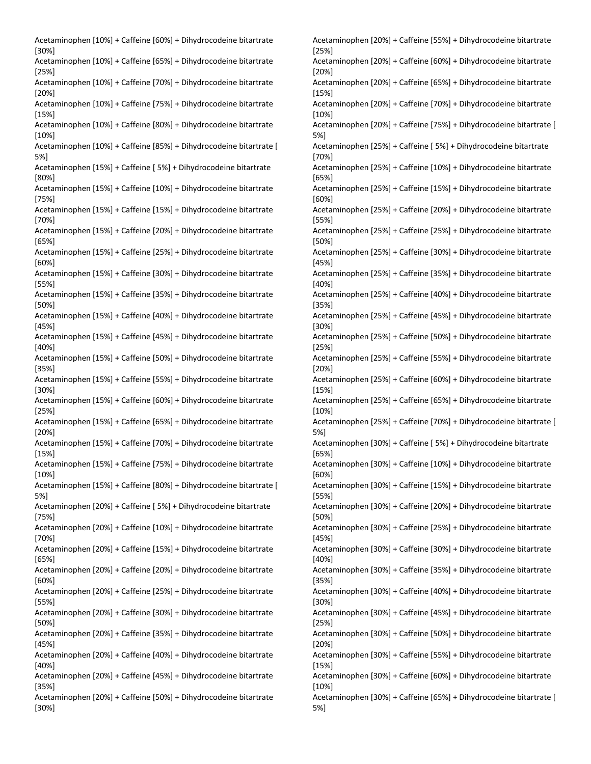Acetaminophen [10%] + Caffeine [60%] + Dihydrocodeine bitartrate [30%]
Acetaminophen [10%] + Caffeine [65%] + Dihydrocodeine bitartrate [25%]
Acetaminophen [10%] + Caffeine [70%] + Dihydrocodeine bitartrate [20%]
Acetaminophen [10%] + Caffeine [75%] + Dihydrocodeine bitartrate [15%]
Acetaminophen [10%] + Caffeine [80%] + Dihydrocodeine bitartrate [10%]
Acetaminophen [10%] + Caffeine [85%] + Dihydrocodeine bitartrate [ 5%]
Acetaminophen [15%] + Caffeine [ 5%] + Dihydrocodeine bitartrate [80%]
Acetaminophen [15%] + Caffeine [10%] + Dihydrocodeine bitartrate [75%]
Acetaminophen [15%] + Caffeine [15%] + Dihydrocodeine bitartrate [70%]
Acetaminophen [15%] + Caffeine [20%] + Dihydrocodeine bitartrate [65%]
Acetaminophen [15%] + Caffeine [25%] + Dihydrocodeine bitartrate [60%]
Acetaminophen [15%] + Caffeine [30%] + Dihydrocodeine bitartrate [55%]
Acetaminophen [15%] + Caffeine [35%] + Dihydrocodeine bitartrate [50%]
Acetaminophen [15%] + Caffeine [40%] + Dihydrocodeine bitartrate [45%]
Acetaminophen [15%] + Caffeine [45%] + Dihydrocodeine bitartrate [40%]
Acetaminophen [15%] + Caffeine [50%] + Dihydrocodeine bitartrate [35%]
Acetaminophen [15%] + Caffeine [55%] + Dihydrocodeine bitartrate [30%]
Acetaminophen [15%] + Caffeine [60%] + Dihydrocodeine bitartrate [25%]
Acetaminophen [15%] + Caffeine [65%] + Dihydrocodeine bitartrate [20%]
Acetaminophen [15%] + Caffeine [70%] + Dihydrocodeine bitartrate [15%]
Acetaminophen [15%] + Caffeine [75%] + Dihydrocodeine bitartrate [10%]
Acetaminophen [15%] + Caffeine [80%] + Dihydrocodeine bitartrate [ 5%]
Acetaminophen [20%] + Caffeine [ 5%] + Dihydrocodeine bitartrate [75%]
Acetaminophen [20%] + Caffeine [10%] + Dihydrocodeine bitartrate [70%]
Acetaminophen [20%] + Caffeine [15%] + Dihydrocodeine bitartrate [65%]
Acetaminophen [20%] + Caffeine [20%] + Dihydrocodeine bitartrate [60%]
Acetaminophen [20%] + Caffeine [25%] + Dihydrocodeine bitartrate [55%]
Acetaminophen [20%] + Caffeine [30%] + Dihydrocodeine bitartrate [50%]
Acetaminophen [20%] + Caffeine [35%] + Dihydrocodeine bitartrate [45%]
Acetaminophen [20%] + Caffeine [40%] + Dihydrocodeine bitartrate [40%]
Acetaminophen [20%] + Caffeine [45%] + Dihydrocodeine bitartrate [35%]
Acetaminophen [20%] + Caffeine [50%] + Dihydrocodeine bitartrate [30%]
Acetaminophen [20%] + Caffeine [55%] + Dihydrocodeine bitartrate [25%]
Acetaminophen [20%] + Caffeine [60%] + Dihydrocodeine bitartrate [20%]
Acetaminophen [20%] + Caffeine [65%] + Dihydrocodeine bitartrate [15%]
Acetaminophen [20%] + Caffeine [70%] + Dihydrocodeine bitartrate [10%]
Acetaminophen [20%] + Caffeine [75%] + Dihydrocodeine bitartrate [ 5%]
Acetaminophen [25%] + Caffeine [ 5%] + Dihydrocodeine bitartrate [70%]
Acetaminophen [25%] + Caffeine [10%] + Dihydrocodeine bitartrate [65%]
Acetaminophen [25%] + Caffeine [15%] + Dihydrocodeine bitartrate [60%]
Acetaminophen [25%] + Caffeine [20%] + Dihydrocodeine bitartrate [55%]
Acetaminophen [25%] + Caffeine [25%] + Dihydrocodeine bitartrate [50%]
Acetaminophen [25%] + Caffeine [30%] + Dihydrocodeine bitartrate [45%]
Acetaminophen [25%] + Caffeine [35%] + Dihydrocodeine bitartrate [40%]
Acetaminophen [25%] + Caffeine [40%] + Dihydrocodeine bitartrate [35%]
Acetaminophen [25%] + Caffeine [45%] + Dihydrocodeine bitartrate [30%]
Acetaminophen [25%] + Caffeine [50%] + Dihydrocodeine bitartrate [25%]
Acetaminophen [25%] + Caffeine [55%] + Dihydrocodeine bitartrate [20%]
Acetaminophen [25%] + Caffeine [60%] + Dihydrocodeine bitartrate [15%]
Acetaminophen [25%] + Caffeine [65%] + Dihydrocodeine bitartrate [10%]
Acetaminophen [25%] + Caffeine [70%] + Dihydrocodeine bitartrate [ 5%]
Acetaminophen [30%] + Caffeine [ 5%] + Dihydrocodeine bitartrate [65%]
Acetaminophen [30%] + Caffeine [10%] + Dihydrocodeine bitartrate [60%]
Acetaminophen [30%] + Caffeine [15%] + Dihydrocodeine bitartrate [55%]
Acetaminophen [30%] + Caffeine [20%] + Dihydrocodeine bitartrate [50%]
Acetaminophen [30%] + Caffeine [25%] + Dihydrocodeine bitartrate [45%]
Acetaminophen [30%] + Caffeine [30%] + Dihydrocodeine bitartrate [40%]
Acetaminophen [30%] + Caffeine [35%] + Dihydrocodeine bitartrate [35%]
Acetaminophen [30%] + Caffeine [40%] + Dihydrocodeine bitartrate [30%]
Acetaminophen [30%] + Caffeine [45%] + Dihydrocodeine bitartrate [25%]
Acetaminophen [30%] + Caffeine [50%] + Dihydrocodeine bitartrate [20%]
Acetaminophen [30%] + Caffeine [55%] + Dihydrocodeine bitartrate [15%]
Acetaminophen [30%] + Caffeine [60%] + Dihydrocodeine bitartrate [10%]
Acetaminophen [30%] + Caffeine [65%] + Dihydrocodeine bitartrate [ 5%]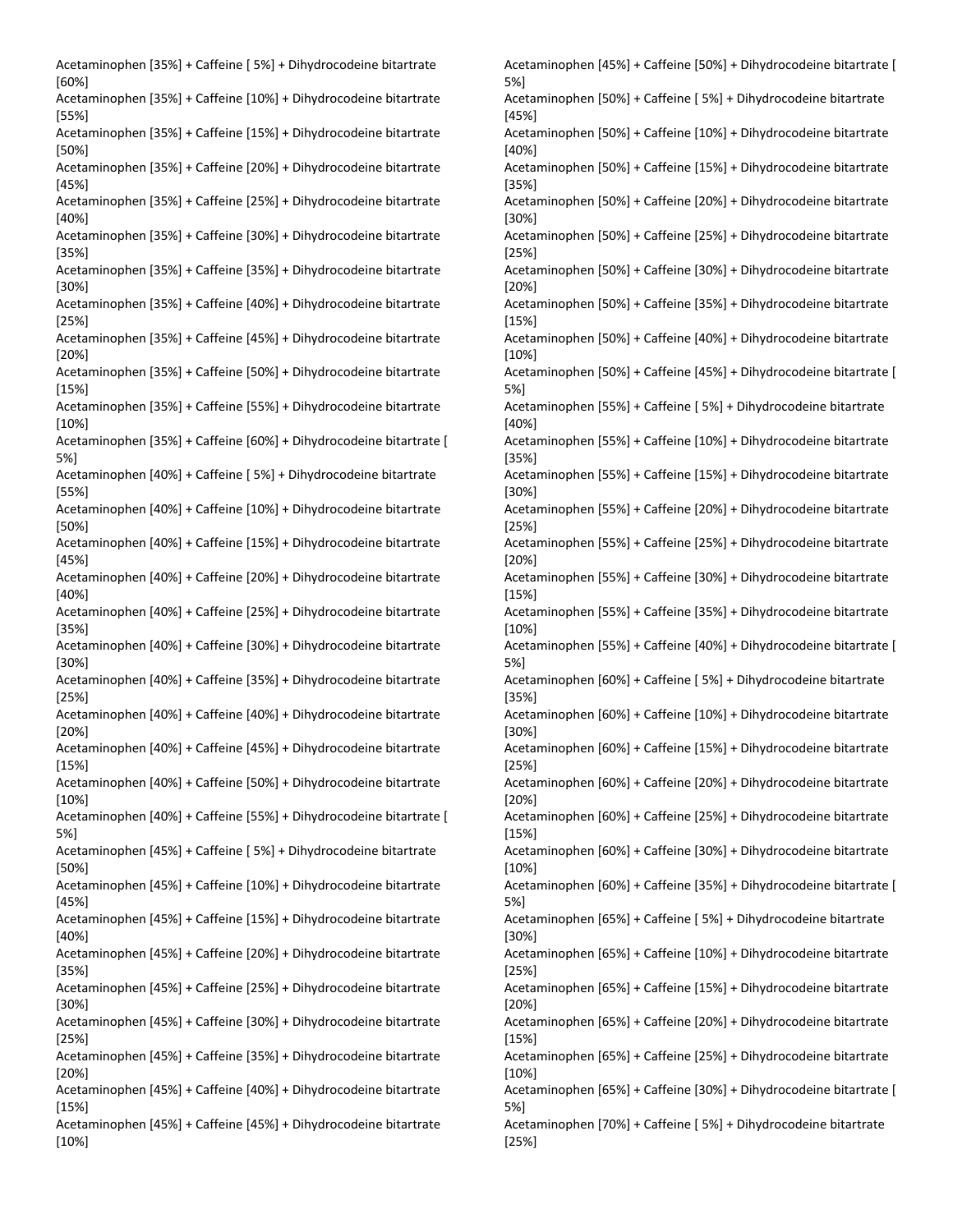Acetaminophen [35%] + Caffeine [ 5%] + Dihydrocodeine bitartrate [60%]
Acetaminophen [35%] + Caffeine [10%] + Dihydrocodeine bitartrate [55%]
Acetaminophen [35%] + Caffeine [15%] + Dihydrocodeine bitartrate [50%]
Acetaminophen [35%] + Caffeine [20%] + Dihydrocodeine bitartrate [45%]
Acetaminophen [35%] + Caffeine [25%] + Dihydrocodeine bitartrate [40%]
Acetaminophen [35%] + Caffeine [30%] + Dihydrocodeine bitartrate [35%]
Acetaminophen [35%] + Caffeine [35%] + Dihydrocodeine bitartrate [30%]
Acetaminophen [35%] + Caffeine [40%] + Dihydrocodeine bitartrate [25%]
Acetaminophen [35%] + Caffeine [45%] + Dihydrocodeine bitartrate [20%]
Acetaminophen [35%] + Caffeine [50%] + Dihydrocodeine bitartrate [15%]
Acetaminophen [35%] + Caffeine [55%] + Dihydrocodeine bitartrate [10%]
Acetaminophen [35%] + Caffeine [60%] + Dihydrocodeine bitartrate [ 5%]
Acetaminophen [40%] + Caffeine [ 5%] + Dihydrocodeine bitartrate [55%]
Acetaminophen [40%] + Caffeine [10%] + Dihydrocodeine bitartrate [50%]
Acetaminophen [40%] + Caffeine [15%] + Dihydrocodeine bitartrate [45%]
Acetaminophen [40%] + Caffeine [20%] + Dihydrocodeine bitartrate [40%]
Acetaminophen [40%] + Caffeine [25%] + Dihydrocodeine bitartrate [35%]
Acetaminophen [40%] + Caffeine [30%] + Dihydrocodeine bitartrate [30%]
Acetaminophen [40%] + Caffeine [35%] + Dihydrocodeine bitartrate [25%]
Acetaminophen [40%] + Caffeine [40%] + Dihydrocodeine bitartrate [20%]
Acetaminophen [40%] + Caffeine [45%] + Dihydrocodeine bitartrate [15%]
Acetaminophen [40%] + Caffeine [50%] + Dihydrocodeine bitartrate [10%]
Acetaminophen [40%] + Caffeine [55%] + Dihydrocodeine bitartrate [ 5%]
Acetaminophen [45%] + Caffeine [ 5%] + Dihydrocodeine bitartrate [50%]
Acetaminophen [45%] + Caffeine [10%] + Dihydrocodeine bitartrate [45%]
Acetaminophen [45%] + Caffeine [15%] + Dihydrocodeine bitartrate [40%]
Acetaminophen [45%] + Caffeine [20%] + Dihydrocodeine bitartrate [35%]
Acetaminophen [45%] + Caffeine [25%] + Dihydrocodeine bitartrate [30%]
Acetaminophen [45%] + Caffeine [30%] + Dihydrocodeine bitartrate [25%]
Acetaminophen [45%] + Caffeine [35%] + Dihydrocodeine bitartrate [20%]
Acetaminophen [45%] + Caffeine [40%] + Dihydrocodeine bitartrate [15%]
Acetaminophen [45%] + Caffeine [45%] + Dihydrocodeine bitartrate [10%]
Acetaminophen [45%] + Caffeine [50%] + Dihydrocodeine bitartrate [ 5%]
Acetaminophen [50%] + Caffeine [ 5%] + Dihydrocodeine bitartrate [45%]
Acetaminophen [50%] + Caffeine [10%] + Dihydrocodeine bitartrate [40%]
Acetaminophen [50%] + Caffeine [15%] + Dihydrocodeine bitartrate [35%]
Acetaminophen [50%] + Caffeine [20%] + Dihydrocodeine bitartrate [30%]
Acetaminophen [50%] + Caffeine [25%] + Dihydrocodeine bitartrate [25%]
Acetaminophen [50%] + Caffeine [30%] + Dihydrocodeine bitartrate [20%]
Acetaminophen [50%] + Caffeine [35%] + Dihydrocodeine bitartrate [15%]
Acetaminophen [50%] + Caffeine [40%] + Dihydrocodeine bitartrate [10%]
Acetaminophen [50%] + Caffeine [45%] + Dihydrocodeine bitartrate [ 5%]
Acetaminophen [55%] + Caffeine [ 5%] + Dihydrocodeine bitartrate [40%]
Acetaminophen [55%] + Caffeine [10%] + Dihydrocodeine bitartrate [35%]
Acetaminophen [55%] + Caffeine [15%] + Dihydrocodeine bitartrate [30%]
Acetaminophen [55%] + Caffeine [20%] + Dihydrocodeine bitartrate [25%]
Acetaminophen [55%] + Caffeine [25%] + Dihydrocodeine bitartrate [20%]
Acetaminophen [55%] + Caffeine [30%] + Dihydrocodeine bitartrate [15%]
Acetaminophen [55%] + Caffeine [35%] + Dihydrocodeine bitartrate [10%]
Acetaminophen [55%] + Caffeine [40%] + Dihydrocodeine bitartrate [ 5%]
Acetaminophen [60%] + Caffeine [ 5%] + Dihydrocodeine bitartrate [35%]
Acetaminophen [60%] + Caffeine [10%] + Dihydrocodeine bitartrate [30%]
Acetaminophen [60%] + Caffeine [15%] + Dihydrocodeine bitartrate [25%]
Acetaminophen [60%] + Caffeine [20%] + Dihydrocodeine bitartrate [20%]
Acetaminophen [60%] + Caffeine [25%] + Dihydrocodeine bitartrate [15%]
Acetaminophen [60%] + Caffeine [30%] + Dihydrocodeine bitartrate [10%]
Acetaminophen [60%] + Caffeine [35%] + Dihydrocodeine bitartrate [ 5%]
Acetaminophen [65%] + Caffeine [ 5%] + Dihydrocodeine bitartrate [30%]
Acetaminophen [65%] + Caffeine [10%] + Dihydrocodeine bitartrate [25%]
Acetaminophen [65%] + Caffeine [15%] + Dihydrocodeine bitartrate [20%]
Acetaminophen [65%] + Caffeine [20%] + Dihydrocodeine bitartrate [15%]
Acetaminophen [65%] + Caffeine [25%] + Dihydrocodeine bitartrate [10%]
Acetaminophen [65%] + Caffeine [30%] + Dihydrocodeine bitartrate [ 5%]
Acetaminophen [70%] + Caffeine [ 5%] + Dihydrocodeine bitartrate [25%]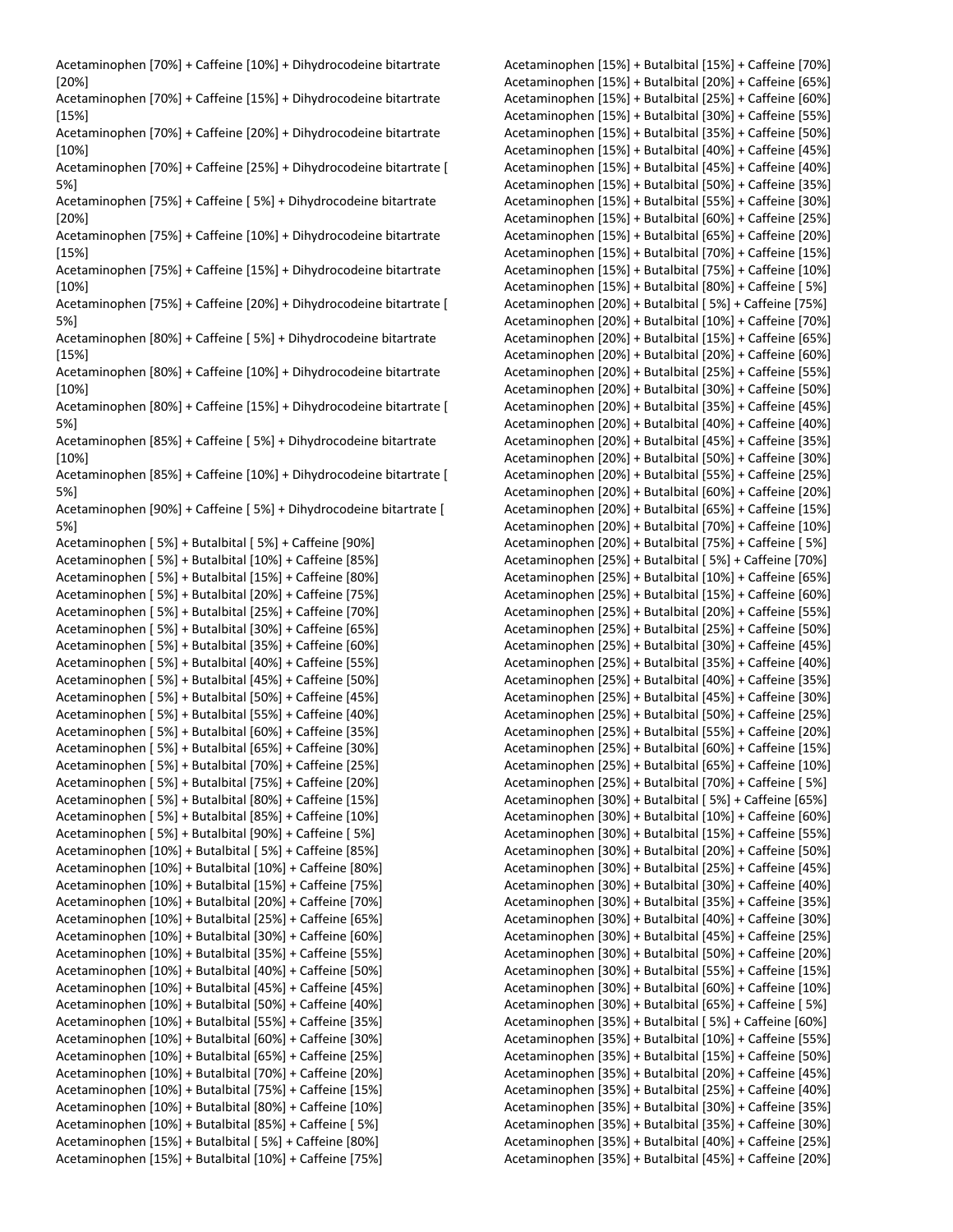Acetaminophen [70%] + Caffeine [10%] + Dihydrocodeine bitartrate [20%]
Acetaminophen [70%] + Caffeine [15%] + Dihydrocodeine bitartrate [15%]
Acetaminophen [70%] + Caffeine [20%] + Dihydrocodeine bitartrate [10%]
Acetaminophen [70%] + Caffeine [25%] + Dihydrocodeine bitartrate [ 5%]
Acetaminophen [75%] + Caffeine [ 5%] + Dihydrocodeine bitartrate [20%]
Acetaminophen [75%] + Caffeine [10%] + Dihydrocodeine bitartrate [15%]
Acetaminophen [75%] + Caffeine [15%] + Dihydrocodeine bitartrate [10%]
Acetaminophen [75%] + Caffeine [20%] + Dihydrocodeine bitartrate [ 5%]
Acetaminophen [80%] + Caffeine [ 5%] + Dihydrocodeine bitartrate [15%]
Acetaminophen [80%] + Caffeine [10%] + Dihydrocodeine bitartrate [10%]
Acetaminophen [80%] + Caffeine [15%] + Dihydrocodeine bitartrate [ 5%]
Acetaminophen [85%] + Caffeine [ 5%] + Dihydrocodeine bitartrate [10%]
Acetaminophen [85%] + Caffeine [10%] + Dihydrocodeine bitartrate [ 5%]
Acetaminophen [90%] + Caffeine [ 5%] + Dihydrocodeine bitartrate [ 5%]
Acetaminophen [ 5%] + Butalbital [ 5%] + Caffeine [90%]
Acetaminophen [ 5%] + Butalbital [10%] + Caffeine [85%]
Acetaminophen [ 5%] + Butalbital [15%] + Caffeine [80%]
Acetaminophen [ 5%] + Butalbital [20%] + Caffeine [75%]
Acetaminophen [ 5%] + Butalbital [25%] + Caffeine [70%]
Acetaminophen [ 5%] + Butalbital [30%] + Caffeine [65%]
Acetaminophen [ 5%] + Butalbital [35%] + Caffeine [60%]
Acetaminophen [ 5%] + Butalbital [40%] + Caffeine [55%]
Acetaminophen [ 5%] + Butalbital [45%] + Caffeine [50%]
Acetaminophen [ 5%] + Butalbital [50%] + Caffeine [45%]
Acetaminophen [ 5%] + Butalbital [55%] + Caffeine [40%]
Acetaminophen [ 5%] + Butalbital [60%] + Caffeine [35%]
Acetaminophen [ 5%] + Butalbital [65%] + Caffeine [30%]
Acetaminophen [ 5%] + Butalbital [70%] + Caffeine [25%]
Acetaminophen [ 5%] + Butalbital [75%] + Caffeine [20%]
Acetaminophen [ 5%] + Butalbital [80%] + Caffeine [15%]
Acetaminophen [ 5%] + Butalbital [85%] + Caffeine [10%]
Acetaminophen [ 5%] + Butalbital [90%] + Caffeine [ 5%]
Acetaminophen [10%] + Butalbital [ 5%] + Caffeine [85%]
Acetaminophen [10%] + Butalbital [10%] + Caffeine [80%]
Acetaminophen [10%] + Butalbital [15%] + Caffeine [75%]
Acetaminophen [10%] + Butalbital [20%] + Caffeine [70%]
Acetaminophen [10%] + Butalbital [25%] + Caffeine [65%]
Acetaminophen [10%] + Butalbital [30%] + Caffeine [60%]
Acetaminophen [10%] + Butalbital [35%] + Caffeine [55%]
Acetaminophen [10%] + Butalbital [40%] + Caffeine [50%]
Acetaminophen [10%] + Butalbital [45%] + Caffeine [45%]
Acetaminophen [10%] + Butalbital [50%] + Caffeine [40%]
Acetaminophen [10%] + Butalbital [55%] + Caffeine [35%]
Acetaminophen [10%] + Butalbital [60%] + Caffeine [30%]
Acetaminophen [10%] + Butalbital [65%] + Caffeine [25%]
Acetaminophen [10%] + Butalbital [70%] + Caffeine [20%]
Acetaminophen [10%] + Butalbital [75%] + Caffeine [15%]
Acetaminophen [10%] + Butalbital [80%] + Caffeine [10%]
Acetaminophen [10%] + Butalbital [85%] + Caffeine [ 5%]
Acetaminophen [15%] + Butalbital [ 5%] + Caffeine [80%]
Acetaminophen [15%] + Butalbital [10%] + Caffeine [75%]
Acetaminophen [15%] + Butalbital [15%] + Caffeine [70%]
Acetaminophen [15%] + Butalbital [20%] + Caffeine [65%]
Acetaminophen [15%] + Butalbital [25%] + Caffeine [60%]
Acetaminophen [15%] + Butalbital [30%] + Caffeine [55%]
Acetaminophen [15%] + Butalbital [35%] + Caffeine [50%]
Acetaminophen [15%] + Butalbital [40%] + Caffeine [45%]
Acetaminophen [15%] + Butalbital [45%] + Caffeine [40%]
Acetaminophen [15%] + Butalbital [50%] + Caffeine [35%]
Acetaminophen [15%] + Butalbital [55%] + Caffeine [30%]
Acetaminophen [15%] + Butalbital [60%] + Caffeine [25%]
Acetaminophen [15%] + Butalbital [65%] + Caffeine [20%]
Acetaminophen [15%] + Butalbital [70%] + Caffeine [15%]
Acetaminophen [15%] + Butalbital [75%] + Caffeine [10%]
Acetaminophen [15%] + Butalbital [80%] + Caffeine [ 5%]
Acetaminophen [20%] + Butalbital [ 5%] + Caffeine [75%]
Acetaminophen [20%] + Butalbital [10%] + Caffeine [70%]
Acetaminophen [20%] + Butalbital [15%] + Caffeine [65%]
Acetaminophen [20%] + Butalbital [20%] + Caffeine [60%]
Acetaminophen [20%] + Butalbital [25%] + Caffeine [55%]
Acetaminophen [20%] + Butalbital [30%] + Caffeine [50%]
Acetaminophen [20%] + Butalbital [35%] + Caffeine [45%]
Acetaminophen [20%] + Butalbital [40%] + Caffeine [40%]
Acetaminophen [20%] + Butalbital [45%] + Caffeine [35%]
Acetaminophen [20%] + Butalbital [50%] + Caffeine [30%]
Acetaminophen [20%] + Butalbital [55%] + Caffeine [25%]
Acetaminophen [20%] + Butalbital [60%] + Caffeine [20%]
Acetaminophen [20%] + Butalbital [65%] + Caffeine [15%]
Acetaminophen [20%] + Butalbital [70%] + Caffeine [10%]
Acetaminophen [20%] + Butalbital [75%] + Caffeine [ 5%]
Acetaminophen [25%] + Butalbital [ 5%] + Caffeine [70%]
Acetaminophen [25%] + Butalbital [10%] + Caffeine [65%]
Acetaminophen [25%] + Butalbital [15%] + Caffeine [60%]
Acetaminophen [25%] + Butalbital [20%] + Caffeine [55%]
Acetaminophen [25%] + Butalbital [25%] + Caffeine [50%]
Acetaminophen [25%] + Butalbital [30%] + Caffeine [45%]
Acetaminophen [25%] + Butalbital [35%] + Caffeine [40%]
Acetaminophen [25%] + Butalbital [40%] + Caffeine [35%]
Acetaminophen [25%] + Butalbital [45%] + Caffeine [30%]
Acetaminophen [25%] + Butalbital [50%] + Caffeine [25%]
Acetaminophen [25%] + Butalbital [55%] + Caffeine [20%]
Acetaminophen [25%] + Butalbital [60%] + Caffeine [15%]
Acetaminophen [25%] + Butalbital [65%] + Caffeine [10%]
Acetaminophen [25%] + Butalbital [70%] + Caffeine [ 5%]
Acetaminophen [30%] + Butalbital [ 5%] + Caffeine [65%]
Acetaminophen [30%] + Butalbital [10%] + Caffeine [60%]
Acetaminophen [30%] + Butalbital [15%] + Caffeine [55%]
Acetaminophen [30%] + Butalbital [20%] + Caffeine [50%]
Acetaminophen [30%] + Butalbital [25%] + Caffeine [45%]
Acetaminophen [30%] + Butalbital [30%] + Caffeine [40%]
Acetaminophen [30%] + Butalbital [35%] + Caffeine [35%]
Acetaminophen [30%] + Butalbital [40%] + Caffeine [30%]
Acetaminophen [30%] + Butalbital [45%] + Caffeine [25%]
Acetaminophen [30%] + Butalbital [50%] + Caffeine [20%]
Acetaminophen [30%] + Butalbital [55%] + Caffeine [15%]
Acetaminophen [30%] + Butalbital [60%] + Caffeine [10%]
Acetaminophen [30%] + Butalbital [65%] + Caffeine [ 5%]
Acetaminophen [35%] + Butalbital [ 5%] + Caffeine [60%]
Acetaminophen [35%] + Butalbital [10%] + Caffeine [55%]
Acetaminophen [35%] + Butalbital [15%] + Caffeine [50%]
Acetaminophen [35%] + Butalbital [20%] + Caffeine [45%]
Acetaminophen [35%] + Butalbital [25%] + Caffeine [40%]
Acetaminophen [35%] + Butalbital [30%] + Caffeine [35%]
Acetaminophen [35%] + Butalbital [35%] + Caffeine [30%]
Acetaminophen [35%] + Butalbital [40%] + Caffeine [25%]
Acetaminophen [35%] + Butalbital [45%] + Caffeine [20%]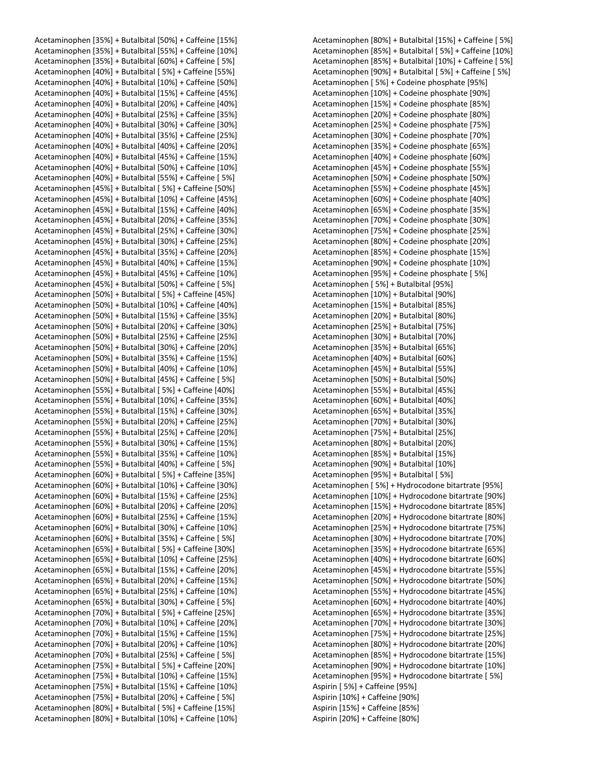Acetaminophen [35%] + Butalbital [50%] + Caffeine [15%]
Acetaminophen [35%] + Butalbital [55%] + Caffeine [10%]
Acetaminophen [35%] + Butalbital [60%] + Caffeine [ 5%]
Acetaminophen [40%] + Butalbital [ 5%] + Caffeine [55%]
Acetaminophen [40%] + Butalbital [10%] + Caffeine [50%]
Acetaminophen [40%] + Butalbital [15%] + Caffeine [45%]
Acetaminophen [40%] + Butalbital [20%] + Caffeine [40%]
Acetaminophen [40%] + Butalbital [25%] + Caffeine [35%]
Acetaminophen [40%] + Butalbital [30%] + Caffeine [30%]
Acetaminophen [40%] + Butalbital [35%] + Caffeine [25%]
Acetaminophen [40%] + Butalbital [40%] + Caffeine [20%]
Acetaminophen [40%] + Butalbital [45%] + Caffeine [15%]
Acetaminophen [40%] + Butalbital [50%] + Caffeine [10%]
Acetaminophen [40%] + Butalbital [55%] + Caffeine [ 5%]
Acetaminophen [45%] + Butalbital [ 5%] + Caffeine [50%]
Acetaminophen [45%] + Butalbital [10%] + Caffeine [45%]
Acetaminophen [45%] + Butalbital [15%] + Caffeine [40%]
Acetaminophen [45%] + Butalbital [20%] + Caffeine [35%]
Acetaminophen [45%] + Butalbital [25%] + Caffeine [30%]
Acetaminophen [45%] + Butalbital [30%] + Caffeine [25%]
Acetaminophen [45%] + Butalbital [35%] + Caffeine [20%]
Acetaminophen [45%] + Butalbital [40%] + Caffeine [15%]
Acetaminophen [45%] + Butalbital [45%] + Caffeine [10%]
Acetaminophen [45%] + Butalbital [50%] + Caffeine [ 5%]
Acetaminophen [50%] + Butalbital [ 5%] + Caffeine [45%]
Acetaminophen [50%] + Butalbital [10%] + Caffeine [40%]
Acetaminophen [50%] + Butalbital [15%] + Caffeine [35%]
Acetaminophen [50%] + Butalbital [20%] + Caffeine [30%]
Acetaminophen [50%] + Butalbital [25%] + Caffeine [25%]
Acetaminophen [50%] + Butalbital [30%] + Caffeine [20%]
Acetaminophen [50%] + Butalbital [35%] + Caffeine [15%]
Acetaminophen [50%] + Butalbital [40%] + Caffeine [10%]
Acetaminophen [50%] + Butalbital [45%] + Caffeine [ 5%]
Acetaminophen [55%] + Butalbital [ 5%] + Caffeine [40%]
Acetaminophen [55%] + Butalbital [10%] + Caffeine [35%]
Acetaminophen [55%] + Butalbital [15%] + Caffeine [30%]
Acetaminophen [55%] + Butalbital [20%] + Caffeine [25%]
Acetaminophen [55%] + Butalbital [25%] + Caffeine [20%]
Acetaminophen [55%] + Butalbital [30%] + Caffeine [15%]
Acetaminophen [55%] + Butalbital [35%] + Caffeine [10%]
Acetaminophen [55%] + Butalbital [40%] + Caffeine [ 5%]
Acetaminophen [60%] + Butalbital [ 5%] + Caffeine [35%]
Acetaminophen [60%] + Butalbital [10%] + Caffeine [30%]
Acetaminophen [60%] + Butalbital [15%] + Caffeine [25%]
Acetaminophen [60%] + Butalbital [20%] + Caffeine [20%]
Acetaminophen [60%] + Butalbital [25%] + Caffeine [15%]
Acetaminophen [60%] + Butalbital [30%] + Caffeine [10%]
Acetaminophen [60%] + Butalbital [35%] + Caffeine [ 5%]
Acetaminophen [65%] + Butalbital [ 5%] + Caffeine [30%]
Acetaminophen [65%] + Butalbital [10%] + Caffeine [25%]
Acetaminophen [65%] + Butalbital [15%] + Caffeine [20%]
Acetaminophen [65%] + Butalbital [20%] + Caffeine [15%]
Acetaminophen [65%] + Butalbital [25%] + Caffeine [10%]
Acetaminophen [65%] + Butalbital [30%] + Caffeine [ 5%]
Acetaminophen [70%] + Butalbital [ 5%] + Caffeine [25%]
Acetaminophen [70%] + Butalbital [10%] + Caffeine [20%]
Acetaminophen [70%] + Butalbital [15%] + Caffeine [15%]
Acetaminophen [70%] + Butalbital [20%] + Caffeine [10%]
Acetaminophen [70%] + Butalbital [25%] + Caffeine [ 5%]
Acetaminophen [75%] + Butalbital [ 5%] + Caffeine [20%]
Acetaminophen [75%] + Butalbital [10%] + Caffeine [15%]
Acetaminophen [75%] + Butalbital [15%] + Caffeine [10%]
Acetaminophen [75%] + Butalbital [20%] + Caffeine [ 5%]
Acetaminophen [80%] + Butalbital [ 5%] + Caffeine [15%]
Acetaminophen [80%] + Butalbital [10%] + Caffeine [10%]
Acetaminophen [80%] + Butalbital [15%] + Caffeine [ 5%]
Acetaminophen [85%] + Butalbital [ 5%] + Caffeine [10%]
Acetaminophen [85%] + Butalbital [10%] + Caffeine [ 5%]
Acetaminophen [90%] + Butalbital [ 5%] + Caffeine [ 5%]
Acetaminophen [ 5%] + Codeine phosphate [95%]
Acetaminophen [10%] + Codeine phosphate [90%]
Acetaminophen [15%] + Codeine phosphate [85%]
Acetaminophen [20%] + Codeine phosphate [80%]
Acetaminophen [25%] + Codeine phosphate [75%]
Acetaminophen [30%] + Codeine phosphate [70%]
Acetaminophen [35%] + Codeine phosphate [65%]
Acetaminophen [40%] + Codeine phosphate [60%]
Acetaminophen [45%] + Codeine phosphate [55%]
Acetaminophen [50%] + Codeine phosphate [50%]
Acetaminophen [55%] + Codeine phosphate [45%]
Acetaminophen [60%] + Codeine phosphate [40%]
Acetaminophen [65%] + Codeine phosphate [35%]
Acetaminophen [70%] + Codeine phosphate [30%]
Acetaminophen [75%] + Codeine phosphate [25%]
Acetaminophen [80%] + Codeine phosphate [20%]
Acetaminophen [85%] + Codeine phosphate [15%]
Acetaminophen [90%] + Codeine phosphate [10%]
Acetaminophen [95%] + Codeine phosphate [ 5%]
Acetaminophen [ 5%] + Butalbital [95%]
Acetaminophen [10%] + Butalbital [90%]
Acetaminophen [15%] + Butalbital [85%]
Acetaminophen [20%] + Butalbital [80%]
Acetaminophen [25%] + Butalbital [75%]
Acetaminophen [30%] + Butalbital [70%]
Acetaminophen [35%] + Butalbital [65%]
Acetaminophen [40%] + Butalbital [60%]
Acetaminophen [45%] + Butalbital [55%]
Acetaminophen [50%] + Butalbital [50%]
Acetaminophen [55%] + Butalbital [45%]
Acetaminophen [60%] + Butalbital [40%]
Acetaminophen [65%] + Butalbital [35%]
Acetaminophen [70%] + Butalbital [30%]
Acetaminophen [75%] + Butalbital [25%]
Acetaminophen [80%] + Butalbital [20%]
Acetaminophen [85%] + Butalbital [15%]
Acetaminophen [90%] + Butalbital [10%]
Acetaminophen [95%] + Butalbital [ 5%]
Acetaminophen [ 5%] + Hydrocodone bitartrate [95%]
Acetaminophen [10%] + Hydrocodone bitartrate [90%]
Acetaminophen [15%] + Hydrocodone bitartrate [85%]
Acetaminophen [20%] + Hydrocodone bitartrate [80%]
Acetaminophen [25%] + Hydrocodone bitartrate [75%]
Acetaminophen [30%] + Hydrocodone bitartrate [70%]
Acetaminophen [35%] + Hydrocodone bitartrate [65%]
Acetaminophen [40%] + Hydrocodone bitartrate [60%]
Acetaminophen [45%] + Hydrocodone bitartrate [55%]
Acetaminophen [50%] + Hydrocodone bitartrate [50%]
Acetaminophen [55%] + Hydrocodone bitartrate [45%]
Acetaminophen [60%] + Hydrocodone bitartrate [40%]
Acetaminophen [65%] + Hydrocodone bitartrate [35%]
Acetaminophen [70%] + Hydrocodone bitartrate [30%]
Acetaminophen [75%] + Hydrocodone bitartrate [25%]
Acetaminophen [80%] + Hydrocodone bitartrate [20%]
Acetaminophen [85%] + Hydrocodone bitartrate [15%]
Acetaminophen [90%] + Hydrocodone bitartrate [10%]
Acetaminophen [95%] + Hydrocodone bitartrate [ 5%]
Aspirin [ 5%] + Caffeine [95%]
Aspirin [10%] + Caffeine [90%]
Aspirin [15%] + Caffeine [85%]
Aspirin [20%] + Caffeine [80%]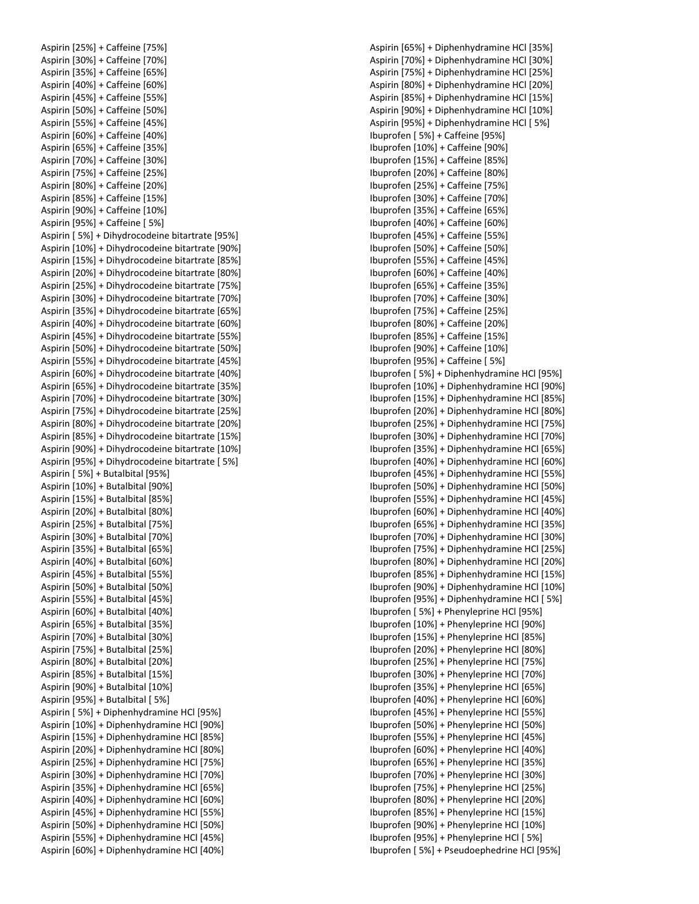Aspirin [25%] + Caffeine [75%]
Aspirin [30%] + Caffeine [70%]
Aspirin [35%] + Caffeine [65%]
Aspirin [40%] + Caffeine [60%]
Aspirin [45%] + Caffeine [55%]
Aspirin [50%] + Caffeine [50%]
Aspirin [55%] + Caffeine [45%]
Aspirin [60%] + Caffeine [40%]
Aspirin [65%] + Caffeine [35%]
Aspirin [70%] + Caffeine [30%]
Aspirin [75%] + Caffeine [25%]
Aspirin [80%] + Caffeine [20%]
Aspirin [85%] + Caffeine [15%]
Aspirin [90%] + Caffeine [10%]
Aspirin [95%] + Caffeine [ 5%]
Aspirin [ 5%] + Dihydrocodeine bitartrate [95%]
Aspirin [10%] + Dihydrocodeine bitartrate [90%]
Aspirin [15%] + Dihydrocodeine bitartrate [85%]
Aspirin [20%] + Dihydrocodeine bitartrate [80%]
Aspirin [25%] + Dihydrocodeine bitartrate [75%]
Aspirin [30%] + Dihydrocodeine bitartrate [70%]
Aspirin [35%] + Dihydrocodeine bitartrate [65%]
Aspirin [40%] + Dihydrocodeine bitartrate [60%]
Aspirin [45%] + Dihydrocodeine bitartrate [55%]
Aspirin [50%] + Dihydrocodeine bitartrate [50%]
Aspirin [55%] + Dihydrocodeine bitartrate [45%]
Aspirin [60%] + Dihydrocodeine bitartrate [40%]
Aspirin [65%] + Dihydrocodeine bitartrate [35%]
Aspirin [70%] + Dihydrocodeine bitartrate [30%]
Aspirin [75%] + Dihydrocodeine bitartrate [25%]
Aspirin [80%] + Dihydrocodeine bitartrate [20%]
Aspirin [85%] + Dihydrocodeine bitartrate [15%]
Aspirin [90%] + Dihydrocodeine bitartrate [10%]
Aspirin [95%] + Dihydrocodeine bitartrate [ 5%]
Aspirin [ 5%] + Butalbital [95%]
Aspirin [10%] + Butalbital [90%]
Aspirin [15%] + Butalbital [85%]
Aspirin [20%] + Butalbital [80%]
Aspirin [25%] + Butalbital [75%]
Aspirin [30%] + Butalbital [70%]
Aspirin [35%] + Butalbital [65%]
Aspirin [40%] + Butalbital [60%]
Aspirin [45%] + Butalbital [55%]
Aspirin [50%] + Butalbital [50%]
Aspirin [55%] + Butalbital [45%]
Aspirin [60%] + Butalbital [40%]
Aspirin [65%] + Butalbital [35%]
Aspirin [70%] + Butalbital [30%]
Aspirin [75%] + Butalbital [25%]
Aspirin [80%] + Butalbital [20%]
Aspirin [85%] + Butalbital [15%]
Aspirin [90%] + Butalbital [10%]
Aspirin [95%] + Butalbital [ 5%]
Aspirin [ 5%] + Diphenhydramine HCl [95%]
Aspirin [10%] + Diphenhydramine HCl [90%]
Aspirin [15%] + Diphenhydramine HCl [85%]
Aspirin [20%] + Diphenhydramine HCl [80%]
Aspirin [25%] + Diphenhydramine HCl [75%]
Aspirin [30%] + Diphenhydramine HCl [70%]
Aspirin [35%] + Diphenhydramine HCl [65%]
Aspirin [40%] + Diphenhydramine HCl [60%]
Aspirin [45%] + Diphenhydramine HCl [55%]
Aspirin [50%] + Diphenhydramine HCl [50%]
Aspirin [55%] + Diphenhydramine HCl [45%]
Aspirin [60%] + Diphenhydramine HCl [40%]
Aspirin [65%] + Diphenhydramine HCl [35%]
Aspirin [70%] + Diphenhydramine HCl [30%]
Aspirin [75%] + Diphenhydramine HCl [25%]
Aspirin [80%] + Diphenhydramine HCl [20%]
Aspirin [85%] + Diphenhydramine HCl [15%]
Aspirin [90%] + Diphenhydramine HCl [10%]
Aspirin [95%] + Diphenhydramine HCl [ 5%]
Ibuprofen [ 5%] + Caffeine [95%]
Ibuprofen [10%] + Caffeine [90%]
Ibuprofen [15%] + Caffeine [85%]
Ibuprofen [20%] + Caffeine [80%]
Ibuprofen [25%] + Caffeine [75%]
Ibuprofen [30%] + Caffeine [70%]
Ibuprofen [35%] + Caffeine [65%]
Ibuprofen [40%] + Caffeine [60%]
Ibuprofen [45%] + Caffeine [55%]
Ibuprofen [50%] + Caffeine [50%]
Ibuprofen [55%] + Caffeine [45%]
Ibuprofen [60%] + Caffeine [40%]
Ibuprofen [65%] + Caffeine [35%]
Ibuprofen [70%] + Caffeine [30%]
Ibuprofen [75%] + Caffeine [25%]
Ibuprofen [80%] + Caffeine [20%]
Ibuprofen [85%] + Caffeine [15%]
Ibuprofen [90%] + Caffeine [10%]
Ibuprofen [95%] + Caffeine [ 5%]
Ibuprofen [ 5%] + Diphenhydramine HCl [95%]
Ibuprofen [10%] + Diphenhydramine HCl [90%]
Ibuprofen [15%] + Diphenhydramine HCl [85%]
Ibuprofen [20%] + Diphenhydramine HCl [80%]
Ibuprofen [25%] + Diphenhydramine HCl [75%]
Ibuprofen [30%] + Diphenhydramine HCl [70%]
Ibuprofen [35%] + Diphenhydramine HCl [65%]
Ibuprofen [40%] + Diphenhydramine HCl [60%]
Ibuprofen [45%] + Diphenhydramine HCl [55%]
Ibuprofen [50%] + Diphenhydramine HCl [50%]
Ibuprofen [55%] + Diphenhydramine HCl [45%]
Ibuprofen [60%] + Diphenhydramine HCl [40%]
Ibuprofen [65%] + Diphenhydramine HCl [35%]
Ibuprofen [70%] + Diphenhydramine HCl [30%]
Ibuprofen [75%] + Diphenhydramine HCl [25%]
Ibuprofen [80%] + Diphenhydramine HCl [20%]
Ibuprofen [85%] + Diphenhydramine HCl [15%]
Ibuprofen [90%] + Diphenhydramine HCl [10%]
Ibuprofen [95%] + Diphenhydramine HCl [ 5%]
Ibuprofen [ 5%] + Phenyleprine HCl [95%]
Ibuprofen [10%] + Phenyleprine HCl [90%]
Ibuprofen [15%] + Phenyleprine HCl [85%]
Ibuprofen [20%] + Phenyleprine HCl [80%]
Ibuprofen [25%] + Phenyleprine HCl [75%]
Ibuprofen [30%] + Phenyleprine HCl [70%]
Ibuprofen [35%] + Phenyleprine HCl [65%]
Ibuprofen [40%] + Phenyleprine HCl [60%]
Ibuprofen [45%] + Phenyleprine HCl [55%]
Ibuprofen [50%] + Phenyleprine HCl [50%]
Ibuprofen [55%] + Phenyleprine HCl [45%]
Ibuprofen [60%] + Phenyleprine HCl [40%]
Ibuprofen [65%] + Phenyleprine HCl [35%]
Ibuprofen [70%] + Phenyleprine HCl [30%]
Ibuprofen [75%] + Phenyleprine HCl [25%]
Ibuprofen [80%] + Phenyleprine HCl [20%]
Ibuprofen [85%] + Phenyleprine HCl [15%]
Ibuprofen [90%] + Phenyleprine HCl [10%]
Ibuprofen [95%] + Phenyleprine HCl [ 5%]
Ibuprofen [ 5%] + Pseudoephedrine HCl [95%]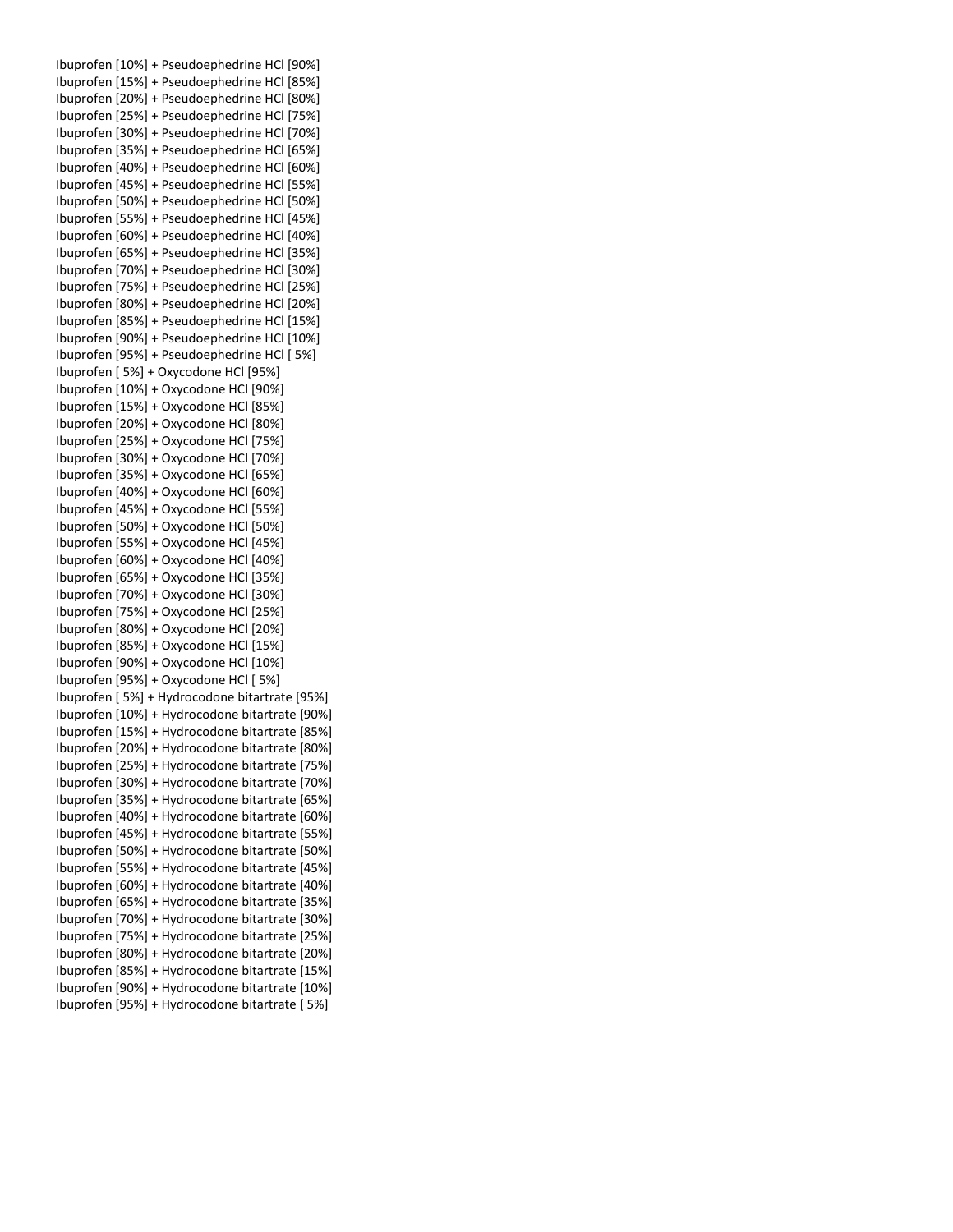Ibuprofen [10%] + Pseudoephedrine HCl [90%]
Ibuprofen [15%] + Pseudoephedrine HCl [85%]
Ibuprofen [20%] + Pseudoephedrine HCl [80%]
Ibuprofen [25%] + Pseudoephedrine HCl [75%]
Ibuprofen [30%] + Pseudoephedrine HCl [70%]
Ibuprofen [35%] + Pseudoephedrine HCl [65%]
Ibuprofen [40%] + Pseudoephedrine HCl [60%]
Ibuprofen [45%] + Pseudoephedrine HCl [55%]
Ibuprofen [50%] + Pseudoephedrine HCl [50%]
Ibuprofen [55%] + Pseudoephedrine HCl [45%]
Ibuprofen [60%] + Pseudoephedrine HCl [40%]
Ibuprofen [65%] + Pseudoephedrine HCl [35%]
Ibuprofen [70%] + Pseudoephedrine HCl [30%]
Ibuprofen [75%] + Pseudoephedrine HCl [25%]
Ibuprofen [80%] + Pseudoephedrine HCl [20%]
Ibuprofen [85%] + Pseudoephedrine HCl [15%]
Ibuprofen [90%] + Pseudoephedrine HCl [10%]
Ibuprofen [95%] + Pseudoephedrine HCl [ 5%]
Ibuprofen [ 5%] + Oxycodone HCl [95%]
Ibuprofen [10%] + Oxycodone HCl [90%]
Ibuprofen [15%] + Oxycodone HCl [85%]
Ibuprofen [20%] + Oxycodone HCl [80%]
Ibuprofen [25%] + Oxycodone HCl [75%]
Ibuprofen [30%] + Oxycodone HCl [70%]
Ibuprofen [35%] + Oxycodone HCl [65%]
Ibuprofen [40%] + Oxycodone HCl [60%]
Ibuprofen [45%] + Oxycodone HCl [55%]
Ibuprofen [50%] + Oxycodone HCl [50%]
Ibuprofen [55%] + Oxycodone HCl [45%]
Ibuprofen [60%] + Oxycodone HCl [40%]
Ibuprofen [65%] + Oxycodone HCl [35%]
Ibuprofen [70%] + Oxycodone HCl [30%]
Ibuprofen [75%] + Oxycodone HCl [25%]
Ibuprofen [80%] + Oxycodone HCl [20%]
Ibuprofen [85%] + Oxycodone HCl [15%]
Ibuprofen [90%] + Oxycodone HCl [10%]
Ibuprofen [95%] + Oxycodone HCl [ 5%]
Ibuprofen [ 5%] + Hydrocodone bitartrate [95%]
Ibuprofen [10%] + Hydrocodone bitartrate [90%]
Ibuprofen [15%] + Hydrocodone bitartrate [85%]
Ibuprofen [20%] + Hydrocodone bitartrate [80%]
Ibuprofen [25%] + Hydrocodone bitartrate [75%]
Ibuprofen [30%] + Hydrocodone bitartrate [70%]
Ibuprofen [35%] + Hydrocodone bitartrate [65%]
Ibuprofen [40%] + Hydrocodone bitartrate [60%]
Ibuprofen [45%] + Hydrocodone bitartrate [55%]
Ibuprofen [50%] + Hydrocodone bitartrate [50%]
Ibuprofen [55%] + Hydrocodone bitartrate [45%]
Ibuprofen [60%] + Hydrocodone bitartrate [40%]
Ibuprofen [65%] + Hydrocodone bitartrate [35%]
Ibuprofen [70%] + Hydrocodone bitartrate [30%]
Ibuprofen [75%] + Hydrocodone bitartrate [25%]
Ibuprofen [80%] + Hydrocodone bitartrate [20%]
Ibuprofen [85%] + Hydrocodone bitartrate [15%]
Ibuprofen [90%] + Hydrocodone bitartrate [10%]
Ibuprofen [95%] + Hydrocodone bitartrate [ 5%]